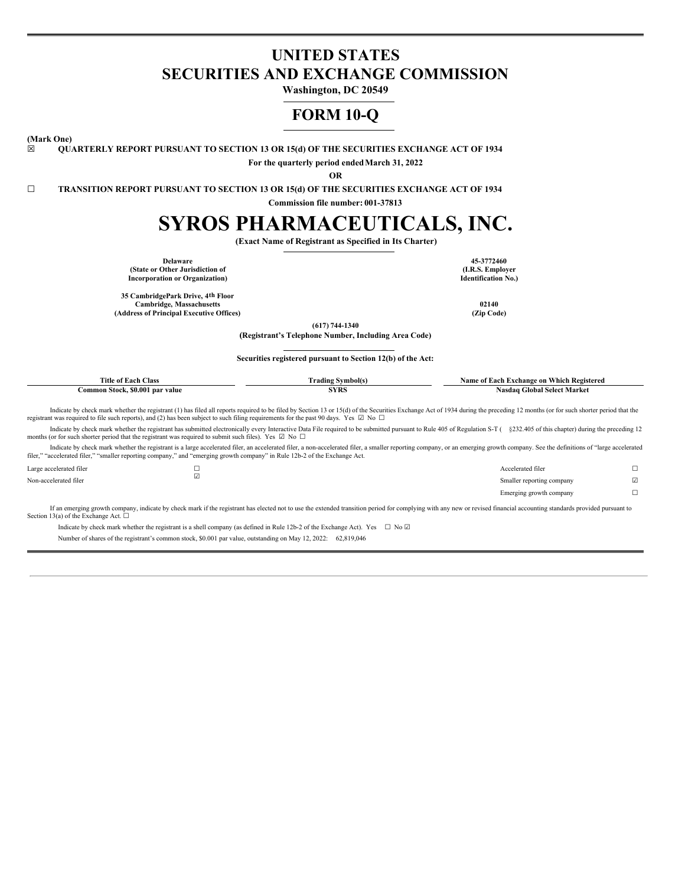# UNITED STATES
# SECURITIES AND EXCHANGE COMMISSION

**Washington, DC 20549**

# FORM 10-Q

**(Mark One)**

☒ **QUARTERLY REPORT PURSUANT TO SECTION 13 OR 15(d) OF THE SECURITIES EXCHANGE ACT OF 1934**

**For the quarterly period ended March 31, 2022**

**OR**

☐ **TRANSITION REPORT PURSUANT TO SECTION 13 OR 15(d) OF THE SECURITIES EXCHANGE ACT OF 1934**

**Commission file number: 001-37813**

# SYROS PHARMACEUTICALS, INC.

**(Exact Name of Registrant as Specified in Its Charter)**

| | |
|---|---|
| **Delaware**<br>**(State or Other Jurisdiction of Incorporation or Organization)** | **45-3772460**<br>**(I.R.S. Employer Identification No.)** |
| **35 CambridgePark Drive, 4th Floor**<br>**Cambridge, Massachusetts**<br>**(Address of Principal Executive Offices)** | **02140**<br>**(Zip Code)** |

**(617) 744-1340**
**(Registrant's Telephone Number, Including Area Code)**

**Securities registered pursuant to Section 12(b) of the Act:**

| Title of Each Class | Trading Symbol(s) | Name of Each Exchange on Which Registered |
|---|---|---|
| Common Stock, $0.001 par value | SYRS | Nasdaq Global Select Market |

Indicate by check mark whether the registrant (1) has filed all reports required to be filed by Section 13 or 15(d) of the Securities Exchange Act of 1934 during the preceding 12 months (or for such shorter period that the registrant was required to file such reports), and (2) has been subject to such filing requirements for the past 90 days. Yes ☑ No ☐

Indicate by check mark whether the registrant has submitted electronically every Interactive Data File required to be submitted pursuant to Rule 405 of Regulation S-T ( §232.405 of this chapter) during the preceding 12 months (or for such shorter period that the registrant was required to submit such files). Yes ☑ No ☐

Indicate by check mark whether the registrant is a large accelerated filer, an accelerated filer, a non-accelerated filer, a smaller reporting company, or an emerging growth company. See the definitions of "large accelerated filer," "accelerated filer," "smaller reporting company," and "emerging growth company" in Rule 12b-2 of the Exchange Act.

| | | | |
|---|---|---|---|
| Large accelerated filer | ☐ | Accelerated filer | ☐ |
| Non-accelerated filer | ☑ | Smaller reporting company | ☑ |
| | | Emerging growth company | ☐ |

If an emerging growth company, indicate by check mark if the registrant has elected not to use the extended transition period for complying with any new or revised financial accounting standards provided pursuant to Section 13(a) of the Exchange Act. ☐

Indicate by check mark whether the registrant is a shell company (as defined in Rule 12b-2 of the Exchange Act). Yes ☐ No ☑

Number of shares of the registrant's common stock, $0.001 par value, outstanding on May 12, 2022: 62,819,046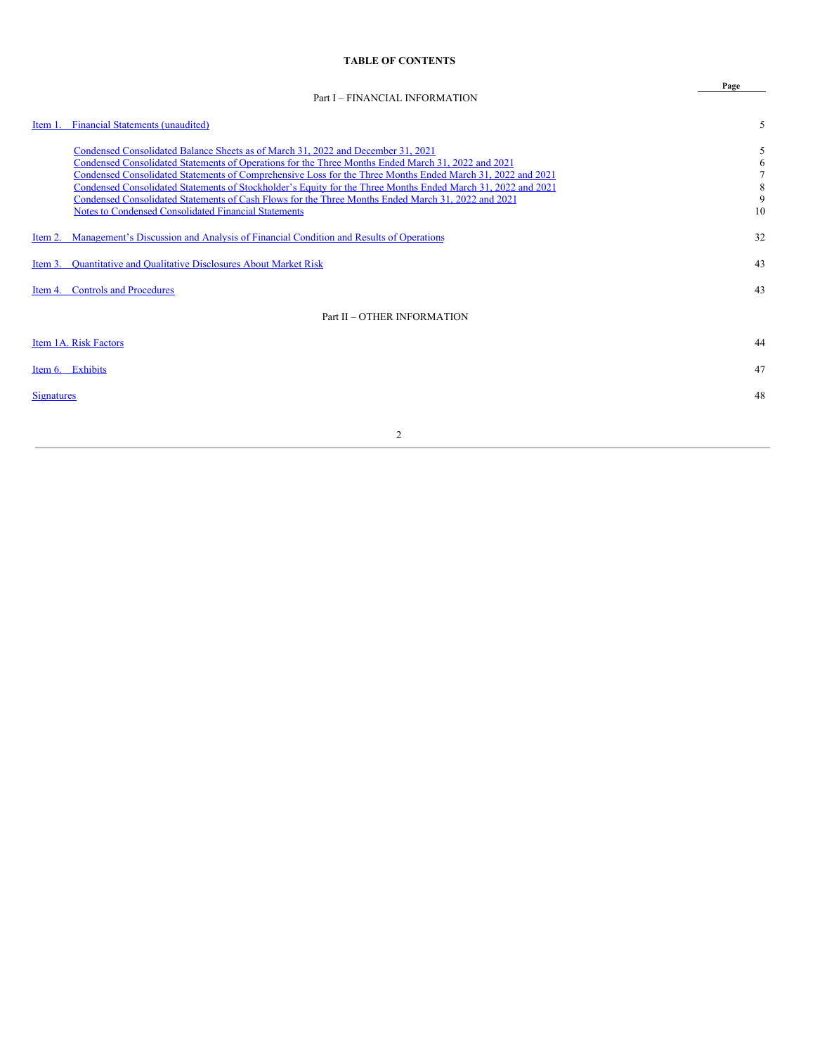**TABLE OF CONTENTS**

| | Page |
|---|---|
| Part I – FINANCIAL INFORMATION | |
| Item 1. Financial Statements (unaudited) | 5 |
| Condensed Consolidated Balance Sheets as of March 31, 2022 and December 31, 2021 | 5 |
| Condensed Consolidated Statements of Operations for the Three Months Ended March 31, 2022 and 2021 | 6 |
| Condensed Consolidated Statements of Comprehensive Loss for the Three Months Ended March 31, 2022 and 2021 | 7 |
| Condensed Consolidated Statements of Stockholder's Equity for the Three Months Ended March 31, 2022 and 2021 | 8 |
| Condensed Consolidated Statements of Cash Flows for the Three Months Ended March 31, 2022 and 2021 | 9 |
| Notes to Condensed Consolidated Financial Statements | 10 |
| Item 2. Management's Discussion and Analysis of Financial Condition and Results of Operations | 32 |
| Item 3. Quantitative and Qualitative Disclosures About Market Risk | 43 |
| Item 4. Controls and Procedures | 43 |
| Part II – OTHER INFORMATION | |
| Item 1A. Risk Factors | 44 |
| Item 6. Exhibits | 47 |
| Signatures | 48 |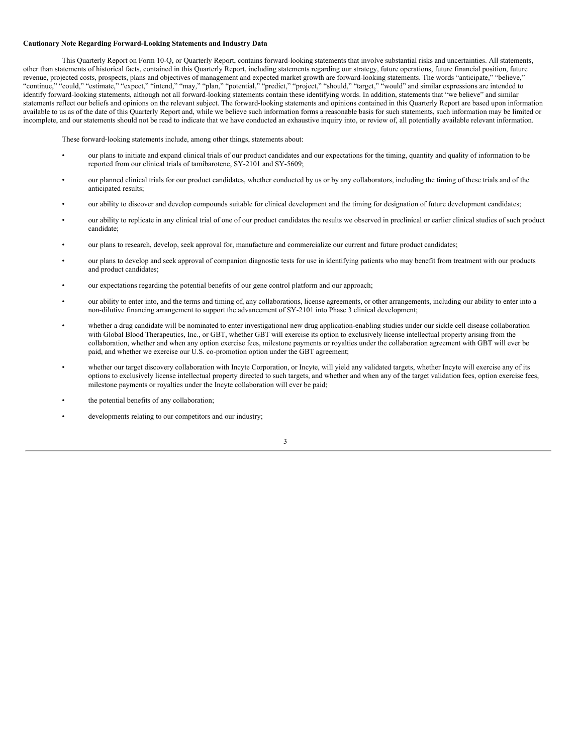**Cautionary Note Regarding Forward-Looking Statements and Industry Data**

This Quarterly Report on Form 10-Q, or Quarterly Report, contains forward-looking statements that involve substantial risks and uncertainties. All statements, other than statements of historical facts, contained in this Quarterly Report, including statements regarding our strategy, future operations, future financial position, future revenue, projected costs, prospects, plans and objectives of management and expected market growth are forward-looking statements. The words "anticipate," "believe," "continue," "could," "estimate," "expect," "intend," "may," "plan," "potential," "predict," "project," "should," "target," "would" and similar expressions are intended to identify forward-looking statements, although not all forward-looking statements contain these identifying words. In addition, statements that "we believe" and similar statements reflect our beliefs and opinions on the relevant subject. The forward-looking statements and opinions contained in this Quarterly Report are based upon information available to us as of the date of this Quarterly Report and, while we believe such information forms a reasonable basis for such statements, such information may be limited or incomplete, and our statements should not be read to indicate that we have conducted an exhaustive inquiry into, or review of, all potentially available relevant information.

These forward-looking statements include, among other things, statements about:

- our plans to initiate and expand clinical trials of our product candidates and our expectations for the timing, quantity and quality of information to be reported from our clinical trials of tamibarotene, SY-2101 and SY-5609;
- our planned clinical trials for our product candidates, whether conducted by us or by any collaborators, including the timing of these trials and of the anticipated results;
- our ability to discover and develop compounds suitable for clinical development and the timing for designation of future development candidates;
- our ability to replicate in any clinical trial of one of our product candidates the results we observed in preclinical or earlier clinical studies of such product candidate;
- our plans to research, develop, seek approval for, manufacture and commercialize our current and future product candidates;
- our plans to develop and seek approval of companion diagnostic tests for use in identifying patients who may benefit from treatment with our products and product candidates;
- our expectations regarding the potential benefits of our gene control platform and our approach;
- our ability to enter into, and the terms and timing of, any collaborations, license agreements, or other arrangements, including our ability to enter into a non-dilutive financing arrangement to support the advancement of SY-2101 into Phase 3 clinical development;
- whether a drug candidate will be nominated to enter investigational new drug application-enabling studies under our sickle cell disease collaboration with Global Blood Therapeutics, Inc., or GBT, whether GBT will exercise its option to exclusively license intellectual property arising from the collaboration, whether and when any option exercise fees, milestone payments or royalties under the collaboration agreement with GBT will ever be paid, and whether we exercise our U.S. co-promotion option under the GBT agreement;
- whether our target discovery collaboration with Incyte Corporation, or Incyte, will yield any validated targets, whether Incyte will exercise any of its options to exclusively license intellectual property directed to such targets, and whether and when any of the target validation fees, option exercise fees, milestone payments or royalties under the Incyte collaboration will ever be paid;
- the potential benefits of any collaboration;
- developments relating to our competitors and our industry;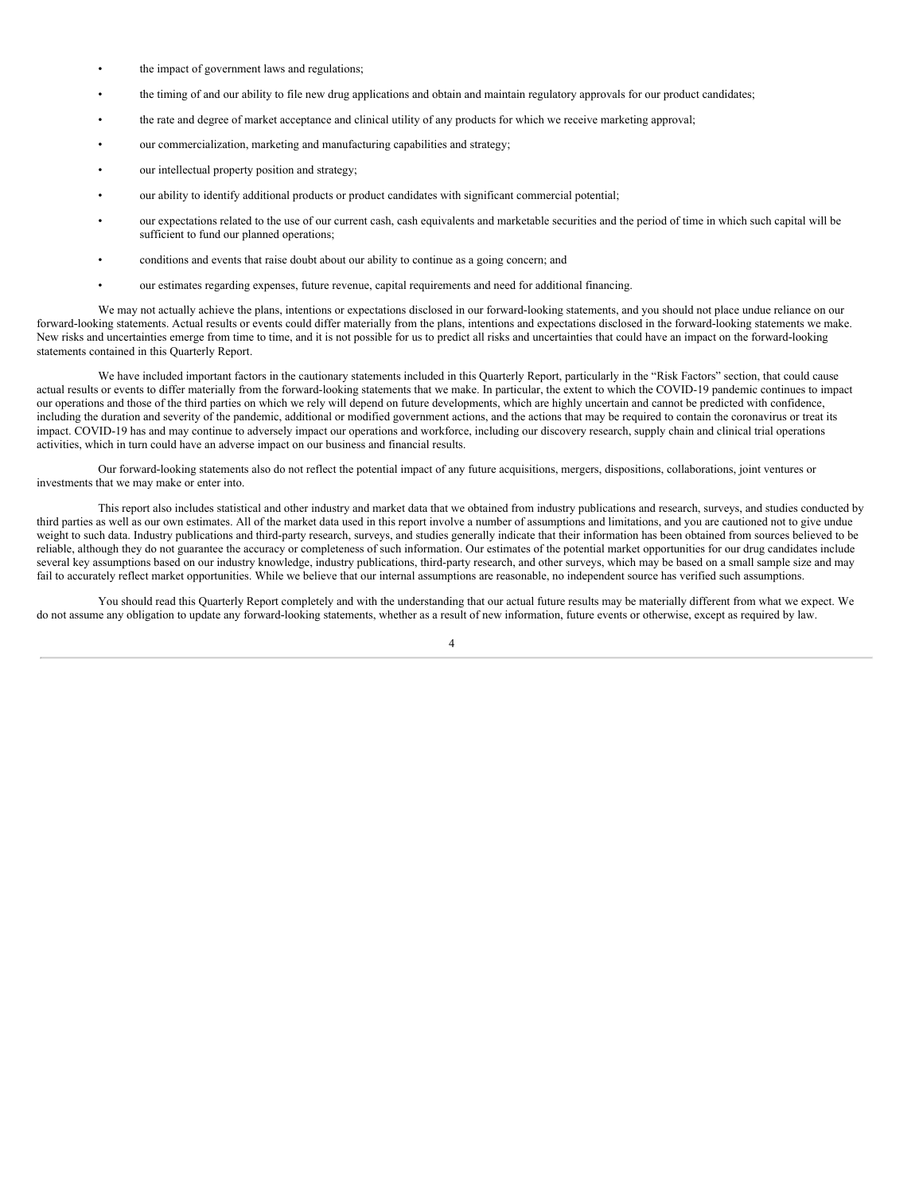- the impact of government laws and regulations;
- the timing of and our ability to file new drug applications and obtain and maintain regulatory approvals for our product candidates;
- the rate and degree of market acceptance and clinical utility of any products for which we receive marketing approval;
- our commercialization, marketing and manufacturing capabilities and strategy;
- our intellectual property position and strategy;
- our ability to identify additional products or product candidates with significant commercial potential;
- our expectations related to the use of our current cash, cash equivalents and marketable securities and the period of time in which such capital will be sufficient to fund our planned operations;
- conditions and events that raise doubt about our ability to continue as a going concern; and
- our estimates regarding expenses, future revenue, capital requirements and need for additional financing.

We may not actually achieve the plans, intentions or expectations disclosed in our forward-looking statements, and you should not place undue reliance on our forward-looking statements. Actual results or events could differ materially from the plans, intentions and expectations disclosed in the forward-looking statements we make. New risks and uncertainties emerge from time to time, and it is not possible for us to predict all risks and uncertainties that could have an impact on the forward-looking statements contained in this Quarterly Report.

We have included important factors in the cautionary statements included in this Quarterly Report, particularly in the "Risk Factors" section, that could cause actual results or events to differ materially from the forward-looking statements that we make. In particular, the extent to which the COVID-19 pandemic continues to impact our operations and those of the third parties on which we rely will depend on future developments, which are highly uncertain and cannot be predicted with confidence, including the duration and severity of the pandemic, additional or modified government actions, and the actions that may be required to contain the coronavirus or treat its impact. COVID-19 has and may continue to adversely impact our operations and workforce, including our discovery research, supply chain and clinical trial operations activities, which in turn could have an adverse impact on our business and financial results.

Our forward-looking statements also do not reflect the potential impact of any future acquisitions, mergers, dispositions, collaborations, joint ventures or investments that we may make or enter into.

This report also includes statistical and other industry and market data that we obtained from industry publications and research, surveys, and studies conducted by third parties as well as our own estimates. All of the market data used in this report involve a number of assumptions and limitations, and you are cautioned not to give undue weight to such data. Industry publications and third-party research, surveys, and studies generally indicate that their information has been obtained from sources believed to be reliable, although they do not guarantee the accuracy or completeness of such information. Our estimates of the potential market opportunities for our drug candidates include several key assumptions based on our industry knowledge, industry publications, third-party research, and other surveys, which may be based on a small sample size and may fail to accurately reflect market opportunities. While we believe that our internal assumptions are reasonable, no independent source has verified such assumptions.

You should read this Quarterly Report completely and with the understanding that our actual future results may be materially different from what we expect. We do not assume any obligation to update any forward-looking statements, whether as a result of new information, future events or otherwise, except as required by law.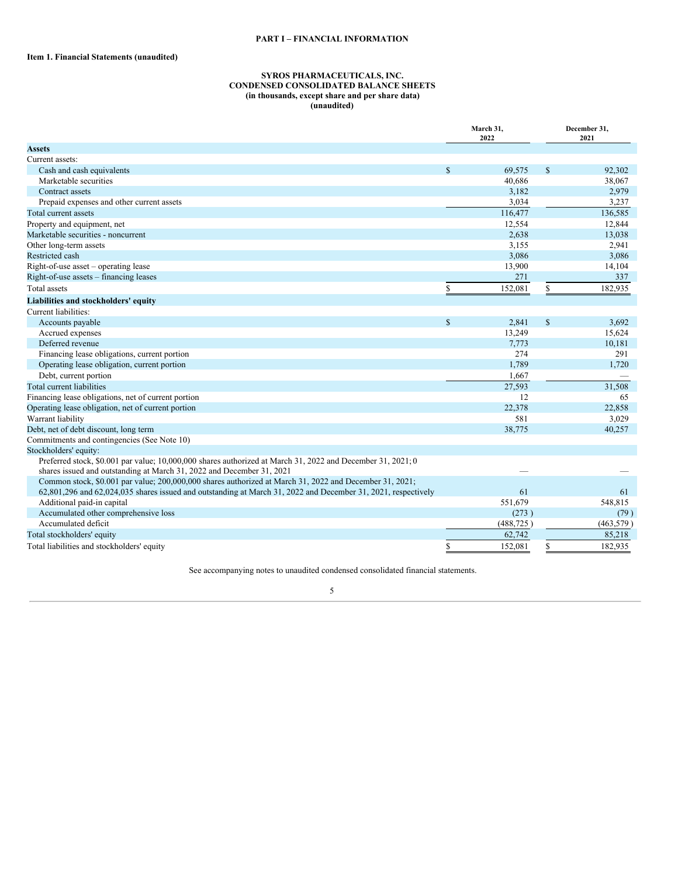## PART I – FINANCIAL INFORMATION

### Item 1. Financial Statements (unaudited)

**SYROS PHARMACEUTICALS, INC.**
**CONDENSED CONSOLIDATED BALANCE SHEETS**
**(in thousands, except share and per share data)**
**(unaudited)**

| | March 31, 2022 | December 31, 2021 |
|---|---|---|
| **Assets** | | |
| Current assets: | | |
| Cash and cash equivalents | $ 69,575 | $ 92,302 |
| Marketable securities | 40,686 | 38,067 |
| Contract assets | 3,182 | 2,979 |
| Prepaid expenses and other current assets | 3,034 | 3,237 |
| Total current assets | 116,477 | 136,585 |
| Property and equipment, net | 12,554 | 12,844 |
| Marketable securities - noncurrent | 2,638 | 13,038 |
| Other long-term assets | 3,155 | 2,941 |
| Restricted cash | 3,086 | 3,086 |
| Right-of-use asset – operating lease | 13,900 | 14,104 |
| Right-of-use assets – financing leases | 271 | 337 |
| Total assets | $ 152,081 | $ 182,935 |
| **Liabilities and stockholders' equity** | | |
| Current liabilities: | | |
| Accounts payable | $ 2,841 | $ 3,692 |
| Accrued expenses | 13,249 | 15,624 |
| Deferred revenue | 7,773 | 10,181 |
| Financing lease obligations, current portion | 274 | 291 |
| Operating lease obligation, current portion | 1,789 | 1,720 |
| Debt, current portion | 1,667 | — |
| Total current liabilities | 27,593 | 31,508 |
| Financing lease obligations, net of current portion | 12 | 65 |
| Operating lease obligation, net of current portion | 22,378 | 22,858 |
| Warrant liability | 581 | 3,029 |
| Debt, net of debt discount, long term | 38,775 | 40,257 |
| Commitments and contingencies (See Note 10) | | |
| Stockholders' equity: | | |
| Preferred stock, $0.001 par value; 10,000,000 shares authorized at March 31, 2022 and December 31, 2021; 0 shares issued and outstanding at March 31, 2022 and December 31, 2021 | — | — |
| Common stock, $0.001 par value; 200,000,000 shares authorized at March 31, 2022 and December 31, 2021; 62,801,296 and 62,024,035 shares issued and outstanding at March 31, 2022 and December 31, 2021, respectively | 61 | 61 |
| Additional paid-in capital | 551,679 | 548,815 |
| Accumulated other comprehensive loss | (273) | (79) |
| Accumulated deficit | (488,725) | (463,579) |
| Total stockholders' equity | 62,742 | 85,218 |
| Total liabilities and stockholders' equity | $ 152,081 | $ 182,935 |

See accompanying notes to unaudited condensed consolidated financial statements.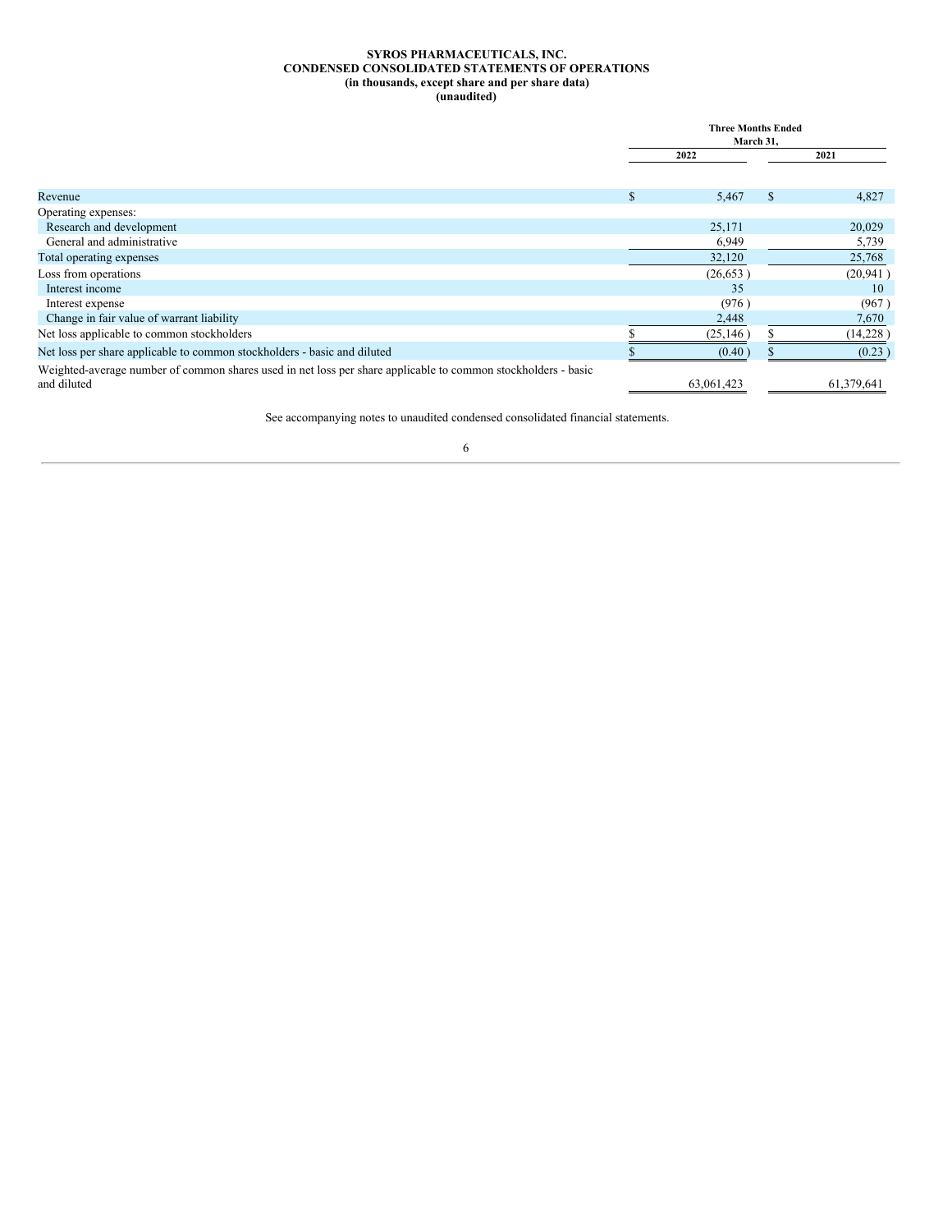**SYROS PHARMACEUTICALS, INC.**
**CONDENSED CONSOLIDATED STATEMENTS OF OPERATIONS**
**(in thousands, except share and per share data)**
**(unaudited)**

| | Three Months Ended March 31, | |
|---|---|---|
| | 2022 | 2021 |
| Revenue | $ 5,467 | $ 4,827 |
| Operating expenses: | | |
| Research and development | 25,171 | 20,029 |
| General and administrative | 6,949 | 5,739 |
| Total operating expenses | 32,120 | 25,768 |
| Loss from operations | (26,653 ) | (20,941 ) |
| Interest income | 35 | 10 |
| Interest expense | (976 ) | (967 ) |
| Change in fair value of warrant liability | 2,448 | 7,670 |
| Net loss applicable to common stockholders | $ (25,146 ) | $ (14,228 ) |
| Net loss per share applicable to common stockholders - basic and diluted | $ (0.40 ) | $ (0.23 ) |
| Weighted-average number of common shares used in net loss per share applicable to common stockholders - basic and diluted | 63,061,423 | 61,379,641 |

See accompanying notes to unaudited condensed consolidated financial statements.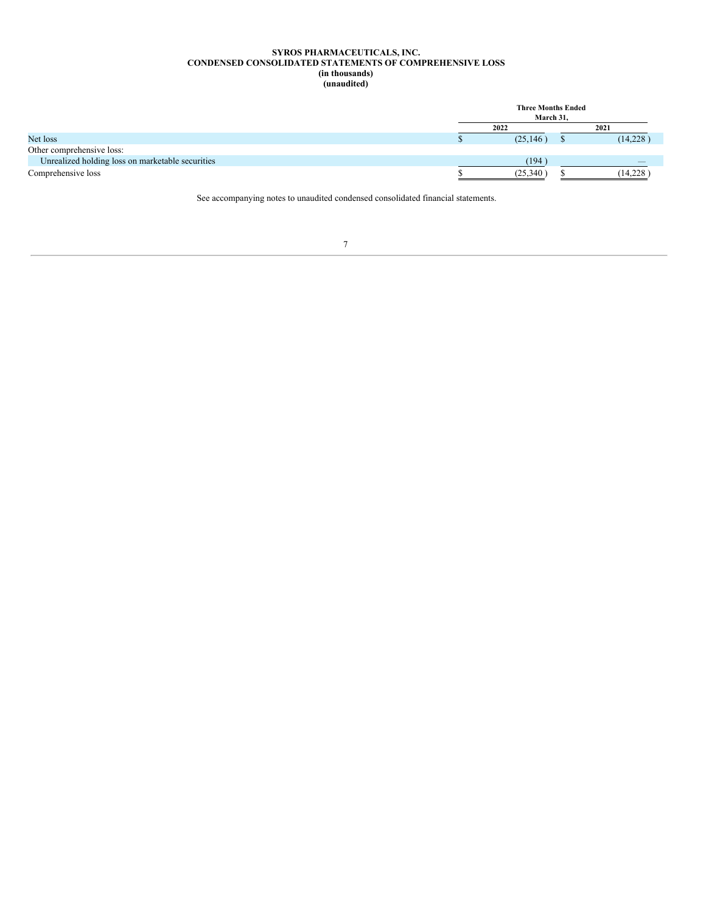**SYROS PHARMACEUTICALS, INC.**
**CONDENSED CONSOLIDATED STATEMENTS OF COMPREHENSIVE LOSS**
**(in thousands)**
**(unaudited)**

| | Three Months Ended March 31, | |
|---|---|---|
| | 2022 | 2021 |
| Net loss | $ (25,146) | $ (14,228) |
| Other comprehensive loss: | | |
| Unrealized holding loss on marketable securities | (194) | — |
| Comprehensive loss | $ (25,340) | $ (14,228) |

See accompanying notes to unaudited condensed consolidated financial statements.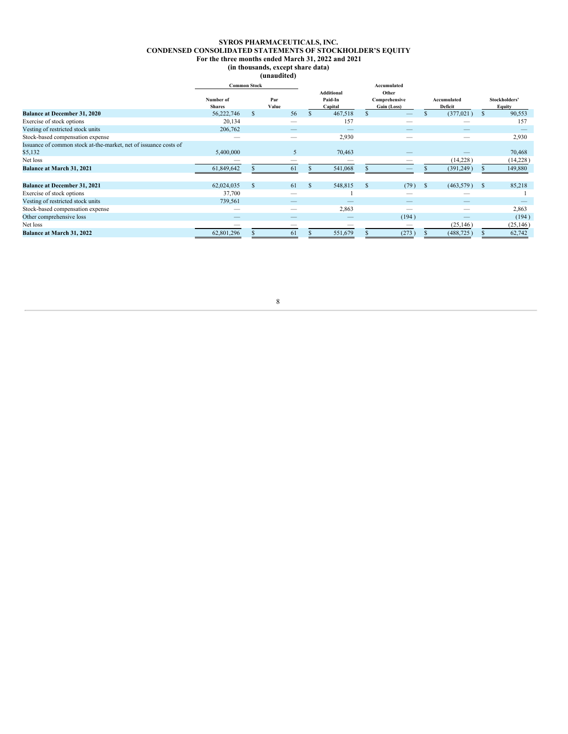**SYROS PHARMACEUTICALS, INC.**
**CONDENSED CONSOLIDATED STATEMENTS OF STOCKHOLDER'S EQUITY**
**For the three months ended March 31, 2022 and 2021**
**(in thousands, except share data)**
**(unaudited)**

| | Common Stock | | Additional Paid-In Capital | Accumulated Other Comprehensive Gain (Loss) | Accumulated Deficit | Stockholders' Equity |
|---|---|---|---|---|---|---|
| | Number of Shares | Par Value | | | | |
| **Balance at December 31, 2020** | 56,222,746 | $ 56 | $ 467,518 | $ — | $ (377,021) | $ 90,553 |
| Exercise of stock options | 20,134 | — | 157 | — | — | 157 |
| Vesting of restricted stock units | 206,762 | — | — | — | — | — |
| Stock-based compensation expense | — | — | 2,930 | — | — | 2,930 |
| Issuance of common stock at-the-market, net of issuance costs of $5,132 | 5,400,000 | 5 | 70,463 | — | — | 70,468 |
| Net loss | — | — | — | — | (14,228) | (14,228) |
| **Balance at March 31, 2021** | 61,849,642 | $ 61 | $ 541,068 | $ — | $ (391,249) | $ 149,880 |
| | | | | | | |
| **Balance at December 31, 2021** | 62,024,035 | $ 61 | $ 548,815 | $ (79) | $ (463,579) | $ 85,218 |
| Exercise of stock options | 37,700 | — | 1 | — | — | 1 |
| Vesting of restricted stock units | 739,561 | — | — | — | — | — |
| Stock-based compensation expense | — | — | 2,863 | — | — | 2,863 |
| Other comprehensive loss | — | — | — | (194) | — | (194) |
| Net loss | — | — | — | — | (25,146) | (25,146) |
| **Balance at March 31, 2022** | 62,801,296 | $ 61 | $ 551,679 | $ (273) | $ (488,725) | $ 62,742 |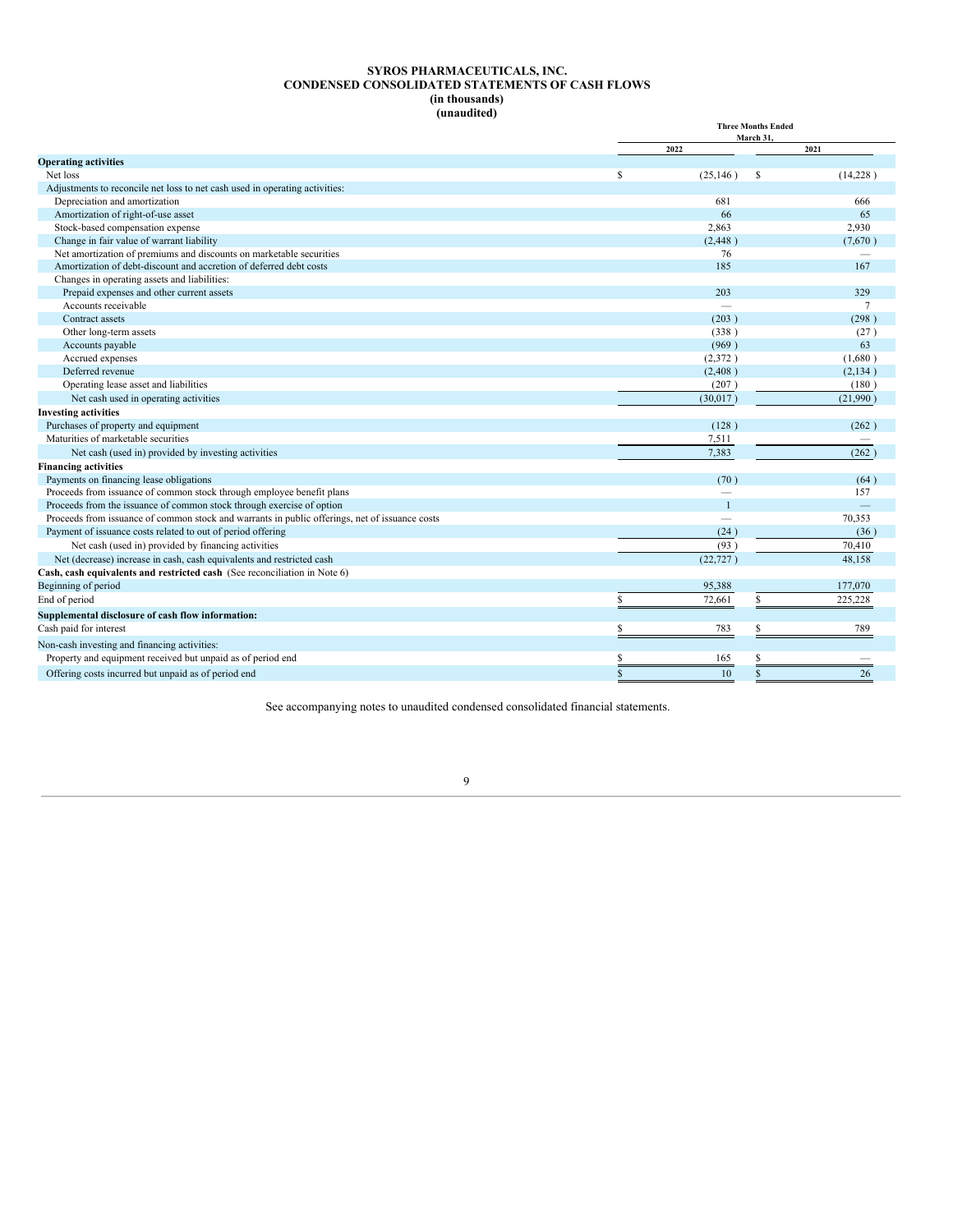**SYROS PHARMACEUTICALS, INC.**
**CONDENSED CONSOLIDATED STATEMENTS OF CASH FLOWS**
**(in thousands)**
**(unaudited)**

| | Three Months Ended March 31, | |
|---|---|---|
| | 2022 | 2021 |
| **Operating activities** | | |
| Net loss | $ (25,146) | $ (14,228) |
| Adjustments to reconcile net loss to net cash used in operating activities: | | |
| Depreciation and amortization | 681 | 666 |
| Amortization of right-of-use asset | 66 | 65 |
| Stock-based compensation expense | 2,863 | 2,930 |
| Change in fair value of warrant liability | (2,448) | (7,670) |
| Net amortization of premiums and discounts on marketable securities | 76 | — |
| Amortization of debt-discount and accretion of deferred debt costs | 185 | 167 |
| Changes in operating assets and liabilities: | | |
| Prepaid expenses and other current assets | 203 | 329 |
| Accounts receivable | — | 7 |
| Contract assets | (203) | (298) |
| Other long-term assets | (338) | (27) |
| Accounts payable | (969) | 63 |
| Accrued expenses | (2,372) | (1,680) |
| Deferred revenue | (2,408) | (2,134) |
| Operating lease asset and liabilities | (207) | (180) |
| Net cash used in operating activities | (30,017) | (21,990) |
| **Investing activities** | | |
| Purchases of property and equipment | (128) | (262) |
| Maturities of marketable securities | 7,511 | — |
| Net cash (used in) provided by investing activities | 7,383 | (262) |
| **Financing activities** | | |
| Payments on financing lease obligations | (70) | (64) |
| Proceeds from issuance of common stock through employee benefit plans | — | 157 |
| Proceeds from the issuance of common stock through exercise of option | 1 | — |
| Proceeds from issuance of common stock and warrants in public offerings, net of issuance costs | — | 70,353 |
| Payment of issuance costs related to out of period offering | (24) | (36) |
| Net cash (used in) provided by financing activities | (93) | 70,410 |
| Net (decrease) increase in cash, cash equivalents and restricted cash | (22,727) | 48,158 |
| **Cash, cash equivalents and restricted cash** (See reconciliation in Note 6) | | |
| Beginning of period | 95,388 | 177,070 |
| End of period | $ 72,661 | $ 225,228 |
| **Supplemental disclosure of cash flow information:** | | |
| Cash paid for interest | $ 783 | $ 789 |
| Non-cash investing and financing activities: | | |
| Property and equipment received but unpaid as of period end | $ 165 | $ — |
| Offering costs incurred but unpaid as of period end | $ 10 | $ 26 |

See accompanying notes to unaudited condensed consolidated financial statements.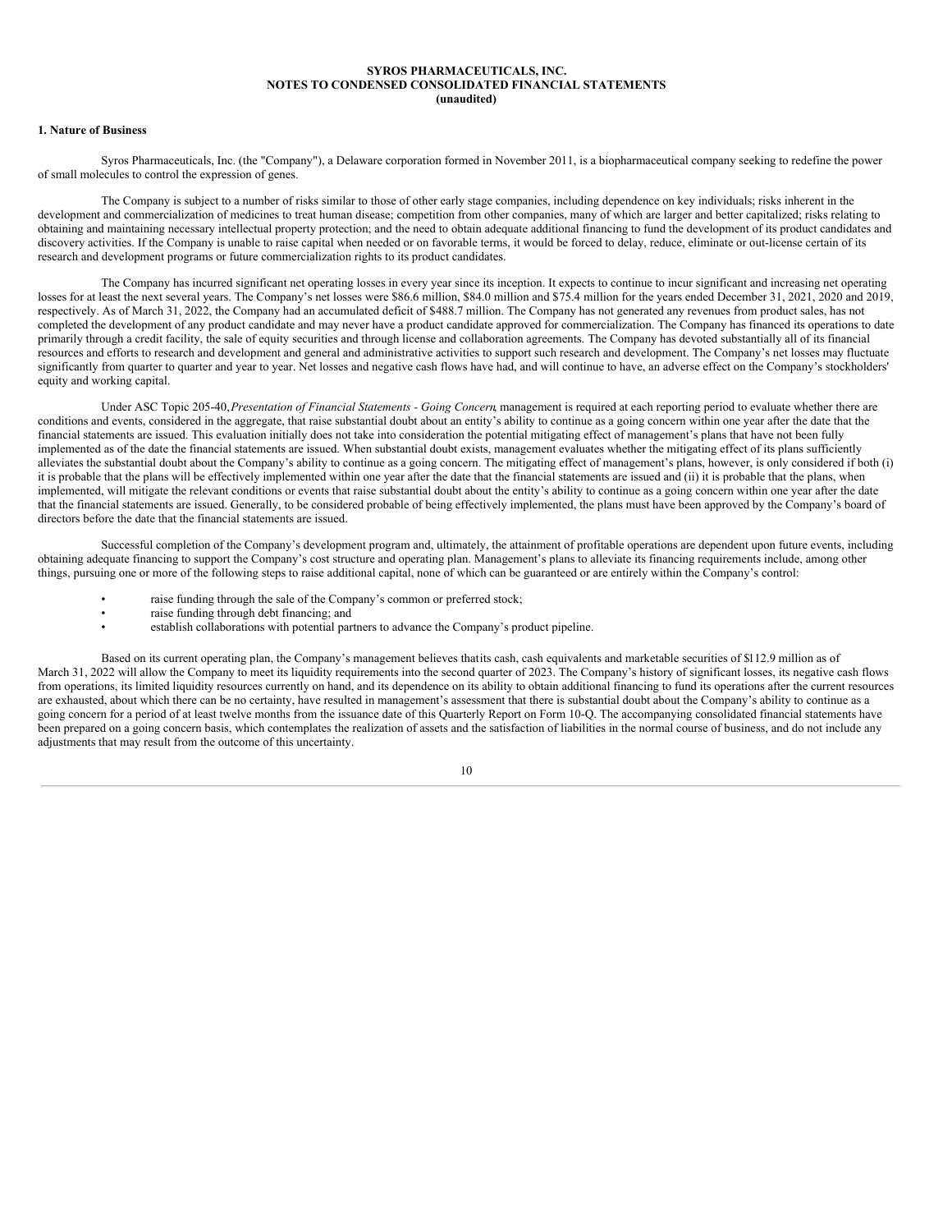**SYROS PHARMACEUTICALS, INC.**
**NOTES TO CONDENSED CONSOLIDATED FINANCIAL STATEMENTS**
**(unaudited)**

## 1. Nature of Business

Syros Pharmaceuticals, Inc. (the "Company"), a Delaware corporation formed in November 2011, is a biopharmaceutical company seeking to redefine the power of small molecules to control the expression of genes.

The Company is subject to a number of risks similar to those of other early stage companies, including dependence on key individuals; risks inherent in the development and commercialization of medicines to treat human disease; competition from other companies, many of which are larger and better capitalized; risks relating to obtaining and maintaining necessary intellectual property protection; and the need to obtain adequate additional financing to fund the development of its product candidates and discovery activities. If the Company is unable to raise capital when needed or on favorable terms, it would be forced to delay, reduce, eliminate or out-license certain of its research and development programs or future commercialization rights to its product candidates.

The Company has incurred significant net operating losses in every year since its inception. It expects to continue to incur significant and increasing net operating losses for at least the next several years. The Company's net losses were $86.6 million, $84.0 million and $75.4 million for the years ended December 31, 2021, 2020 and 2019, respectively. As of March 31, 2022, the Company had an accumulated deficit of $488.7 million. The Company has not generated any revenues from product sales, has not completed the development of any product candidate and may never have a product candidate approved for commercialization. The Company has financed its operations to date primarily through a credit facility, the sale of equity securities and through license and collaboration agreements. The Company has devoted substantially all of its financial resources and efforts to research and development and general and administrative activities to support such research and development. The Company's net losses may fluctuate significantly from quarter to quarter and year to year. Net losses and negative cash flows have had, and will continue to have, an adverse effect on the Company's stockholders' equity and working capital.

Under ASC Topic 205-40, *Presentation of Financial Statements - Going Concern*, management is required at each reporting period to evaluate whether there are conditions and events, considered in the aggregate, that raise substantial doubt about an entity's ability to continue as a going concern within one year after the date that the financial statements are issued. This evaluation initially does not take into consideration the potential mitigating effect of management's plans that have not been fully implemented as of the date the financial statements are issued. When substantial doubt exists, management evaluates whether the mitigating effect of its plans sufficiently alleviates the substantial doubt about the Company's ability to continue as a going concern. The mitigating effect of management's plans, however, is only considered if both (i) it is probable that the plans will be effectively implemented within one year after the date that the financial statements are issued and (ii) it is probable that the plans, when implemented, will mitigate the relevant conditions or events that raise substantial doubt about the entity's ability to continue as a going concern within one year after the date that the financial statements are issued. Generally, to be considered probable of being effectively implemented, the plans must have been approved by the Company's board of directors before the date that the financial statements are issued.

Successful completion of the Company's development program and, ultimately, the attainment of profitable operations are dependent upon future events, including obtaining adequate financing to support the Company's cost structure and operating plan. Management's plans to alleviate its financing requirements include, among other things, pursuing one or more of the following steps to raise additional capital, none of which can be guaranteed or are entirely within the Company's control:

- raise funding through the sale of the Company's common or preferred stock;
- raise funding through debt financing; and
- establish collaborations with potential partners to advance the Company's product pipeline.

Based on its current operating plan, the Company's management believes that its cash, cash equivalents and marketable securities of $112.9 million as of March 31, 2022 will allow the Company to meet its liquidity requirements into the second quarter of 2023. The Company's history of significant losses, its negative cash flows from operations, its limited liquidity resources currently on hand, and its dependence on its ability to obtain additional financing to fund its operations after the current resources are exhausted, about which there can be no certainty, have resulted in management's assessment that there is substantial doubt about the Company's ability to continue as a going concern for a period of at least twelve months from the issuance date of this Quarterly Report on Form 10-Q. The accompanying consolidated financial statements have been prepared on a going concern basis, which contemplates the realization of assets and the satisfaction of liabilities in the normal course of business, and do not include any adjustments that may result from the outcome of this uncertainty.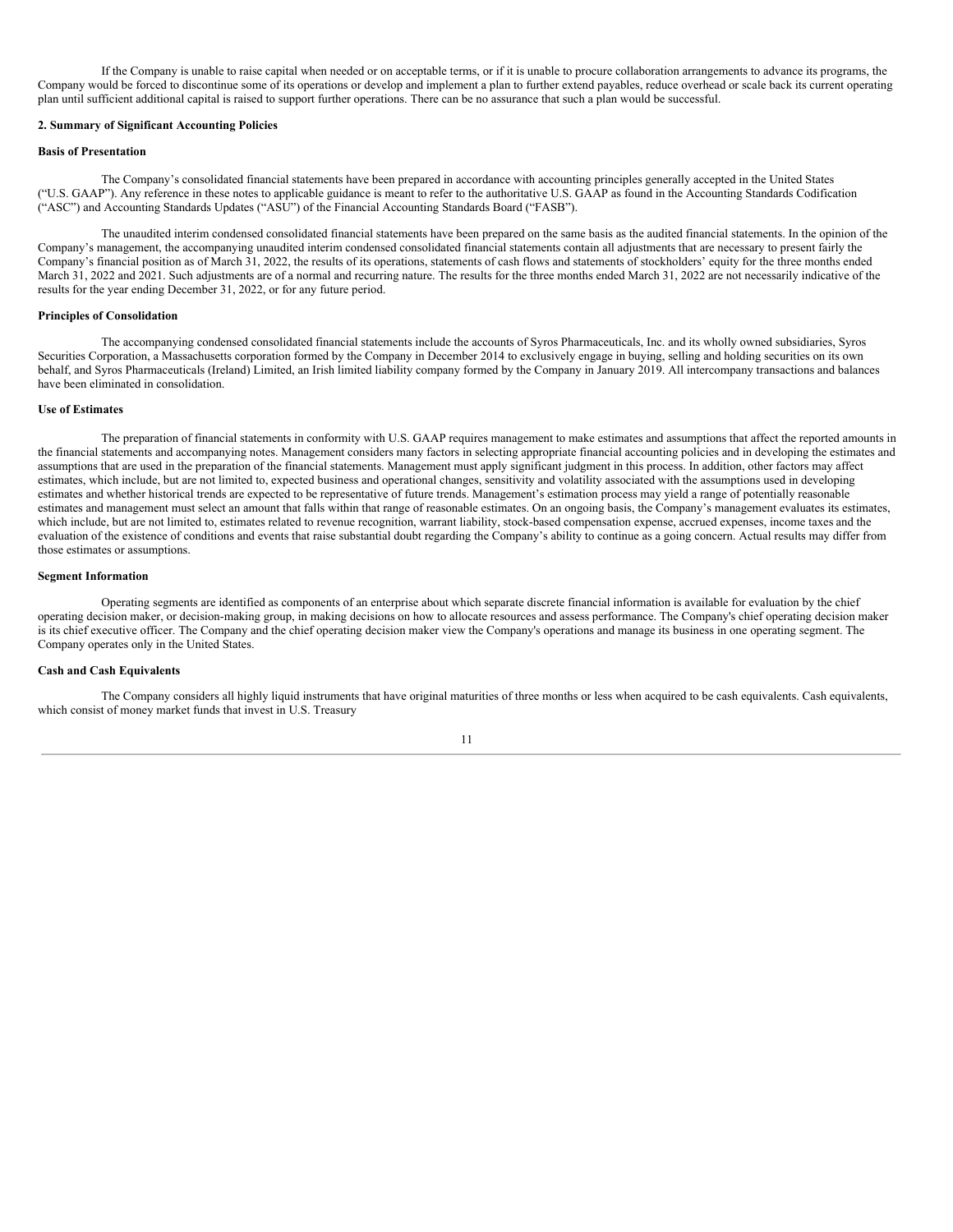If the Company is unable to raise capital when needed or on acceptable terms, or if it is unable to procure collaboration arrangements to advance its programs, the Company would be forced to discontinue some of its operations or develop and implement a plan to further extend payables, reduce overhead or scale back its current operating plan until sufficient additional capital is raised to support further operations. There can be no assurance that such a plan would be successful.

**2. Summary of Significant Accounting Policies**

**Basis of Presentation**

The Company's consolidated financial statements have been prepared in accordance with accounting principles generally accepted in the United States ("U.S. GAAP"). Any reference in these notes to applicable guidance is meant to refer to the authoritative U.S. GAAP as found in the Accounting Standards Codification ("ASC") and Accounting Standards Updates ("ASU") of the Financial Accounting Standards Board ("FASB").

The unaudited interim condensed consolidated financial statements have been prepared on the same basis as the audited financial statements. In the opinion of the Company's management, the accompanying unaudited interim condensed consolidated financial statements contain all adjustments that are necessary to present fairly the Company's financial position as of March 31, 2022, the results of its operations, statements of cash flows and statements of stockholders' equity for the three months ended March 31, 2022 and 2021. Such adjustments are of a normal and recurring nature. The results for the three months ended March 31, 2022 are not necessarily indicative of the results for the year ending December 31, 2022, or for any future period.

**Principles of Consolidation**

The accompanying condensed consolidated financial statements include the accounts of Syros Pharmaceuticals, Inc. and its wholly owned subsidiaries, Syros Securities Corporation, a Massachusetts corporation formed by the Company in December 2014 to exclusively engage in buying, selling and holding securities on its own behalf, and Syros Pharmaceuticals (Ireland) Limited, an Irish limited liability company formed by the Company in January 2019. All intercompany transactions and balances have been eliminated in consolidation.

**Use of Estimates**

The preparation of financial statements in conformity with U.S. GAAP requires management to make estimates and assumptions that affect the reported amounts in the financial statements and accompanying notes. Management considers many factors in selecting appropriate financial accounting policies and in developing the estimates and assumptions that are used in the preparation of the financial statements. Management must apply significant judgment in this process. In addition, other factors may affect estimates, which include, but are not limited to, expected business and operational changes, sensitivity and volatility associated with the assumptions used in developing estimates and whether historical trends are expected to be representative of future trends. Management's estimation process may yield a range of potentially reasonable estimates and management must select an amount that falls within that range of reasonable estimates. On an ongoing basis, the Company's management evaluates its estimates, which include, but are not limited to, estimates related to revenue recognition, warrant liability, stock-based compensation expense, accrued expenses, income taxes and the evaluation of the existence of conditions and events that raise substantial doubt regarding the Company's ability to continue as a going concern. Actual results may differ from those estimates or assumptions.

**Segment Information**

Operating segments are identified as components of an enterprise about which separate discrete financial information is available for evaluation by the chief operating decision maker, or decision-making group, in making decisions on how to allocate resources and assess performance. The Company's chief operating decision maker is its chief executive officer. The Company and the chief operating decision maker view the Company's operations and manage its business in one operating segment. The Company operates only in the United States.

**Cash and Cash Equivalents**

The Company considers all highly liquid instruments that have original maturities of three months or less when acquired to be cash equivalents. Cash equivalents, which consist of money market funds that invest in U.S. Treasury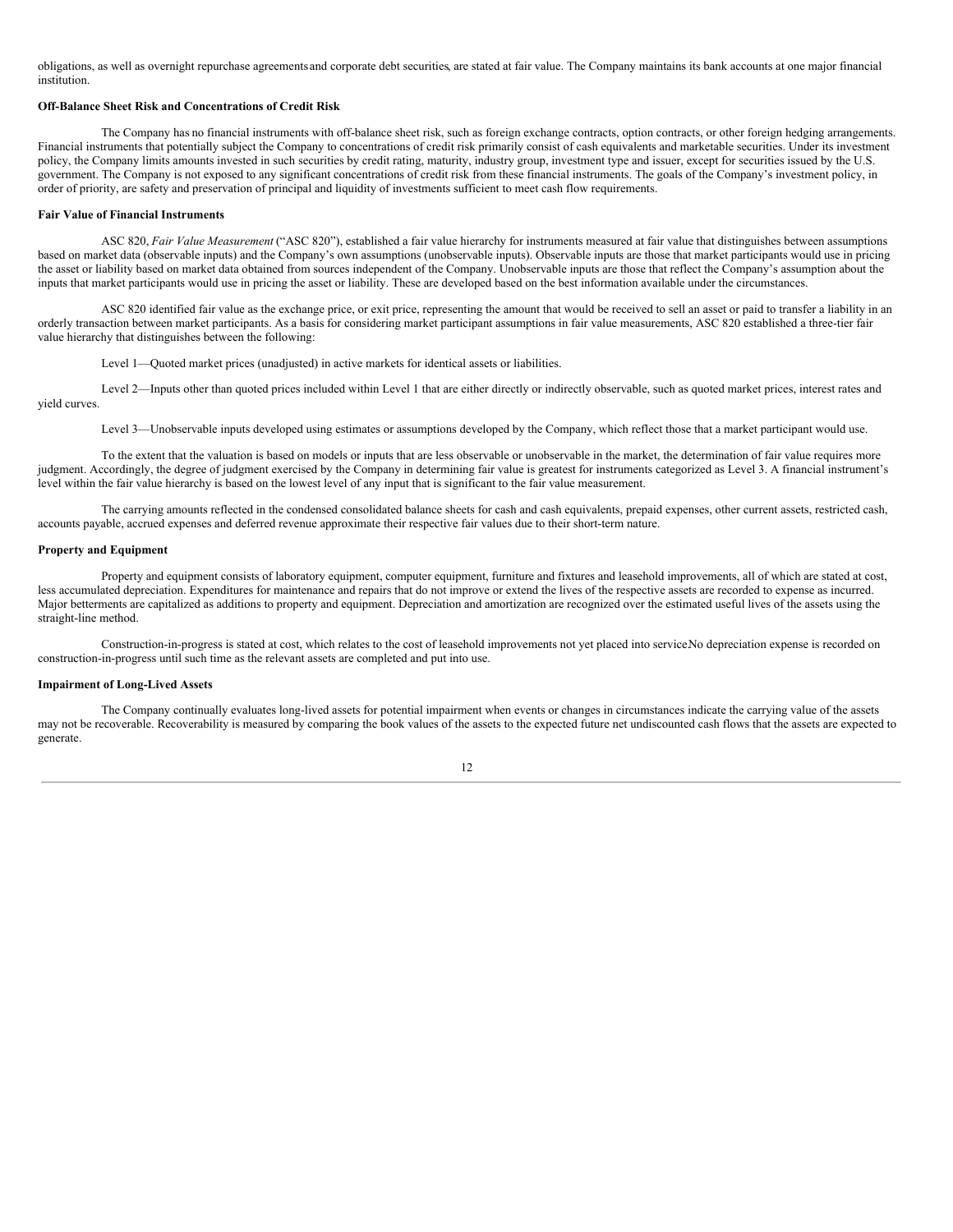obligations, as well as overnight repurchase agreements and corporate debt securities, are stated at fair value. The Company maintains its bank accounts at one major financial institution.

**Off-Balance Sheet Risk and Concentrations of Credit Risk**

The Company has no financial instruments with off-balance sheet risk, such as foreign exchange contracts, option contracts, or other foreign hedging arrangements. Financial instruments that potentially subject the Company to concentrations of credit risk primarily consist of cash equivalents and marketable securities. Under its investment policy, the Company limits amounts invested in such securities by credit rating, maturity, industry group, investment type and issuer, except for securities issued by the U.S. government. The Company is not exposed to any significant concentrations of credit risk from these financial instruments. The goals of the Company's investment policy, in order of priority, are safety and preservation of principal and liquidity of investments sufficient to meet cash flow requirements.

**Fair Value of Financial Instruments**

ASC 820, *Fair Value Measurement* ("ASC 820"), established a fair value hierarchy for instruments measured at fair value that distinguishes between assumptions based on market data (observable inputs) and the Company's own assumptions (unobservable inputs). Observable inputs are those that market participants would use in pricing the asset or liability based on market data obtained from sources independent of the Company. Unobservable inputs are those that reflect the Company's assumption about the inputs that market participants would use in pricing the asset or liability. These are developed based on the best information available under the circumstances.

ASC 820 identified fair value as the exchange price, or exit price, representing the amount that would be received to sell an asset or paid to transfer a liability in an orderly transaction between market participants. As a basis for considering market participant assumptions in fair value measurements, ASC 820 established a three-tier fair value hierarchy that distinguishes between the following:

Level 1—Quoted market prices (unadjusted) in active markets for identical assets or liabilities.

Level 2—Inputs other than quoted prices included within Level 1 that are either directly or indirectly observable, such as quoted market prices, interest rates and yield curves.

Level 3—Unobservable inputs developed using estimates or assumptions developed by the Company, which reflect those that a market participant would use.

To the extent that the valuation is based on models or inputs that are less observable or unobservable in the market, the determination of fair value requires more judgment. Accordingly, the degree of judgment exercised by the Company in determining fair value is greatest for instruments categorized as Level 3. A financial instrument's level within the fair value hierarchy is based on the lowest level of any input that is significant to the fair value measurement.

The carrying amounts reflected in the condensed consolidated balance sheets for cash and cash equivalents, prepaid expenses, other current assets, restricted cash, accounts payable, accrued expenses and deferred revenue approximate their respective fair values due to their short-term nature.

**Property and Equipment**

Property and equipment consists of laboratory equipment, computer equipment, furniture and fixtures and leasehold improvements, all of which are stated at cost, less accumulated depreciation. Expenditures for maintenance and repairs that do not improve or extend the lives of the respective assets are recorded to expense as incurred. Major betterments are capitalized as additions to property and equipment. Depreciation and amortization are recognized over the estimated useful lives of the assets using the straight-line method.

Construction-in-progress is stated at cost, which relates to the cost of leasehold improvements not yet placed into service. No depreciation expense is recorded on construction-in-progress until such time as the relevant assets are completed and put into use.

**Impairment of Long-Lived Assets**

The Company continually evaluates long-lived assets for potential impairment when events or changes in circumstances indicate the carrying value of the assets may not be recoverable. Recoverability is measured by comparing the book values of the assets to the expected future net undiscounted cash flows that the assets are expected to generate.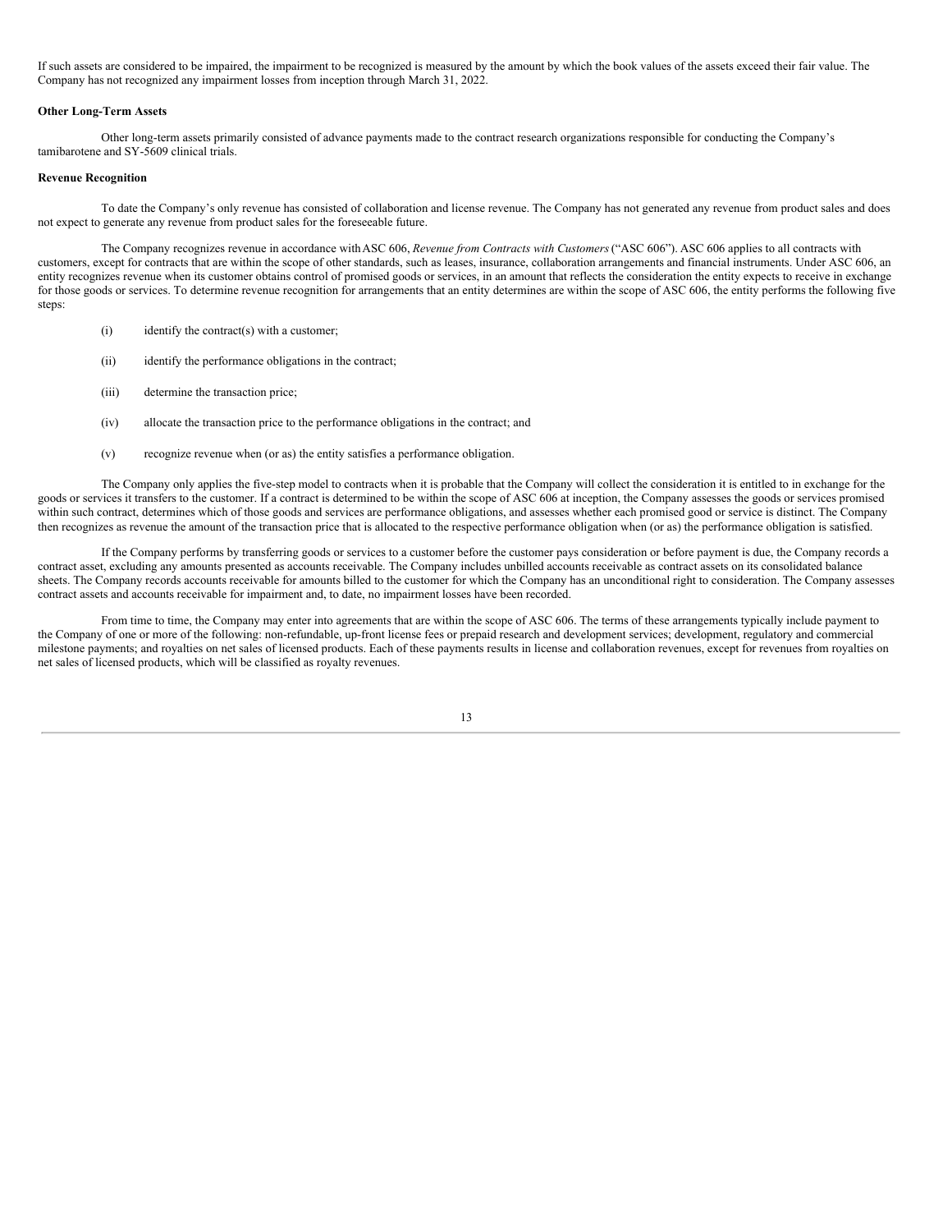If such assets are considered to be impaired, the impairment to be recognized is measured by the amount by which the book values of the assets exceed their fair value. The Company has not recognized any impairment losses from inception through March 31, 2022.

**Other Long-Term Assets**

Other long-term assets primarily consisted of advance payments made to the contract research organizations responsible for conducting the Company's tamibarotene and SY-5609 clinical trials.

**Revenue Recognition**

To date the Company's only revenue has consisted of collaboration and license revenue. The Company has not generated any revenue from product sales and does not expect to generate any revenue from product sales for the foreseeable future.

The Company recognizes revenue in accordance with ASC 606, *Revenue from Contracts with Customers* ("ASC 606"). ASC 606 applies to all contracts with customers, except for contracts that are within the scope of other standards, such as leases, insurance, collaboration arrangements and financial instruments. Under ASC 606, an entity recognizes revenue when its customer obtains control of promised goods or services, in an amount that reflects the consideration the entity expects to receive in exchange for those goods or services. To determine revenue recognition for arrangements that an entity determines are within the scope of ASC 606, the entity performs the following five steps:

(i) identify the contract(s) with a customer;

(ii) identify the performance obligations in the contract;

(iii) determine the transaction price;

(iv) allocate the transaction price to the performance obligations in the contract; and

(v) recognize revenue when (or as) the entity satisfies a performance obligation.

The Company only applies the five-step model to contracts when it is probable that the Company will collect the consideration it is entitled to in exchange for the goods or services it transfers to the customer. If a contract is determined to be within the scope of ASC 606 at inception, the Company assesses the goods or services promised within such contract, determines which of those goods and services are performance obligations, and assesses whether each promised good or service is distinct. The Company then recognizes as revenue the amount of the transaction price that is allocated to the respective performance obligation when (or as) the performance obligation is satisfied.

If the Company performs by transferring goods or services to a customer before the customer pays consideration or before payment is due, the Company records a contract asset, excluding any amounts presented as accounts receivable. The Company includes unbilled accounts receivable as contract assets on its consolidated balance sheets. The Company records accounts receivable for amounts billed to the customer for which the Company has an unconditional right to consideration. The Company assesses contract assets and accounts receivable for impairment and, to date, no impairment losses have been recorded.

From time to time, the Company may enter into agreements that are within the scope of ASC 606. The terms of these arrangements typically include payment to the Company of one or more of the following: non-refundable, up-front license fees or prepaid research and development services; development, regulatory and commercial milestone payments; and royalties on net sales of licensed products. Each of these payments results in license and collaboration revenues, except for revenues from royalties on net sales of licensed products, which will be classified as royalty revenues.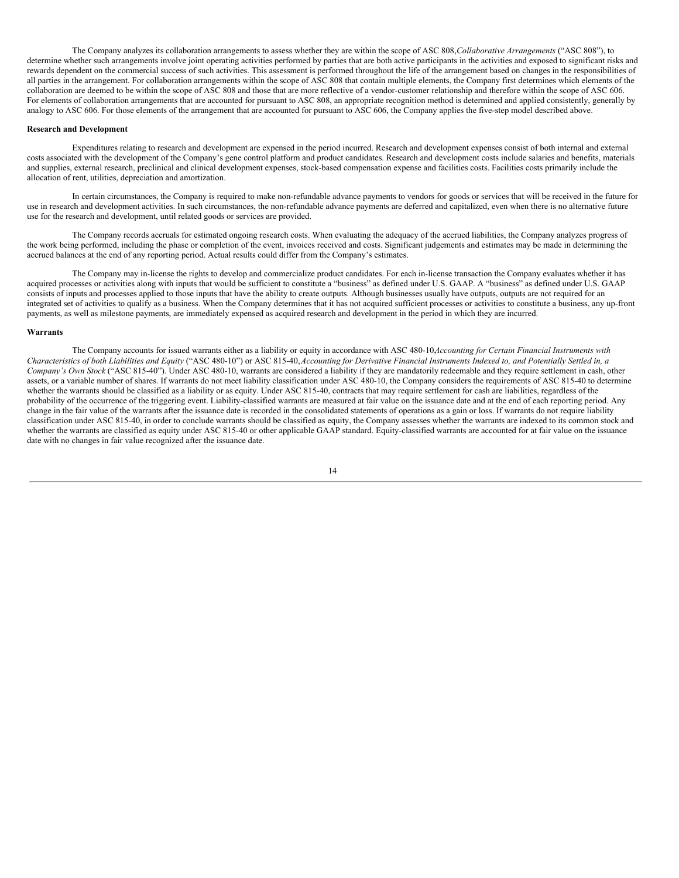The Company analyzes its collaboration arrangements to assess whether they are within the scope of ASC 808, *Collaborative Arrangements* ("ASC 808"), to determine whether such arrangements involve joint operating activities performed by parties that are both active participants in the activities and exposed to significant risks and rewards dependent on the commercial success of such activities. This assessment is performed throughout the life of the arrangement based on changes in the responsibilities of all parties in the arrangement. For collaboration arrangements within the scope of ASC 808 that contain multiple elements, the Company first determines which elements of the collaboration are deemed to be within the scope of ASC 808 and those that are more reflective of a vendor-customer relationship and therefore within the scope of ASC 606. For elements of collaboration arrangements that are accounted for pursuant to ASC 808, an appropriate recognition method is determined and applied consistently, generally by analogy to ASC 606. For those elements of the arrangement that are accounted for pursuant to ASC 606, the Company applies the five-step model described above.

**Research and Development**

Expenditures relating to research and development are expensed in the period incurred. Research and development expenses consist of both internal and external costs associated with the development of the Company's gene control platform and product candidates. Research and development costs include salaries and benefits, materials and supplies, external research, preclinical and clinical development expenses, stock-based compensation expense and facilities costs. Facilities costs primarily include the allocation of rent, utilities, depreciation and amortization.

In certain circumstances, the Company is required to make non-refundable advance payments to vendors for goods or services that will be received in the future for use in research and development activities. In such circumstances, the non-refundable advance payments are deferred and capitalized, even when there is no alternative future use for the research and development, until related goods or services are provided.

The Company records accruals for estimated ongoing research costs. When evaluating the adequacy of the accrued liabilities, the Company analyzes progress of the work being performed, including the phase or completion of the event, invoices received and costs. Significant judgements and estimates may be made in determining the accrued balances at the end of any reporting period. Actual results could differ from the Company's estimates.

The Company may in-license the rights to develop and commercialize product candidates. For each in-license transaction the Company evaluates whether it has acquired processes or activities along with inputs that would be sufficient to constitute a "business" as defined under U.S. GAAP. A "business" as defined under U.S. GAAP consists of inputs and processes applied to those inputs that have the ability to create outputs. Although businesses usually have outputs, outputs are not required for an integrated set of activities to qualify as a business. When the Company determines that it has not acquired sufficient processes or activities to constitute a business, any up-front payments, as well as milestone payments, are immediately expensed as acquired research and development in the period in which they are incurred.

**Warrants**

The Company accounts for issued warrants either as a liability or equity in accordance with ASC 480-10 *Accounting for Certain Financial Instruments with Characteristics of both Liabilities and Equity* ("ASC 480-10") or ASC 815-40, *Accounting for Derivative Financial Instruments Indexed to, and Potentially Settled in, a Company's Own Stock* ("ASC 815-40"). Under ASC 480-10, warrants are considered a liability if they are mandatorily redeemable and they require settlement in cash, other assets, or a variable number of shares. If warrants do not meet liability classification under ASC 480-10, the Company considers the requirements of ASC 815-40 to determine whether the warrants should be classified as a liability or as equity. Under ASC 815-40, contracts that may require settlement for cash are liabilities, regardless of the probability of the occurrence of the triggering event. Liability-classified warrants are measured at fair value on the issuance date and at the end of each reporting period. Any change in the fair value of the warrants after the issuance date is recorded in the consolidated statements of operations as a gain or loss. If warrants do not require liability classification under ASC 815-40, in order to conclude warrants should be classified as equity, the Company assesses whether the warrants are indexed to its common stock and whether the warrants are classified as equity under ASC 815-40 or other applicable GAAP standard. Equity-classified warrants are accounted for at fair value on the issuance date with no changes in fair value recognized after the issuance date.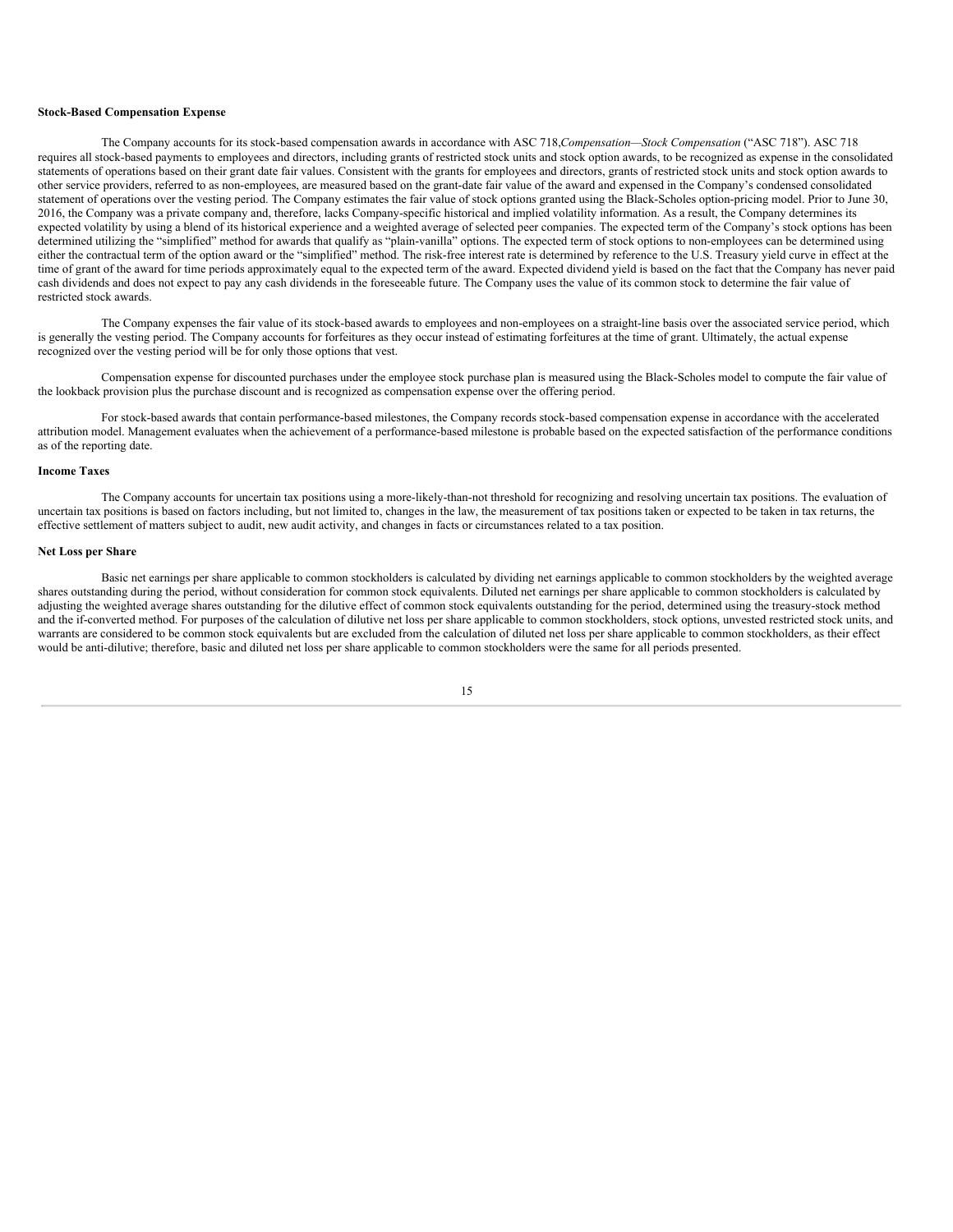**Stock-Based Compensation Expense**

The Company accounts for its stock-based compensation awards in accordance with ASC 718,*Compensation—Stock Compensation* ("ASC 718"). ASC 718 requires all stock-based payments to employees and directors, including grants of restricted stock units and stock option awards, to be recognized as expense in the consolidated statements of operations based on their grant date fair values. Consistent with the grants for employees and directors, grants of restricted stock units and stock option awards to other service providers, referred to as non-employees, are measured based on the grant-date fair value of the award and expensed in the Company's condensed consolidated statement of operations over the vesting period. The Company estimates the fair value of stock options granted using the Black-Scholes option-pricing model. Prior to June 30, 2016, the Company was a private company and, therefore, lacks Company-specific historical and implied volatility information. As a result, the Company determines its expected volatility by using a blend of its historical experience and a weighted average of selected peer companies. The expected term of the Company's stock options has been determined utilizing the "simplified" method for awards that qualify as "plain-vanilla" options. The expected term of stock options to non-employees can be determined using either the contractual term of the option award or the "simplified" method. The risk-free interest rate is determined by reference to the U.S. Treasury yield curve in effect at the time of grant of the award for time periods approximately equal to the expected term of the award. Expected dividend yield is based on the fact that the Company has never paid cash dividends and does not expect to pay any cash dividends in the foreseeable future. The Company uses the value of its common stock to determine the fair value of restricted stock awards.

The Company expenses the fair value of its stock-based awards to employees and non-employees on a straight-line basis over the associated service period, which is generally the vesting period. The Company accounts for forfeitures as they occur instead of estimating forfeitures at the time of grant. Ultimately, the actual expense recognized over the vesting period will be for only those options that vest.

Compensation expense for discounted purchases under the employee stock purchase plan is measured using the Black-Scholes model to compute the fair value of the lookback provision plus the purchase discount and is recognized as compensation expense over the offering period.

For stock-based awards that contain performance-based milestones, the Company records stock-based compensation expense in accordance with the accelerated attribution model. Management evaluates when the achievement of a performance-based milestone is probable based on the expected satisfaction of the performance conditions as of the reporting date.

**Income Taxes**

The Company accounts for uncertain tax positions using a more-likely-than-not threshold for recognizing and resolving uncertain tax positions. The evaluation of uncertain tax positions is based on factors including, but not limited to, changes in the law, the measurement of tax positions taken or expected to be taken in tax returns, the effective settlement of matters subject to audit, new audit activity, and changes in facts or circumstances related to a tax position.

**Net Loss per Share**

Basic net earnings per share applicable to common stockholders is calculated by dividing net earnings applicable to common stockholders by the weighted average shares outstanding during the period, without consideration for common stock equivalents. Diluted net earnings per share applicable to common stockholders is calculated by adjusting the weighted average shares outstanding for the dilutive effect of common stock equivalents outstanding for the period, determined using the treasury-stock method and the if-converted method. For purposes of the calculation of dilutive net loss per share applicable to common stockholders, stock options, unvested restricted stock units, and warrants are considered to be common stock equivalents but are excluded from the calculation of diluted net loss per share applicable to common stockholders, as their effect would be anti-dilutive; therefore, basic and diluted net loss per share applicable to common stockholders were the same for all periods presented.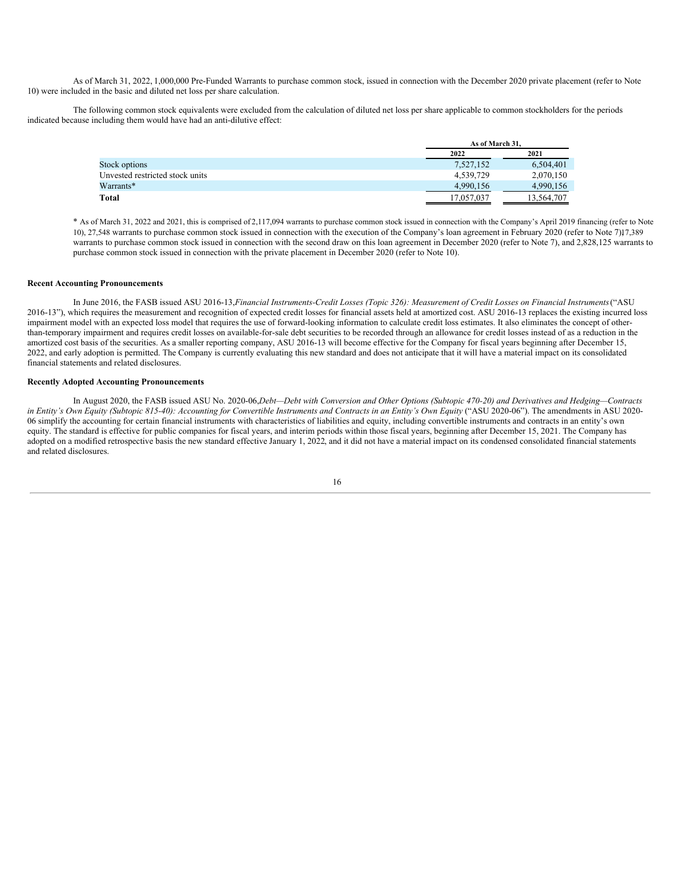As of March 31, 2022, 1,000,000 Pre-Funded Warrants to purchase common stock, issued in connection with the December 2020 private placement (refer to Note 10) were included in the basic and diluted net loss per share calculation.

The following common stock equivalents were excluded from the calculation of diluted net loss per share applicable to common stockholders for the periods indicated because including them would have had an anti-dilutive effect:

| | As of March 31, | |
|---|---|---|
| | 2022 | 2021 |
| Stock options | 7,527,152 | 6,504,401 |
| Unvested restricted stock units | 4,539,729 | 2,070,150 |
| Warrants* | 4,990,156 | 4,990,156 |
| **Total** | 17,057,037 | 13,564,707 |

* As of March 31, 2022 and 2021, this is comprised of 2,117,094 warrants to purchase common stock issued in connection with the Company's April 2019 financing (refer to Note 10), 27,548 warrants to purchase common stock issued in connection with the execution of the Company's loan agreement in February 2020 (refer to Note 7)17,389 warrants to purchase common stock issued in connection with the second draw on this loan agreement in December 2020 (refer to Note 7), and 2,828,125 warrants to purchase common stock issued in connection with the private placement in December 2020 (refer to Note 10).

**Recent Accounting Pronouncements**

In June 2016, the FASB issued ASU 2016-13, *Financial Instruments-Credit Losses (Topic 326): Measurement of Credit Losses on Financial Instruments* ("ASU 2016-13"), which requires the measurement and recognition of expected credit losses for financial assets held at amortized cost. ASU 2016-13 replaces the existing incurred loss impairment model with an expected loss model that requires the use of forward-looking information to calculate credit loss estimates. It also eliminates the concept of other-than-temporary impairment and requires credit losses on available-for-sale debt securities to be recorded through an allowance for credit losses instead of as a reduction in the amortized cost basis of the securities. As a smaller reporting company, ASU 2016-13 will become effective for the Company for fiscal years beginning after December 15, 2022, and early adoption is permitted. The Company is currently evaluating this new standard and does not anticipate that it will have a material impact on its consolidated financial statements and related disclosures.

**Recently Adopted Accounting Pronouncements**

In August 2020, the FASB issued ASU No. 2020-06, *Debt—Debt with Conversion and Other Options (Subtopic 470-20) and Derivatives and Hedging—Contracts in Entity's Own Equity (Subtopic 815-40): Accounting for Convertible Instruments and Contracts in an Entity's Own Equity* ("ASU 2020-06"). The amendments in ASU 2020-06 simplify the accounting for certain financial instruments with characteristics of liabilities and equity, including convertible instruments and contracts in an entity's own equity. The standard is effective for public companies for fiscal years, and interim periods within those fiscal years, beginning after December 15, 2021. The Company has adopted on a modified retrospective basis the new standard effective January 1, 2022, and it did not have a material impact on its condensed consolidated financial statements and related disclosures.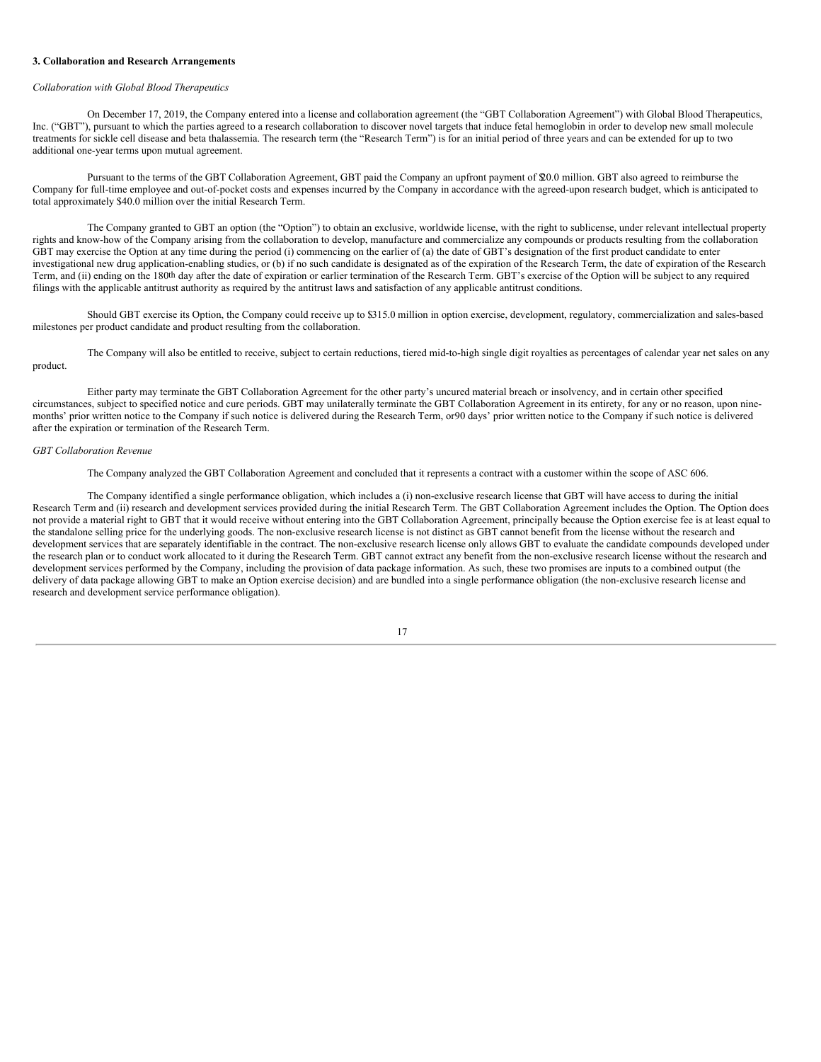**3. Collaboration and Research Arrangements**

*Collaboration with Global Blood Therapeutics*

On December 17, 2019, the Company entered into a license and collaboration agreement (the "GBT Collaboration Agreement") with Global Blood Therapeutics, Inc. ("GBT"), pursuant to which the parties agreed to a research collaboration to discover novel targets that induce fetal hemoglobin in order to develop new small molecule treatments for sickle cell disease and beta thalassemia. The research term (the "Research Term") is for an initial period of three years and can be extended for up to two additional one-year terms upon mutual agreement.

Pursuant to the terms of the GBT Collaboration Agreement, GBT paid the Company an upfront payment of $20.0 million. GBT also agreed to reimburse the Company for full-time employee and out-of-pocket costs and expenses incurred by the Company in accordance with the agreed-upon research budget, which is anticipated to total approximately $40.0 million over the initial Research Term.

The Company granted to GBT an option (the "Option") to obtain an exclusive, worldwide license, with the right to sublicense, under relevant intellectual property rights and know-how of the Company arising from the collaboration to develop, manufacture and commercialize any compounds or products resulting from the collaboration GBT may exercise the Option at any time during the period (i) commencing on the earlier of (a) the date of GBT's designation of the first product candidate to enter investigational new drug application-enabling studies, or (b) if no such candidate is designated as of the expiration of the Research Term, the date of expiration of the Research Term, and (ii) ending on the 180th day after the date of expiration or earlier termination of the Research Term. GBT's exercise of the Option will be subject to any required filings with the applicable antitrust authority as required by the antitrust laws and satisfaction of any applicable antitrust conditions.

Should GBT exercise its Option, the Company could receive up to $315.0 million in option exercise, development, regulatory, commercialization and sales-based milestones per product candidate and product resulting from the collaboration.

The Company will also be entitled to receive, subject to certain reductions, tiered mid-to-high single digit royalties as percentages of calendar year net sales on any product.

Either party may terminate the GBT Collaboration Agreement for the other party's uncured material breach or insolvency, and in certain other specified circumstances, subject to specified notice and cure periods. GBT may unilaterally terminate the GBT Collaboration Agreement in its entirety, for any or no reason, upon nine-months' prior written notice to the Company if such notice is delivered during the Research Term, or 90 days' prior written notice to the Company if such notice is delivered after the expiration or termination of the Research Term.

*GBT Collaboration Revenue*

The Company analyzed the GBT Collaboration Agreement and concluded that it represents a contract with a customer within the scope of ASC 606.

The Company identified a single performance obligation, which includes a (i) non-exclusive research license that GBT will have access to during the initial Research Term and (ii) research and development services provided during the initial Research Term. The GBT Collaboration Agreement includes the Option. The Option does not provide a material right to GBT that it would receive without entering into the GBT Collaboration Agreement, principally because the Option exercise fee is at least equal to the standalone selling price for the underlying goods. The non-exclusive research license is not distinct as GBT cannot benefit from the license without the research and development services that are separately identifiable in the contract. The non-exclusive research license only allows GBT to evaluate the candidate compounds developed under the research plan or to conduct work allocated to it during the Research Term. GBT cannot extract any benefit from the non-exclusive research license without the research and development services performed by the Company, including the provision of data package information. As such, these two promises are inputs to a combined output (the delivery of data package allowing GBT to make an Option exercise decision) and are bundled into a single performance obligation (the non-exclusive research license and research and development service performance obligation).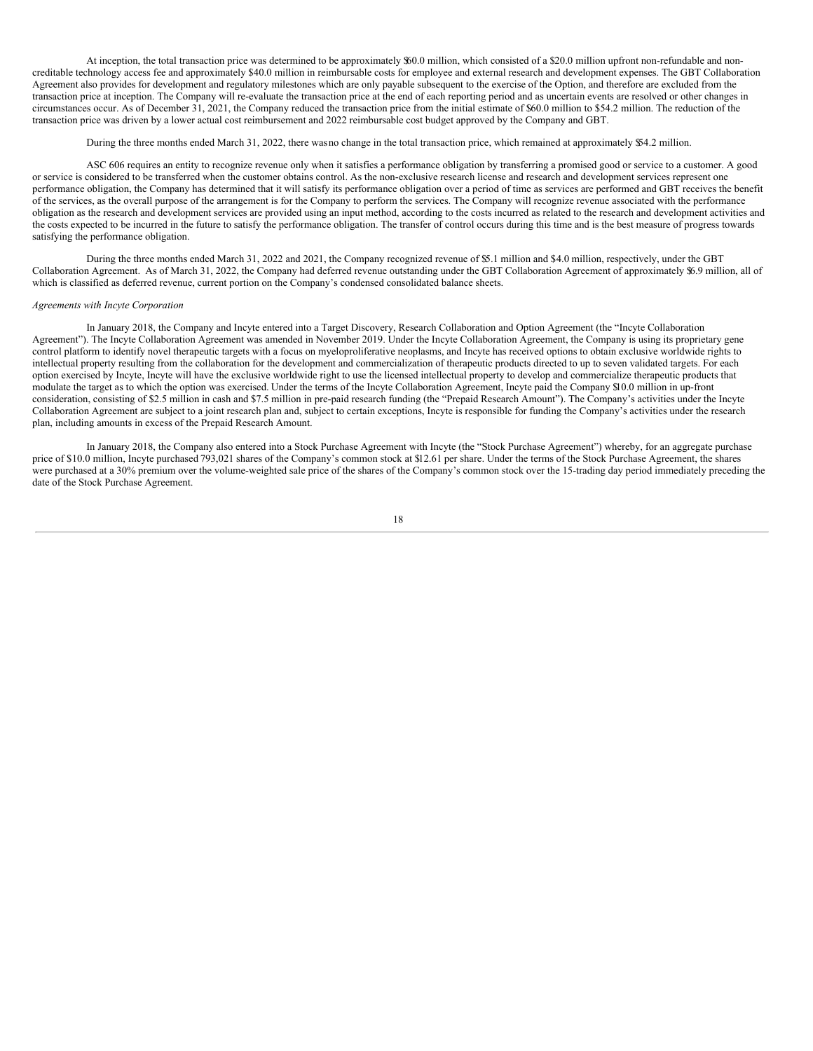At inception, the total transaction price was determined to be approximately $60.0 million, which consisted of a $20.0 million upfront non-refundable and non-creditable technology access fee and approximately $40.0 million in reimbursable costs for employee and external research and development expenses. The GBT Collaboration Agreement also provides for development and regulatory milestones which are only payable subsequent to the exercise of the Option, and therefore are excluded from the transaction price at inception. The Company will re-evaluate the transaction price at the end of each reporting period and as uncertain events are resolved or other changes in circumstances occur. As of December 31, 2021, the Company reduced the transaction price from the initial estimate of $60.0 million to $54.2 million. The reduction of the transaction price was driven by a lower actual cost reimbursement and 2022 reimbursable cost budget approved by the Company and GBT.

During the three months ended March 31, 2022, there was no change in the total transaction price, which remained at approximately $54.2 million.

ASC 606 requires an entity to recognize revenue only when it satisfies a performance obligation by transferring a promised good or service to a customer. A good or service is considered to be transferred when the customer obtains control. As the non-exclusive research license and research and development services represent one performance obligation, the Company has determined that it will satisfy its performance obligation over a period of time as services are performed and GBT receives the benefit of the services, as the overall purpose of the arrangement is for the Company to perform the services. The Company will recognize revenue associated with the performance obligation as the research and development services are provided using an input method, according to the costs incurred as related to the research and development activities and the costs expected to be incurred in the future to satisfy the performance obligation. The transfer of control occurs during this time and is the best measure of progress towards satisfying the performance obligation.

During the three months ended March 31, 2022 and 2021, the Company recognized revenue of $5.1 million and $4.0 million, respectively, under the GBT Collaboration Agreement. As of March 31, 2022, the Company had deferred revenue outstanding under the GBT Collaboration Agreement of approximately $6.9 million, all of which is classified as deferred revenue, current portion on the Company's condensed consolidated balance sheets.

*Agreements with Incyte Corporation*

In January 2018, the Company and Incyte entered into a Target Discovery, Research Collaboration and Option Agreement (the "Incyte Collaboration Agreement"). The Incyte Collaboration Agreement was amended in November 2019. Under the Incyte Collaboration Agreement, the Company is using its proprietary gene control platform to identify novel therapeutic targets with a focus on myeloproliferative neoplasms, and Incyte has received options to obtain exclusive worldwide rights to intellectual property resulting from the collaboration for the development and commercialization of therapeutic products directed to up to seven validated targets. For each option exercised by Incyte, Incyte will have the exclusive worldwide right to use the licensed intellectual property to develop and commercialize therapeutic products that modulate the target as to which the option was exercised. Under the terms of the Incyte Collaboration Agreement, Incyte paid the Company $10.0 million in up-front consideration, consisting of $2.5 million in cash and $7.5 million in pre-paid research funding (the "Prepaid Research Amount"). The Company's activities under the Incyte Collaboration Agreement are subject to a joint research plan and, subject to certain exceptions, Incyte is responsible for funding the Company's activities under the research plan, including amounts in excess of the Prepaid Research Amount.

In January 2018, the Company also entered into a Stock Purchase Agreement with Incyte (the "Stock Purchase Agreement") whereby, for an aggregate purchase price of $10.0 million, Incyte purchased 793,021 shares of the Company's common stock at $12.61 per share. Under the terms of the Stock Purchase Agreement, the shares were purchased at a 30% premium over the volume-weighted sale price of the shares of the Company's common stock over the 15-trading day period immediately preceding the date of the Stock Purchase Agreement.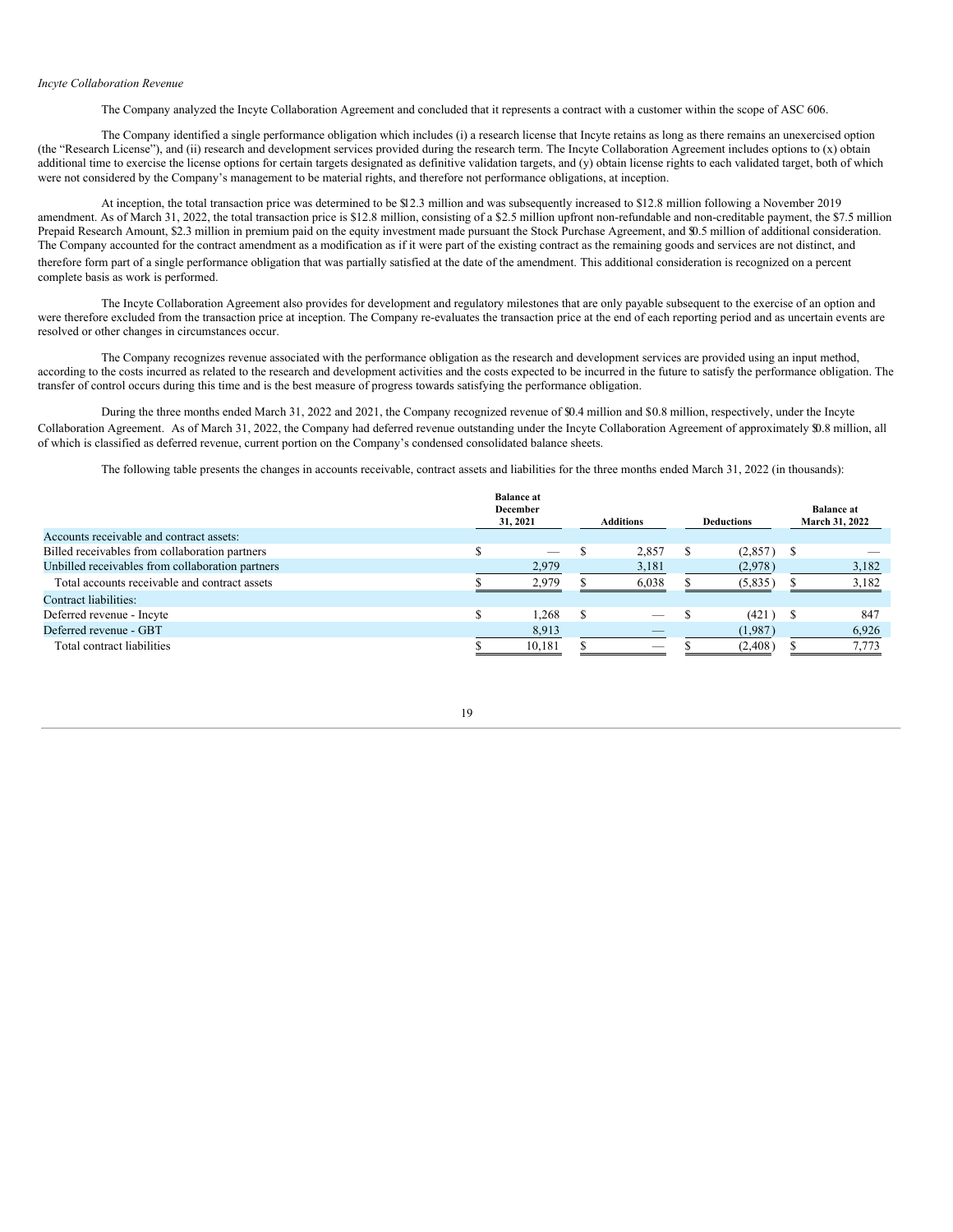*Incyte Collaboration Revenue*

The Company analyzed the Incyte Collaboration Agreement and concluded that it represents a contract with a customer within the scope of ASC 606.

The Company identified a single performance obligation which includes (i) a research license that Incyte retains as long as there remains an unexercised option (the "Research License"), and (ii) research and development services provided during the research term. The Incyte Collaboration Agreement includes options to (x) obtain additional time to exercise the license options for certain targets designated as definitive validation targets, and (y) obtain license rights to each validated target, both of which were not considered by the Company's management to be material rights, and therefore not performance obligations, at inception.

At inception, the total transaction price was determined to be $12.3 million and was subsequently increased to $12.8 million following a November 2019 amendment. As of March 31, 2022, the total transaction price is $12.8 million, consisting of a $2.5 million upfront non-refundable and non-creditable payment, the $7.5 million Prepaid Research Amount, $2.3 million in premium paid on the equity investment made pursuant the Stock Purchase Agreement, and $0.5 million of additional consideration. The Company accounted for the contract amendment as a modification as if it were part of the existing contract as the remaining goods and services are not distinct, and therefore form part of a single performance obligation that was partially satisfied at the date of the amendment. This additional consideration is recognized on a percent complete basis as work is performed.

The Incyte Collaboration Agreement also provides for development and regulatory milestones that are only payable subsequent to the exercise of an option and were therefore excluded from the transaction price at inception. The Company re-evaluates the transaction price at the end of each reporting period and as uncertain events are resolved or other changes in circumstances occur.

The Company recognizes revenue associated with the performance obligation as the research and development services are provided using an input method, according to the costs incurred as related to the research and development activities and the costs expected to be incurred in the future to satisfy the performance obligation. The transfer of control occurs during this time and is the best measure of progress towards satisfying the performance obligation.

During the three months ended March 31, 2022 and 2021, the Company recognized revenue of $0.4 million and $0.8 million, respectively, under the Incyte Collaboration Agreement. As of March 31, 2022, the Company had deferred revenue outstanding under the Incyte Collaboration Agreement of approximately $0.8 million, all of which is classified as deferred revenue, current portion on the Company's condensed consolidated balance sheets.

The following table presents the changes in accounts receivable, contract assets and liabilities for the three months ended March 31, 2022 (in thousands):

| | Balance at December 31, 2021 | Additions | Deductions | Balance at March 31, 2022 |
|---|---|---|---|---|
| Accounts receivable and contract assets: | | | | |
| Billed receivables from collaboration partners | $ — | $ 2,857 | $ (2,857) | $ — |
| Unbilled receivables from collaboration partners | 2,979 | 3,181 | (2,978) | 3,182 |
| Total accounts receivable and contract assets | $ 2,979 | $ 6,038 | $ (5,835) | $ 3,182 |
| Contract liabilities: | | | | |
| Deferred revenue - Incyte | $ 1,268 | $ — | $ (421) | $ 847 |
| Deferred revenue - GBT | 8,913 | — | (1,987) | 6,926 |
| Total contract liabilities | $ 10,181 | $ — | $ (2,408) | $ 7,773 |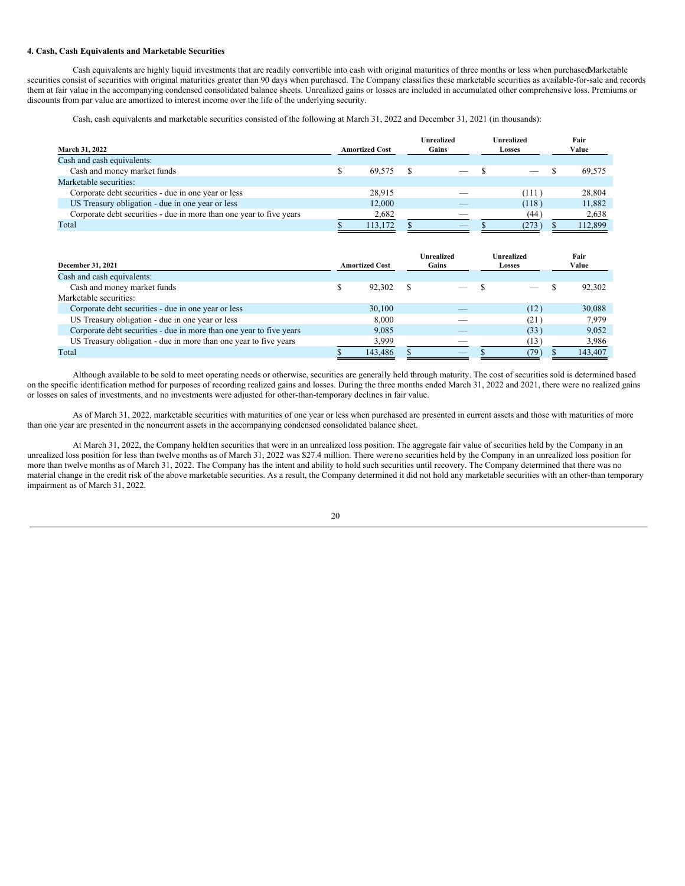#### 4. Cash, Cash Equivalents and Marketable Securities

Cash equivalents are highly liquid investments that are readily convertible into cash with original maturities of three months or less when purchased. Marketable securities consist of securities with original maturities greater than 90 days when purchased. The Company classifies these marketable securities as available-for-sale and records them at fair value in the accompanying condensed consolidated balance sheets. Unrealized gains or losses are included in accumulated other comprehensive loss. Premiums or discounts from par value are amortized to interest income over the life of the underlying security.

Cash, cash equivalents and marketable securities consisted of the following at March 31, 2022 and December 31, 2021 (in thousands):

| March 31, 2022 | Amortized Cost | Unrealized Gains | Unrealized Losses | Fair Value |
|---|---|---|---|---|
| Cash and cash equivalents: | | | | |
| Cash and money market funds | $ 69,575 | $ — | $ — | $ 69,575 |
| Marketable securities: | | | | |
| Corporate debt securities - due in one year or less | 28,915 | — | (111) | 28,804 |
| US Treasury obligation - due in one year or less | 12,000 | — | (118) | 11,882 |
| Corporate debt securities - due in more than one year to five years | 2,682 | — | (44) | 2,638 |
| Total | $ 113,172 | $ — | $ (273) | $ 112,899 |

| December 31, 2021 | Amortized Cost | Unrealized Gains | Unrealized Losses | Fair Value |
|---|---|---|---|---|
| Cash and cash equivalents: | | | | |
| Cash and money market funds | $ 92,302 | $ — | $ — | $ 92,302 |
| Marketable securities: | | | | |
| Corporate debt securities - due in one year or less | 30,100 | — | (12) | 30,088 |
| US Treasury obligation - due in one year or less | 8,000 | — | (21) | 7,979 |
| Corporate debt securities - due in more than one year to five years | 9,085 | — | (33) | 9,052 |
| US Treasury obligation - due in more than one year to five years | 3,999 | — | (13) | 3,986 |
| Total | $ 143,486 | $ — | $ (79) | $ 143,407 |

Although available to be sold to meet operating needs or otherwise, securities are generally held through maturity. The cost of securities sold is determined based on the specific identification method for purposes of recording realized gains and losses. During the three months ended March 31, 2022 and 2021, there were no realized gains or losses on sales of investments, and no investments were adjusted for other-than-temporary declines in fair value.

As of March 31, 2022, marketable securities with maturities of one year or less when purchased are presented in current assets and those with maturities of more than one year are presented in the noncurrent assets in the accompanying condensed consolidated balance sheet.

At March 31, 2022, the Company held ten securities that were in an unrealized loss position. The aggregate fair value of securities held by the Company in an unrealized loss position for less than twelve months as of March 31, 2022 was $27.4 million. There were no securities held by the Company in an unrealized loss position for more than twelve months as of March 31, 2022. The Company has the intent and ability to hold such securities until recovery. The Company determined that there was no material change in the credit risk of the above marketable securities. As a result, the Company determined it did not hold any marketable securities with an other-than temporary impairment as of March 31, 2022.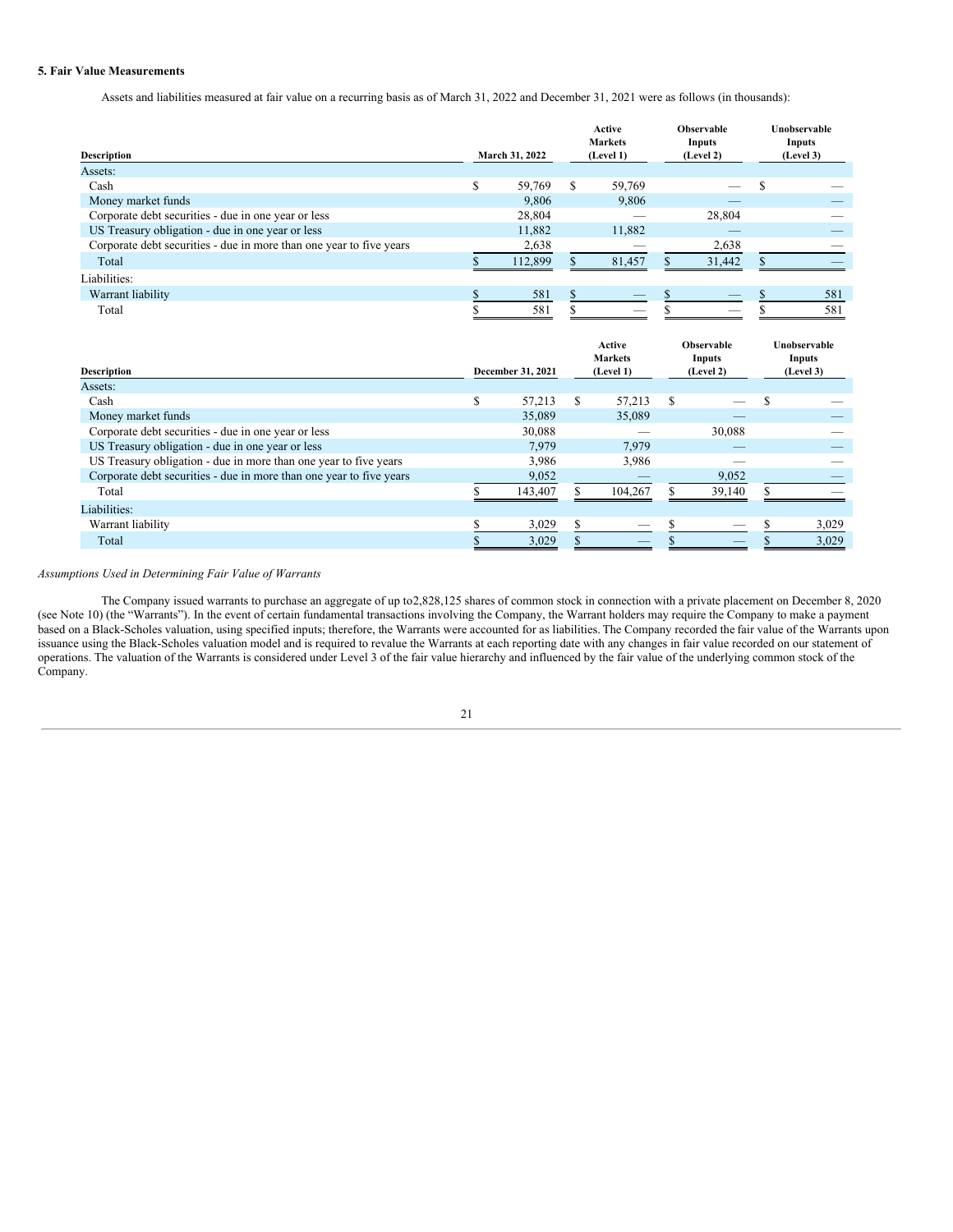### 5. Fair Value Measurements

Assets and liabilities measured at fair value on a recurring basis as of March 31, 2022 and December 31, 2021 were as follows (in thousands):

| Description | March 31, 2022 | Active Markets (Level 1) | Observable Inputs (Level 2) | Unobservable Inputs (Level 3) |
|---|---|---|---|---|
| Assets: | | | | |
| Cash | $ 59,769 | $ 59,769 | — | $ — |
| Money market funds | 9,806 | 9,806 | — | — |
| Corporate debt securities - due in one year or less | 28,804 | — | 28,804 | — |
| US Treasury obligation - due in one year or less | 11,882 | 11,882 | — | — |
| Corporate debt securities - due in more than one year to five years | 2,638 | — | 2,638 | — |
| Total | $ 112,899 | $ 81,457 | $ 31,442 | $ — |
| Liabilities: | | | | |
| Warrant liability | $ 581 | $ — | $ — | $ 581 |
| Total | $ 581 | $ — | $ — | $ 581 |

| Description | December 31, 2021 | Active Markets (Level 1) | Observable Inputs (Level 2) | Unobservable Inputs (Level 3) |
|---|---|---|---|---|
| Assets: | | | | |
| Cash | $ 57,213 | $ 57,213 | $ — | $ — |
| Money market funds | 35,089 | 35,089 | — | — |
| Corporate debt securities - due in one year or less | 30,088 | — | 30,088 | — |
| US Treasury obligation - due in one year or less | 7,979 | 7,979 | — | — |
| US Treasury obligation - due in more than one year to five years | 3,986 | 3,986 | — | — |
| Corporate debt securities - due in more than one year to five years | 9,052 | — | 9,052 | — |
| Total | $ 143,407 | $ 104,267 | $ 39,140 | $ — |
| Liabilities: | | | | |
| Warrant liability | $ 3,029 | $ — | $ — | $ 3,029 |
| Total | $ 3,029 | $ — | $ — | $ 3,029 |

*Assumptions Used in Determining Fair Value of Warrants*

The Company issued warrants to purchase an aggregate of up to2,828,125 shares of common stock in connection with a private placement on December 8, 2020 (see Note 10) (the "Warrants"). In the event of certain fundamental transactions involving the Company, the Warrant holders may require the Company to make a payment based on a Black-Scholes valuation, using specified inputs; therefore, the Warrants were accounted for as liabilities. The Company recorded the fair value of the Warrants upon issuance using the Black-Scholes valuation model and is required to revalue the Warrants at each reporting date with any changes in fair value recorded on our statement of operations. The valuation of the Warrants is considered under Level 3 of the fair value hierarchy and influenced by the fair value of the underlying common stock of the Company.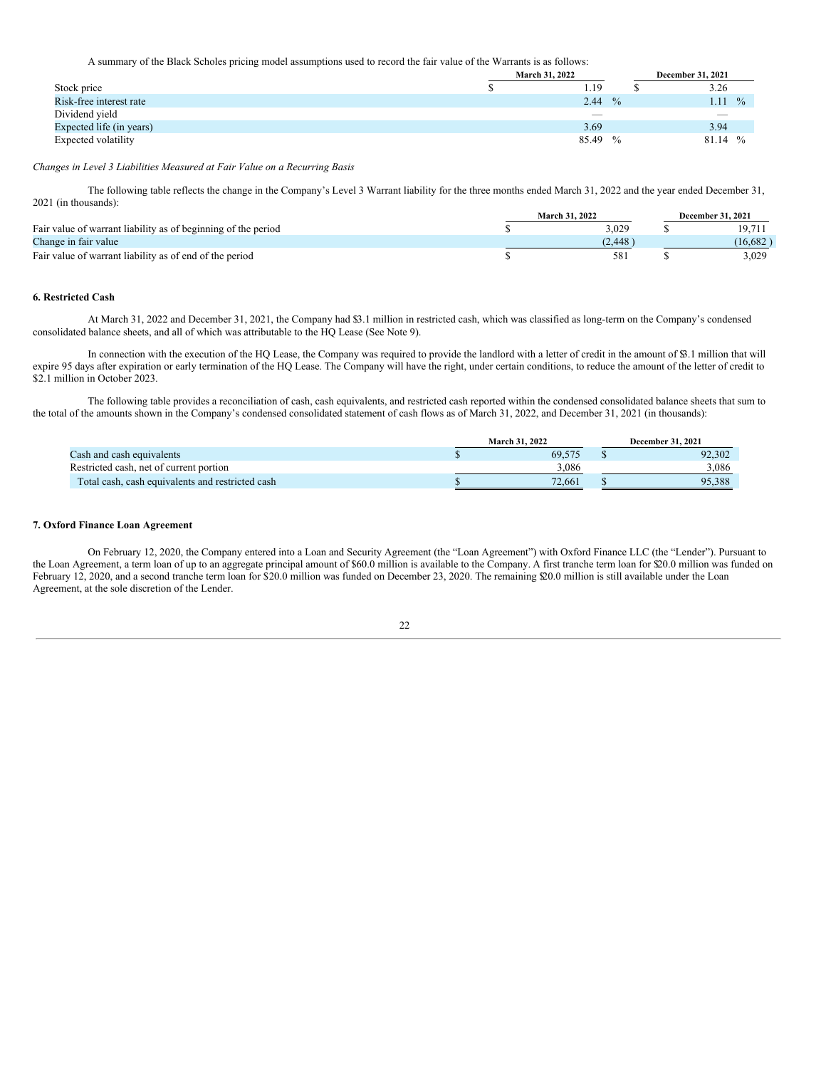A summary of the Black Scholes pricing model assumptions used to record the fair value of the Warrants is as follows:

| | March 31, 2022 | December 31, 2021 |
|---|---|---|
| Stock price | $ 1.19 | $ 3.26 |
| Risk-free interest rate | 2.44 % | 1.11 % |
| Dividend yield | — | — |
| Expected life (in years) | 3.69 | 3.94 |
| Expected volatility | 85.49 % | 81.14 % |

*Changes in Level 3 Liabilities Measured at Fair Value on a Recurring Basis*

The following table reflects the change in the Company's Level 3 Warrant liability for the three months ended March 31, 2022 and the year ended December 31, 2021 (in thousands):

| | March 31, 2022 | December 31, 2021 |
|---|---|---|
| Fair value of warrant liability as of beginning of the period | $ 3,029 | $ 19,711 |
| Change in fair value | (2,448 ) | (16,682 ) |
| Fair value of warrant liability as of end of the period | $ 581 | $ 3,029 |

**6. Restricted Cash**

At March 31, 2022 and December 31, 2021, the Company had $3.1 million in restricted cash, which was classified as long-term on the Company's condensed consolidated balance sheets, and all of which was attributable to the HQ Lease (See Note 9).

In connection with the execution of the HQ Lease, the Company was required to provide the landlord with a letter of credit in the amount of $3.1 million that will expire 95 days after expiration or early termination of the HQ Lease. The Company will have the right, under certain conditions, to reduce the amount of the letter of credit to $2.1 million in October 2023.

The following table provides a reconciliation of cash, cash equivalents, and restricted cash reported within the condensed consolidated balance sheets that sum to the total of the amounts shown in the Company's condensed consolidated statement of cash flows as of March 31, 2022, and December 31, 2021 (in thousands):

| | March 31, 2022 | December 31, 2021 |
|---|---|---|
| Cash and cash equivalents | $ 69,575 | $ 92,302 |
| Restricted cash, net of current portion | 3,086 | 3,086 |
| Total cash, cash equivalents and restricted cash | $ 72,661 | $ 95,388 |

**7. Oxford Finance Loan Agreement**

On February 12, 2020, the Company entered into a Loan and Security Agreement (the "Loan Agreement") with Oxford Finance LLC (the "Lender"). Pursuant to the Loan Agreement, a term loan of up to an aggregate principal amount of $60.0 million is available to the Company. A first tranche term loan for $20.0 million was funded on February 12, 2020, and a second tranche term loan for $20.0 million was funded on December 23, 2020. The remaining $20.0 million is still available under the Loan Agreement, at the sole discretion of the Lender.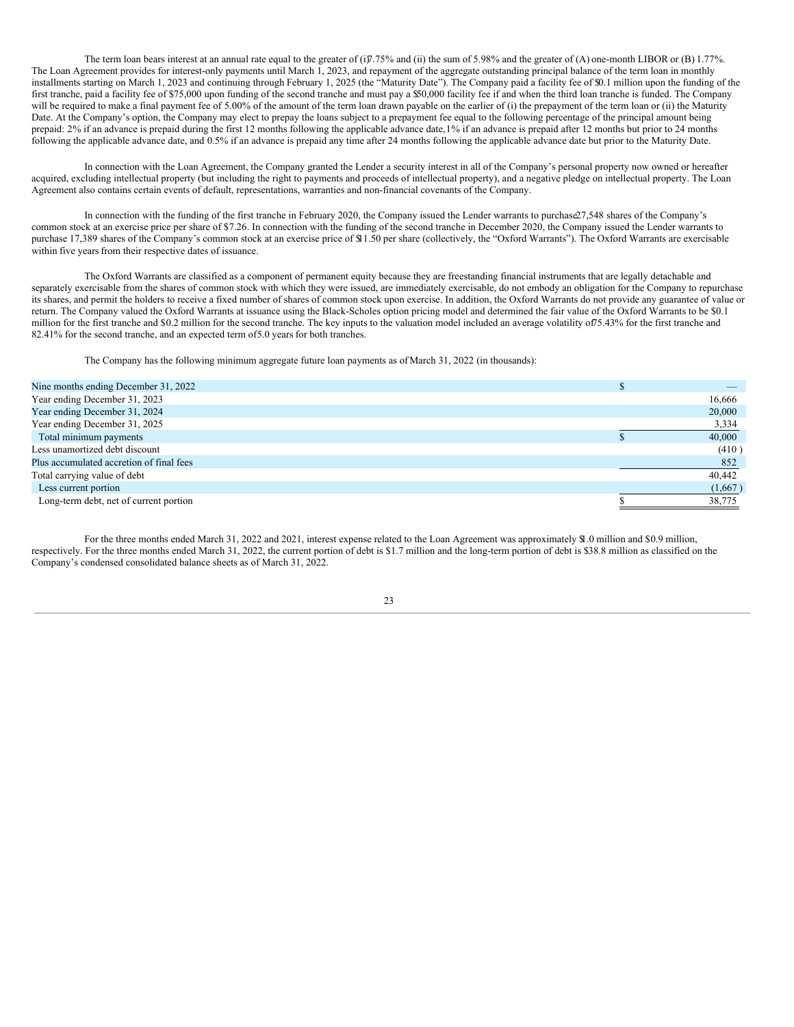The term loan bears interest at an annual rate equal to the greater of (i) 7.75% and (ii) the sum of 5.98% and the greater of (A) one-month LIBOR or (B) 1.77%. The Loan Agreement provides for interest-only payments until March 1, 2023, and repayment of the aggregate outstanding principal balance of the term loan in monthly installments starting on March 1, 2023 and continuing through February 1, 2025 (the "Maturity Date"). The Company paid a facility fee of $0.1 million upon the funding of the first tranche, paid a facility fee of $75,000 upon funding of the second tranche and must pay a $50,000 facility fee if and when the third loan tranche is funded. The Company will be required to make a final payment fee of 5.00% of the amount of the term loan drawn payable on the earlier of (i) the prepayment of the term loan or (ii) the Maturity Date. At the Company's option, the Company may elect to prepay the loans subject to a prepayment fee equal to the following percentage of the principal amount being prepaid: 2% if an advance is prepaid during the first 12 months following the applicable advance date, 1% if an advance is prepaid after 12 months but prior to 24 months following the applicable advance date, and 0.5% if an advance is prepaid any time after 24 months following the applicable advance date but prior to the Maturity Date.

In connection with the Loan Agreement, the Company granted the Lender a security interest in all of the Company's personal property now owned or hereafter acquired, excluding intellectual property (but including the right to payments and proceeds of intellectual property), and a negative pledge on intellectual property. The Loan Agreement also contains certain events of default, representations, warranties and non-financial covenants of the Company.

In connection with the funding of the first tranche in February 2020, the Company issued the Lender warrants to purchase 27,548 shares of the Company's common stock at an exercise price per share of $7.26. In connection with the funding of the second tranche in December 2020, the Company issued the Lender warrants to purchase 17,389 shares of the Company's common stock at an exercise price of $11.50 per share (collectively, the "Oxford Warrants"). The Oxford Warrants are exercisable within five years from their respective dates of issuance.

The Oxford Warrants are classified as a component of permanent equity because they are freestanding financial instruments that are legally detachable and separately exercisable from the shares of common stock with which they were issued, are immediately exercisable, do not embody an obligation for the Company to repurchase its shares, and permit the holders to receive a fixed number of shares of common stock upon exercise. In addition, the Oxford Warrants do not provide any guarantee of value or return. The Company valued the Oxford Warrants at issuance using the Black-Scholes option pricing model and determined the fair value of the Oxford Warrants to be $0.1 million for the first tranche and $0.2 million for the second tranche. The key inputs to the valuation model included an average volatility of 75.43% for the first tranche and 82.41% for the second tranche, and an expected term of 5.0 years for both tranches.

The Company has the following minimum aggregate future loan payments as of March 31, 2022 (in thousands):

| | |
|---|---|
| Nine months ending December 31, 2022 | $ — |
| Year ending December 31, 2023 | 16,666 |
| Year ending December 31, 2024 | 20,000 |
| Year ending December 31, 2025 | 3,334 |
| Total minimum payments | $ 40,000 |
| Less unamortized debt discount | (410) |
| Plus accumulated accretion of final fees | 852 |
| Total carrying value of debt | 40,442 |
| Less current portion | (1,667) |
| Long-term debt, net of current portion | $ 38,775 |

For the three months ended March 31, 2022 and 2021, interest expense related to the Loan Agreement was approximately $1.0 million and $0.9 million, respectively. For the three months ended March 31, 2022, the current portion of debt is $1.7 million and the long-term portion of debt is $38.8 million as classified on the Company's condensed consolidated balance sheets as of March 31, 2022.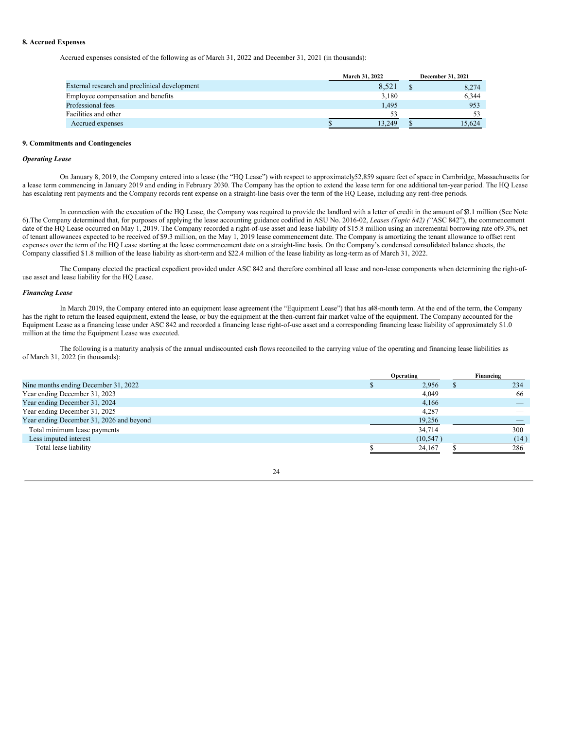### 8. Accrued Expenses

Accrued expenses consisted of the following as of March 31, 2022 and December 31, 2021 (in thousands):

| | March 31, 2022 | December 31, 2021 |
|---|---|---|
| External research and preclinical development | 8,521 | $ 8,274 |
| Employee compensation and benefits | 3,180 | 6,344 |
| Professional fees | 1,495 | 953 |
| Facilities and other | 53 | 53 |
| Accrued expenses | $ 13,249 | $ 15,624 |

### 9. Commitments and Contingencies

***Operating Lease***

On January 8, 2019, the Company entered into a lease (the "HQ Lease") with respect to approximately52,859 square feet of space in Cambridge, Massachusetts for a lease term commencing in January 2019 and ending in February 2030. The Company has the option to extend the lease term for one additional ten-year period. The HQ Lease has escalating rent payments and the Company records rent expense on a straight-line basis over the term of the HQ Lease, including any rent-free periods.

In connection with the execution of the HQ Lease, the Company was required to provide the landlord with a letter of credit in the amount of $3.1 million (See Note 6).The Company determined that, for purposes of applying the lease accounting guidance codified in ASU No. 2016-02, *Leases (Topic 842) ("*ASC 842"), the commencement date of the HQ Lease occurred on May 1, 2019. The Company recorded a right-of-use asset and lease liability of $15.8 million using an incremental borrowing rate of9.3%, net of tenant allowances expected to be received of $9.3 million, on the May 1, 2019 lease commencement date. The Company is amortizing the tenant allowance to offset rent expenses over the term of the HQ Lease starting at the lease commencement date on a straight-line basis. On the Company's condensed consolidated balance sheets, the Company classified $1.8 million of the lease liability as short-term and $22.4 million of the lease liability as long-term as of March 31, 2022.

The Company elected the practical expedient provided under ASC 842 and therefore combined all lease and non-lease components when determining the right-of-use asset and lease liability for the HQ Lease.

***Financing Lease***

In March 2019, the Company entered into an equipment lease agreement (the "Equipment Lease") that has a48-month term. At the end of the term, the Company has the right to return the leased equipment, extend the lease, or buy the equipment at the then-current fair market value of the equipment. The Company accounted for the Equipment Lease as a financing lease under ASC 842 and recorded a financing lease right-of-use asset and a corresponding financing lease liability of approximately $1.0 million at the time the Equipment Lease was executed.

The following is a maturity analysis of the annual undiscounted cash flows reconciled to the carrying value of the operating and financing lease liabilities as of March 31, 2022 (in thousands):

| | Operating | Financing |
|---|---|---|
| Nine months ending December 31, 2022 | $ 2,956 | $ 234 |
| Year ending December 31, 2023 | 4,049 | 66 |
| Year ending December 31, 2024 | 4,166 | — |
| Year ending December 31, 2025 | 4,287 | — |
| Year ending December 31, 2026 and beyond | 19,256 | — |
| Total minimum lease payments | 34,714 | 300 |
| Less imputed interest | (10,547 ) | (14 ) |
| Total lease liability | $ 24,167 | $ 286 |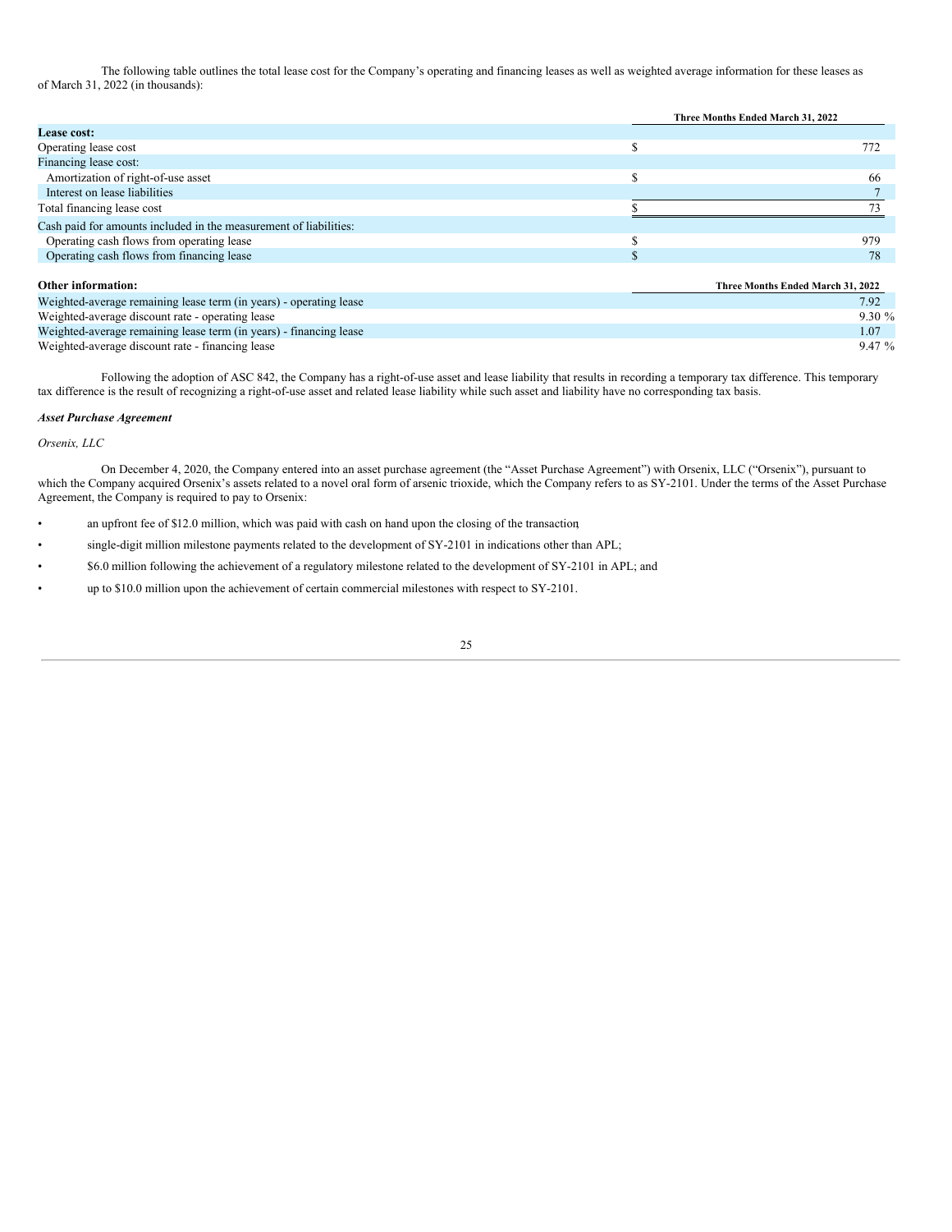The following table outlines the total lease cost for the Company's operating and financing leases as well as weighted average information for these leases as of March 31, 2022 (in thousands):

| | Three Months Ended March 31, 2022 |
|---|---|
| **Lease cost:** | |
| Operating lease cost | $ 772 |
| Financing lease cost: | |
| Amortization of right-of-use asset | $ 66 |
| Interest on lease liabilities | 7 |
| Total financing lease cost | $ 73 |
| Cash paid for amounts included in the measurement of liabilities: | |
| Operating cash flows from operating lease | $ 979 |
| Operating cash flows from financing lease | $ 78 |

| **Other information:** | Three Months Ended March 31, 2022 |
|---|---|
| Weighted-average remaining lease term (in years) - operating lease | 7.92 |
| Weighted-average discount rate - operating lease | 9.30 % |
| Weighted-average remaining lease term (in years) - financing lease | 1.07 |
| Weighted-average discount rate - financing lease | 9.47 % |

Following the adoption of ASC 842, the Company has a right-of-use asset and lease liability that results in recording a temporary tax difference. This temporary tax difference is the result of recognizing a right-of-use asset and related lease liability while such asset and liability have no corresponding tax basis.

***Asset Purchase Agreement***

*Orsenix, LLC*

On December 4, 2020, the Company entered into an asset purchase agreement (the "Asset Purchase Agreement") with Orsenix, LLC ("Orsenix"), pursuant to which the Company acquired Orsenix's assets related to a novel oral form of arsenic trioxide, which the Company refers to as SY-2101. Under the terms of the Asset Purchase Agreement, the Company is required to pay to Orsenix:

- an upfront fee of $12.0 million, which was paid with cash on hand upon the closing of the transaction;
- single-digit million milestone payments related to the development of SY-2101 in indications other than APL;
- $6.0 million following the achievement of a regulatory milestone related to the development of SY-2101 in APL; and
- up to $10.0 million upon the achievement of certain commercial milestones with respect to SY-2101.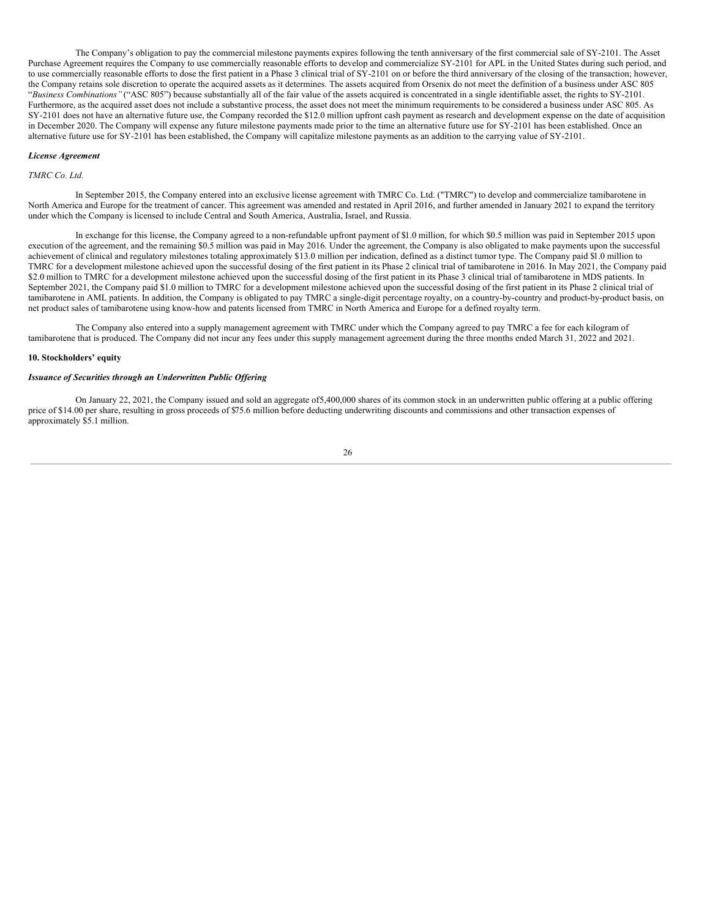The Company's obligation to pay the commercial milestone payments expires following the tenth anniversary of the first commercial sale of SY-2101. The Asset Purchase Agreement requires the Company to use commercially reasonable efforts to develop and commercialize SY-2101 for APL in the United States during such period, and to use commercially reasonable efforts to dose the first patient in a Phase 3 clinical trial of SY-2101 on or before the third anniversary of the closing of the transaction; however, the Company retains sole discretion to operate the acquired assets as it determines. The assets acquired from Orsenix do not meet the definition of a business under ASC 805 "*Business Combinations"* ("ASC 805") because substantially all of the fair value of the assets acquired is concentrated in a single identifiable asset, the rights to SY-2101. Furthermore, as the acquired asset does not include a substantive process, the asset does not meet the minimum requirements to be considered a business under ASC 805. As SY-2101 does not have an alternative future use, the Company recorded the $12.0 million upfront cash payment as research and development expense on the date of acquisition in December 2020. The Company will expense any future milestone payments made prior to the time an alternative future use for SY-2101 has been established. Once an alternative future use for SY-2101 has been established, the Company will capitalize milestone payments as an addition to the carrying value of SY-2101.

***License Agreement***

*TMRC Co. Ltd.*

In September 2015, the Company entered into an exclusive license agreement with TMRC Co. Ltd. ("TMRC") to develop and commercialize tamibarotene in North America and Europe for the treatment of cancer. This agreement was amended and restated in April 2016, and further amended in January 2021 to expand the territory under which the Company is licensed to include Central and South America, Australia, Israel, and Russia.

In exchange for this license, the Company agreed to a non-refundable upfront payment of $1.0 million, for which $0.5 million was paid in September 2015 upon execution of the agreement, and the remaining $0.5 million was paid in May 2016. Under the agreement, the Company is also obligated to make payments upon the successful achievement of clinical and regulatory milestones totaling approximately $13.0 million per indication, defined as a distinct tumor type. The Company paid $1.0 million to TMRC for a development milestone achieved upon the successful dosing of the first patient in its Phase 2 clinical trial of tamibarotene in 2016. In May 2021, the Company paid $2.0 million to TMRC for a development milestone achieved upon the successful dosing of the first patient in its Phase 3 clinical trial of tamibarotene in MDS patients. In September 2021, the Company paid $1.0 million to TMRC for a development milestone achieved upon the successful dosing of the first patient in its Phase 2 clinical trial of tamibarotene in AML patients. In addition, the Company is obligated to pay TMRC a single-digit percentage royalty, on a country-by-country and product-by-product basis, on net product sales of tamibarotene using know-how and patents licensed from TMRC in North America and Europe for a defined royalty term.

The Company also entered into a supply management agreement with TMRC under which the Company agreed to pay TMRC a fee for each kilogram of tamibarotene that is produced. The Company did not incur any fees under this supply management agreement during the three months ended March 31, 2022 and 2021.

**10. Stockholders' equity**

***Issuance of Securities through an Underwritten Public Offering***

On January 22, 2021, the Company issued and sold an aggregate of5,400,000 shares of its common stock in an underwritten public offering at a public offering price of $14.00 per share, resulting in gross proceeds of $75.6 million before deducting underwriting discounts and commissions and other transaction expenses of approximately $5.1 million.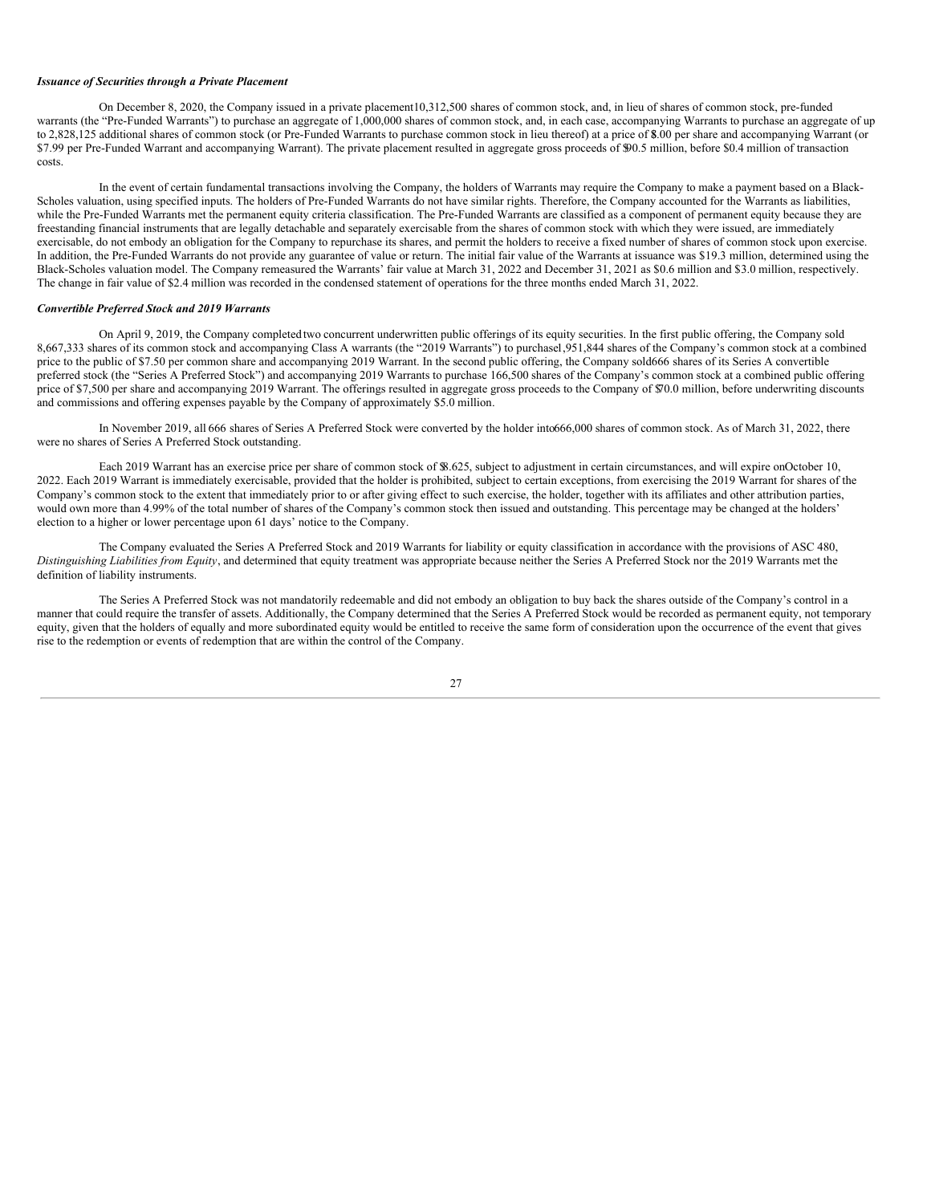***Issuance of Securities through a Private Placement***

On December 8, 2020, the Company issued in a private placement 10,312,500 shares of common stock, and, in lieu of shares of common stock, pre-funded warrants (the "Pre-Funded Warrants") to purchase an aggregate of 1,000,000 shares of common stock, and, in each case, accompanying Warrants to purchase an aggregate of up to 2,828,125 additional shares of common stock (or Pre-Funded Warrants to purchase common stock in lieu thereof) at a price of $8.00 per share and accompanying Warrant (or $7.99 per Pre-Funded Warrant and accompanying Warrant). The private placement resulted in aggregate gross proceeds of $90.5 million, before $0.4 million of transaction costs.

In the event of certain fundamental transactions involving the Company, the holders of Warrants may require the Company to make a payment based on a Black-Scholes valuation, using specified inputs. The holders of Pre-Funded Warrants do not have similar rights. Therefore, the Company accounted for the Warrants as liabilities, while the Pre-Funded Warrants met the permanent equity criteria classification. The Pre-Funded Warrants are classified as a component of permanent equity because they are freestanding financial instruments that are legally detachable and separately exercisable from the shares of common stock with which they were issued, are immediately exercisable, do not embody an obligation for the Company to repurchase its shares, and permit the holders to receive a fixed number of shares of common stock upon exercise. In addition, the Pre-Funded Warrants do not provide any guarantee of value or return. The initial fair value of the Warrants at issuance was $19.3 million, determined using the Black-Scholes valuation model. The Company remeasured the Warrants' fair value at March 31, 2022 and December 31, 2021 as $0.6 million and $3.0 million, respectively. The change in fair value of $2.4 million was recorded in the condensed statement of operations for the three months ended March 31, 2022.

***Convertible Preferred Stock and 2019 Warrants***

On April 9, 2019, the Company completed two concurrent underwritten public offerings of its equity securities. In the first public offering, the Company sold 8,667,333 shares of its common stock and accompanying Class A warrants (the "2019 Warrants") to purchase 1,951,844 shares of the Company's common stock at a combined price to the public of $7.50 per common share and accompanying 2019 Warrant. In the second public offering, the Company sold 666 shares of its Series A convertible preferred stock (the "Series A Preferred Stock") and accompanying 2019 Warrants to purchase 166,500 shares of the Company's common stock at a combined public offering price of $7,500 per share and accompanying 2019 Warrant. The offerings resulted in aggregate gross proceeds to the Company of $70.0 million, before underwriting discounts and commissions and offering expenses payable by the Company of approximately $5.0 million.

In November 2019, all 666 shares of Series A Preferred Stock were converted by the holder into 666,000 shares of common stock. As of March 31, 2022, there were no shares of Series A Preferred Stock outstanding.

Each 2019 Warrant has an exercise price per share of common stock of $8.625, subject to adjustment in certain circumstances, and will expire on October 10, 2022. Each 2019 Warrant is immediately exercisable, provided that the holder is prohibited, subject to certain exceptions, from exercising the 2019 Warrant for shares of the Company's common stock to the extent that immediately prior to or after giving effect to such exercise, the holder, together with its affiliates and other attribution parties, would own more than 4.99% of the total number of shares of the Company's common stock then issued and outstanding. This percentage may be changed at the holders' election to a higher or lower percentage upon 61 days' notice to the Company.

The Company evaluated the Series A Preferred Stock and 2019 Warrants for liability or equity classification in accordance with the provisions of ASC 480, *Distinguishing Liabilities from Equity*, and determined that equity treatment was appropriate because neither the Series A Preferred Stock nor the 2019 Warrants met the definition of liability instruments.

The Series A Preferred Stock was not mandatorily redeemable and did not embody an obligation to buy back the shares outside of the Company's control in a manner that could require the transfer of assets. Additionally, the Company determined that the Series A Preferred Stock would be recorded as permanent equity, not temporary equity, given that the holders of equally and more subordinated equity would be entitled to receive the same form of consideration upon the occurrence of the event that gives rise to the redemption or events of redemption that are within the control of the Company.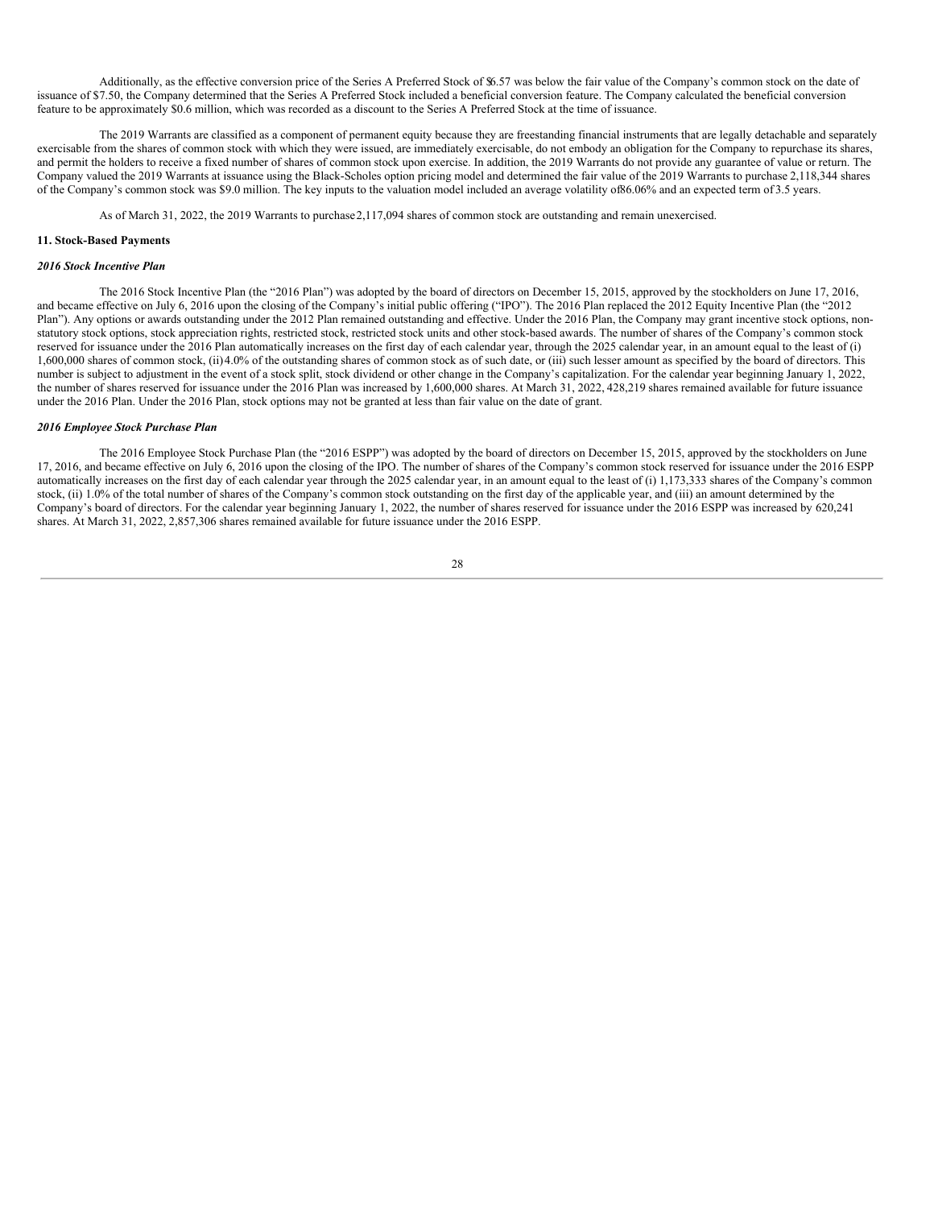Additionally, as the effective conversion price of the Series A Preferred Stock of $6.57 was below the fair value of the Company's common stock on the date of issuance of $7.50, the Company determined that the Series A Preferred Stock included a beneficial conversion feature. The Company calculated the beneficial conversion feature to be approximately $0.6 million, which was recorded as a discount to the Series A Preferred Stock at the time of issuance.

The 2019 Warrants are classified as a component of permanent equity because they are freestanding financial instruments that are legally detachable and separately exercisable from the shares of common stock with which they were issued, are immediately exercisable, do not embody an obligation for the Company to repurchase its shares, and permit the holders to receive a fixed number of shares of common stock upon exercise. In addition, the 2019 Warrants do not provide any guarantee of value or return. The Company valued the 2019 Warrants at issuance using the Black-Scholes option pricing model and determined the fair value of the 2019 Warrants to purchase 2,118,344 shares of the Company's common stock was $9.0 million. The key inputs to the valuation model included an average volatility of 86.06% and an expected term of 3.5 years.

As of March 31, 2022, the 2019 Warrants to purchase 2,117,094 shares of common stock are outstanding and remain unexercised.

**11. Stock-Based Payments**

***2016 Stock Incentive Plan***

The 2016 Stock Incentive Plan (the "2016 Plan") was adopted by the board of directors on December 15, 2015, approved by the stockholders on June 17, 2016, and became effective on July 6, 2016 upon the closing of the Company's initial public offering ("IPO"). The 2016 Plan replaced the 2012 Equity Incentive Plan (the "2012 Plan"). Any options or awards outstanding under the 2012 Plan remained outstanding and effective. Under the 2016 Plan, the Company may grant incentive stock options, non-statutory stock options, stock appreciation rights, restricted stock, restricted stock units and other stock-based awards. The number of shares of the Company's common stock reserved for issuance under the 2016 Plan automatically increases on the first day of each calendar year, through the 2025 calendar year, in an amount equal to the least of (i) 1,600,000 shares of common stock, (ii) 4.0% of the outstanding shares of common stock as of such date, or (iii) such lesser amount as specified by the board of directors. This number is subject to adjustment in the event of a stock split, stock dividend or other change in the Company's capitalization. For the calendar year beginning January 1, 2022, the number of shares reserved for issuance under the 2016 Plan was increased by 1,600,000 shares. At March 31, 2022, 428,219 shares remained available for future issuance under the 2016 Plan. Under the 2016 Plan, stock options may not be granted at less than fair value on the date of grant.

***2016 Employee Stock Purchase Plan***

The 2016 Employee Stock Purchase Plan (the "2016 ESPP") was adopted by the board of directors on December 15, 2015, approved by the stockholders on June 17, 2016, and became effective on July 6, 2016 upon the closing of the IPO. The number of shares of the Company's common stock reserved for issuance under the 2016 ESPP automatically increases on the first day of each calendar year through the 2025 calendar year, in an amount equal to the least of (i) 1,173,333 shares of the Company's common stock, (ii) 1.0% of the total number of shares of the Company's common stock outstanding on the first day of the applicable year, and (iii) an amount determined by the Company's board of directors. For the calendar year beginning January 1, 2022, the number of shares reserved for issuance under the 2016 ESPP was increased by 620,241 shares. At March 31, 2022, 2,857,306 shares remained available for future issuance under the 2016 ESPP.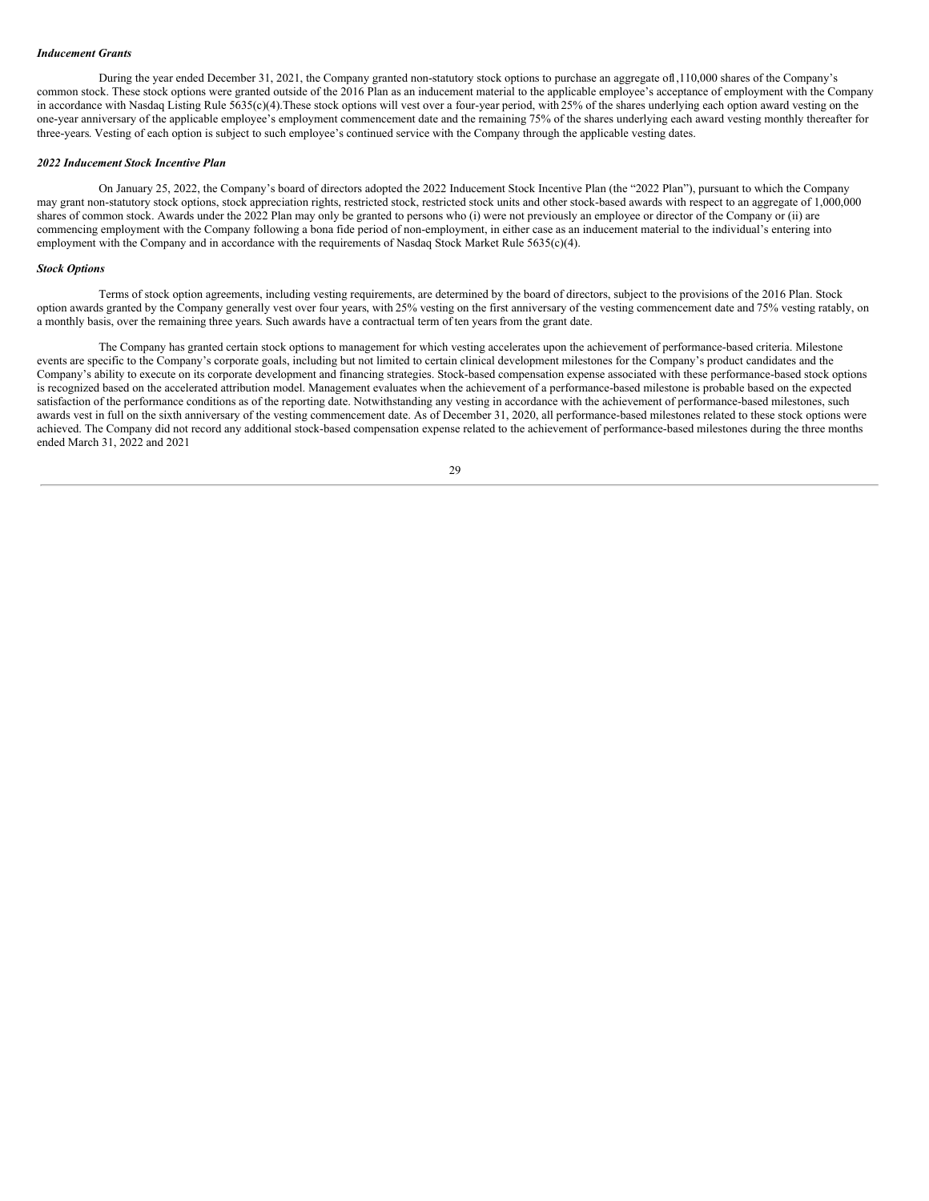***Inducement Grants***

During the year ended December 31, 2021, the Company granted non-statutory stock options to purchase an aggregate of1,110,000 shares of the Company's common stock. These stock options were granted outside of the 2016 Plan as an inducement material to the applicable employee's acceptance of employment with the Company in accordance with Nasdaq Listing Rule 5635(c)(4).These stock options will vest over a four-year period, with 25% of the shares underlying each option award vesting on the one-year anniversary of the applicable employee's employment commencement date and the remaining 75% of the shares underlying each award vesting monthly thereafter for three-years. Vesting of each option is subject to such employee's continued service with the Company through the applicable vesting dates.

***2022 Inducement Stock Incentive Plan***

On January 25, 2022, the Company's board of directors adopted the 2022 Inducement Stock Incentive Plan (the "2022 Plan"), pursuant to which the Company may grant non-statutory stock options, stock appreciation rights, restricted stock, restricted stock units and other stock-based awards with respect to an aggregate of 1,000,000 shares of common stock. Awards under the 2022 Plan may only be granted to persons who (i) were not previously an employee or director of the Company or (ii) are commencing employment with the Company following a bona fide period of non-employment, in either case as an inducement material to the individual's entering into employment with the Company and in accordance with the requirements of Nasdaq Stock Market Rule 5635(c)(4).

***Stock Options***

Terms of stock option agreements, including vesting requirements, are determined by the board of directors, subject to the provisions of the 2016 Plan. Stock option awards granted by the Company generally vest over four years, with 25% vesting on the first anniversary of the vesting commencement date and 75% vesting ratably, on a monthly basis, over the remaining three years. Such awards have a contractual term of ten years from the grant date.

The Company has granted certain stock options to management for which vesting accelerates upon the achievement of performance-based criteria. Milestone events are specific to the Company's corporate goals, including but not limited to certain clinical development milestones for the Company's product candidates and the Company's ability to execute on its corporate development and financing strategies. Stock-based compensation expense associated with these performance-based stock options is recognized based on the accelerated attribution model. Management evaluates when the achievement of a performance-based milestone is probable based on the expected satisfaction of the performance conditions as of the reporting date. Notwithstanding any vesting in accordance with the achievement of performance-based milestones, such awards vest in full on the sixth anniversary of the vesting commencement date. As of December 31, 2020, all performance-based milestones related to these stock options were achieved. The Company did not record any additional stock-based compensation expense related to the achievement of performance-based milestones during the three months ended March 31, 2022 and 2021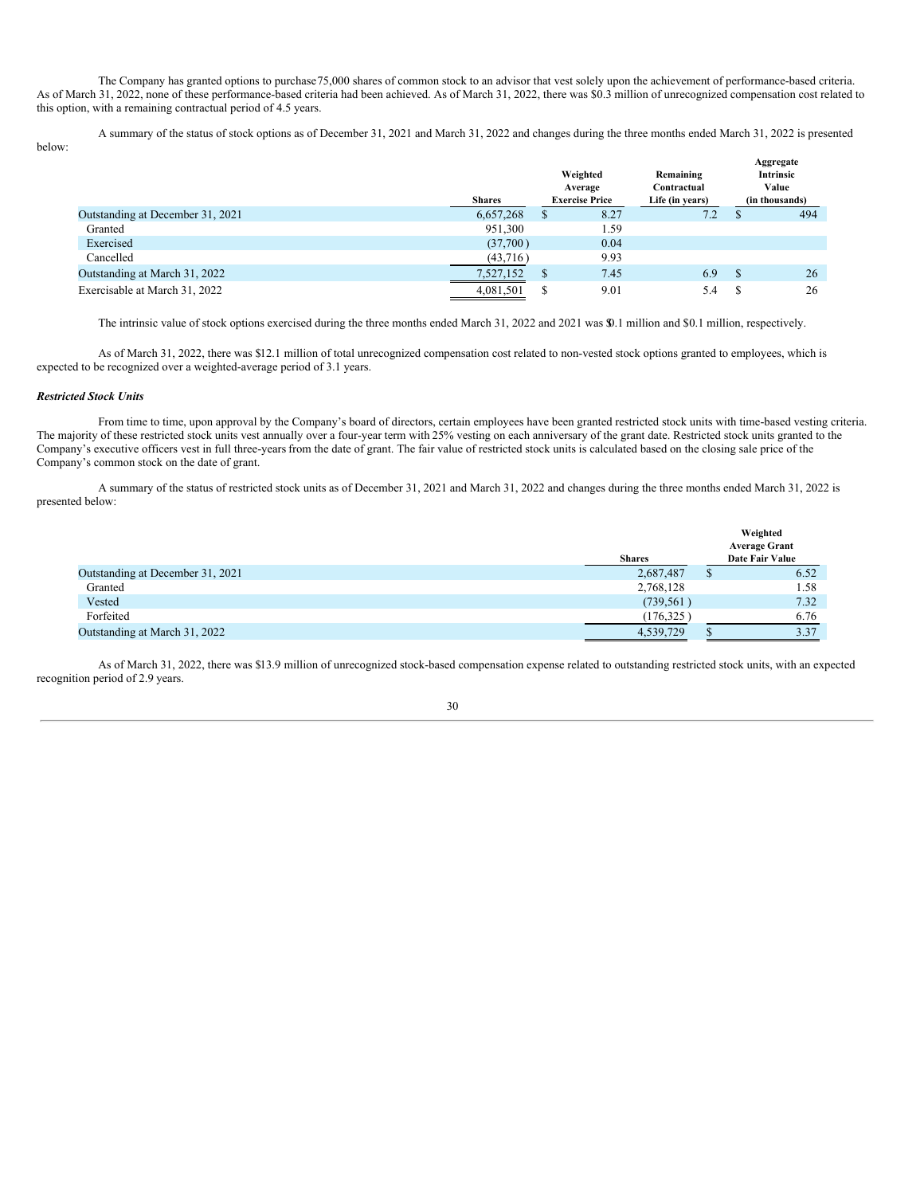The Company has granted options to purchase 75,000 shares of common stock to an advisor that vest solely upon the achievement of performance-based criteria. As of March 31, 2022, none of these performance-based criteria had been achieved. As of March 31, 2022, there was $0.3 million of unrecognized compensation cost related to this option, with a remaining contractual period of 4.5 years.

A summary of the status of stock options as of December 31, 2021 and March 31, 2022 and changes during the three months ended March 31, 2022 is presented below:

| | Shares | Weighted Average Exercise Price | Remaining Contractual Life (in years) | Aggregate Intrinsic Value (in thousands) |
|---|---|---|---|---|
| Outstanding at December 31, 2021 | 6,657,268 | $ 8.27 | 7.2 | $ 494 |
| Granted | 951,300 | 1.59 | | |
| Exercised | (37,700 ) | 0.04 | | |
| Cancelled | (43,716 ) | 9.93 | | |
| Outstanding at March 31, 2022 | 7,527,152 | $ 7.45 | 6.9 | $ 26 |
| Exercisable at March 31, 2022 | 4,081,501 | $ 9.01 | 5.4 | $ 26 |

The intrinsic value of stock options exercised during the three months ended March 31, 2022 and 2021 was $0.1 million and $0.1 million, respectively.

As of March 31, 2022, there was $12.1 million of total unrecognized compensation cost related to non-vested stock options granted to employees, which is expected to be recognized over a weighted-average period of 3.1 years.

***Restricted Stock Units***

From time to time, upon approval by the Company's board of directors, certain employees have been granted restricted stock units with time-based vesting criteria. The majority of these restricted stock units vest annually over a four-year term with 25% vesting on each anniversary of the grant date. Restricted stock units granted to the Company's executive officers vest in full three-years from the date of grant. The fair value of restricted stock units is calculated based on the closing sale price of the Company's common stock on the date of grant.

A summary of the status of restricted stock units as of December 31, 2021 and March 31, 2022 and changes during the three months ended March 31, 2022 is presented below:

| | Shares | Weighted Average Grant Date Fair Value |
|---|---|---|
| Outstanding at December 31, 2021 | 2,687,487 | $ 6.52 |
| Granted | 2,768,128 | 1.58 |
| Vested | (739,561 ) | 7.32 |
| Forfeited | (176,325 ) | 6.76 |
| Outstanding at March 31, 2022 | 4,539,729 | $ 3.37 |

As of March 31, 2022, there was $13.9 million of unrecognized stock-based compensation expense related to outstanding restricted stock units, with an expected recognition period of 2.9 years.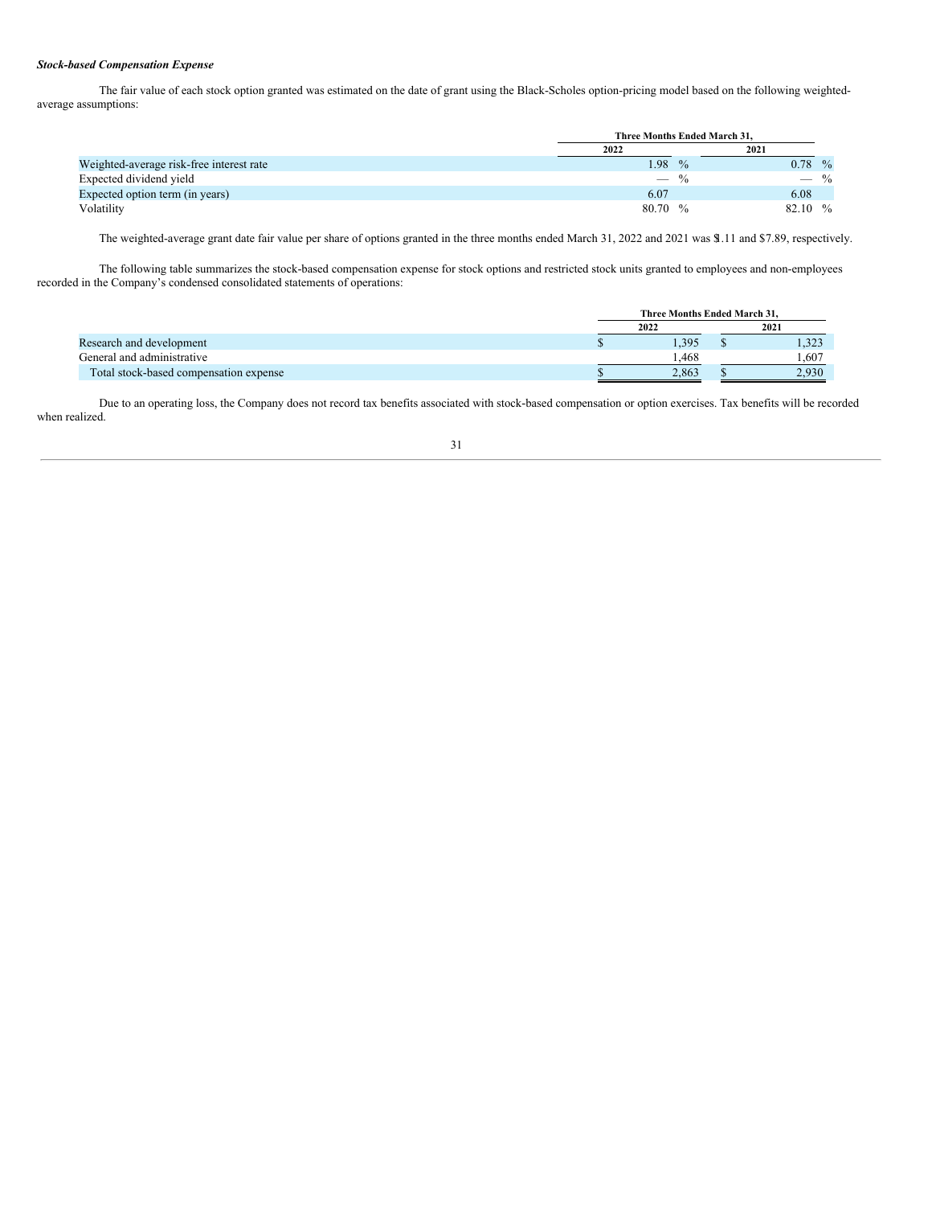***Stock-based Compensation Expense***

The fair value of each stock option granted was estimated on the date of grant using the Black-Scholes option-pricing model based on the following weighted-average assumptions:

| | Three Months Ended March 31, | |
|---|---|---|
| | 2022 | 2021 |
| Weighted-average risk-free interest rate | 1.98 % | 0.78 % |
| Expected dividend yield | — % | — % |
| Expected option term (in years) | 6.07 | 6.08 |
| Volatility | 80.70 % | 82.10 % |

The weighted-average grant date fair value per share of options granted in the three months ended March 31, 2022 and 2021 was $1.11 and $7.89, respectively.

The following table summarizes the stock-based compensation expense for stock options and restricted stock units granted to employees and non-employees recorded in the Company's condensed consolidated statements of operations:

| | Three Months Ended March 31, | |
|---|---|---|
| | 2022 | 2021 |
| Research and development | $ 1,395 | $ 1,323 |
| General and administrative | 1,468 | 1,607 |
| Total stock-based compensation expense | $ 2,863 | $ 2,930 |

Due to an operating loss, the Company does not record tax benefits associated with stock-based compensation or option exercises. Tax benefits will be recorded when realized.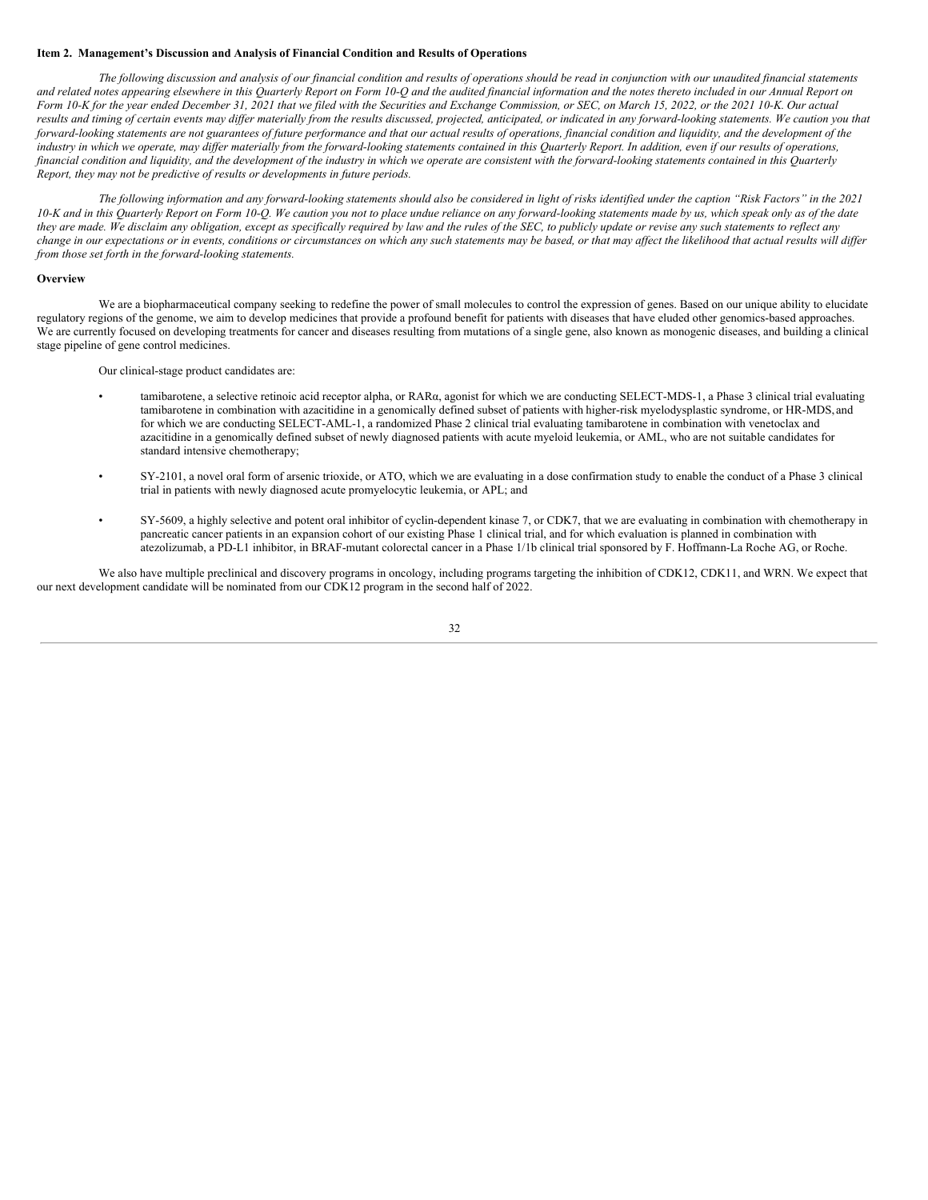**Item 2. Management's Discussion and Analysis of Financial Condition and Results of Operations**

*The following discussion and analysis of our financial condition and results of operations should be read in conjunction with our unaudited financial statements and related notes appearing elsewhere in this Quarterly Report on Form 10-Q and the audited financial information and the notes thereto included in our Annual Report on Form 10-K for the year ended December 31, 2021 that we filed with the Securities and Exchange Commission, or SEC, on March 15, 2022, or the 2021 10-K. Our actual results and timing of certain events may differ materially from the results discussed, projected, anticipated, or indicated in any forward-looking statements. We caution you that forward-looking statements are not guarantees of future performance and that our actual results of operations, financial condition and liquidity, and the development of the industry in which we operate, may differ materially from the forward-looking statements contained in this Quarterly Report. In addition, even if our results of operations, financial condition and liquidity, and the development of the industry in which we operate are consistent with the forward-looking statements contained in this Quarterly Report, they may not be predictive of results or developments in future periods.*

*The following information and any forward-looking statements should also be considered in light of risks identified under the caption "Risk Factors" in the 2021 10-K and in this Quarterly Report on Form 10-Q. We caution you not to place undue reliance on any forward-looking statements made by us, which speak only as of the date they are made. We disclaim any obligation, except as specifically required by law and the rules of the SEC, to publicly update or revise any such statements to reflect any change in our expectations or in events, conditions or circumstances on which any such statements may be based, or that may affect the likelihood that actual results will differ from those set forth in the forward-looking statements.*

**Overview**

We are a biopharmaceutical company seeking to redefine the power of small molecules to control the expression of genes. Based on our unique ability to elucidate regulatory regions of the genome, we aim to develop medicines that provide a profound benefit for patients with diseases that have eluded other genomics-based approaches. We are currently focused on developing treatments for cancer and diseases resulting from mutations of a single gene, also known as monogenic diseases, and building a clinical stage pipeline of gene control medicines.

Our clinical-stage product candidates are:

- tamibarotene, a selective retinoic acid receptor alpha, or RARα, agonist for which we are conducting SELECT-MDS-1, a Phase 3 clinical trial evaluating tamibarotene in combination with azacitidine in a genomically defined subset of patients with higher-risk myelodysplastic syndrome, or HR-MDS, and for which we are conducting SELECT-AML-1, a randomized Phase 2 clinical trial evaluating tamibarotene in combination with venetoclax and azacitidine in a genomically defined subset of newly diagnosed patients with acute myeloid leukemia, or AML, who are not suitable candidates for standard intensive chemotherapy;
- SY-2101, a novel oral form of arsenic trioxide, or ATO, which we are evaluating in a dose confirmation study to enable the conduct of a Phase 3 clinical trial in patients with newly diagnosed acute promyelocytic leukemia, or APL; and
- SY-5609, a highly selective and potent oral inhibitor of cyclin-dependent kinase 7, or CDK7, that we are evaluating in combination with chemotherapy in pancreatic cancer patients in an expansion cohort of our existing Phase 1 clinical trial, and for which evaluation is planned in combination with atezolizumab, a PD-L1 inhibitor, in BRAF-mutant colorectal cancer in a Phase 1/1b clinical trial sponsored by F. Hoffmann-La Roche AG, or Roche.

We also have multiple preclinical and discovery programs in oncology, including programs targeting the inhibition of CDK12, CDK11, and WRN. We expect that our next development candidate will be nominated from our CDK12 program in the second half of 2022.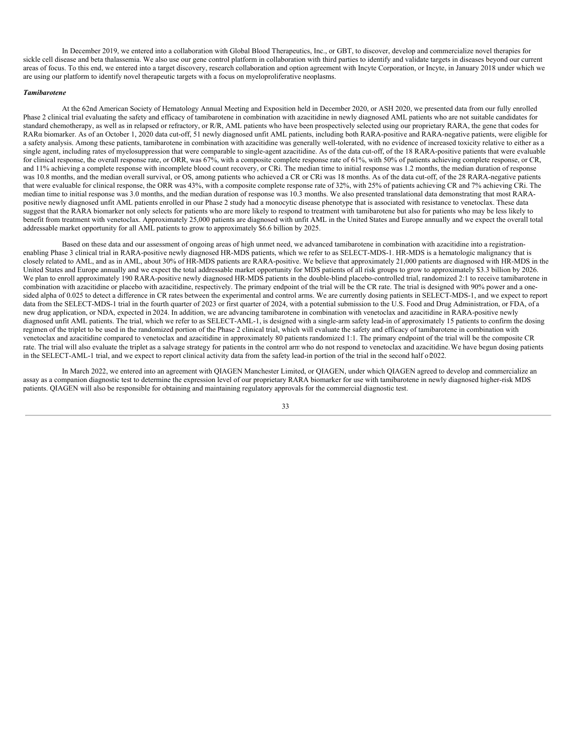In December 2019, we entered into a collaboration with Global Blood Therapeutics, Inc., or GBT, to discover, develop and commercialize novel therapies for sickle cell disease and beta thalassemia. We also use our gene control platform in collaboration with third parties to identify and validate targets in diseases beyond our current areas of focus. To this end, we entered into a target discovery, research collaboration and option agreement with Incyte Corporation, or Incyte, in January 2018 under which we are using our platform to identify novel therapeutic targets with a focus on myeloproliferative neoplasms.

***Tamibarotene***

At the 62nd American Society of Hematology Annual Meeting and Exposition held in December 2020, or ASH 2020, we presented data from our fully enrolled Phase 2 clinical trial evaluating the safety and efficacy of tamibarotene in combination with azacitidine in newly diagnosed AML patients who are not suitable candidates for standard chemotherapy, as well as in relapsed or refractory, or R/R, AML patients who have been prospectively selected using our proprietary RARA, the gene that codes for RARα biomarker. As of an October 1, 2020 data cut-off, 51 newly diagnosed unfit AML patients, including both RARA-positive and RARA-negative patients, were eligible for a safety analysis. Among these patients, tamibarotene in combination with azacitidine was generally well-tolerated, with no evidence of increased toxicity relative to either as a single agent, including rates of myelosuppression that were comparable to single-agent azacitidine. As of the data cut-off, of the 18 RARA-positive patients that were evaluable for clinical response, the overall response rate, or ORR, was 67%, with a composite complete response rate of 61%, with 50% of patients achieving complete response, or CR, and 11% achieving a complete response with incomplete blood count recovery, or CRi. The median time to initial response was 1.2 months, the median duration of response was 10.8 months, and the median overall survival, or OS, among patients who achieved a CR or CRi was 18 months. As of the data cut-off, of the 28 RARA-negative patients that were evaluable for clinical response, the ORR was 43%, with a composite complete response rate of 32%, with 25% of patients achieving CR and 7% achieving CRi. The median time to initial response was 3.0 months, and the median duration of response was 10.3 months. We also presented translational data demonstrating that most RARA-positive newly diagnosed unfit AML patients enrolled in our Phase 2 study had a monocytic disease phenotype that is associated with resistance to venetoclax. These data suggest that the RARA biomarker not only selects for patients who are more likely to respond to treatment with tamibarotene but also for patients who may be less likely to benefit from treatment with venetoclax. Approximately 25,000 patients are diagnosed with unfit AML in the United States and Europe annually and we expect the overall total addressable market opportunity for all AML patients to grow to approximately $6.6 billion by 2025.

Based on these data and our assessment of ongoing areas of high unmet need, we advanced tamibarotene in combination with azacitidine into a registration-enabling Phase 3 clinical trial in RARA-positive newly diagnosed HR-MDS patients, which we refer to as SELECT-MDS-1. HR-MDS is a hematologic malignancy that is closely related to AML, and as in AML, about 30% of HR-MDS patients are RARA-positive. We believe that approximately 21,000 patients are diagnosed with HR-MDS in the United States and Europe annually and we expect the total addressable market opportunity for MDS patients of all risk groups to grow to approximately $3.3 billion by 2026. We plan to enroll approximately 190 RARA-positive newly diagnosed HR-MDS patients in the double-blind placebo-controlled trial, randomized 2:1 to receive tamibarotene in combination with azacitidine or placebo with azacitidine, respectively. The primary endpoint of the trial will be the CR rate. The trial is designed with 90% power and a one-sided alpha of 0.025 to detect a difference in CR rates between the experimental and control arms. We are currently dosing patients in SELECT-MDS-1, and we expect to report data from the SELECT-MDS-1 trial in the fourth quarter of 2023 or first quarter of 2024, with a potential submission to the U.S. Food and Drug Administration, or FDA, of a new drug application, or NDA, expected in 2024. In addition, we are advancing tamibarotene in combination with venetoclax and azacitidine in RARA-positive newly diagnosed unfit AML patients. The trial, which we refer to as SELECT-AML-1, is designed with a single-arm safety lead-in of approximately 15 patients to confirm the dosing regimen of the triplet to be used in the randomized portion of the Phase 2 clinical trial, which will evaluate the safety and efficacy of tamibarotene in combination with venetoclax and azacitidine compared to venetoclax and azacitidine in approximately 80 patients randomized 1:1. The primary endpoint of the trial will be the composite CR rate. The trial will also evaluate the triplet as a salvage strategy for patients in the control arm who do not respond to venetoclax and azacitidine. We have begun dosing patients in the SELECT-AML-1 trial, and we expect to report clinical activity data from the safety lead-in portion of the trial in the second half of 2022.

In March 2022, we entered into an agreement with QIAGEN Manchester Limited, or QIAGEN, under which QIAGEN agreed to develop and commercialize an assay as a companion diagnostic test to determine the expression level of our proprietary RARA biomarker for use with tamibarotene in newly diagnosed higher-risk MDS patients. QIAGEN will also be responsible for obtaining and maintaining regulatory approvals for the commercial diagnostic test.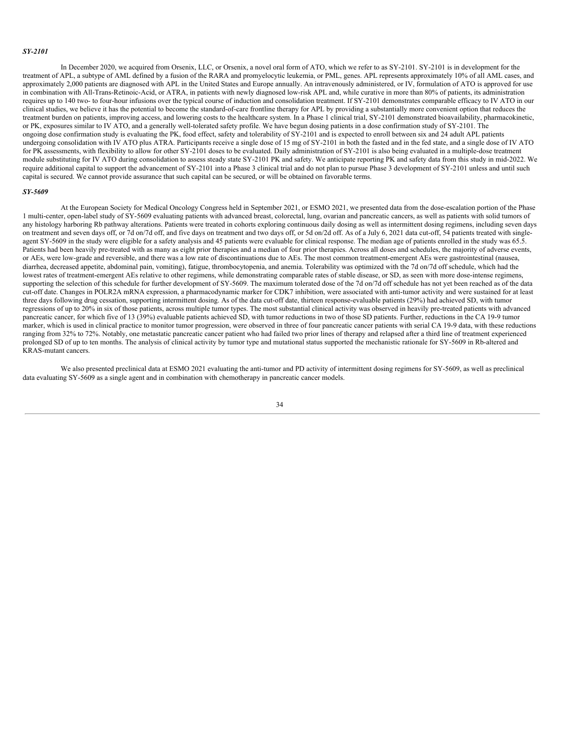***SY-2101***

In December 2020, we acquired from Orsenix, LLC, or Orsenix, a novel oral form of ATO, which we refer to as SY-2101. SY-2101 is in development for the treatment of APL, a subtype of AML defined by a fusion of the RARA and promyelocytic leukemia, or PML, genes. APL represents approximately 10% of all AML cases, and approximately 2,000 patients are diagnosed with APL in the United States and Europe annually. An intravenously administered, or IV, formulation of ATO is approved for use in combination with All-Trans-Retinoic-Acid, or ATRA, in patients with newly diagnosed low-risk APL and, while curative in more than 80% of patients, its administration requires up to 140 two- to four-hour infusions over the typical course of induction and consolidation treatment. If SY-2101 demonstrates comparable efficacy to IV ATO in our clinical studies, we believe it has the potential to become the standard-of-care frontline therapy for APL by providing a substantially more convenient option that reduces the treatment burden on patients, improving access, and lowering costs to the healthcare system. In a Phase 1 clinical trial, SY-2101 demonstrated bioavailability, pharmacokinetic, or PK, exposures similar to IV ATO, and a generally well-tolerated safety profile. We have begun dosing patients in a dose confirmation study of SY-2101. The ongoing dose confirmation study is evaluating the PK, food effect, safety and tolerability of SY-2101 and is expected to enroll between six and 24 adult APL patients undergoing consolidation with IV ATO plus ATRA. Participants receive a single dose of 15 mg of SY-2101 in both the fasted and in the fed state, and a single dose of IV ATO for PK assessments, with flexibility to allow for other SY-2101 doses to be evaluated. Daily administration of SY-2101 is also being evaluated in a multiple-dose treatment module substituting for IV ATO during consolidation to assess steady state SY-2101 PK and safety. We anticipate reporting PK and safety data from this study in mid-2022. We require additional capital to support the advancement of SY-2101 into a Phase 3 clinical trial and do not plan to pursue Phase 3 development of SY-2101 unless and until such capital is secured. We cannot provide assurance that such capital can be secured, or will be obtained on favorable terms.

***SY-5609***

At the European Society for Medical Oncology Congress held in September 2021, or ESMO 2021, we presented data from the dose-escalation portion of the Phase 1 multi-center, open-label study of SY-5609 evaluating patients with advanced breast, colorectal, lung, ovarian and pancreatic cancers, as well as patients with solid tumors of any histology harboring Rb pathway alterations. Patients were treated in cohorts exploring continuous daily dosing as well as intermittent dosing regimens, including seven days on treatment and seven days off, or 7d on/7d off, and five days on treatment and two days off, or 5d on/2d off. As of a July 6, 2021 data cut-off, 54 patients treated with single-agent SY-5609 in the study were eligible for a safety analysis and 45 patients were evaluable for clinical response. The median age of patients enrolled in the study was 65.5. Patients had been heavily pre-treated with as many as eight prior therapies and a median of four prior therapies. Across all doses and schedules, the majority of adverse events, or AEs, were low-grade and reversible, and there was a low rate of discontinuations due to AEs. The most common treatment-emergent AEs were gastrointestinal (nausea, diarrhea, decreased appetite, abdominal pain, vomiting), fatigue, thrombocytopenia, and anemia. Tolerability was optimized with the 7d on/7d off schedule, which had the lowest rates of treatment-emergent AEs relative to other regimens, while demonstrating comparable rates of stable disease, or SD, as seen with more dose-intense regimens, supporting the selection of this schedule for further development of SY-5609. The maximum tolerated dose of the 7d on/7d off schedule has not yet been reached as of the data cut-off date. Changes in POLR2A mRNA expression, a pharmacodynamic marker for CDK7 inhibition, were associated with anti-tumor activity and were sustained for at least three days following drug cessation, supporting intermittent dosing. As of the data cut-off date, thirteen response-evaluable patients (29%) had achieved SD, with tumor regressions of up to 20% in six of those patients, across multiple tumor types. The most substantial clinical activity was observed in heavily pre-treated patients with advanced pancreatic cancer, for which five of 13 (39%) evaluable patients achieved SD, with tumor reductions in two of those SD patients. Further, reductions in the CA 19-9 tumor marker, which is used in clinical practice to monitor tumor progression, were observed in three of four pancreatic cancer patients with serial CA 19-9 data, with these reductions ranging from 32% to 72%. Notably, one metastatic pancreatic cancer patient who had failed two prior lines of therapy and relapsed after a third line of treatment experienced prolonged SD of up to ten months. The analysis of clinical activity by tumor type and mutational status supported the mechanistic rationale for SY-5609 in Rb-altered and KRAS-mutant cancers.

We also presented preclinical data at ESMO 2021 evaluating the anti-tumor and PD activity of intermittent dosing regimens for SY-5609, as well as preclinical data evaluating SY-5609 as a single agent and in combination with chemotherapy in pancreatic cancer models.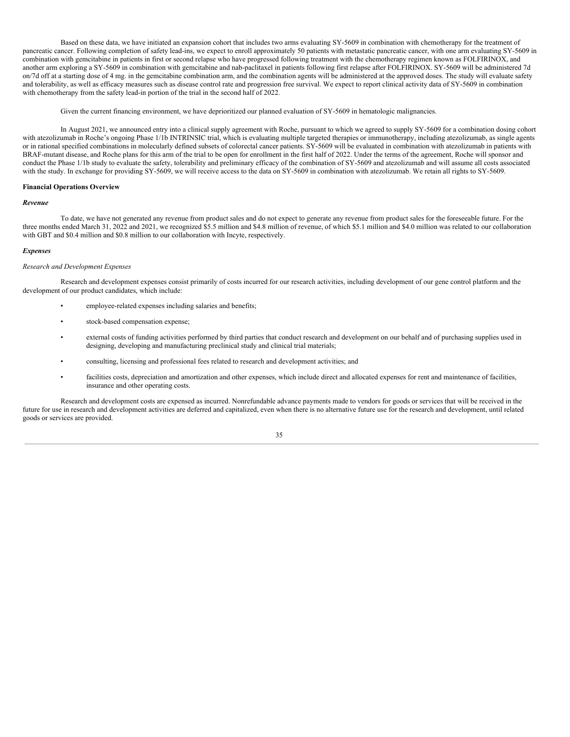Based on these data, we have initiated an expansion cohort that includes two arms evaluating SY-5609 in combination with chemotherapy for the treatment of pancreatic cancer. Following completion of safety lead-ins, we expect to enroll approximately 50 patients with metastatic pancreatic cancer, with one arm evaluating SY-5609 in combination with gemcitabine in patients in first or second relapse who have progressed following treatment with the chemotherapy regimen known as FOLFIRINOX, and another arm exploring a SY-5609 in combination with gemcitabine and nab-paclitaxel in patients following first relapse after FOLFIRINOX. SY-5609 will be administered 7d on/7d off at a starting dose of 4 mg. in the gemcitabine combination arm, and the combination agents will be administered at the approved doses. The study will evaluate safety and tolerability, as well as efficacy measures such as disease control rate and progression free survival. We expect to report clinical activity data of SY-5609 in combination with chemotherapy from the safety lead-in portion of the trial in the second half of 2022.

Given the current financing environment, we have deprioritized our planned evaluation of SY-5609 in hematologic malignancies.

In August 2021, we announced entry into a clinical supply agreement with Roche, pursuant to which we agreed to supply SY-5609 for a combination dosing cohort with atezolizumab in Roche's ongoing Phase 1/1b INTRINSIC trial, which is evaluating multiple targeted therapies or immunotherapy, including atezolizumab, as single agents or in rational specified combinations in molecularly defined subsets of colorectal cancer patients. SY-5609 will be evaluated in combination with atezolizumab in patients with BRAF-mutant disease, and Roche plans for this arm of the trial to be open for enrollment in the first half of 2022. Under the terms of the agreement, Roche will sponsor and conduct the Phase 1/1b study to evaluate the safety, tolerability and preliminary efficacy of the combination of SY-5609 and atezolizumab and will assume all costs associated with the study. In exchange for providing SY-5609, we will receive access to the data on SY-5609 in combination with atezolizumab. We retain all rights to SY-5609.

**Financial Operations Overview**

***Revenue***

To date, we have not generated any revenue from product sales and do not expect to generate any revenue from product sales for the foreseeable future. For the three months ended March 31, 2022 and 2021, we recognized $5.5 million and $4.8 million of revenue, of which $5.1 million and $4.0 million was related to our collaboration with GBT and $0.4 million and $0.8 million to our collaboration with Incyte, respectively.

***Expenses***

*Research and Development Expenses*

Research and development expenses consist primarily of costs incurred for our research activities, including development of our gene control platform and the development of our product candidates, which include:

- employee-related expenses including salaries and benefits;
- stock-based compensation expense;
- external costs of funding activities performed by third parties that conduct research and development on our behalf and of purchasing supplies used in designing, developing and manufacturing preclinical study and clinical trial materials;
- consulting, licensing and professional fees related to research and development activities; and
- facilities costs, depreciation and amortization and other expenses, which include direct and allocated expenses for rent and maintenance of facilities, insurance and other operating costs.

Research and development costs are expensed as incurred. Nonrefundable advance payments made to vendors for goods or services that will be received in the future for use in research and development activities are deferred and capitalized, even when there is no alternative future use for the research and development, until related goods or services are provided.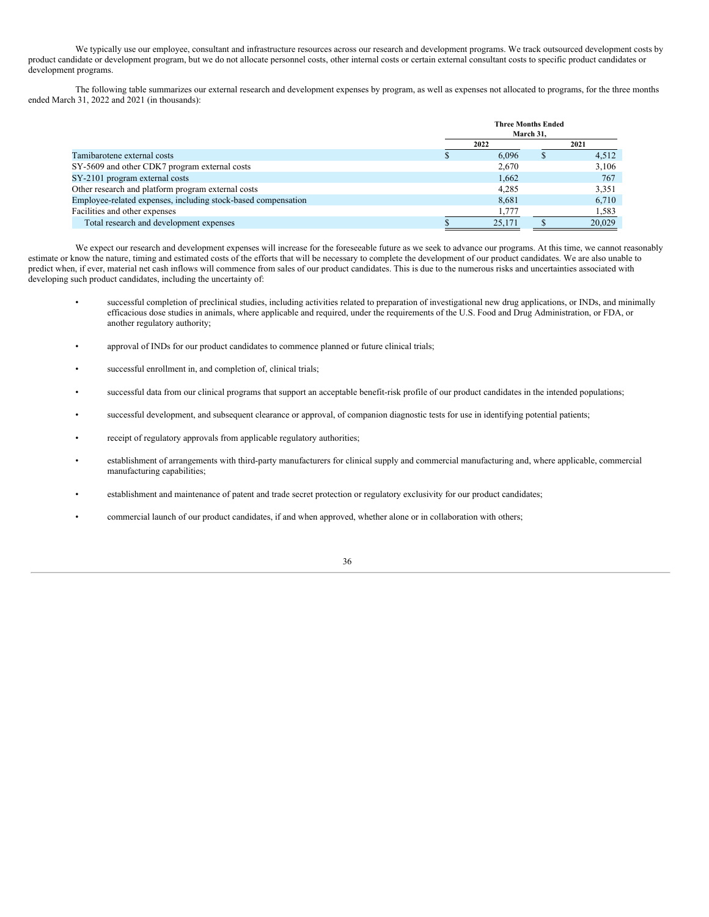We typically use our employee, consultant and infrastructure resources across our research and development programs. We track outsourced development costs by product candidate or development program, but we do not allocate personnel costs, other internal costs or certain external consultant costs to specific product candidates or development programs.

The following table summarizes our external research and development expenses by program, as well as expenses not allocated to programs, for the three months ended March 31, 2022 and 2021 (in thousands):

| | Three Months Ended March 31, | |
|---|---|---|
| | 2022 | 2021 |
| Tamibarotene external costs | $ 6,096 | $ 4,512 |
| SY-5609 and other CDK7 program external costs | 2,670 | 3,106 |
| SY-2101 program external costs | 1,662 | 767 |
| Other research and platform program external costs | 4,285 | 3,351 |
| Employee-related expenses, including stock-based compensation | 8,681 | 6,710 |
| Facilities and other expenses | 1,777 | 1,583 |
| Total research and development expenses | $ 25,171 | $ 20,029 |

We expect our research and development expenses will increase for the foreseeable future as we seek to advance our programs. At this time, we cannot reasonably estimate or know the nature, timing and estimated costs of the efforts that will be necessary to complete the development of our product candidates. We are also unable to predict when, if ever, material net cash inflows will commence from sales of our product candidates. This is due to the numerous risks and uncertainties associated with developing such product candidates, including the uncertainty of:

- successful completion of preclinical studies, including activities related to preparation of investigational new drug applications, or INDs, and minimally efficacious dose studies in animals, where applicable and required, under the requirements of the U.S. Food and Drug Administration, or FDA, or another regulatory authority;
- approval of INDs for our product candidates to commence planned or future clinical trials;
- successful enrollment in, and completion of, clinical trials;
- successful data from our clinical programs that support an acceptable benefit-risk profile of our product candidates in the intended populations;
- successful development, and subsequent clearance or approval, of companion diagnostic tests for use in identifying potential patients;
- receipt of regulatory approvals from applicable regulatory authorities;
- establishment of arrangements with third-party manufacturers for clinical supply and commercial manufacturing and, where applicable, commercial manufacturing capabilities;
- establishment and maintenance of patent and trade secret protection or regulatory exclusivity for our product candidates;
- commercial launch of our product candidates, if and when approved, whether alone or in collaboration with others;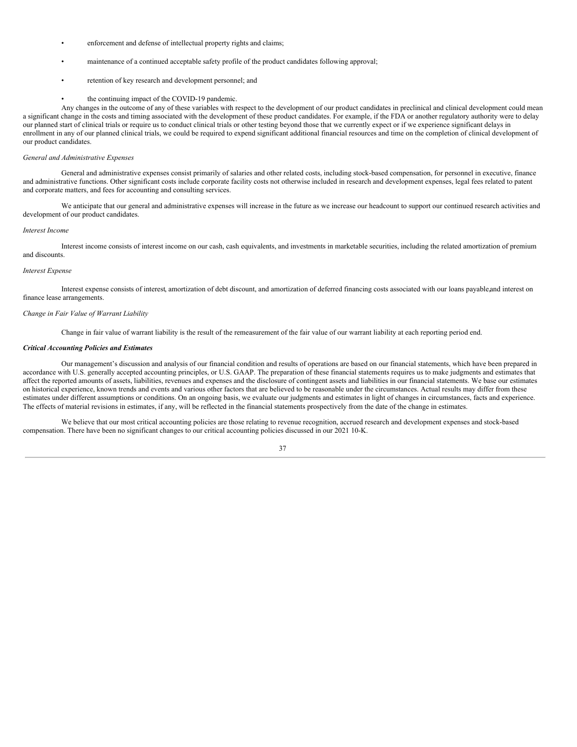- enforcement and defense of intellectual property rights and claims;
- maintenance of a continued acceptable safety profile of the product candidates following approval;
- retention of key research and development personnel; and
- the continuing impact of the COVID-19 pandemic.

Any changes in the outcome of any of these variables with respect to the development of our product candidates in preclinical and clinical development could mean a significant change in the costs and timing associated with the development of these product candidates. For example, if the FDA or another regulatory authority were to delay our planned start of clinical trials or require us to conduct clinical trials or other testing beyond those that we currently expect or if we experience significant delays in enrollment in any of our planned clinical trials, we could be required to expend significant additional financial resources and time on the completion of clinical development of our product candidates.

*General and Administrative Expenses*

General and administrative expenses consist primarily of salaries and other related costs, including stock-based compensation, for personnel in executive, finance and administrative functions. Other significant costs include corporate facility costs not otherwise included in research and development expenses, legal fees related to patent and corporate matters, and fees for accounting and consulting services.

We anticipate that our general and administrative expenses will increase in the future as we increase our headcount to support our continued research activities and development of our product candidates.

*Interest Income*

Interest income consists of interest income on our cash, cash equivalents, and investments in marketable securities, including the related amortization of premium and discounts.

*Interest Expense*

Interest expense consists of interest, amortization of debt discount, and amortization of deferred financing costs associated with our loans payable, and interest on finance lease arrangements.

*Change in Fair Value of Warrant Liability*

Change in fair value of warrant liability is the result of the remeasurement of the fair value of our warrant liability at each reporting period end.

***Critical Accounting Policies and Estimates***

Our management's discussion and analysis of our financial condition and results of operations are based on our financial statements, which have been prepared in accordance with U.S. generally accepted accounting principles, or U.S. GAAP. The preparation of these financial statements requires us to make judgments and estimates that affect the reported amounts of assets, liabilities, revenues and expenses and the disclosure of contingent assets and liabilities in our financial statements. We base our estimates on historical experience, known trends and events and various other factors that are believed to be reasonable under the circumstances. Actual results may differ from these estimates under different assumptions or conditions. On an ongoing basis, we evaluate our judgments and estimates in light of changes in circumstances, facts and experience. The effects of material revisions in estimates, if any, will be reflected in the financial statements prospectively from the date of the change in estimates.

We believe that our most critical accounting policies are those relating to revenue recognition, accrued research and development expenses and stock-based compensation. There have been no significant changes to our critical accounting policies discussed in our 2021 10-K.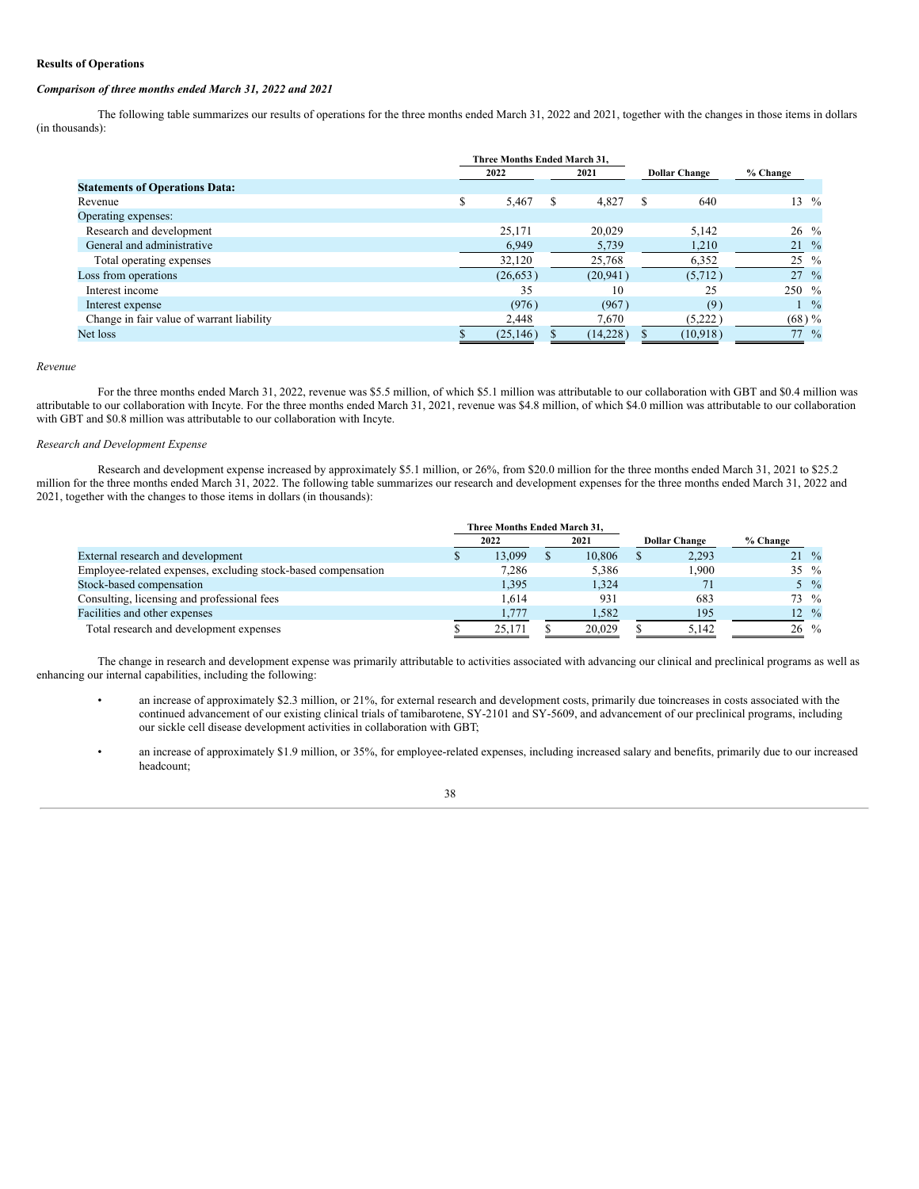**Results of Operations**

***Comparison of three months ended March 31, 2022 and 2021***

The following table summarizes our results of operations for the three months ended March 31, 2022 and 2021, together with the changes in those items in dollars (in thousands):

| | Three Months Ended March 31, 2022 | Three Months Ended March 31, 2021 | Dollar Change | % Change |
|---|---|---|---|---|
| **Statements of Operations Data:** | | | | |
| Revenue | $ 5,467 | $ 4,827 | $ 640 | 13 % |
| Operating expenses: | | | | |
| Research and development | 25,171 | 20,029 | 5,142 | 26 % |
| General and administrative | 6,949 | 5,739 | 1,210 | 21 % |
| Total operating expenses | 32,120 | 25,768 | 6,352 | 25 % |
| Loss from operations | (26,653) | (20,941) | (5,712) | 27 % |
| Interest income | 35 | 10 | 25 | 250 % |
| Interest expense | (976) | (967) | (9) | 1 % |
| Change in fair value of warrant liability | 2,448 | 7,670 | (5,222) | (68) % |
| Net loss | $ (25,146) | $ (14,228) | $ (10,918) | 77 % |

*Revenue*

For the three months ended March 31, 2022, revenue was $5.5 million, of which $5.1 million was attributable to our collaboration with GBT and $0.4 million was attributable to our collaboration with Incyte. For the three months ended March 31, 2021, revenue was $4.8 million, of which $4.0 million was attributable to our collaboration with GBT and $0.8 million was attributable to our collaboration with Incyte.

*Research and Development Expense*

Research and development expense increased by approximately $5.1 million, or 26%, from $20.0 million for the three months ended March 31, 2021 to $25.2 million for the three months ended March 31, 2022. The following table summarizes our research and development expenses for the three months ended March 31, 2022 and 2021, together with the changes to those items in dollars (in thousands):

| | Three Months Ended March 31, 2022 | Three Months Ended March 31, 2021 | Dollar Change | % Change |
|---|---|---|---|---|
| External research and development | $ 13,099 | $ 10,806 | $ 2,293 | 21 % |
| Employee-related expenses, excluding stock-based compensation | 7,286 | 5,386 | 1,900 | 35 % |
| Stock-based compensation | 1,395 | 1,324 | 71 | 5 % |
| Consulting, licensing and professional fees | 1,614 | 931 | 683 | 73 % |
| Facilities and other expenses | 1,777 | 1,582 | 195 | 12 % |
| Total research and development expenses | $ 25,171 | $ 20,029 | $ 5,142 | 26 % |

The change in research and development expense was primarily attributable to activities associated with advancing our clinical and preclinical programs as well as enhancing our internal capabilities, including the following:

- an increase of approximately $2.3 million, or 21%, for external research and development costs, primarily due toincreases in costs associated with the continued advancement of our existing clinical trials of tamibarotene, SY-2101 and SY-5609, and advancement of our preclinical programs, including our sickle cell disease development activities in collaboration with GBT;
- an increase of approximately $1.9 million, or 35%, for employee-related expenses, including increased salary and benefits, primarily due to our increased headcount;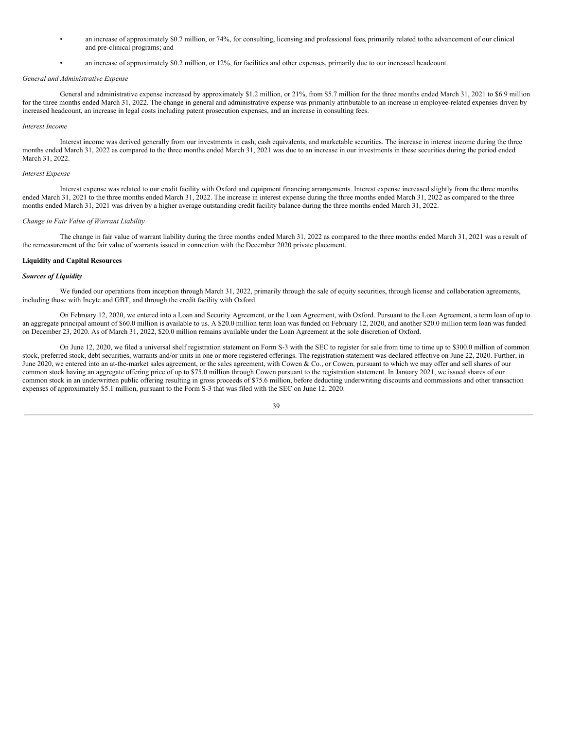- an increase of approximately $0.7 million, or 74%, for consulting, licensing and professional fees, primarily related to the advancement of our clinical and pre-clinical programs; and
- an increase of approximately $0.2 million, or 12%, for facilities and other expenses, primarily due to our increased headcount.

*General and Administrative Expense*

General and administrative expense increased by approximately $1.2 million, or 21%, from $5.7 million for the three months ended March 31, 2021 to $6.9 million for the three months ended March 31, 2022. The change in general and administrative expense was primarily attributable to an increase in employee-related expenses driven by increased headcount, an increase in legal costs including patent prosecution expenses, and an increase in consulting fees.

*Interest Income*

Interest income was derived generally from our investments in cash, cash equivalents, and marketable securities. The increase in interest income during the three months ended March 31, 2022 as compared to the three months ended March 31, 2021 was due to an increase in our investments in these securities during the period ended March 31, 2022.

*Interest Expense*

Interest expense was related to our credit facility with Oxford and equipment financing arrangements. Interest expense increased slightly from the three months ended March 31, 2021 to the three months ended March 31, 2022. The increase in interest expense during the three months ended March 31, 2022 as compared to the three months ended March 31, 2021 was driven by a higher average outstanding credit facility balance during the three months ended March 31, 2022.

*Change in Fair Value of Warrant Liability*

The change in fair value of warrant liability during the three months ended March 31, 2022 as compared to the three months ended March 31, 2021 was a result of the remeasurement of the fair value of warrants issued in connection with the December 2020 private placement.

**Liquidity and Capital Resources**

***Sources of Liquidity***

We funded our operations from inception through March 31, 2022, primarily through the sale of equity securities, through license and collaboration agreements, including those with Incyte and GBT, and through the credit facility with Oxford.

On February 12, 2020, we entered into a Loan and Security Agreement, or the Loan Agreement, with Oxford. Pursuant to the Loan Agreement, a term loan of up to an aggregate principal amount of $60.0 million is available to us. A $20.0 million term loan was funded on February 12, 2020, and another $20.0 million term loan was funded on December 23, 2020. As of March 31, 2022, $20.0 million remains available under the Loan Agreement at the sole discretion of Oxford.

On June 12, 2020, we filed a universal shelf registration statement on Form S-3 with the SEC to register for sale from time to time up to $300.0 million of common stock, preferred stock, debt securities, warrants and/or units in one or more registered offerings. The registration statement was declared effective on June 22, 2020. Further, in June 2020, we entered into an at-the-market sales agreement, or the sales agreement, with Cowen & Co., or Cowen, pursuant to which we may offer and sell shares of our common stock having an aggregate offering price of up to $75.0 million through Cowen pursuant to the registration statement. In January 2021, we issued shares of our common stock in an underwritten public offering resulting in gross proceeds of $75.6 million, before deducting underwriting discounts and commissions and other transaction expenses of approximately $5.1 million, pursuant to the Form S-3 that was filed with the SEC on June 12, 2020.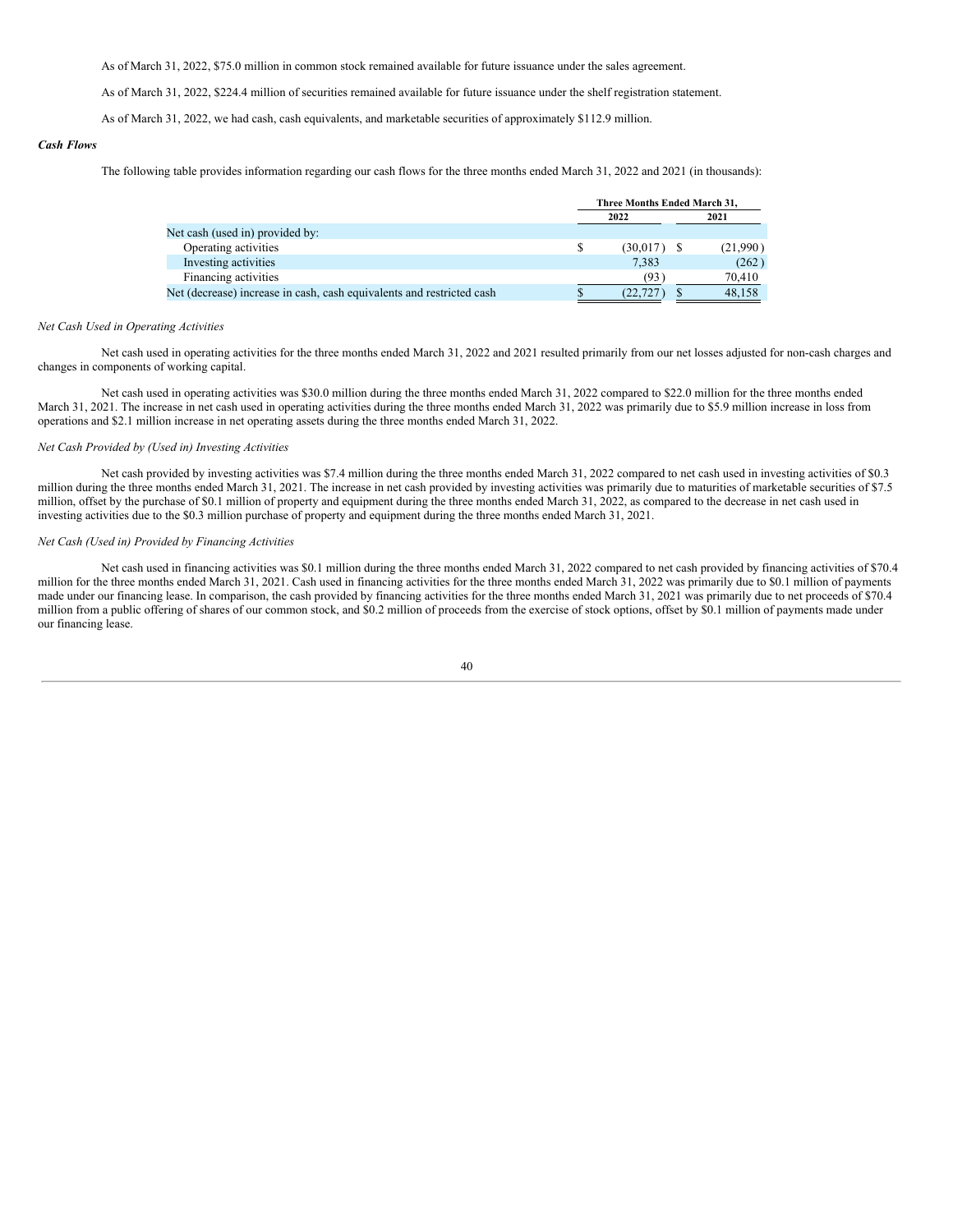As of March 31, 2022, $75.0 million in common stock remained available for future issuance under the sales agreement.

As of March 31, 2022, $224.4 million of securities remained available for future issuance under the shelf registration statement.

As of March 31, 2022, we had cash, cash equivalents, and marketable securities of approximately $112.9 million.

***Cash Flows***

The following table provides information regarding our cash flows for the three months ended March 31, 2022 and 2021 (in thousands):

| | Three Months Ended March 31, | |
|---|---|---|
| | 2022 | 2021 |
| Net cash (used in) provided by: | | |
| Operating activities | $ (30,017) | $ (21,990) |
| Investing activities | 7,383 | (262) |
| Financing activities | (93) | 70,410 |
| Net (decrease) increase in cash, cash equivalents and restricted cash | $ (22,727) | $ 48,158 |

*Net Cash Used in Operating Activities*

Net cash used in operating activities for the three months ended March 31, 2022 and 2021 resulted primarily from our net losses adjusted for non-cash charges and changes in components of working capital.

Net cash used in operating activities was $30.0 million during the three months ended March 31, 2022 compared to $22.0 million for the three months ended March 31, 2021. The increase in net cash used in operating activities during the three months ended March 31, 2022 was primarily due to $5.9 million increase in loss from operations and $2.1 million increase in net operating assets during the three months ended March 31, 2022.

*Net Cash Provided by (Used in) Investing Activities*

Net cash provided by investing activities was $7.4 million during the three months ended March 31, 2022 compared to net cash used in investing activities of $0.3 million during the three months ended March 31, 2021. The increase in net cash provided by investing activities was primarily due to maturities of marketable securities of $7.5 million, offset by the purchase of $0.1 million of property and equipment during the three months ended March 31, 2022, as compared to the decrease in net cash used in investing activities due to the $0.3 million purchase of property and equipment during the three months ended March 31, 2021.

*Net Cash (Used in) Provided by Financing Activities*

Net cash used in financing activities was $0.1 million during the three months ended March 31, 2022 compared to net cash provided by financing activities of $70.4 million for the three months ended March 31, 2021. Cash used in financing activities for the three months ended March 31, 2022 was primarily due to $0.1 million of payments made under our financing lease. In comparison, the cash provided by financing activities for the three months ended March 31, 2021 was primarily due to net proceeds of $70.4 million from a public offering of shares of our common stock, and $0.2 million of proceeds from the exercise of stock options, offset by $0.1 million of payments made under our financing lease.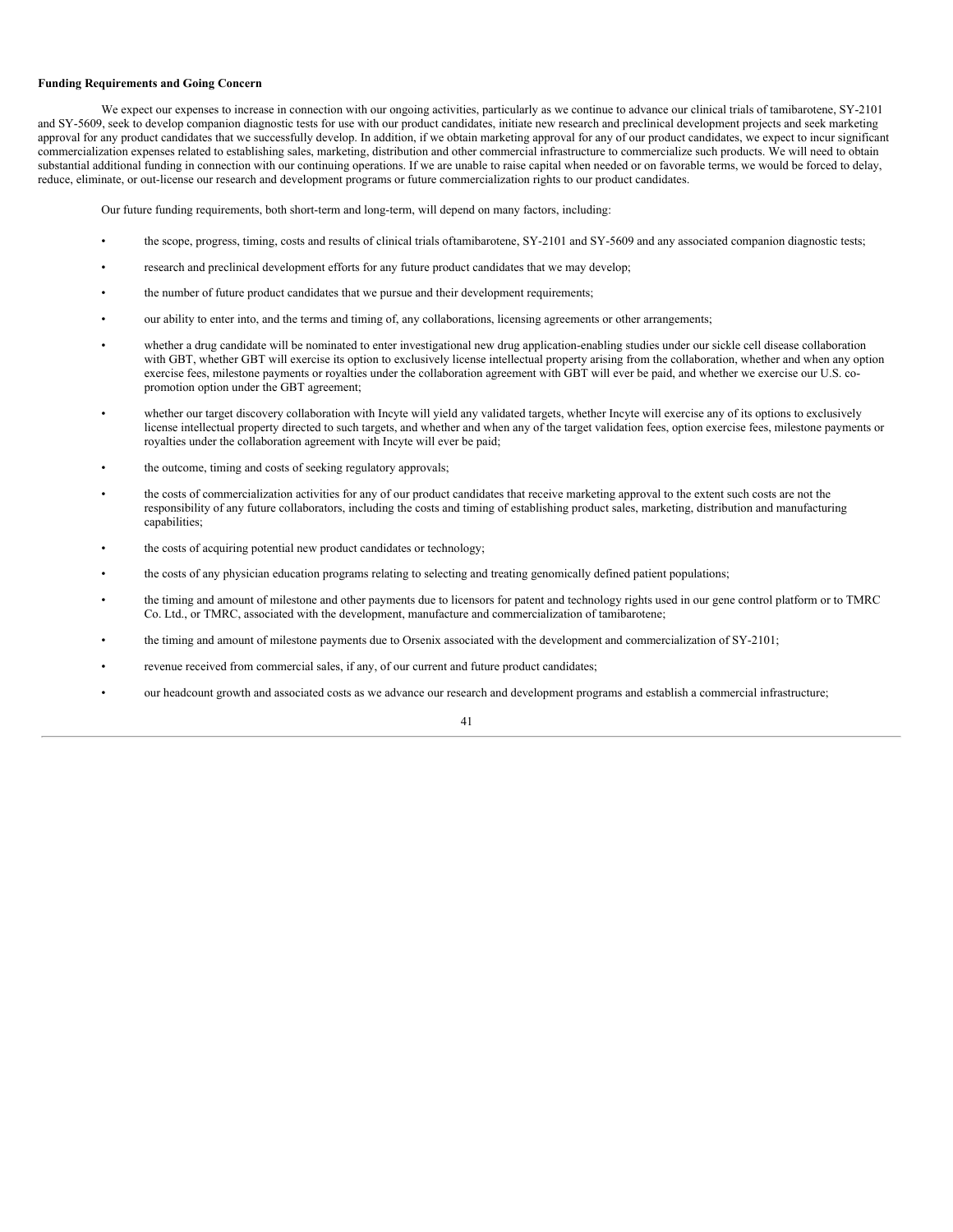**Funding Requirements and Going Concern**

We expect our expenses to increase in connection with our ongoing activities, particularly as we continue to advance our clinical trials of tamibarotene, SY-2101 and SY-5609, seek to develop companion diagnostic tests for use with our product candidates, initiate new research and preclinical development projects and seek marketing approval for any product candidates that we successfully develop. In addition, if we obtain marketing approval for any of our product candidates, we expect to incur significant commercialization expenses related to establishing sales, marketing, distribution and other commercial infrastructure to commercialize such products. We will need to obtain substantial additional funding in connection with our continuing operations. If we are unable to raise capital when needed or on favorable terms, we would be forced to delay, reduce, eliminate, or out-license our research and development programs or future commercialization rights to our product candidates.

Our future funding requirements, both short-term and long-term, will depend on many factors, including:

- the scope, progress, timing, costs and results of clinical trials oftamibarotene, SY-2101 and SY-5609 and any associated companion diagnostic tests;
- research and preclinical development efforts for any future product candidates that we may develop;
- the number of future product candidates that we pursue and their development requirements;
- our ability to enter into, and the terms and timing of, any collaborations, licensing agreements or other arrangements;
- whether a drug candidate will be nominated to enter investigational new drug application-enabling studies under our sickle cell disease collaboration with GBT, whether GBT will exercise its option to exclusively license intellectual property arising from the collaboration, whether and when any option exercise fees, milestone payments or royalties under the collaboration agreement with GBT will ever be paid, and whether we exercise our U.S. co-promotion option under the GBT agreement;
- whether our target discovery collaboration with Incyte will yield any validated targets, whether Incyte will exercise any of its options to exclusively license intellectual property directed to such targets, and whether and when any of the target validation fees, option exercise fees, milestone payments or royalties under the collaboration agreement with Incyte will ever be paid;
- the outcome, timing and costs of seeking regulatory approvals;
- the costs of commercialization activities for any of our product candidates that receive marketing approval to the extent such costs are not the responsibility of any future collaborators, including the costs and timing of establishing product sales, marketing, distribution and manufacturing capabilities;
- the costs of acquiring potential new product candidates or technology;
- the costs of any physician education programs relating to selecting and treating genomically defined patient populations;
- the timing and amount of milestone and other payments due to licensors for patent and technology rights used in our gene control platform or to TMRC Co. Ltd., or TMRC, associated with the development, manufacture and commercialization of tamibarotene;
- the timing and amount of milestone payments due to Orsenix associated with the development and commercialization of SY-2101;
- revenue received from commercial sales, if any, of our current and future product candidates;
- our headcount growth and associated costs as we advance our research and development programs and establish a commercial infrastructure;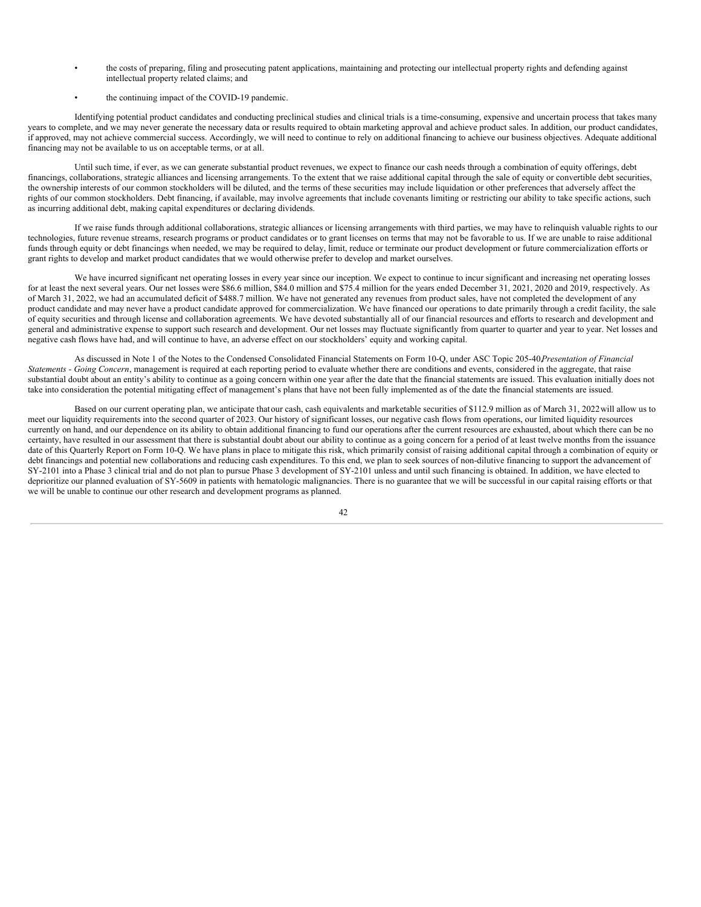- the costs of preparing, filing and prosecuting patent applications, maintaining and protecting our intellectual property rights and defending against intellectual property related claims; and
- the continuing impact of the COVID-19 pandemic.

Identifying potential product candidates and conducting preclinical studies and clinical trials is a time-consuming, expensive and uncertain process that takes many years to complete, and we may never generate the necessary data or results required to obtain marketing approval and achieve product sales. In addition, our product candidates, if approved, may not achieve commercial success. Accordingly, we will need to continue to rely on additional financing to achieve our business objectives. Adequate additional financing may not be available to us on acceptable terms, or at all.

Until such time, if ever, as we can generate substantial product revenues, we expect to finance our cash needs through a combination of equity offerings, debt financings, collaborations, strategic alliances and licensing arrangements. To the extent that we raise additional capital through the sale of equity or convertible debt securities, the ownership interests of our common stockholders will be diluted, and the terms of these securities may include liquidation or other preferences that adversely affect the rights of our common stockholders. Debt financing, if available, may involve agreements that include covenants limiting or restricting our ability to take specific actions, such as incurring additional debt, making capital expenditures or declaring dividends.

If we raise funds through additional collaborations, strategic alliances or licensing arrangements with third parties, we may have to relinquish valuable rights to our technologies, future revenue streams, research programs or product candidates or to grant licenses on terms that may not be favorable to us. If we are unable to raise additional funds through equity or debt financings when needed, we may be required to delay, limit, reduce or terminate our product development or future commercialization efforts or grant rights to develop and market product candidates that we would otherwise prefer to develop and market ourselves.

We have incurred significant net operating losses in every year since our inception. We expect to continue to incur significant and increasing net operating losses for at least the next several years. Our net losses were $86.6 million, $84.0 million and $75.4 million for the years ended December 31, 2021, 2020 and 2019, respectively. As of March 31, 2022, we had an accumulated deficit of $488.7 million. We have not generated any revenues from product sales, have not completed the development of any product candidate and may never have a product candidate approved for commercialization. We have financed our operations to date primarily through a credit facility, the sale of equity securities and through license and collaboration agreements. We have devoted substantially all of our financial resources and efforts to research and development and general and administrative expense to support such research and development. Our net losses may fluctuate significantly from quarter to quarter and year to year. Net losses and negative cash flows have had, and will continue to have, an adverse effect on our stockholders' equity and working capital.

As discussed in Note 1 of the Notes to the Condensed Consolidated Financial Statements on Form 10-Q, under ASC Topic 205-40*Presentation of Financial Statements - Going Concern*, management is required at each reporting period to evaluate whether there are conditions and events, considered in the aggregate, that raise substantial doubt about an entity's ability to continue as a going concern within one year after the date that the financial statements are issued. This evaluation initially does not take into consideration the potential mitigating effect of management's plans that have not been fully implemented as of the date the financial statements are issued.

Based on our current operating plan, we anticipate thatour cash, cash equivalents and marketable securities of $112.9 million as of March 31, 2022will allow us to meet our liquidity requirements into the second quarter of 2023. Our history of significant losses, our negative cash flows from operations, our limited liquidity resources currently on hand, and our dependence on its ability to obtain additional financing to fund our operations after the current resources are exhausted, about which there can be no certainty, have resulted in our assessment that there is substantial doubt about our ability to continue as a going concern for a period of at least twelve months from the issuance date of this Quarterly Report on Form 10-Q. We have plans in place to mitigate this risk, which primarily consist of raising additional capital through a combination of equity or debt financings and potential new collaborations and reducing cash expenditures. To this end, we plan to seek sources of non-dilutive financing to support the advancement of SY-2101 into a Phase 3 clinical trial and do not plan to pursue Phase 3 development of SY-2101 unless and until such financing is obtained. In addition, we have elected to deprioritize our planned evaluation of SY-5609 in patients with hematologic malignancies. There is no guarantee that we will be successful in our capital raising efforts or that we will be unable to continue our other research and development programs as planned.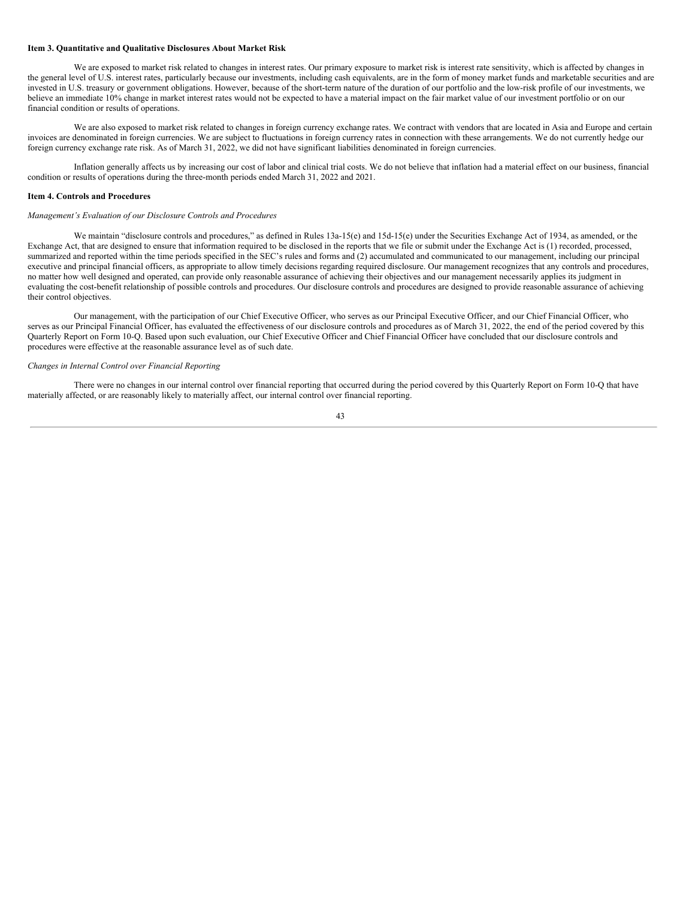**Item 3. Quantitative and Qualitative Disclosures About Market Risk**

We are exposed to market risk related to changes in interest rates. Our primary exposure to market risk is interest rate sensitivity, which is affected by changes in the general level of U.S. interest rates, particularly because our investments, including cash equivalents, are in the form of money market funds and marketable securities and are invested in U.S. treasury or government obligations. However, because of the short-term nature of the duration of our portfolio and the low-risk profile of our investments, we believe an immediate 10% change in market interest rates would not be expected to have a material impact on the fair market value of our investment portfolio or on our financial condition or results of operations.

We are also exposed to market risk related to changes in foreign currency exchange rates. We contract with vendors that are located in Asia and Europe and certain invoices are denominated in foreign currencies. We are subject to fluctuations in foreign currency rates in connection with these arrangements. We do not currently hedge our foreign currency exchange rate risk. As of March 31, 2022, we did not have significant liabilities denominated in foreign currencies.

Inflation generally affects us by increasing our cost of labor and clinical trial costs. We do not believe that inflation had a material effect on our business, financial condition or results of operations during the three-month periods ended March 31, 2022 and 2021.

**Item 4. Controls and Procedures**

*Management's Evaluation of our Disclosure Controls and Procedures*

We maintain "disclosure controls and procedures," as defined in Rules 13a-15(e) and 15d-15(e) under the Securities Exchange Act of 1934, as amended, or the Exchange Act, that are designed to ensure that information required to be disclosed in the reports that we file or submit under the Exchange Act is (1) recorded, processed, summarized and reported within the time periods specified in the SEC's rules and forms and (2) accumulated and communicated to our management, including our principal executive and principal financial officers, as appropriate to allow timely decisions regarding required disclosure. Our management recognizes that any controls and procedures, no matter how well designed and operated, can provide only reasonable assurance of achieving their objectives and our management necessarily applies its judgment in evaluating the cost-benefit relationship of possible controls and procedures. Our disclosure controls and procedures are designed to provide reasonable assurance of achieving their control objectives.

Our management, with the participation of our Chief Executive Officer, who serves as our Principal Executive Officer, and our Chief Financial Officer, who serves as our Principal Financial Officer, has evaluated the effectiveness of our disclosure controls and procedures as of March 31, 2022, the end of the period covered by this Quarterly Report on Form 10-Q. Based upon such evaluation, our Chief Executive Officer and Chief Financial Officer have concluded that our disclosure controls and procedures were effective at the reasonable assurance level as of such date.

*Changes in Internal Control over Financial Reporting*

There were no changes in our internal control over financial reporting that occurred during the period covered by this Quarterly Report on Form 10-Q that have materially affected, or are reasonably likely to materially affect, our internal control over financial reporting.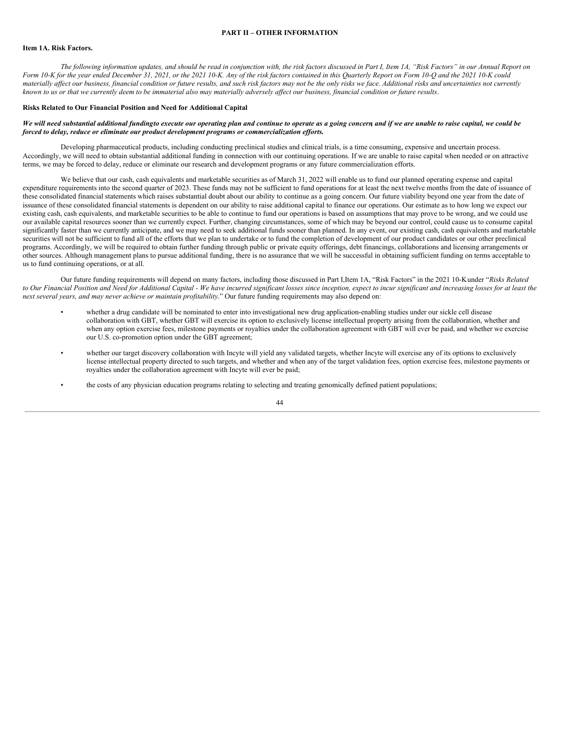# PART II – OTHER INFORMATION

## Item 1A. Risk Factors.

*The following information updates, and should be read in conjunction with, the risk factors discussed in Part I, Item 1A, "Risk Factors" in our Annual Report on Form 10-K for the year ended December 31, 2021, or the 2021 10-K. Any of the risk factors contained in this Quarterly Report on Form 10-Q and the 2021 10-K could materially affect our business, financial condition or future results, and such risk factors may not be the only risks we face. Additional risks and uncertainties not currently known to us or that we currently deem to be immaterial also may materially adversely affect our business, financial condition or future results*.

### Risks Related to Our Financial Position and Need for Additional Capital

***We will need substantial additional fundingto execute our operating plan and continue to operate as a going concern, and if we are unable to raise capital, we could be forced to delay, reduce or eliminate our product development programs or commercialization efforts.***

Developing pharmaceutical products, including conducting preclinical studies and clinical trials, is a time consuming, expensive and uncertain process. Accordingly, we will need to obtain substantial additional funding in connection with our continuing operations. If we are unable to raise capital when needed or on attractive terms, we may be forced to delay, reduce or eliminate our research and development programs or any future commercialization efforts.

We believe that our cash, cash equivalents and marketable securities as of March 31, 2022 will enable us to fund our planned operating expense and capital expenditure requirements into the second quarter of 2023. These funds may not be sufficient to fund operations for at least the next twelve months from the date of issuance of these consolidated financial statements which raises substantial doubt about our ability to continue as a going concern. Our future viability beyond one year from the date of issuance of these consolidated financial statements is dependent on our ability to raise additional capital to finance our operations. Our estimate as to how long we expect our existing cash, cash equivalents, and marketable securities to be able to continue to fund our operations is based on assumptions that may prove to be wrong, and we could use our available capital resources sooner than we currently expect. Further, changing circumstances, some of which may be beyond our control, could cause us to consume capital significantly faster than we currently anticipate, and we may need to seek additional funds sooner than planned. In any event, our existing cash, cash equivalents and marketable securities will not be sufficient to fund all of the efforts that we plan to undertake or to fund the completion of development of our product candidates or our other preclinical programs. Accordingly, we will be required to obtain further funding through public or private equity offerings, debt financings, collaborations and licensing arrangements or other sources. Although management plans to pursue additional funding, there is no assurance that we will be successful in obtaining sufficient funding on terms acceptable to us to fund continuing operations, or at all.

Our future funding requirements will depend on many factors, including those discussed in Part I,Item 1A, "Risk Factors" in the 2021 10-Kunder "*Risks Related to Our Financial Position and Need for Additional Capital - We have incurred significant losses since inception, expect to incur significant and increasing losses for at least the next several years, and may never achieve or maintain profitability*." Our future funding requirements may also depend on:

- whether a drug candidate will be nominated to enter into investigational new drug application-enabling studies under our sickle cell disease collaboration with GBT, whether GBT will exercise its option to exclusively license intellectual property arising from the collaboration, whether and when any option exercise fees, milestone payments or royalties under the collaboration agreement with GBT will ever be paid, and whether we exercise our U.S. co-promotion option under the GBT agreement;
- whether our target discovery collaboration with Incyte will yield any validated targets, whether Incyte will exercise any of its options to exclusively license intellectual property directed to such targets, and whether and when any of the target validation fees, option exercise fees, milestone payments or royalties under the collaboration agreement with Incyte will ever be paid;
- the costs of any physician education programs relating to selecting and treating genomically defined patient populations;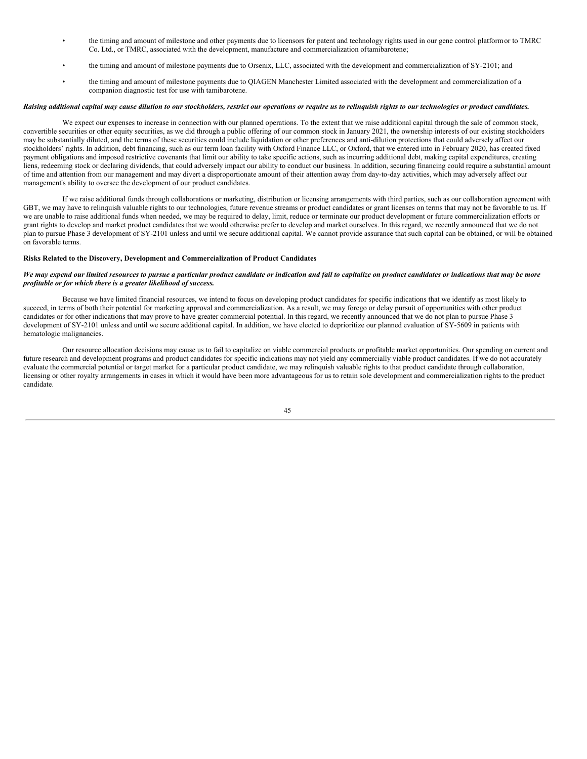- the timing and amount of milestone and other payments due to licensors for patent and technology rights used in our gene control platformor to TMRC Co. Ltd., or TMRC, associated with the development, manufacture and commercialization oftamibarotene;
- the timing and amount of milestone payments due to Orsenix, LLC, associated with the development and commercialization of SY-2101; and
- the timing and amount of milestone payments due to QIAGEN Manchester Limited associated with the development and commercialization of a companion diagnostic test for use with tamibarotene.

***Raising additional capital may cause dilution to our stockholders, restrict our operations or require us to relinquish rights to our technologies or product candidates.***

We expect our expenses to increase in connection with our planned operations. To the extent that we raise additional capital through the sale of common stock, convertible securities or other equity securities, as we did through a public offering of our common stock in January 2021, the ownership interests of our existing stockholders may be substantially diluted, and the terms of these securities could include liquidation or other preferences and anti-dilution protections that could adversely affect our stockholders' rights. In addition, debt financing, such as our term loan facility with Oxford Finance LLC, or Oxford, that we entered into in February 2020, has created fixed payment obligations and imposed restrictive covenants that limit our ability to take specific actions, such as incurring additional debt, making capital expenditures, creating liens, redeeming stock or declaring dividends, that could adversely impact our ability to conduct our business. In addition, securing financing could require a substantial amount of time and attention from our management and may divert a disproportionate amount of their attention away from day-to-day activities, which may adversely affect our management's ability to oversee the development of our product candidates.

If we raise additional funds through collaborations or marketing, distribution or licensing arrangements with third parties, such as our collaboration agreement with GBT, we may have to relinquish valuable rights to our technologies, future revenue streams or product candidates or grant licenses on terms that may not be favorable to us. If we are unable to raise additional funds when needed, we may be required to delay, limit, reduce or terminate our product development or future commercialization efforts or grant rights to develop and market product candidates that we would otherwise prefer to develop and market ourselves. In this regard, we recently announced that we do not plan to pursue Phase 3 development of SY-2101 unless and until we secure additional capital. We cannot provide assurance that such capital can be obtained, or will be obtained on favorable terms.

**Risks Related to the Discovery, Development and Commercialization of Product Candidates**

***We may expend our limited resources to pursue a particular product candidate or indication and fail to capitalize on product candidates or indications that may be more profitable or for which there is a greater likelihood of success.***

Because we have limited financial resources, we intend to focus on developing product candidates for specific indications that we identify as most likely to succeed, in terms of both their potential for marketing approval and commercialization. As a result, we may forego or delay pursuit of opportunities with other product candidates or for other indications that may prove to have greater commercial potential. In this regard, we recently announced that we do not plan to pursue Phase 3 development of SY-2101 unless and until we secure additional capital. In addition, we have elected to deprioritize our planned evaluation of SY-5609 in patients with hematologic malignancies.

Our resource allocation decisions may cause us to fail to capitalize on viable commercial products or profitable market opportunities. Our spending on current and future research and development programs and product candidates for specific indications may not yield any commercially viable product candidates. If we do not accurately evaluate the commercial potential or target market for a particular product candidate, we may relinquish valuable rights to that product candidate through collaboration, licensing or other royalty arrangements in cases in which it would have been more advantageous for us to retain sole development and commercialization rights to the product candidate.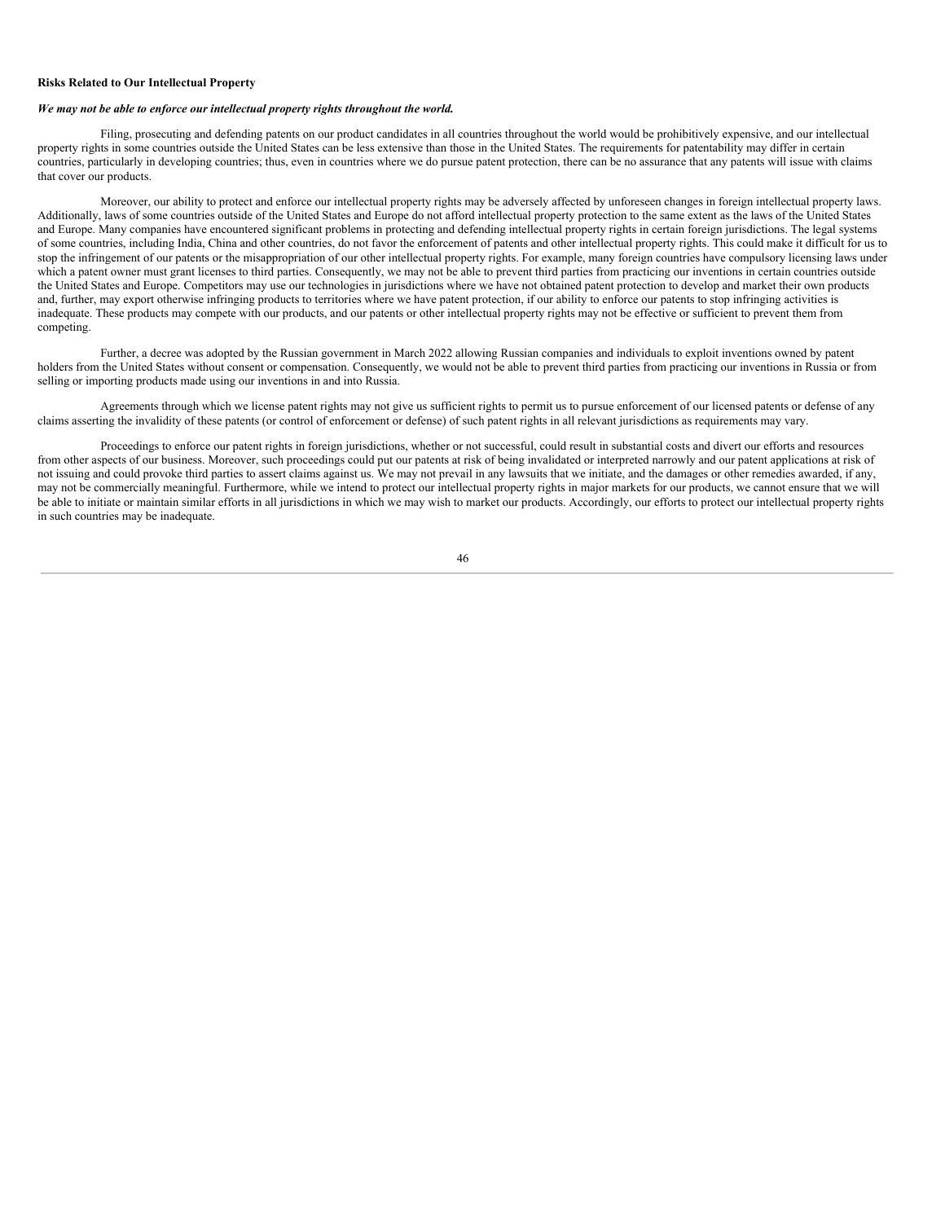**Risks Related to Our Intellectual Property**

***We may not be able to enforce our intellectual property rights throughout the world.***

Filing, prosecuting and defending patents on our product candidates in all countries throughout the world would be prohibitively expensive, and our intellectual property rights in some countries outside the United States can be less extensive than those in the United States. The requirements for patentability may differ in certain countries, particularly in developing countries; thus, even in countries where we do pursue patent protection, there can be no assurance that any patents will issue with claims that cover our products.

Moreover, our ability to protect and enforce our intellectual property rights may be adversely affected by unforeseen changes in foreign intellectual property laws. Additionally, laws of some countries outside of the United States and Europe do not afford intellectual property protection to the same extent as the laws of the United States and Europe. Many companies have encountered significant problems in protecting and defending intellectual property rights in certain foreign jurisdictions. The legal systems of some countries, including India, China and other countries, do not favor the enforcement of patents and other intellectual property rights. This could make it difficult for us to stop the infringement of our patents or the misappropriation of our other intellectual property rights. For example, many foreign countries have compulsory licensing laws under which a patent owner must grant licenses to third parties. Consequently, we may not be able to prevent third parties from practicing our inventions in certain countries outside the United States and Europe. Competitors may use our technologies in jurisdictions where we have not obtained patent protection to develop and market their own products and, further, may export otherwise infringing products to territories where we have patent protection, if our ability to enforce our patents to stop infringing activities is inadequate. These products may compete with our products, and our patents or other intellectual property rights may not be effective or sufficient to prevent them from competing.

Further, a decree was adopted by the Russian government in March 2022 allowing Russian companies and individuals to exploit inventions owned by patent holders from the United States without consent or compensation. Consequently, we would not be able to prevent third parties from practicing our inventions in Russia or from selling or importing products made using our inventions in and into Russia.

Agreements through which we license patent rights may not give us sufficient rights to permit us to pursue enforcement of our licensed patents or defense of any claims asserting the invalidity of these patents (or control of enforcement or defense) of such patent rights in all relevant jurisdictions as requirements may vary.

Proceedings to enforce our patent rights in foreign jurisdictions, whether or not successful, could result in substantial costs and divert our efforts and resources from other aspects of our business. Moreover, such proceedings could put our patents at risk of being invalidated or interpreted narrowly and our patent applications at risk of not issuing and could provoke third parties to assert claims against us. We may not prevail in any lawsuits that we initiate, and the damages or other remedies awarded, if any, may not be commercially meaningful. Furthermore, while we intend to protect our intellectual property rights in major markets for our products, we cannot ensure that we will be able to initiate or maintain similar efforts in all jurisdictions in which we may wish to market our products. Accordingly, our efforts to protect our intellectual property rights in such countries may be inadequate.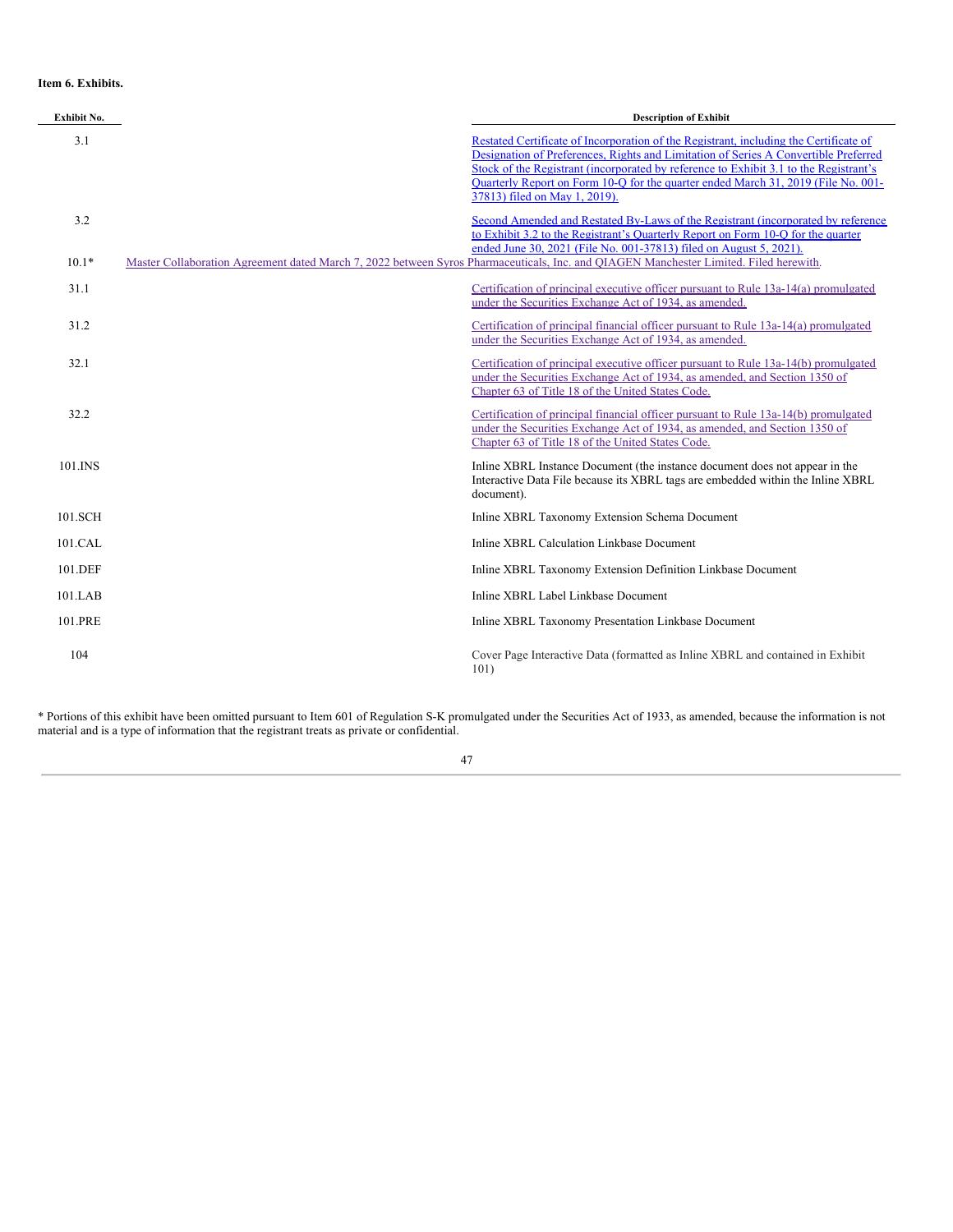**Item 6. Exhibits.**

| Exhibit No. | Description of Exhibit |
|---|---|
| 3.1 | Restated Certificate of Incorporation of the Registrant, including the Certificate of Designation of Preferences, Rights and Limitation of Series A Convertible Preferred Stock of the Registrant (incorporated by reference to Exhibit 3.1 to the Registrant's Quarterly Report on Form 10-Q for the quarter ended March 31, 2019 (File No. 001-37813) filed on May 1, 2019). |
| 3.2 | Second Amended and Restated By-Laws of the Registrant (incorporated by reference to Exhibit 3.2 to the Registrant's Quarterly Report on Form 10-Q for the quarter ended June 30, 2021 (File No. 001-37813) filed on August 5, 2021). |
| 10.1* | Master Collaboration Agreement dated March 7, 2022 between Syros Pharmaceuticals, Inc. and QIAGEN Manchester Limited. Filed herewith. |
| 31.1 | Certification of principal executive officer pursuant to Rule 13a-14(a) promulgated under the Securities Exchange Act of 1934, as amended. |
| 31.2 | Certification of principal financial officer pursuant to Rule 13a-14(a) promulgated under the Securities Exchange Act of 1934, as amended. |
| 32.1 | Certification of principal executive officer pursuant to Rule 13a-14(b) promulgated under the Securities Exchange Act of 1934, as amended, and Section 1350 of Chapter 63 of Title 18 of the United States Code. |
| 32.2 | Certification of principal financial officer pursuant to Rule 13a-14(b) promulgated under the Securities Exchange Act of 1934, as amended, and Section 1350 of Chapter 63 of Title 18 of the United States Code. |
| 101.INS | Inline XBRL Instance Document (the instance document does not appear in the Interactive Data File because its XBRL tags are embedded within the Inline XBRL document). |
| 101.SCH | Inline XBRL Taxonomy Extension Schema Document |
| 101.CAL | Inline XBRL Calculation Linkbase Document |
| 101.DEF | Inline XBRL Taxonomy Extension Definition Linkbase Document |
| 101.LAB | Inline XBRL Label Linkbase Document |
| 101.PRE | Inline XBRL Taxonomy Presentation Linkbase Document |
| 104 | Cover Page Interactive Data (formatted as Inline XBRL and contained in Exhibit 101) |

* Portions of this exhibit have been omitted pursuant to Item 601 of Regulation S-K promulgated under the Securities Act of 1933, as amended, because the information is not material and is a type of information that the registrant treats as private or confidential.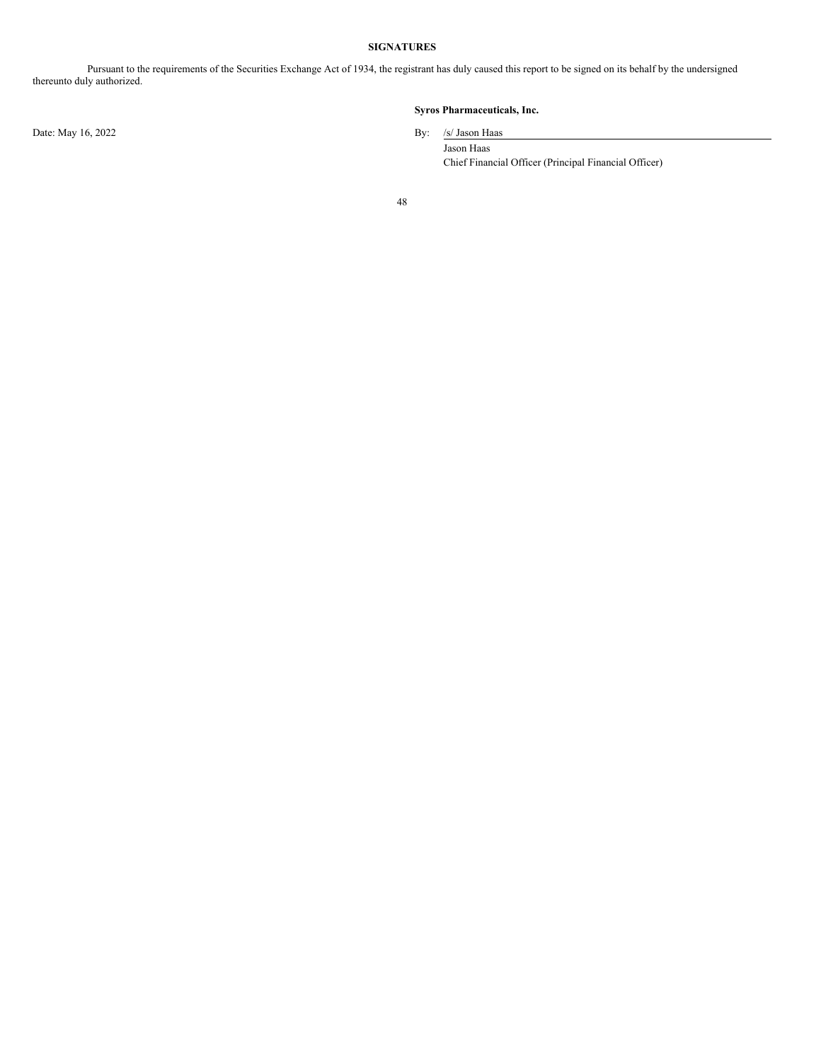## SIGNATURES

Pursuant to the requirements of the Securities Exchange Act of 1934, the registrant has duly caused this report to be signed on its behalf by the undersigned thereunto duly authorized.

**Syros Pharmaceuticals, Inc.**

Date: May 16, 2022

By: /s/ Jason Haas

Jason Haas

Chief Financial Officer (Principal Financial Officer)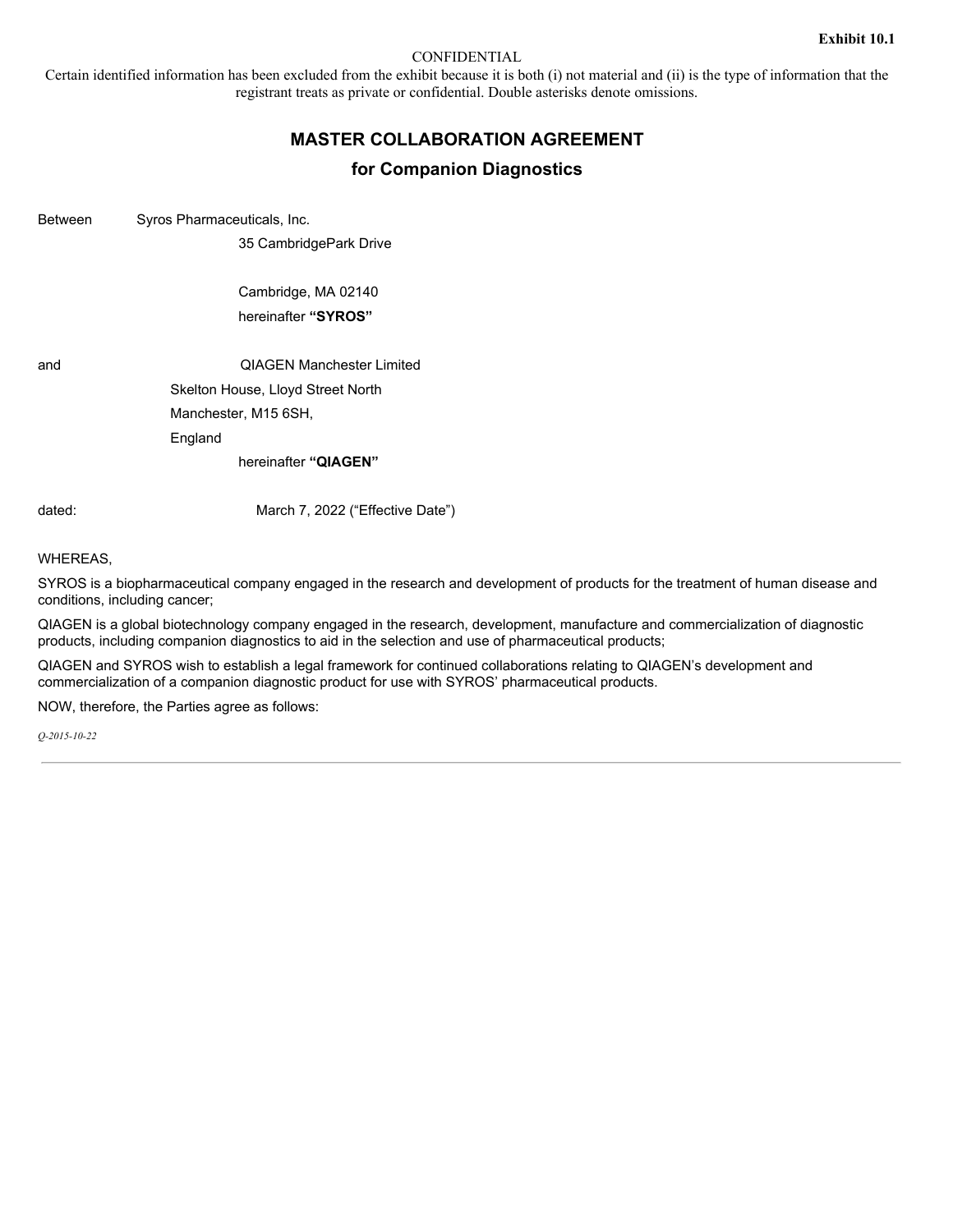**Exhibit 10.1**

CONFIDENTIAL

Certain identified information has been excluded from the exhibit because it is both (i) not material and (ii) is the type of information that the registrant treats as private or confidential. Double asterisks denote omissions.

# MASTER COLLABORATION AGREEMENT

## for Companion Diagnostics

Between Syros Pharmaceuticals, Inc.
35 CambridgePark Drive

Cambridge, MA 02140
hereinafter **"SYROS"**

and QIAGEN Manchester Limited
Skelton House, Lloyd Street North
Manchester, M15 6SH,
England
hereinafter **"QIAGEN"**

dated: March 7, 2022 ("Effective Date")

WHEREAS,

SYROS is a biopharmaceutical company engaged in the research and development of products for the treatment of human disease and conditions, including cancer;

QIAGEN is a global biotechnology company engaged in the research, development, manufacture and commercialization of diagnostic products, including companion diagnostics to aid in the selection and use of pharmaceutical products;

QIAGEN and SYROS wish to establish a legal framework for continued collaborations relating to QIAGEN's development and commercialization of a companion diagnostic product for use with SYROS' pharmaceutical products.

NOW, therefore, the Parties agree as follows:

*Q-2015-10-22*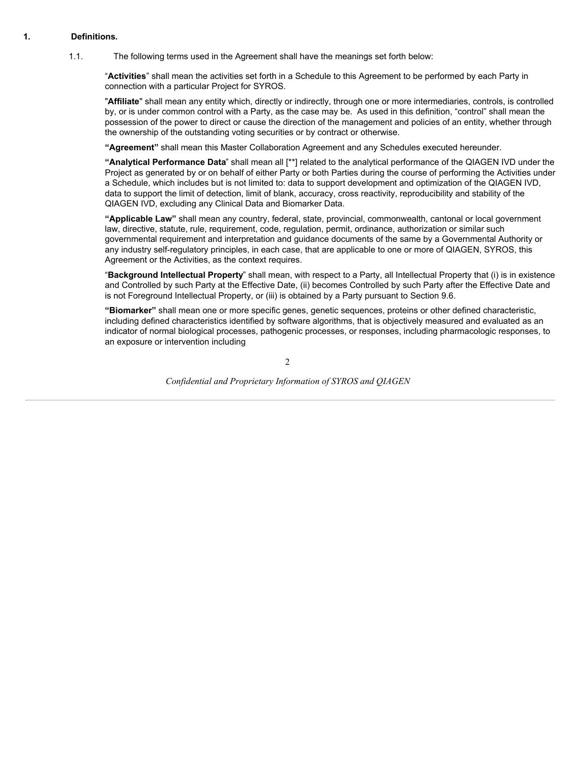## 1. Definitions.

1.1. The following terms used in the Agreement shall have the meanings set forth below:

"**Activities**" shall mean the activities set forth in a Schedule to this Agreement to be performed by each Party in connection with a particular Project for SYROS.

"**Affiliate**" shall mean any entity which, directly or indirectly, through one or more intermediaries, controls, is controlled by, or is under common control with a Party, as the case may be. As used in this definition, "control" shall mean the possession of the power to direct or cause the direction of the management and policies of an entity, whether through the ownership of the outstanding voting securities or by contract or otherwise.

**"Agreement"** shall mean this Master Collaboration Agreement and any Schedules executed hereunder.

**"Analytical Performance Data**" shall mean all [**] related to the analytical performance of the QIAGEN IVD under the Project as generated by or on behalf of either Party or both Parties during the course of performing the Activities under a Schedule, which includes but is not limited to: data to support development and optimization of the QIAGEN IVD, data to support the limit of detection, limit of blank, accuracy, cross reactivity, reproducibility and stability of the QIAGEN IVD, excluding any Clinical Data and Biomarker Data.

**"Applicable Law"** shall mean any country, federal, state, provincial, commonwealth, cantonal or local government law, directive, statute, rule, requirement, code, regulation, permit, ordinance, authorization or similar such governmental requirement and interpretation and guidance documents of the same by a Governmental Authority or any industry self-regulatory principles, in each case, that are applicable to one or more of QIAGEN, SYROS, this Agreement or the Activities, as the context requires.

"**Background Intellectual Property**" shall mean, with respect to a Party, all Intellectual Property that (i) is in existence and Controlled by such Party at the Effective Date, (ii) becomes Controlled by such Party after the Effective Date and is not Foreground Intellectual Property, or (iii) is obtained by a Party pursuant to Section 9.6.

**"Biomarker"** shall mean one or more specific genes, genetic sequences, proteins or other defined characteristic, including defined characteristics identified by software algorithms, that is objectively measured and evaluated as an indicator of normal biological processes, pathogenic processes, or responses, including pharmacologic responses, to an exposure or intervention including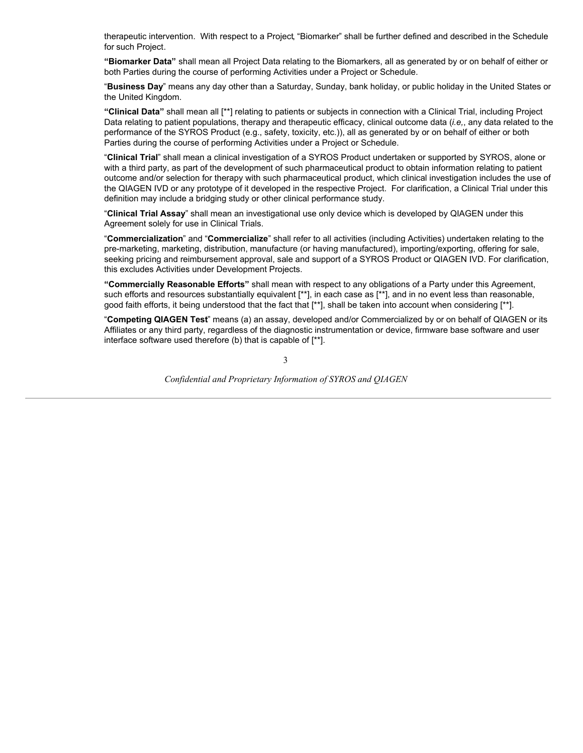therapeutic intervention. With respect to a Project, "Biomarker" shall be further defined and described in the Schedule for such Project.

**"Biomarker Data"** shall mean all Project Data relating to the Biomarkers, all as generated by or on behalf of either or both Parties during the course of performing Activities under a Project or Schedule.

"**Business Day**" means any day other than a Saturday, Sunday, bank holiday, or public holiday in the United States or the United Kingdom.

**"Clinical Data"** shall mean all [**] relating to patients or subjects in connection with a Clinical Trial, including Project Data relating to patient populations, therapy and therapeutic efficacy, clinical outcome data (*i.e,*, any data related to the performance of the SYROS Product (e.g., safety, toxicity, etc.)), all as generated by or on behalf of either or both Parties during the course of performing Activities under a Project or Schedule.

"**Clinical Trial**" shall mean a clinical investigation of a SYROS Product undertaken or supported by SYROS, alone or with a third party, as part of the development of such pharmaceutical product to obtain information relating to patient outcome and/or selection for therapy with such pharmaceutical product, which clinical investigation includes the use of the QIAGEN IVD or any prototype of it developed in the respective Project. For clarification, a Clinical Trial under this definition may include a bridging study or other clinical performance study.

"**Clinical Trial Assay**" shall mean an investigational use only device which is developed by QIAGEN under this Agreement solely for use in Clinical Trials.

"**Commercialization**" and "**Commercialize**" shall refer to all activities (including Activities) undertaken relating to the pre-marketing, marketing, distribution, manufacture (or having manufactured), importing/exporting, offering for sale, seeking pricing and reimbursement approval, sale and support of a SYROS Product or QIAGEN IVD. For clarification, this excludes Activities under Development Projects.

**"Commercially Reasonable Efforts"** shall mean with respect to any obligations of a Party under this Agreement, such efforts and resources substantially equivalent [**], in each case as [**], and in no event less than reasonable, good faith efforts, it being understood that the fact that [**], shall be taken into account when considering [**].

"**Competing QIAGEN Test**" means (a) an assay, developed and/or Commercialized by or on behalf of QIAGEN or its Affiliates or any third party, regardless of the diagnostic instrumentation or device, firmware base software and user interface software used therefore (b) that is capable of [**].

*Confidential and Proprietary Information of SYROS and QIAGEN*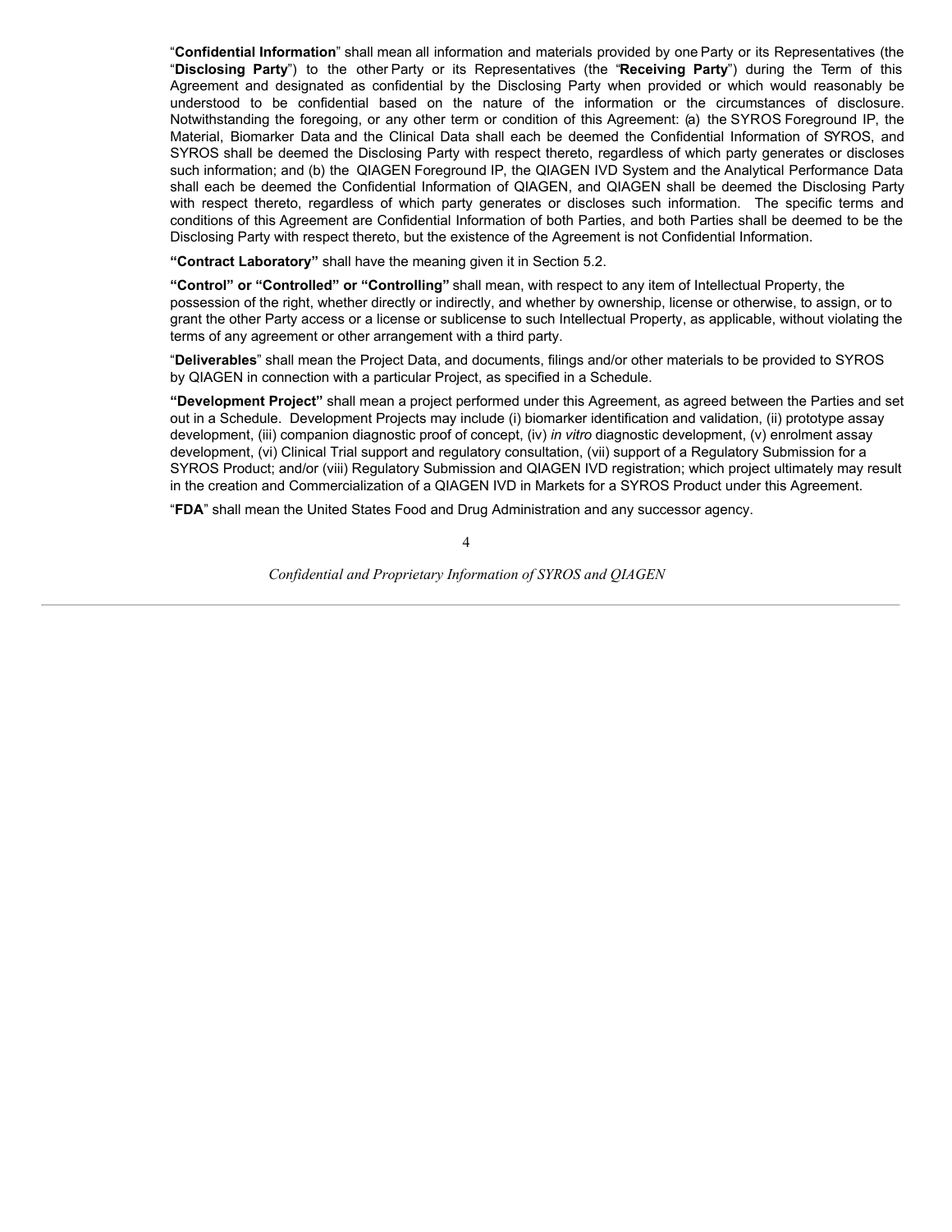"**Confidential Information**" shall mean all information and materials provided by one Party or its Representatives (the "**Disclosing Party**") to the other Party or its Representatives (the "**Receiving Party**") during the Term of this Agreement and designated as confidential by the Disclosing Party when provided or which would reasonably be understood to be confidential based on the nature of the information or the circumstances of disclosure. Notwithstanding the foregoing, or any other term or condition of this Agreement: (a) the SYROS Foreground IP, the Material, Biomarker Data and the Clinical Data shall each be deemed the Confidential Information of SYROS, and SYROS shall be deemed the Disclosing Party with respect thereto, regardless of which party generates or discloses such information; and (b) the QIAGEN Foreground IP, the QIAGEN IVD System and the Analytical Performance Data shall each be deemed the Confidential Information of QIAGEN, and QIAGEN shall be deemed the Disclosing Party with respect thereto, regardless of which party generates or discloses such information. The specific terms and conditions of this Agreement are Confidential Information of both Parties, and both Parties shall be deemed to be the Disclosing Party with respect thereto, but the existence of the Agreement is not Confidential Information.

**"Contract Laboratory"** shall have the meaning given it in Section 5.2.

**"Control" or "Controlled" or "Controlling"** shall mean, with respect to any item of Intellectual Property, the possession of the right, whether directly or indirectly, and whether by ownership, license or otherwise, to assign, or to grant the other Party access or a license or sublicense to such Intellectual Property, as applicable, without violating the terms of any agreement or other arrangement with a third party.

"**Deliverables**" shall mean the Project Data, and documents, filings and/or other materials to be provided to SYROS by QIAGEN in connection with a particular Project, as specified in a Schedule.

**"Development Project"** shall mean a project performed under this Agreement, as agreed between the Parties and set out in a Schedule. Development Projects may include (i) biomarker identification and validation, (ii) prototype assay development, (iii) companion diagnostic proof of concept, (iv) *in vitro* diagnostic development, (v) enrolment assay development, (vi) Clinical Trial support and regulatory consultation, (vii) support of a Regulatory Submission for a SYROS Product; and/or (viii) Regulatory Submission and QIAGEN IVD registration; which project ultimately may result in the creation and Commercialization of a QIAGEN IVD in Markets for a SYROS Product under this Agreement.

"**FDA**" shall mean the United States Food and Drug Administration and any successor agency.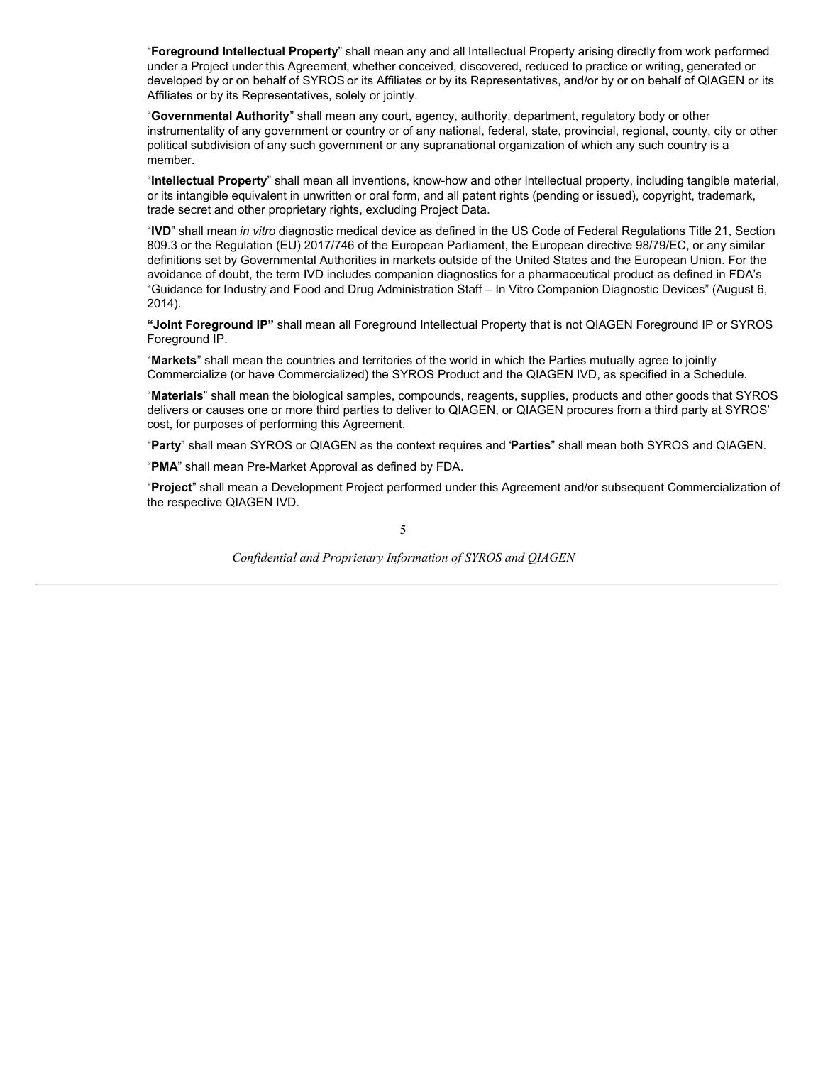"**Foreground Intellectual Property**" shall mean any and all Intellectual Property arising directly from work performed under a Project under this Agreement, whether conceived, discovered, reduced to practice or writing, generated or developed by or on behalf of SYROS or its Affiliates or by its Representatives, and/or by or on behalf of QIAGEN or its Affiliates or by its Representatives, solely or jointly.

"**Governmental Authority**" shall mean any court, agency, authority, department, regulatory body or other instrumentality of any government or country or of any national, federal, state, provincial, regional, county, city or other political subdivision of any such government or any supranational organization of which any such country is a member.

"**Intellectual Property**" shall mean all inventions, know-how and other intellectual property, including tangible material, or its intangible equivalent in unwritten or oral form, and all patent rights (pending or issued), copyright, trademark, trade secret and other proprietary rights, excluding Project Data.

"**IVD**" shall mean *in vitro* diagnostic medical device as defined in the US Code of Federal Regulations Title 21, Section 809.3 or the Regulation (EU) 2017/746 of the European Parliament, the European directive 98/79/EC, or any similar definitions set by Governmental Authorities in markets outside of the United States and the European Union. For the avoidance of doubt, the term IVD includes companion diagnostics for a pharmaceutical product as defined in FDA's "Guidance for Industry and Food and Drug Administration Staff – In Vitro Companion Diagnostic Devices" (August 6, 2014).

**"Joint Foreground IP"** shall mean all Foreground Intellectual Property that is not QIAGEN Foreground IP or SYROS Foreground IP.

"**Markets**" shall mean the countries and territories of the world in which the Parties mutually agree to jointly Commercialize (or have Commercialized) the SYROS Product and the QIAGEN IVD, as specified in a Schedule.

"**Materials**" shall mean the biological samples, compounds, reagents, supplies, products and other goods that SYROS delivers or causes one or more third parties to deliver to QIAGEN, or QIAGEN procures from a third party at SYROS' cost, for purposes of performing this Agreement.

"**Party**" shall mean SYROS or QIAGEN as the context requires and "**Parties**" shall mean both SYROS and QIAGEN.

"**PMA**" shall mean Pre-Market Approval as defined by FDA.

"**Project**" shall mean a Development Project performed under this Agreement and/or subsequent Commercialization of the respective QIAGEN IVD.

*Confidential and Proprietary Information of SYROS and QIAGEN*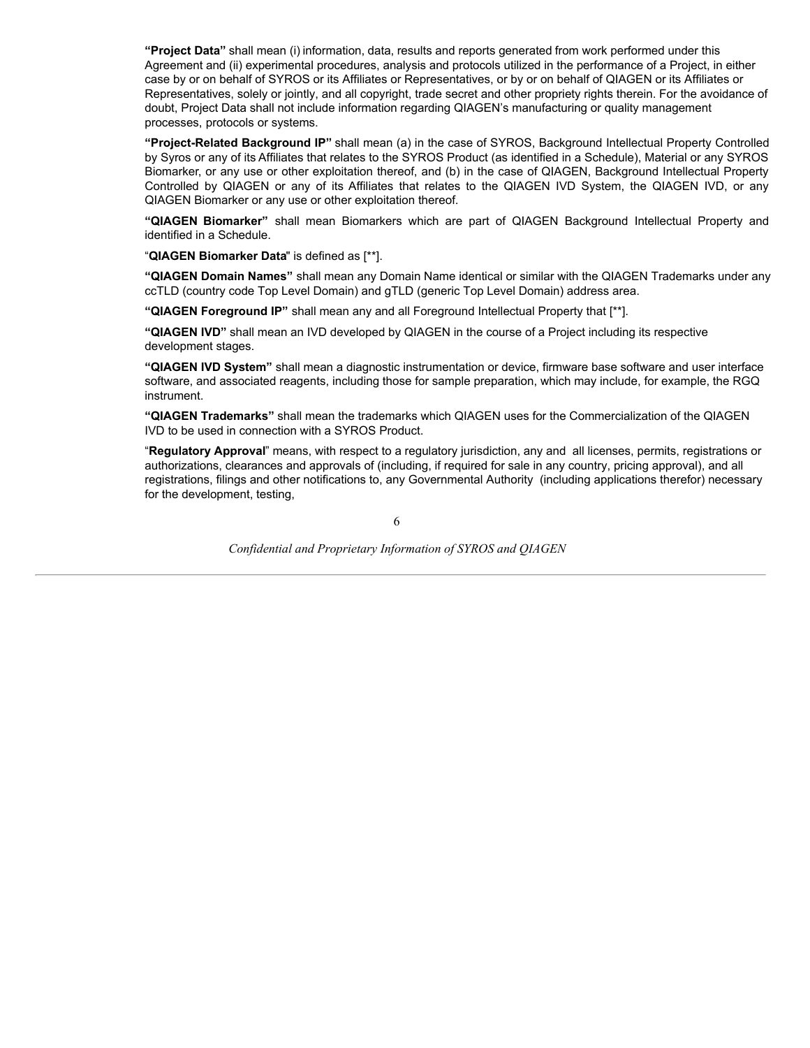**"Project Data"** shall mean (i) information, data, results and reports generated from work performed under this Agreement and (ii) experimental procedures, analysis and protocols utilized in the performance of a Project, in either case by or on behalf of SYROS or its Affiliates or Representatives, or by or on behalf of QIAGEN or its Affiliates or Representatives, solely or jointly, and all copyright, trade secret and other propriety rights therein. For the avoidance of doubt, Project Data shall not include information regarding QIAGEN's manufacturing or quality management processes, protocols or systems.

**"Project-Related Background IP"** shall mean (a) in the case of SYROS, Background Intellectual Property Controlled by Syros or any of its Affiliates that relates to the SYROS Product (as identified in a Schedule), Material or any SYROS Biomarker, or any use or other exploitation thereof, and (b) in the case of QIAGEN, Background Intellectual Property Controlled by QIAGEN or any of its Affiliates that relates to the QIAGEN IVD System, the QIAGEN IVD, or any QIAGEN Biomarker or any use or other exploitation thereof.

**"QIAGEN Biomarker"** shall mean Biomarkers which are part of QIAGEN Background Intellectual Property and identified in a Schedule.

"**QIAGEN Biomarker Data**" is defined as [**].

**"QIAGEN Domain Names"** shall mean any Domain Name identical or similar with the QIAGEN Trademarks under any ccTLD (country code Top Level Domain) and gTLD (generic Top Level Domain) address area.

**"QIAGEN Foreground IP"** shall mean any and all Foreground Intellectual Property that [**].

**"QIAGEN IVD"** shall mean an IVD developed by QIAGEN in the course of a Project including its respective development stages.

**"QIAGEN IVD System"** shall mean a diagnostic instrumentation or device, firmware base software and user interface software, and associated reagents, including those for sample preparation, which may include, for example, the RGQ instrument.

**"QIAGEN Trademarks"** shall mean the trademarks which QIAGEN uses for the Commercialization of the QIAGEN IVD to be used in connection with a SYROS Product.

"**Regulatory Approval**" means, with respect to a regulatory jurisdiction, any and all licenses, permits, registrations or authorizations, clearances and approvals of (including, if required for sale in any country, pricing approval), and all registrations, filings and other notifications to, any Governmental Authority (including applications therefor) necessary for the development, testing,

*Confidential and Proprietary Information of SYROS and QIAGEN*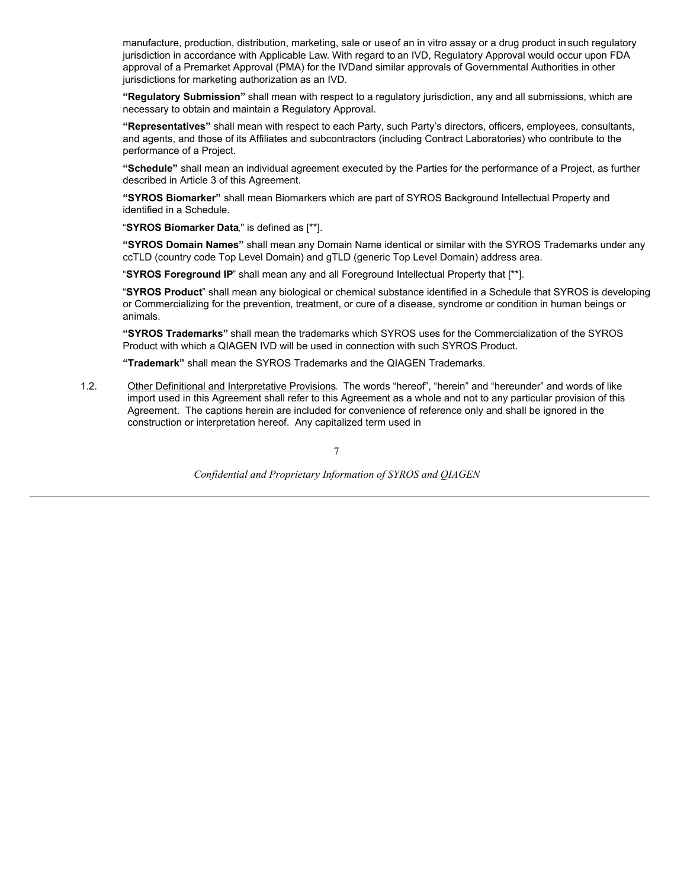manufacture, production, distribution, marketing, sale or use of an in vitro assay or a drug product in such regulatory jurisdiction in accordance with Applicable Law. With regard to an IVD, Regulatory Approval would occur upon FDA approval of a Premarket Approval (PMA) for the IVD and similar approvals of Governmental Authorities in other jurisdictions for marketing authorization as an IVD.

**"Regulatory Submission"** shall mean with respect to a regulatory jurisdiction, any and all submissions, which are necessary to obtain and maintain a Regulatory Approval.

**"Representatives"** shall mean with respect to each Party, such Party's directors, officers, employees, consultants, and agents, and those of its Affiliates and subcontractors (including Contract Laboratories) who contribute to the performance of a Project.

**"Schedule"** shall mean an individual agreement executed by the Parties for the performance of a Project, as further described in Article 3 of this Agreement.

**"SYROS Biomarker"** shall mean Biomarkers which are part of SYROS Background Intellectual Property and identified in a Schedule.

"**SYROS Biomarker Data**," is defined as [**].

**"SYROS Domain Names"** shall mean any Domain Name identical or similar with the SYROS Trademarks under any ccTLD (country code Top Level Domain) and gTLD (generic Top Level Domain) address area.

"**SYROS Foreground IP**" shall mean any and all Foreground Intellectual Property that [**].

"**SYROS Product**" shall mean any biological or chemical substance identified in a Schedule that SYROS is developing or Commercializing for the prevention, treatment, or cure of a disease, syndrome or condition in human beings or animals.

**"SYROS Trademarks"** shall mean the trademarks which SYROS uses for the Commercialization of the SYROS Product with which a QIAGEN IVD will be used in connection with such SYROS Product.

**"Trademark"** shall mean the SYROS Trademarks and the QIAGEN Trademarks.

1.2. Other Definitional and Interpretative Provisions. The words "hereof", "herein" and "hereunder" and words of like import used in this Agreement shall refer to this Agreement as a whole and not to any particular provision of this Agreement. The captions herein are included for convenience of reference only and shall be ignored in the construction or interpretation hereof. Any capitalized term used in

*Confidential and Proprietary Information of SYROS and QIAGEN*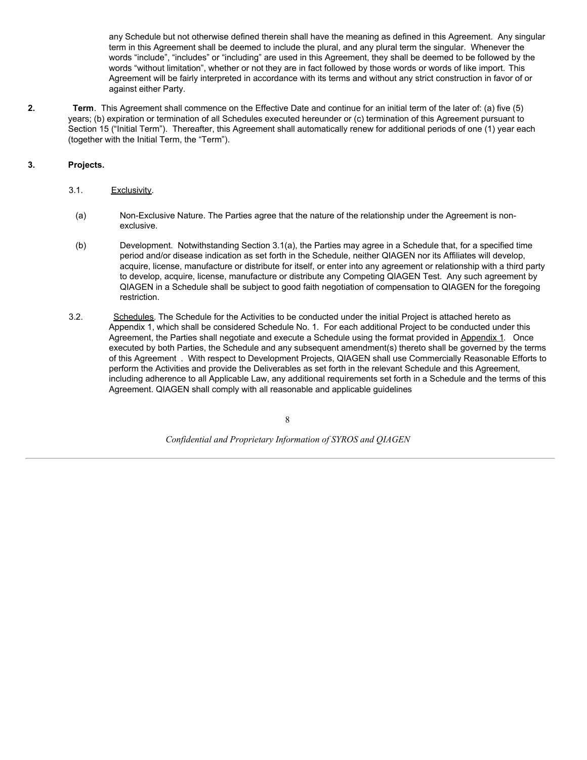any Schedule but not otherwise defined therein shall have the meaning as defined in this Agreement. Any singular term in this Agreement shall be deemed to include the plural, and any plural term the singular. Whenever the words "include", "includes" or "including" are used in this Agreement, they shall be deemed to be followed by the words "without limitation", whether or not they are in fact followed by those words or words of like import. This Agreement will be fairly interpreted in accordance with its terms and without any strict construction in favor of or against either Party.

**2. Term**. This Agreement shall commence on the Effective Date and continue for an initial term of the later of: (a) five (5) years; (b) expiration or termination of all Schedules executed hereunder or (c) termination of this Agreement pursuant to Section 15 ("Initial Term"). Thereafter, this Agreement shall automatically renew for additional periods of one (1) year each (together with the Initial Term, the "Term").

**3. Projects.**

3.1. Exclusivity.

(a) Non-Exclusive Nature. The Parties agree that the nature of the relationship under the Agreement is non-exclusive.

(b) Development. Notwithstanding Section 3.1(a), the Parties may agree in a Schedule that, for a specified time period and/or disease indication as set forth in the Schedule, neither QIAGEN nor its Affiliates will develop, acquire, license, manufacture or distribute for itself, or enter into any agreement or relationship with a third party to develop, acquire, license, manufacture or distribute any Competing QIAGEN Test. Any such agreement by QIAGEN in a Schedule shall be subject to good faith negotiation of compensation to QIAGEN for the foregoing restriction.

3.2. Schedules. The Schedule for the Activities to be conducted under the initial Project is attached hereto as Appendix 1, which shall be considered Schedule No. 1. For each additional Project to be conducted under this Agreement, the Parties shall negotiate and execute a Schedule using the format provided in Appendix 1. Once executed by both Parties, the Schedule and any subsequent amendment(s) thereto shall be governed by the terms of this Agreement . With respect to Development Projects, QIAGEN shall use Commercially Reasonable Efforts to perform the Activities and provide the Deliverables as set forth in the relevant Schedule and this Agreement, including adherence to all Applicable Law, any additional requirements set forth in a Schedule and the terms of this Agreement. QIAGEN shall comply with all reasonable and applicable guidelines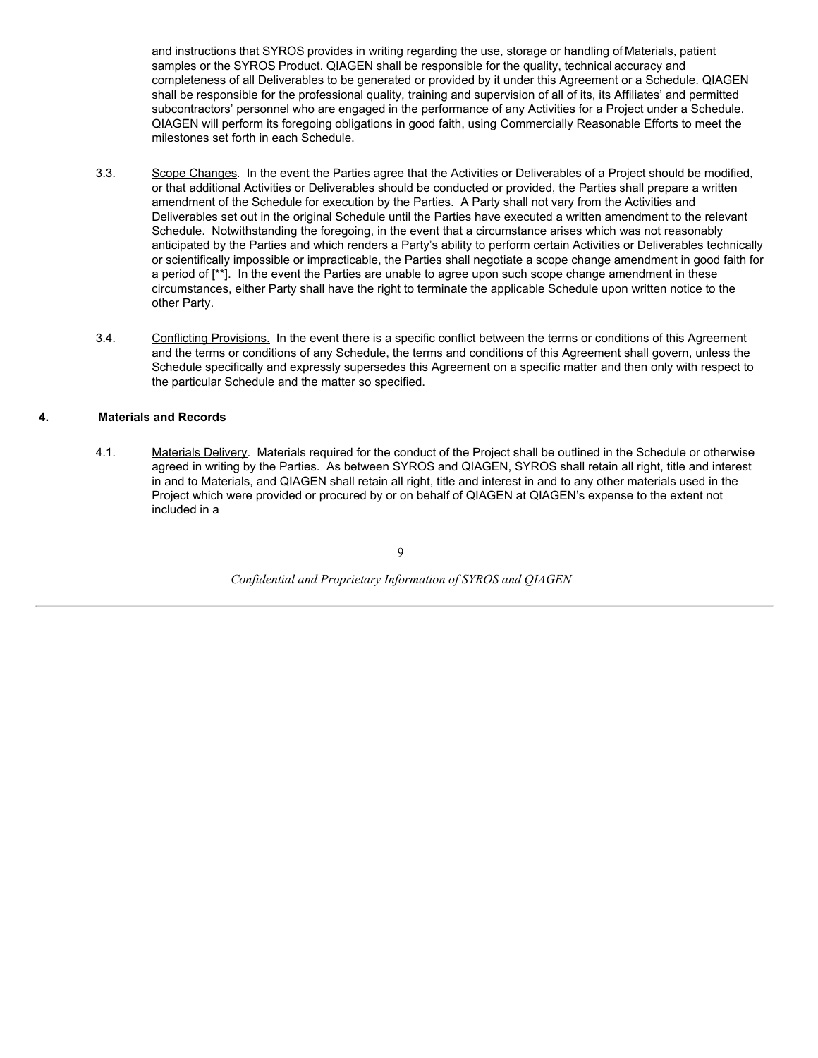and instructions that SYROS provides in writing regarding the use, storage or handling of Materials, patient samples or the SYROS Product. QIAGEN shall be responsible for the quality, technical accuracy and completeness of all Deliverables to be generated or provided by it under this Agreement or a Schedule. QIAGEN shall be responsible for the professional quality, training and supervision of all of its, its Affiliates' and permitted subcontractors' personnel who are engaged in the performance of any Activities for a Project under a Schedule. QIAGEN will perform its foregoing obligations in good faith, using Commercially Reasonable Efforts to meet the milestones set forth in each Schedule.

3.3. Scope Changes. In the event the Parties agree that the Activities or Deliverables of a Project should be modified, or that additional Activities or Deliverables should be conducted or provided, the Parties shall prepare a written amendment of the Schedule for execution by the Parties. A Party shall not vary from the Activities and Deliverables set out in the original Schedule until the Parties have executed a written amendment to the relevant Schedule. Notwithstanding the foregoing, in the event that a circumstance arises which was not reasonably anticipated by the Parties and which renders a Party's ability to perform certain Activities or Deliverables technically or scientifically impossible or impracticable, the Parties shall negotiate a scope change amendment in good faith for a period of [**]. In the event the Parties are unable to agree upon such scope change amendment in these circumstances, either Party shall have the right to terminate the applicable Schedule upon written notice to the other Party.

3.4. Conflicting Provisions. In the event there is a specific conflict between the terms or conditions of this Agreement and the terms or conditions of any Schedule, the terms and conditions of this Agreement shall govern, unless the Schedule specifically and expressly supersedes this Agreement on a specific matter and then only with respect to the particular Schedule and the matter so specified.

## 4. Materials and Records

4.1. Materials Delivery. Materials required for the conduct of the Project shall be outlined in the Schedule or otherwise agreed in writing by the Parties. As between SYROS and QIAGEN, SYROS shall retain all right, title and interest in and to Materials, and QIAGEN shall retain all right, title and interest in and to any other materials used in the Project which were provided or procured by or on behalf of QIAGEN at QIAGEN's expense to the extent not included in a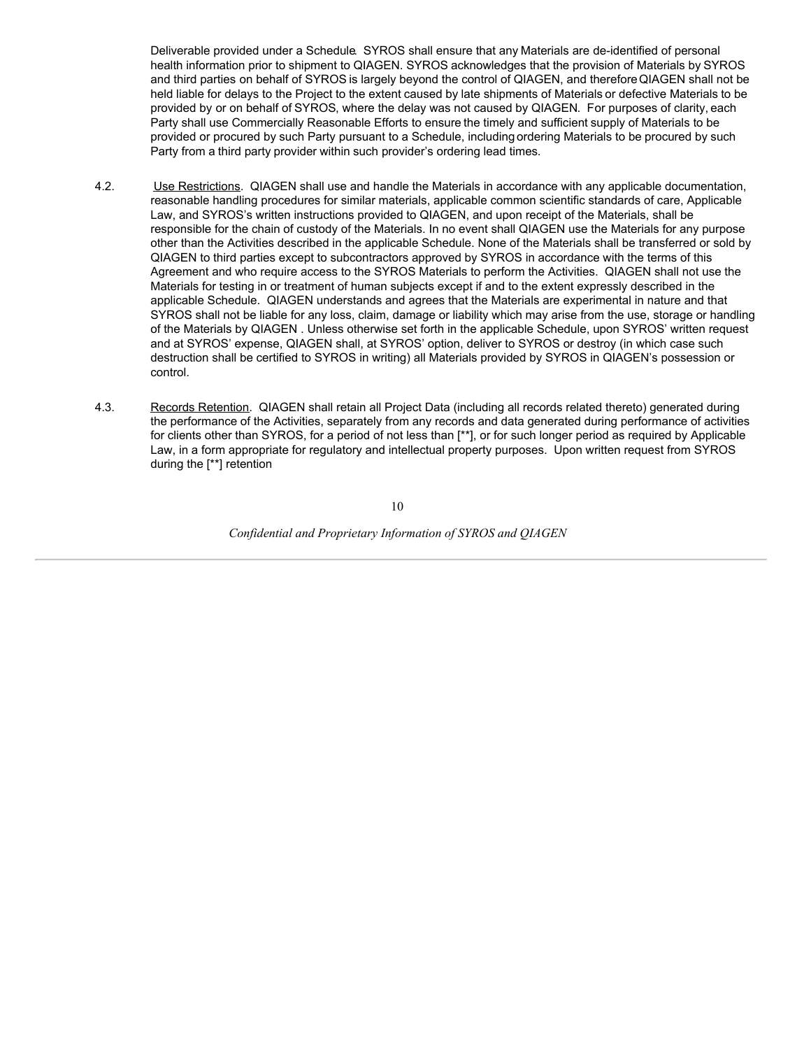Deliverable provided under a Schedule. SYROS shall ensure that any Materials are de-identified of personal health information prior to shipment to QIAGEN. SYROS acknowledges that the provision of Materials by SYROS and third parties on behalf of SYROS is largely beyond the control of QIAGEN, and therefore QIAGEN shall not be held liable for delays to the Project to the extent caused by late shipments of Materials or defective Materials to be provided by or on behalf of SYROS, where the delay was not caused by QIAGEN. For purposes of clarity, each Party shall use Commercially Reasonable Efforts to ensure the timely and sufficient supply of Materials to be provided or procured by such Party pursuant to a Schedule, including ordering Materials to be procured by such Party from a third party provider within such provider's ordering lead times.

4.2. Use Restrictions. QIAGEN shall use and handle the Materials in accordance with any applicable documentation, reasonable handling procedures for similar materials, applicable common scientific standards of care, Applicable Law, and SYROS's written instructions provided to QIAGEN, and upon receipt of the Materials, shall be responsible for the chain of custody of the Materials. In no event shall QIAGEN use the Materials for any purpose other than the Activities described in the applicable Schedule. None of the Materials shall be transferred or sold by QIAGEN to third parties except to subcontractors approved by SYROS in accordance with the terms of this Agreement and who require access to the SYROS Materials to perform the Activities. QIAGEN shall not use the Materials for testing in or treatment of human subjects except if and to the extent expressly described in the applicable Schedule. QIAGEN understands and agrees that the Materials are experimental in nature and that SYROS shall not be liable for any loss, claim, damage or liability which may arise from the use, storage or handling of the Materials by QIAGEN . Unless otherwise set forth in the applicable Schedule, upon SYROS' written request and at SYROS' expense, QIAGEN shall, at SYROS' option, deliver to SYROS or destroy (in which case such destruction shall be certified to SYROS in writing) all Materials provided by SYROS in QIAGEN's possession or control.

4.3. Records Retention. QIAGEN shall retain all Project Data (including all records related thereto) generated during the performance of the Activities, separately from any records and data generated during performance of activities for clients other than SYROS, for a period of not less than [**], or for such longer period as required by Applicable Law, in a form appropriate for regulatory and intellectual property purposes. Upon written request from SYROS during the [**] retention

*Confidential and Proprietary Information of SYROS and QIAGEN*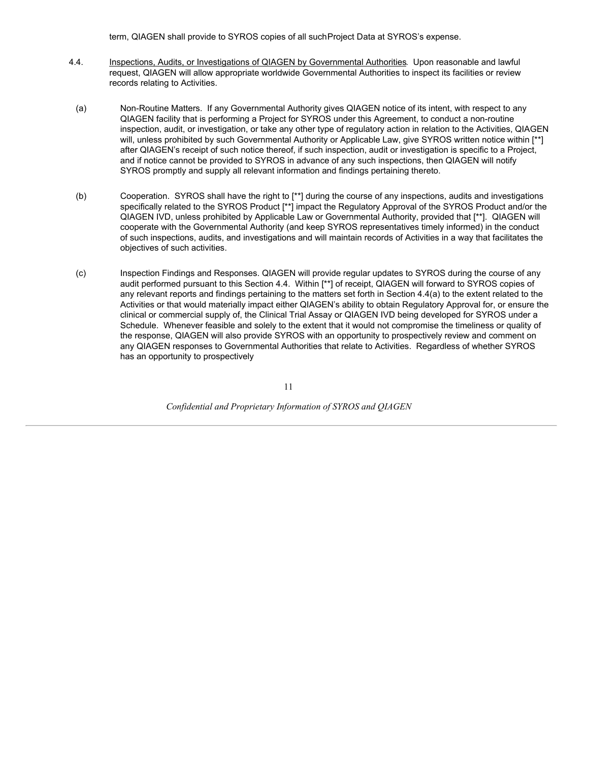term, QIAGEN shall provide to SYROS copies of all such Project Data at SYROS's expense.

4.4. Inspections, Audits, or Investigations of QIAGEN by Governmental Authorities. Upon reasonable and lawful request, QIAGEN will allow appropriate worldwide Governmental Authorities to inspect its facilities or review records relating to Activities.

(a) Non-Routine Matters. If any Governmental Authority gives QIAGEN notice of its intent, with respect to any QIAGEN facility that is performing a Project for SYROS under this Agreement, to conduct a non-routine inspection, audit, or investigation, or take any other type of regulatory action in relation to the Activities, QIAGEN will, unless prohibited by such Governmental Authority or Applicable Law, give SYROS written notice within [**] after QIAGEN's receipt of such notice thereof, if such inspection, audit or investigation is specific to a Project, and if notice cannot be provided to SYROS in advance of any such inspections, then QIAGEN will notify SYROS promptly and supply all relevant information and findings pertaining thereto.

(b) Cooperation. SYROS shall have the right to [**] during the course of any inspections, audits and investigations specifically related to the SYROS Product [**] impact the Regulatory Approval of the SYROS Product and/or the QIAGEN IVD, unless prohibited by Applicable Law or Governmental Authority, provided that [**]. QIAGEN will cooperate with the Governmental Authority (and keep SYROS representatives timely informed) in the conduct of such inspections, audits, and investigations and will maintain records of Activities in a way that facilitates the objectives of such activities.

(c) Inspection Findings and Responses. QIAGEN will provide regular updates to SYROS during the course of any audit performed pursuant to this Section 4.4. Within [**] of receipt, QIAGEN will forward to SYROS copies of any relevant reports and findings pertaining to the matters set forth in Section 4.4(a) to the extent related to the Activities or that would materially impact either QIAGEN's ability to obtain Regulatory Approval for, or ensure the clinical or commercial supply of, the Clinical Trial Assay or QIAGEN IVD being developed for SYROS under a Schedule. Whenever feasible and solely to the extent that it would not compromise the timeliness or quality of the response, QIAGEN will also provide SYROS with an opportunity to prospectively review and comment on any QIAGEN responses to Governmental Authorities that relate to Activities. Regardless of whether SYROS has an opportunity to prospectively

*Confidential and Proprietary Information of SYROS and QIAGEN*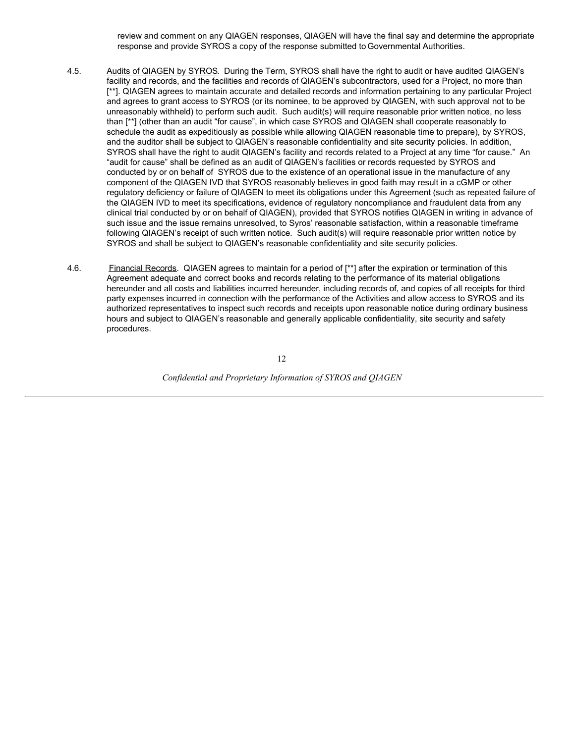review and comment on any QIAGEN responses, QIAGEN will have the final say and determine the appropriate response and provide SYROS a copy of the response submitted to Governmental Authorities.

4.5. Audits of QIAGEN by SYROS. During the Term, SYROS shall have the right to audit or have audited QIAGEN's facility and records, and the facilities and records of QIAGEN's subcontractors, used for a Project, no more than [**]. QIAGEN agrees to maintain accurate and detailed records and information pertaining to any particular Project and agrees to grant access to SYROS (or its nominee, to be approved by QIAGEN, with such approval not to be unreasonably withheld) to perform such audit. Such audit(s) will require reasonable prior written notice, no less than [**] (other than an audit "for cause", in which case SYROS and QIAGEN shall cooperate reasonably to schedule the audit as expeditiously as possible while allowing QIAGEN reasonable time to prepare), by SYROS, and the auditor shall be subject to QIAGEN's reasonable confidentiality and site security policies. In addition, SYROS shall have the right to audit QIAGEN's facility and records related to a Project at any time "for cause." An "audit for cause" shall be defined as an audit of QIAGEN's facilities or records requested by SYROS and conducted by or on behalf of SYROS due to the existence of an operational issue in the manufacture of any component of the QIAGEN IVD that SYROS reasonably believes in good faith may result in a cGMP or other regulatory deficiency or failure of QIAGEN to meet its obligations under this Agreement (such as repeated failure of the QIAGEN IVD to meet its specifications, evidence of regulatory noncompliance and fraudulent data from any clinical trial conducted by or on behalf of QIAGEN), provided that SYROS notifies QIAGEN in writing in advance of such issue and the issue remains unresolved, to Syros' reasonable satisfaction, within a reasonable timeframe following QIAGEN's receipt of such written notice. Such audit(s) will require reasonable prior written notice by SYROS and shall be subject to QIAGEN's reasonable confidentiality and site security policies.

4.6. Financial Records. QIAGEN agrees to maintain for a period of [**] after the expiration or termination of this Agreement adequate and correct books and records relating to the performance of its material obligations hereunder and all costs and liabilities incurred hereunder, including records of, and copies of all receipts for third party expenses incurred in connection with the performance of the Activities and allow access to SYROS and its authorized representatives to inspect such records and receipts upon reasonable notice during ordinary business hours and subject to QIAGEN's reasonable and generally applicable confidentiality, site security and safety procedures.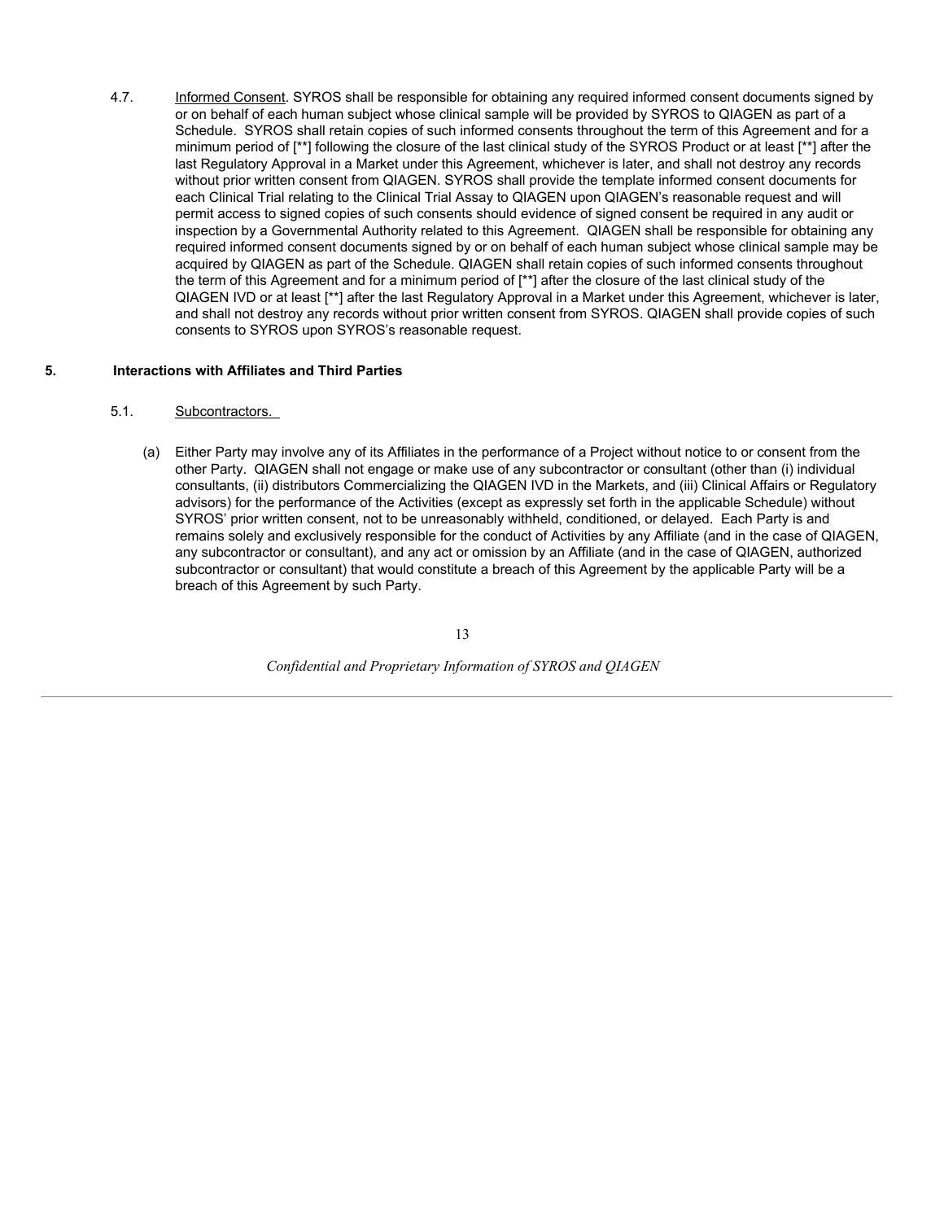4.7. Informed Consent. SYROS shall be responsible for obtaining any required informed consent documents signed by or on behalf of each human subject whose clinical sample will be provided by SYROS to QIAGEN as part of a Schedule. SYROS shall retain copies of such informed consents throughout the term of this Agreement and for a minimum period of [**] following the closure of the last clinical study of the SYROS Product or at least [**] after the last Regulatory Approval in a Market under this Agreement, whichever is later, and shall not destroy any records without prior written consent from QIAGEN. SYROS shall provide the template informed consent documents for each Clinical Trial relating to the Clinical Trial Assay to QIAGEN upon QIAGEN's reasonable request and will permit access to signed copies of such consents should evidence of signed consent be required in any audit or inspection by a Governmental Authority related to this Agreement. QIAGEN shall be responsible for obtaining any required informed consent documents signed by or on behalf of each human subject whose clinical sample may be acquired by QIAGEN as part of the Schedule. QIAGEN shall retain copies of such informed consents throughout the term of this Agreement and for a minimum period of [**] after the closure of the last clinical study of the QIAGEN IVD or at least [**] after the last Regulatory Approval in a Market under this Agreement, whichever is later, and shall not destroy any records without prior written consent from SYROS. QIAGEN shall provide copies of such consents to SYROS upon SYROS's reasonable request.

## 5. Interactions with Affiliates and Third Parties

5.1. Subcontractors.

(a) Either Party may involve any of its Affiliates in the performance of a Project without notice to or consent from the other Party. QIAGEN shall not engage or make use of any subcontractor or consultant (other than (i) individual consultants, (ii) distributors Commercializing the QIAGEN IVD in the Markets, and (iii) Clinical Affairs or Regulatory advisors) for the performance of the Activities (except as expressly set forth in the applicable Schedule) without SYROS' prior written consent, not to be unreasonably withheld, conditioned, or delayed. Each Party is and remains solely and exclusively responsible for the conduct of Activities by any Affiliate (and in the case of QIAGEN, any subcontractor or consultant), and any act or omission by an Affiliate (and in the case of QIAGEN, authorized subcontractor or consultant) that would constitute a breach of this Agreement by the applicable Party will be a breach of this Agreement by such Party.

*Confidential and Proprietary Information of SYROS and QIAGEN*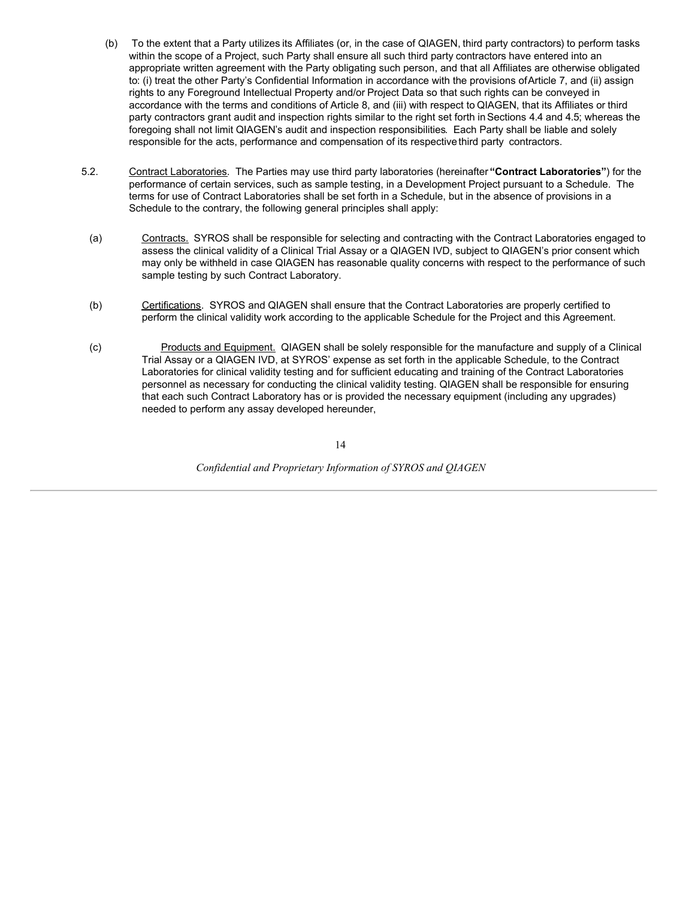(b) To the extent that a Party utilizes its Affiliates (or, in the case of QIAGEN, third party contractors) to perform tasks within the scope of a Project, such Party shall ensure all such third party contractors have entered into an appropriate written agreement with the Party obligating such person, and that all Affiliates are otherwise obligated to: (i) treat the other Party's Confidential Information in accordance with the provisions of Article 7, and (ii) assign rights to any Foreground Intellectual Property and/or Project Data so that such rights can be conveyed in accordance with the terms and conditions of Article 8, and (iii) with respect to QIAGEN, that its Affiliates or third party contractors grant audit and inspection rights similar to the right set forth in Sections 4.4 and 4.5; whereas the foregoing shall not limit QIAGEN's audit and inspection responsibilities. Each Party shall be liable and solely responsible for the acts, performance and compensation of its respective third party contractors.

5.2. Contract Laboratories. The Parties may use third party laboratories (hereinafter **"Contract Laboratories"**) for the performance of certain services, such as sample testing, in a Development Project pursuant to a Schedule. The terms for use of Contract Laboratories shall be set forth in a Schedule, but in the absence of provisions in a Schedule to the contrary, the following general principles shall apply:

(a) Contracts. SYROS shall be responsible for selecting and contracting with the Contract Laboratories engaged to assess the clinical validity of a Clinical Trial Assay or a QIAGEN IVD, subject to QIAGEN's prior consent which may only be withheld in case QIAGEN has reasonable quality concerns with respect to the performance of such sample testing by such Contract Laboratory.

(b) Certifications. SYROS and QIAGEN shall ensure that the Contract Laboratories are properly certified to perform the clinical validity work according to the applicable Schedule for the Project and this Agreement.

(c) Products and Equipment. QIAGEN shall be solely responsible for the manufacture and supply of a Clinical Trial Assay or a QIAGEN IVD, at SYROS' expense as set forth in the applicable Schedule, to the Contract Laboratories for clinical validity testing and for sufficient educating and training of the Contract Laboratories personnel as necessary for conducting the clinical validity testing. QIAGEN shall be responsible for ensuring that each such Contract Laboratory has or is provided the necessary equipment (including any upgrades) needed to perform any assay developed hereunder,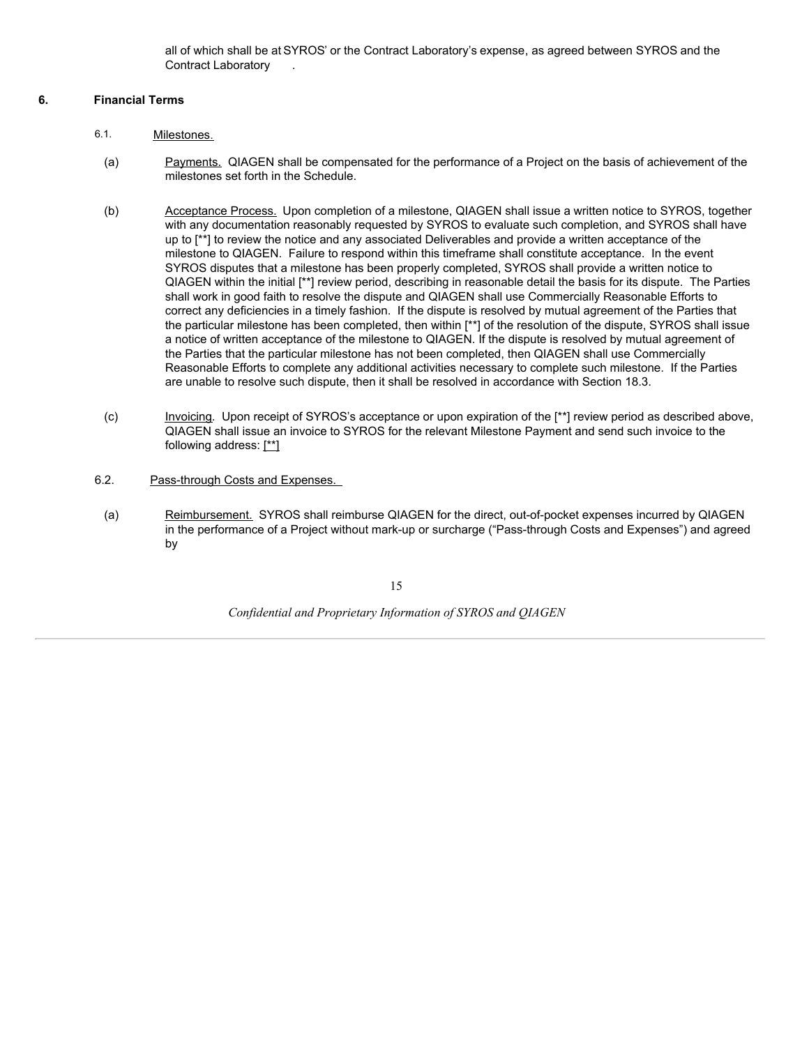all of which shall be at SYROS' or the Contract Laboratory's expense, as agreed between SYROS and the Contract Laboratory .

## 6. Financial Terms

6.1. Milestones.

(a) Payments. QIAGEN shall be compensated for the performance of a Project on the basis of achievement of the milestones set forth in the Schedule.

(b) Acceptance Process. Upon completion of a milestone, QIAGEN shall issue a written notice to SYROS, together with any documentation reasonably requested by SYROS to evaluate such completion, and SYROS shall have up to [**] to review the notice and any associated Deliverables and provide a written acceptance of the milestone to QIAGEN. Failure to respond within this timeframe shall constitute acceptance. In the event SYROS disputes that a milestone has been properly completed, SYROS shall provide a written notice to QIAGEN within the initial [**] review period, describing in reasonable detail the basis for its dispute. The Parties shall work in good faith to resolve the dispute and QIAGEN shall use Commercially Reasonable Efforts to correct any deficiencies in a timely fashion. If the dispute is resolved by mutual agreement of the Parties that the particular milestone has been completed, then within [**] of the resolution of the dispute, SYROS shall issue a notice of written acceptance of the milestone to QIAGEN. If the dispute is resolved by mutual agreement of the Parties that the particular milestone has not been completed, then QIAGEN shall use Commercially Reasonable Efforts to complete any additional activities necessary to complete such milestone. If the Parties are unable to resolve such dispute, then it shall be resolved in accordance with Section 18.3.

(c) Invoicing. Upon receipt of SYROS's acceptance or upon expiration of the [**] review period as described above, QIAGEN shall issue an invoice to SYROS for the relevant Milestone Payment and send such invoice to the following address: [**]

6.2. Pass-through Costs and Expenses.

(a) Reimbursement. SYROS shall reimburse QIAGEN for the direct, out-of-pocket expenses incurred by QIAGEN in the performance of a Project without mark-up or surcharge ("Pass-through Costs and Expenses") and agreed by

*Confidential and Proprietary Information of SYROS and QIAGEN*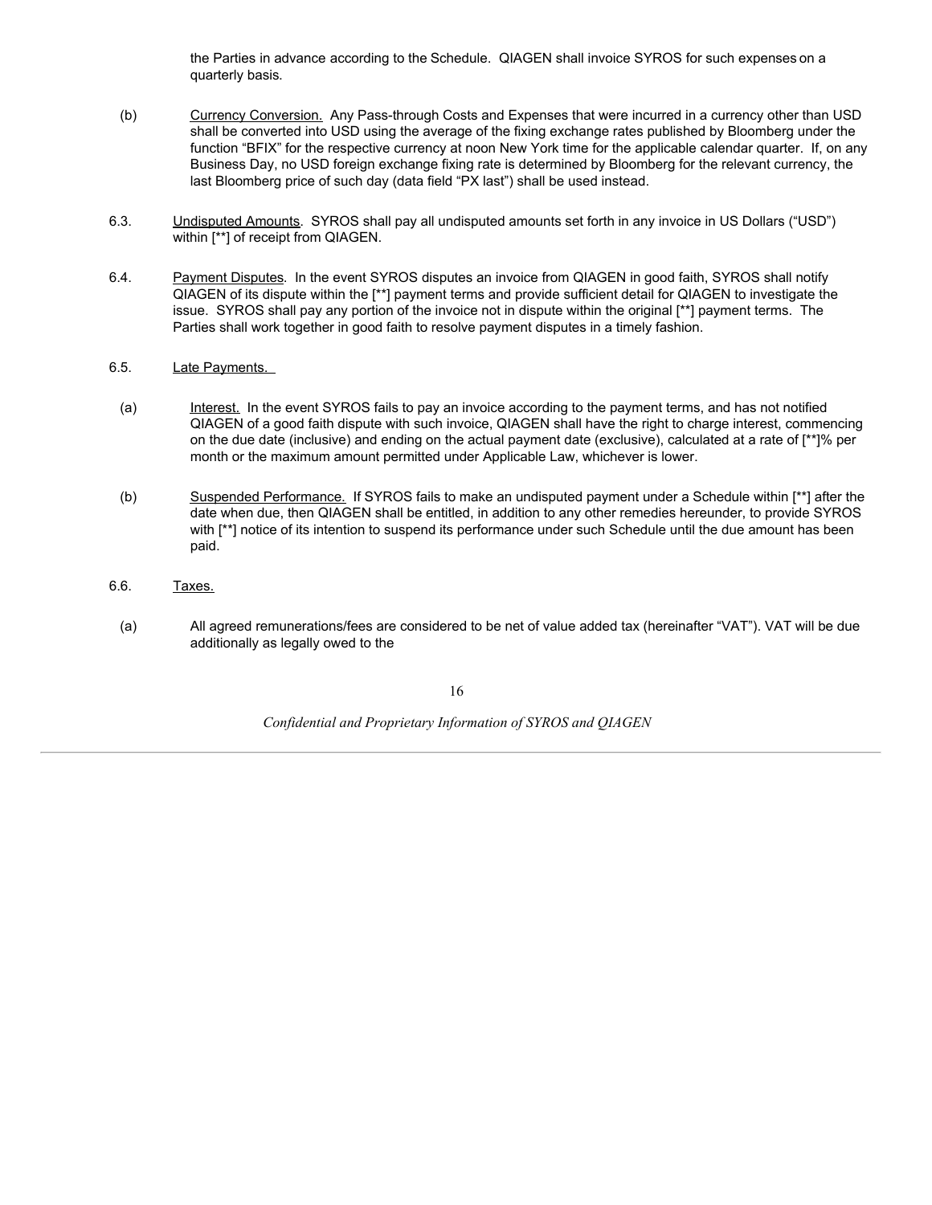the Parties in advance according to the Schedule. QIAGEN shall invoice SYROS for such expenses on a quarterly basis.

(b) Currency Conversion. Any Pass-through Costs and Expenses that were incurred in a currency other than USD shall be converted into USD using the average of the fixing exchange rates published by Bloomberg under the function "BFIX" for the respective currency at noon New York time for the applicable calendar quarter. If, on any Business Day, no USD foreign exchange fixing rate is determined by Bloomberg for the relevant currency, the last Bloomberg price of such day (data field "PX last") shall be used instead.

6.3. Undisputed Amounts. SYROS shall pay all undisputed amounts set forth in any invoice in US Dollars ("USD") within [**] of receipt from QIAGEN.

6.4. Payment Disputes. In the event SYROS disputes an invoice from QIAGEN in good faith, SYROS shall notify QIAGEN of its dispute within the [**] payment terms and provide sufficient detail for QIAGEN to investigate the issue. SYROS shall pay any portion of the invoice not in dispute within the original [**] payment terms. The Parties shall work together in good faith to resolve payment disputes in a timely fashion.

6.5. Late Payments.

(a) Interest. In the event SYROS fails to pay an invoice according to the payment terms, and has not notified QIAGEN of a good faith dispute with such invoice, QIAGEN shall have the right to charge interest, commencing on the due date (inclusive) and ending on the actual payment date (exclusive), calculated at a rate of [**]% per month or the maximum amount permitted under Applicable Law, whichever is lower.

(b) Suspended Performance. If SYROS fails to make an undisputed payment under a Schedule within [**] after the date when due, then QIAGEN shall be entitled, in addition to any other remedies hereunder, to provide SYROS with [**] notice of its intention to suspend its performance under such Schedule until the due amount has been paid.

6.6. Taxes.

(a) All agreed remunerations/fees are considered to be net of value added tax (hereinafter "VAT"). VAT will be due additionally as legally owed to the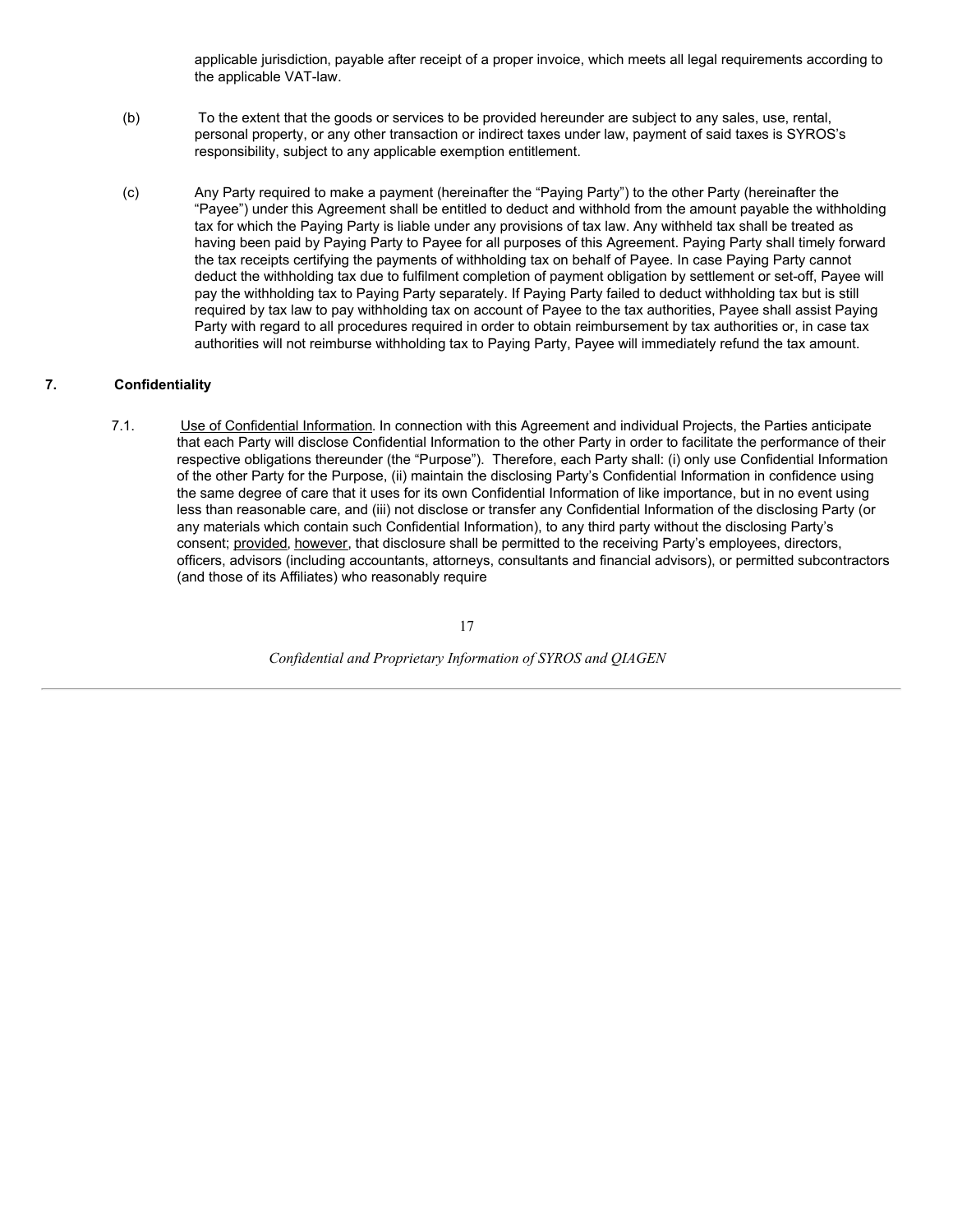applicable jurisdiction, payable after receipt of a proper invoice, which meets all legal requirements according to the applicable VAT-law.

(b) To the extent that the goods or services to be provided hereunder are subject to any sales, use, rental, personal property, or any other transaction or indirect taxes under law, payment of said taxes is SYROS's responsibility, subject to any applicable exemption entitlement.

(c) Any Party required to make a payment (hereinafter the "Paying Party") to the other Party (hereinafter the "Payee") under this Agreement shall be entitled to deduct and withhold from the amount payable the withholding tax for which the Paying Party is liable under any provisions of tax law. Any withheld tax shall be treated as having been paid by Paying Party to Payee for all purposes of this Agreement. Paying Party shall timely forward the tax receipts certifying the payments of withholding tax on behalf of Payee. In case Paying Party cannot deduct the withholding tax due to fulfilment completion of payment obligation by settlement or set-off, Payee will pay the withholding tax to Paying Party separately. If Paying Party failed to deduct withholding tax but is still required by tax law to pay withholding tax on account of Payee to the tax authorities, Payee shall assist Paying Party with regard to all procedures required in order to obtain reimbursement by tax authorities or, in case tax authorities will not reimburse withholding tax to Paying Party, Payee will immediately refund the tax amount.

## 7. Confidentiality

7.1. Use of Confidential Information. In connection with this Agreement and individual Projects, the Parties anticipate that each Party will disclose Confidential Information to the other Party in order to facilitate the performance of their respective obligations thereunder (the "Purpose"). Therefore, each Party shall: (i) only use Confidential Information of the other Party for the Purpose, (ii) maintain the disclosing Party's Confidential Information in confidence using the same degree of care that it uses for its own Confidential Information of like importance, but in no event using less than reasonable care, and (iii) not disclose or transfer any Confidential Information of the disclosing Party (or any materials which contain such Confidential Information), to any third party without the disclosing Party's consent; provided, however, that disclosure shall be permitted to the receiving Party's employees, directors, officers, advisors (including accountants, attorneys, consultants and financial advisors), or permitted subcontractors (and those of its Affiliates) who reasonably require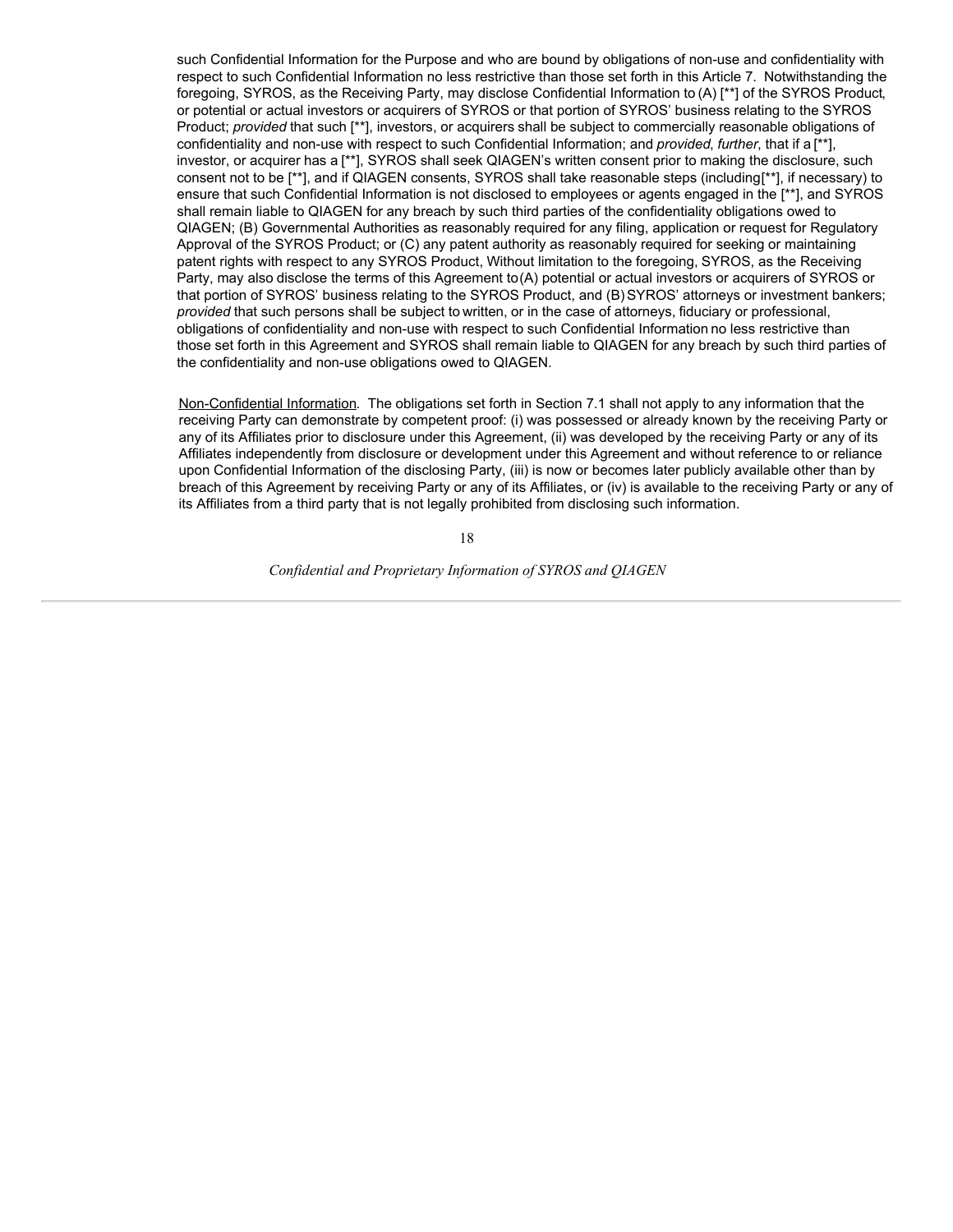such Confidential Information for the Purpose and who are bound by obligations of non-use and confidentiality with respect to such Confidential Information no less restrictive than those set forth in this Article 7. Notwithstanding the foregoing, SYROS, as the Receiving Party, may disclose Confidential Information to (A) [**] of the SYROS Product, or potential or actual investors or acquirers of SYROS or that portion of SYROS' business relating to the SYROS Product; *provided* that such [**], investors, or acquirers shall be subject to commercially reasonable obligations of confidentiality and non-use with respect to such Confidential Information; and *provided*, *further*, that if a [**], investor, or acquirer has a [**], SYROS shall seek QIAGEN's written consent prior to making the disclosure, such consent not to be [**], and if QIAGEN consents, SYROS shall take reasonable steps (including[**], if necessary) to ensure that such Confidential Information is not disclosed to employees or agents engaged in the [**], and SYROS shall remain liable to QIAGEN for any breach by such third parties of the confidentiality obligations owed to QIAGEN; (B) Governmental Authorities as reasonably required for any filing, application or request for Regulatory Approval of the SYROS Product; or (C) any patent authority as reasonably required for seeking or maintaining patent rights with respect to any SYROS Product, Without limitation to the foregoing, SYROS, as the Receiving Party, may also disclose the terms of this Agreement to (A) potential or actual investors or acquirers of SYROS or that portion of SYROS' business relating to the SYROS Product, and (B) SYROS' attorneys or investment bankers; *provided* that such persons shall be subject to written, or in the case of attorneys, fiduciary or professional, obligations of confidentiality and non-use with respect to such Confidential Information no less restrictive than those set forth in this Agreement and SYROS shall remain liable to QIAGEN for any breach by such third parties of the confidentiality and non-use obligations owed to QIAGEN.

Non-Confidential Information. The obligations set forth in Section 7.1 shall not apply to any information that the receiving Party can demonstrate by competent proof: (i) was possessed or already known by the receiving Party or any of its Affiliates prior to disclosure under this Agreement, (ii) was developed by the receiving Party or any of its Affiliates independently from disclosure or development under this Agreement and without reference to or reliance upon Confidential Information of the disclosing Party, (iii) is now or becomes later publicly available other than by breach of this Agreement by receiving Party or any of its Affiliates, or (iv) is available to the receiving Party or any of its Affiliates from a third party that is not legally prohibited from disclosing such information.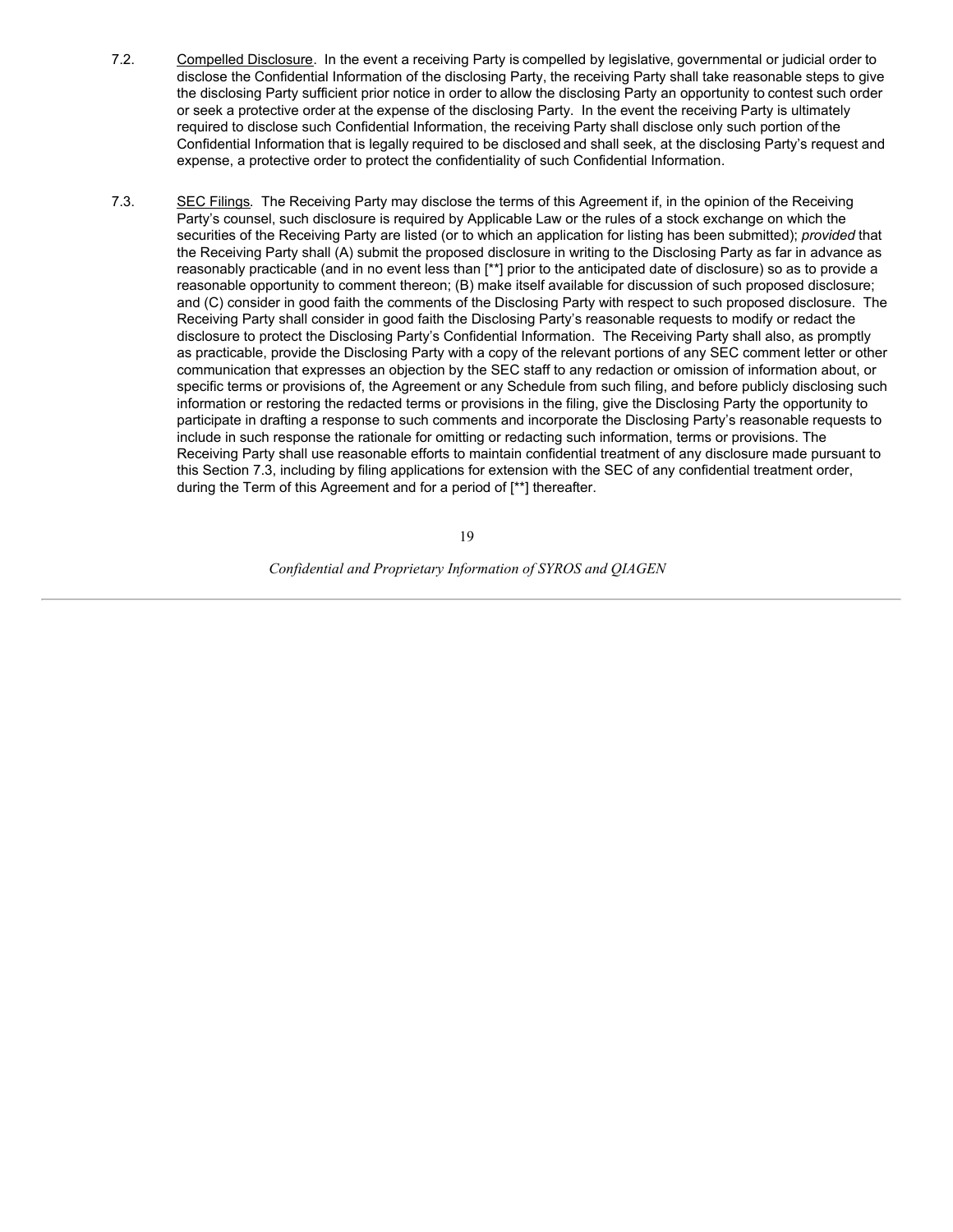7.2. Compelled Disclosure. In the event a receiving Party is compelled by legislative, governmental or judicial order to disclose the Confidential Information of the disclosing Party, the receiving Party shall take reasonable steps to give the disclosing Party sufficient prior notice in order to allow the disclosing Party an opportunity to contest such order or seek a protective order at the expense of the disclosing Party. In the event the receiving Party is ultimately required to disclose such Confidential Information, the receiving Party shall disclose only such portion of the Confidential Information that is legally required to be disclosed and shall seek, at the disclosing Party's request and expense, a protective order to protect the confidentiality of such Confidential Information.

7.3. SEC Filings. The Receiving Party may disclose the terms of this Agreement if, in the opinion of the Receiving Party's counsel, such disclosure is required by Applicable Law or the rules of a stock exchange on which the securities of the Receiving Party are listed (or to which an application for listing has been submitted); *provided* that the Receiving Party shall (A) submit the proposed disclosure in writing to the Disclosing Party as far in advance as reasonably practicable (and in no event less than [**] prior to the anticipated date of disclosure) so as to provide a reasonable opportunity to comment thereon; (B) make itself available for discussion of such proposed disclosure; and (C) consider in good faith the comments of the Disclosing Party with respect to such proposed disclosure. The Receiving Party shall consider in good faith the Disclosing Party's reasonable requests to modify or redact the disclosure to protect the Disclosing Party's Confidential Information. The Receiving Party shall also, as promptly as practicable, provide the Disclosing Party with a copy of the relevant portions of any SEC comment letter or other communication that expresses an objection by the SEC staff to any redaction or omission of information about, or specific terms or provisions of, the Agreement or any Schedule from such filing, and before publicly disclosing such information or restoring the redacted terms or provisions in the filing, give the Disclosing Party the opportunity to participate in drafting a response to such comments and incorporate the Disclosing Party's reasonable requests to include in such response the rationale for omitting or redacting such information, terms or provisions. The Receiving Party shall use reasonable efforts to maintain confidential treatment of any disclosure made pursuant to this Section 7.3, including by filing applications for extension with the SEC of any confidential treatment order, during the Term of this Agreement and for a period of [**] thereafter.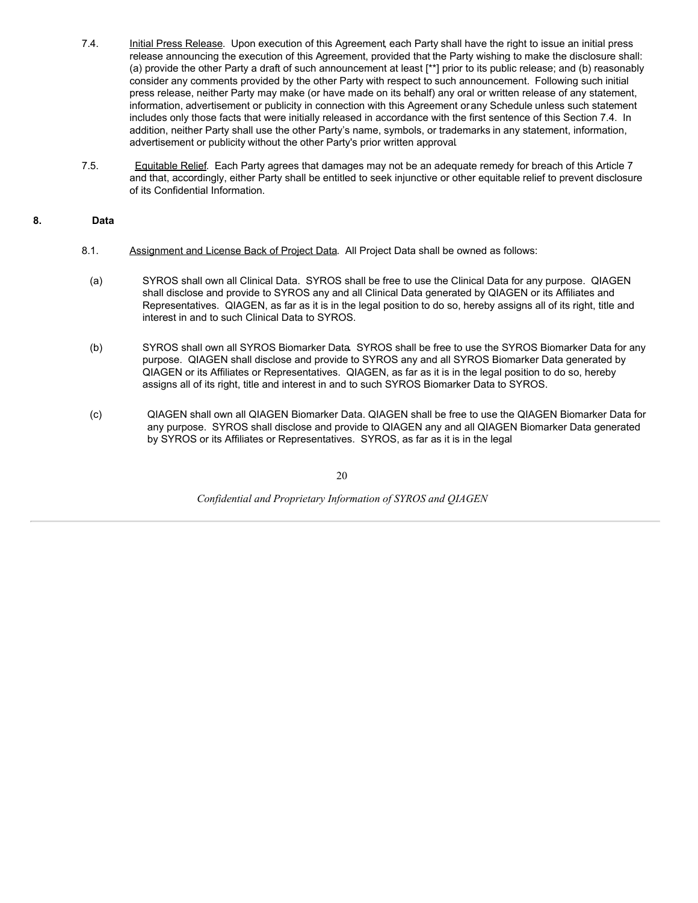7.4. Initial Press Release. Upon execution of this Agreement, each Party shall have the right to issue an initial press release announcing the execution of this Agreement, provided that the Party wishing to make the disclosure shall: (a) provide the other Party a draft of such announcement at least [**] prior to its public release; and (b) reasonably consider any comments provided by the other Party with respect to such announcement. Following such initial press release, neither Party may make (or have made on its behalf) any oral or written release of any statement, information, advertisement or publicity in connection with this Agreement or any Schedule unless such statement includes only those facts that were initially released in accordance with the first sentence of this Section 7.4. In addition, neither Party shall use the other Party's name, symbols, or trademarks in any statement, information, advertisement or publicity without the other Party's prior written approval.

7.5. Equitable Relief. Each Party agrees that damages may not be an adequate remedy for breach of this Article 7 and that, accordingly, either Party shall be entitled to seek injunctive or other equitable relief to prevent disclosure of its Confidential Information.

## 8. Data

8.1. Assignment and License Back of Project Data. All Project Data shall be owned as follows:

(a) SYROS shall own all Clinical Data. SYROS shall be free to use the Clinical Data for any purpose. QIAGEN shall disclose and provide to SYROS any and all Clinical Data generated by QIAGEN or its Affiliates and Representatives. QIAGEN, as far as it is in the legal position to do so, hereby assigns all of its right, title and interest in and to such Clinical Data to SYROS.

(b) SYROS shall own all SYROS Biomarker Data. SYROS shall be free to use the SYROS Biomarker Data for any purpose. QIAGEN shall disclose and provide to SYROS any and all SYROS Biomarker Data generated by QIAGEN or its Affiliates or Representatives. QIAGEN, as far as it is in the legal position to do so, hereby assigns all of its right, title and interest in and to such SYROS Biomarker Data to SYROS.

(c) QIAGEN shall own all QIAGEN Biomarker Data. QIAGEN shall be free to use the QIAGEN Biomarker Data for any purpose. SYROS shall disclose and provide to QIAGEN any and all QIAGEN Biomarker Data generated by SYROS or its Affiliates or Representatives. SYROS, as far as it is in the legal

*Confidential and Proprietary Information of SYROS and QIAGEN*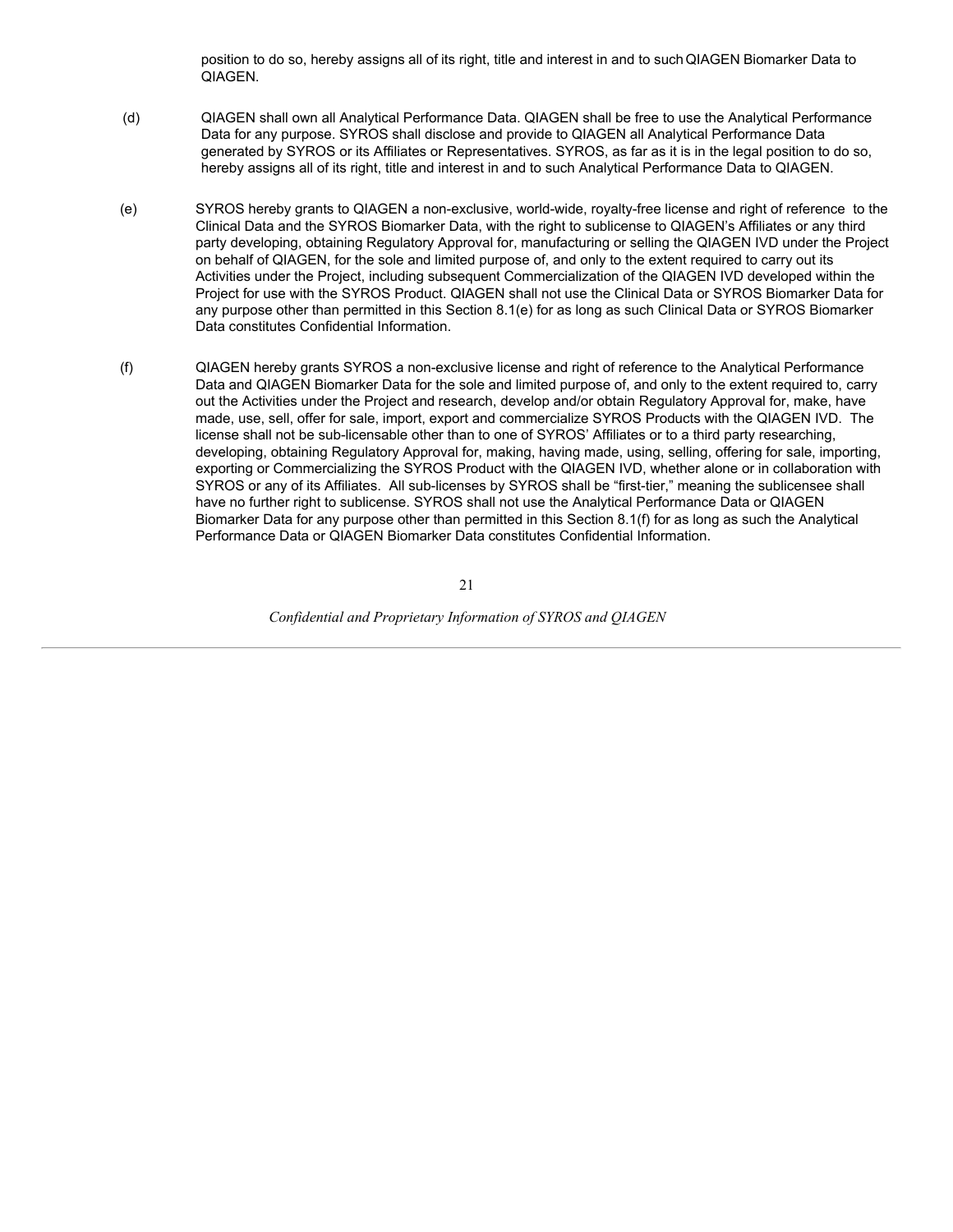position to do so, hereby assigns all of its right, title and interest in and to such QIAGEN Biomarker Data to QIAGEN.

(d) QIAGEN shall own all Analytical Performance Data. QIAGEN shall be free to use the Analytical Performance Data for any purpose. SYROS shall disclose and provide to QIAGEN all Analytical Performance Data generated by SYROS or its Affiliates or Representatives. SYROS, as far as it is in the legal position to do so, hereby assigns all of its right, title and interest in and to such Analytical Performance Data to QIAGEN.

(e) SYROS hereby grants to QIAGEN a non-exclusive, world-wide, royalty-free license and right of reference to the Clinical Data and the SYROS Biomarker Data, with the right to sublicense to QIAGEN's Affiliates or any third party developing, obtaining Regulatory Approval for, manufacturing or selling the QIAGEN IVD under the Project on behalf of QIAGEN, for the sole and limited purpose of, and only to the extent required to carry out its Activities under the Project, including subsequent Commercialization of the QIAGEN IVD developed within the Project for use with the SYROS Product. QIAGEN shall not use the Clinical Data or SYROS Biomarker Data for any purpose other than permitted in this Section 8.1(e) for as long as such Clinical Data or SYROS Biomarker Data constitutes Confidential Information.

(f) QIAGEN hereby grants SYROS a non-exclusive license and right of reference to the Analytical Performance Data and QIAGEN Biomarker Data for the sole and limited purpose of, and only to the extent required to, carry out the Activities under the Project and research, develop and/or obtain Regulatory Approval for, make, have made, use, sell, offer for sale, import, export and commercialize SYROS Products with the QIAGEN IVD. The license shall not be sub-licensable other than to one of SYROS' Affiliates or to a third party researching, developing, obtaining Regulatory Approval for, making, having made, using, selling, offering for sale, importing, exporting or Commercializing the SYROS Product with the QIAGEN IVD, whether alone or in collaboration with SYROS or any of its Affiliates. All sub-licenses by SYROS shall be "first-tier," meaning the sublicensee shall have no further right to sublicense. SYROS shall not use the Analytical Performance Data or QIAGEN Biomarker Data for any purpose other than permitted in this Section 8.1(f) for as long as such the Analytical Performance Data or QIAGEN Biomarker Data constitutes Confidential Information.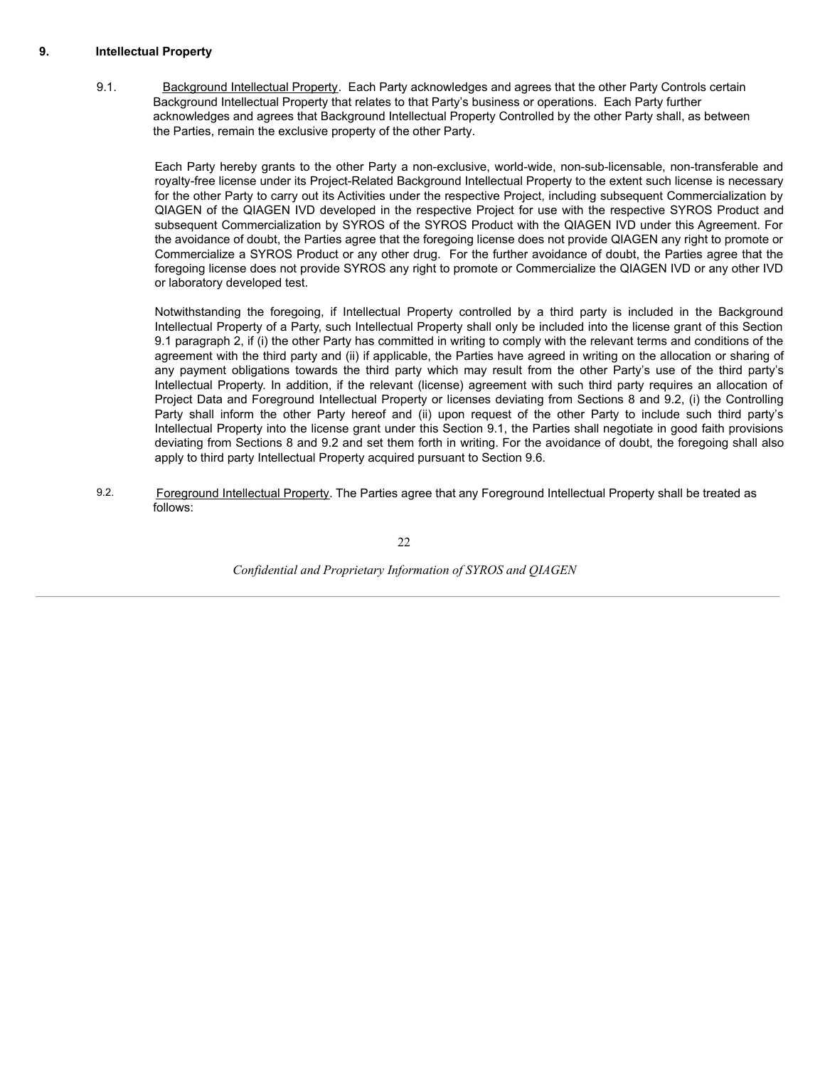## 9. Intellectual Property

9.1. Background Intellectual Property. Each Party acknowledges and agrees that the other Party Controls certain Background Intellectual Property that relates to that Party's business or operations. Each Party further acknowledges and agrees that Background Intellectual Property Controlled by the other Party shall, as between the Parties, remain the exclusive property of the other Party.

Each Party hereby grants to the other Party a non-exclusive, world-wide, non-sub-licensable, non-transferable and royalty-free license under its Project-Related Background Intellectual Property to the extent such license is necessary for the other Party to carry out its Activities under the respective Project, including subsequent Commercialization by QIAGEN of the QIAGEN IVD developed in the respective Project for use with the respective SYROS Product and subsequent Commercialization by SYROS of the SYROS Product with the QIAGEN IVD under this Agreement. For the avoidance of doubt, the Parties agree that the foregoing license does not provide QIAGEN any right to promote or Commercialize a SYROS Product or any other drug. For the further avoidance of doubt, the Parties agree that the foregoing license does not provide SYROS any right to promote or Commercialize the QIAGEN IVD or any other IVD or laboratory developed test.

Notwithstanding the foregoing, if Intellectual Property controlled by a third party is included in the Background Intellectual Property of a Party, such Intellectual Property shall only be included into the license grant of this Section 9.1 paragraph 2, if (i) the other Party has committed in writing to comply with the relevant terms and conditions of the agreement with the third party and (ii) if applicable, the Parties have agreed in writing on the allocation or sharing of any payment obligations towards the third party which may result from the other Party's use of the third party's Intellectual Property. In addition, if the relevant (license) agreement with such third party requires an allocation of Project Data and Foreground Intellectual Property or licenses deviating from Sections 8 and 9.2, (i) the Controlling Party shall inform the other Party hereof and (ii) upon request of the other Party to include such third party's Intellectual Property into the license grant under this Section 9.1, the Parties shall negotiate in good faith provisions deviating from Sections 8 and 9.2 and set them forth in writing. For the avoidance of doubt, the foregoing shall also apply to third party Intellectual Property acquired pursuant to Section 9.6.

9.2. Foreground Intellectual Property. The Parties agree that any Foreground Intellectual Property shall be treated as follows:

*Confidential and Proprietary Information of SYROS and QIAGEN*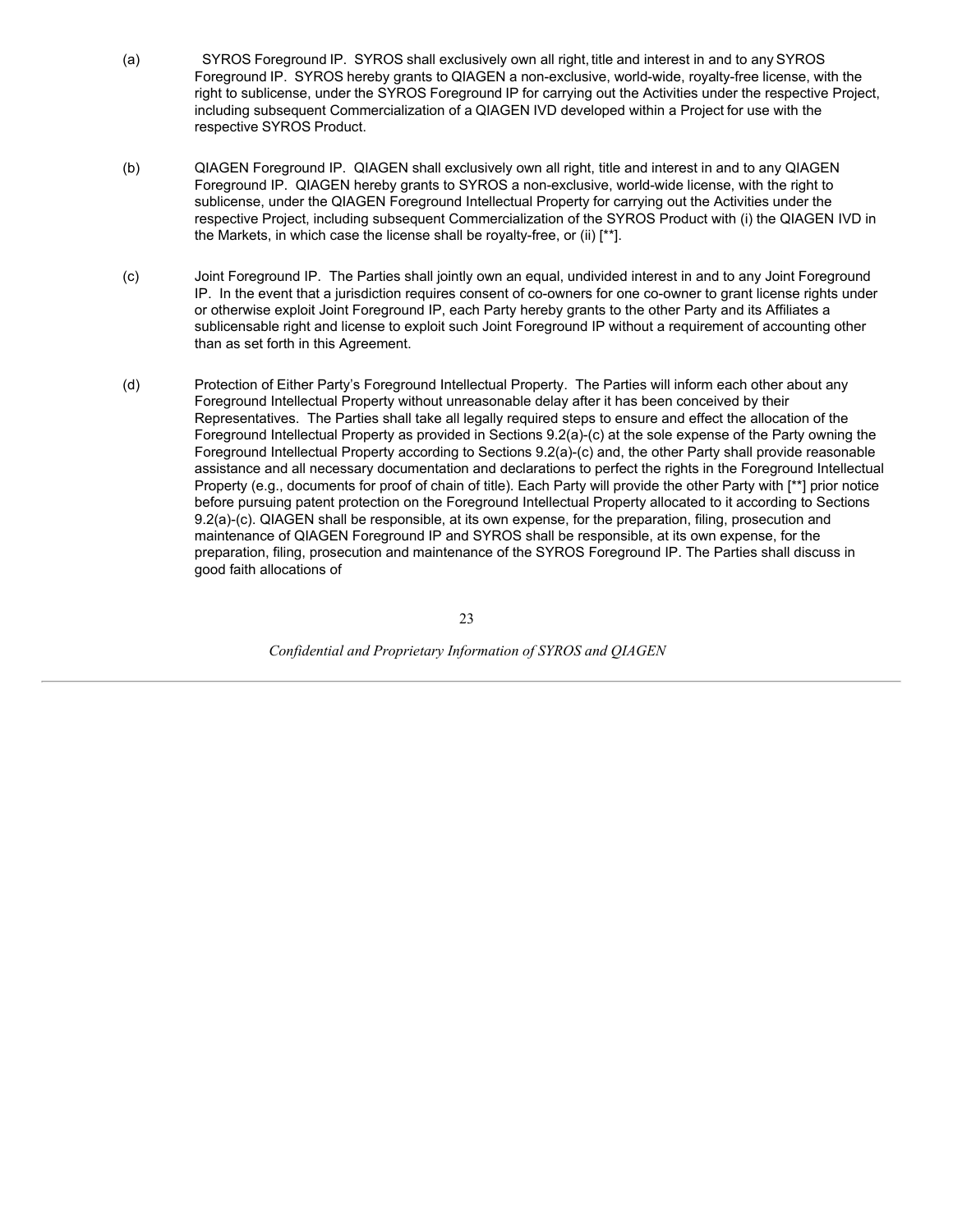(a) SYROS Foreground IP. SYROS shall exclusively own all right, title and interest in and to any SYROS Foreground IP. SYROS hereby grants to QIAGEN a non-exclusive, world-wide, royalty-free license, with the right to sublicense, under the SYROS Foreground IP for carrying out the Activities under the respective Project, including subsequent Commercialization of a QIAGEN IVD developed within a Project for use with the respective SYROS Product.

(b) QIAGEN Foreground IP. QIAGEN shall exclusively own all right, title and interest in and to any QIAGEN Foreground IP. QIAGEN hereby grants to SYROS a non-exclusive, world-wide license, with the right to sublicense, under the QIAGEN Foreground Intellectual Property for carrying out the Activities under the respective Project, including subsequent Commercialization of the SYROS Product with (i) the QIAGEN IVD in the Markets, in which case the license shall be royalty-free, or (ii) [**].

(c) Joint Foreground IP. The Parties shall jointly own an equal, undivided interest in and to any Joint Foreground IP. In the event that a jurisdiction requires consent of co-owners for one co-owner to grant license rights under or otherwise exploit Joint Foreground IP, each Party hereby grants to the other Party and its Affiliates a sublicensable right and license to exploit such Joint Foreground IP without a requirement of accounting other than as set forth in this Agreement.

(d) Protection of Either Party's Foreground Intellectual Property. The Parties will inform each other about any Foreground Intellectual Property without unreasonable delay after it has been conceived by their Representatives. The Parties shall take all legally required steps to ensure and effect the allocation of the Foreground Intellectual Property as provided in Sections 9.2(a)-(c) at the sole expense of the Party owning the Foreground Intellectual Property according to Sections 9.2(a)-(c) and, the other Party shall provide reasonable assistance and all necessary documentation and declarations to perfect the rights in the Foreground Intellectual Property (e.g., documents for proof of chain of title). Each Party will provide the other Party with [**] prior notice before pursuing patent protection on the Foreground Intellectual Property allocated to it according to Sections 9.2(a)-(c). QIAGEN shall be responsible, at its own expense, for the preparation, filing, prosecution and maintenance of QIAGEN Foreground IP and SYROS shall be responsible, at its own expense, for the preparation, filing, prosecution and maintenance of the SYROS Foreground IP. The Parties shall discuss in good faith allocations of

*Confidential and Proprietary Information of SYROS and QIAGEN*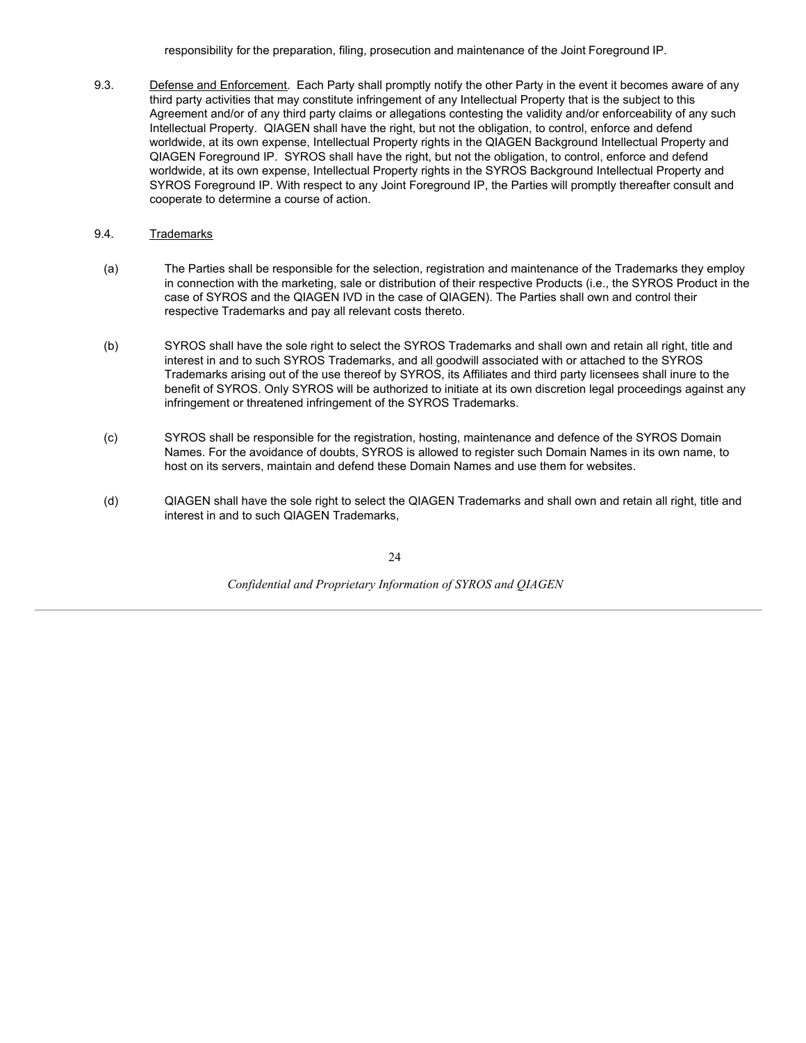responsibility for the preparation, filing, prosecution and maintenance of the Joint Foreground IP.

9.3. Defense and Enforcement. Each Party shall promptly notify the other Party in the event it becomes aware of any third party activities that may constitute infringement of any Intellectual Property that is the subject to this Agreement and/or of any third party claims or allegations contesting the validity and/or enforceability of any such Intellectual Property. QIAGEN shall have the right, but not the obligation, to control, enforce and defend worldwide, at its own expense, Intellectual Property rights in the QIAGEN Background Intellectual Property and QIAGEN Foreground IP. SYROS shall have the right, but not the obligation, to control, enforce and defend worldwide, at its own expense, Intellectual Property rights in the SYROS Background Intellectual Property and SYROS Foreground IP. With respect to any Joint Foreground IP, the Parties will promptly thereafter consult and cooperate to determine a course of action.

9.4. Trademarks

(a) The Parties shall be responsible for the selection, registration and maintenance of the Trademarks they employ in connection with the marketing, sale or distribution of their respective Products (i.e., the SYROS Product in the case of SYROS and the QIAGEN IVD in the case of QIAGEN). The Parties shall own and control their respective Trademarks and pay all relevant costs thereto.

(b) SYROS shall have the sole right to select the SYROS Trademarks and shall own and retain all right, title and interest in and to such SYROS Trademarks, and all goodwill associated with or attached to the SYROS Trademarks arising out of the use thereof by SYROS, its Affiliates and third party licensees shall inure to the benefit of SYROS. Only SYROS will be authorized to initiate at its own discretion legal proceedings against any infringement or threatened infringement of the SYROS Trademarks.

(c) SYROS shall be responsible for the registration, hosting, maintenance and defence of the SYROS Domain Names. For the avoidance of doubts, SYROS is allowed to register such Domain Names in its own name, to host on its servers, maintain and defend these Domain Names and use them for websites.

(d) QIAGEN shall have the sole right to select the QIAGEN Trademarks and shall own and retain all right, title and interest in and to such QIAGEN Trademarks,

*Confidential and Proprietary Information of SYROS and QIAGEN*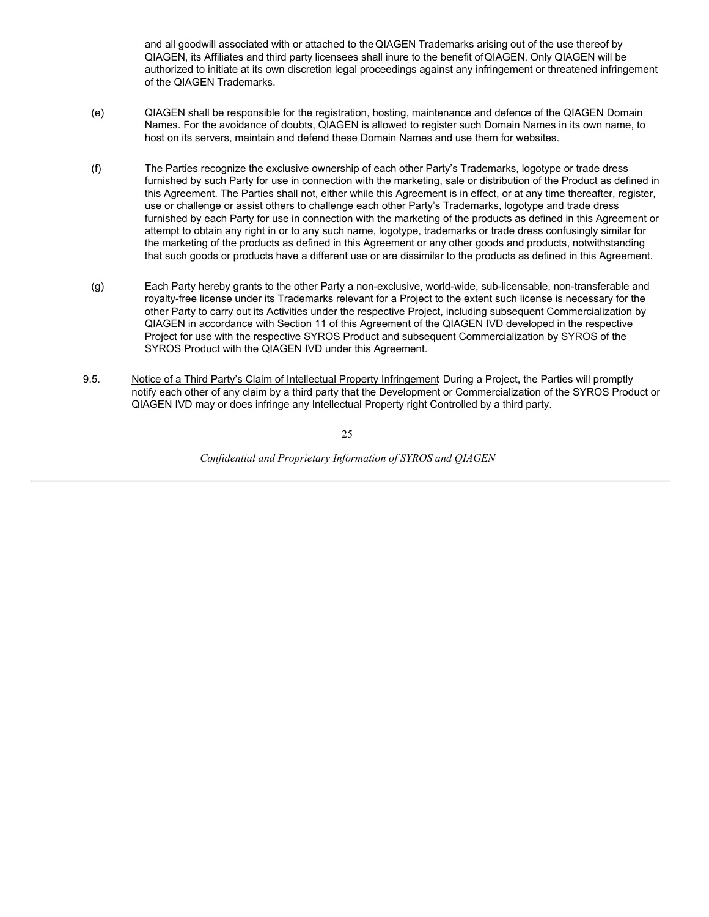and all goodwill associated with or attached to the QIAGEN Trademarks arising out of the use thereof by QIAGEN, its Affiliates and third party licensees shall inure to the benefit of QIAGEN. Only QIAGEN will be authorized to initiate at its own discretion legal proceedings against any infringement or threatened infringement of the QIAGEN Trademarks.

(e) QIAGEN shall be responsible for the registration, hosting, maintenance and defence of the QIAGEN Domain Names. For the avoidance of doubts, QIAGEN is allowed to register such Domain Names in its own name, to host on its servers, maintain and defend these Domain Names and use them for websites.

(f) The Parties recognize the exclusive ownership of each other Party's Trademarks, logotype or trade dress furnished by such Party for use in connection with the marketing, sale or distribution of the Product as defined in this Agreement. The Parties shall not, either while this Agreement is in effect, or at any time thereafter, register, use or challenge or assist others to challenge each other Party's Trademarks, logotype and trade dress furnished by each Party for use in connection with the marketing of the products as defined in this Agreement or attempt to obtain any right in or to any such name, logotype, trademarks or trade dress confusingly similar for the marketing of the products as defined in this Agreement or any other goods and products, notwithstanding that such goods or products have a different use or are dissimilar to the products as defined in this Agreement.

(g) Each Party hereby grants to the other Party a non-exclusive, world-wide, sub-licensable, non-transferable and royalty-free license under its Trademarks relevant for a Project to the extent such license is necessary for the other Party to carry out its Activities under the respective Project, including subsequent Commercialization by QIAGEN in accordance with Section 11 of this Agreement of the QIAGEN IVD developed in the respective Project for use with the respective SYROS Product and subsequent Commercialization by SYROS of the SYROS Product with the QIAGEN IVD under this Agreement.

9.5. Notice of a Third Party's Claim of Intellectual Property Infringement During a Project, the Parties will promptly notify each other of any claim by a third party that the Development or Commercialization of the SYROS Product or QIAGEN IVD may or does infringe any Intellectual Property right Controlled by a third party.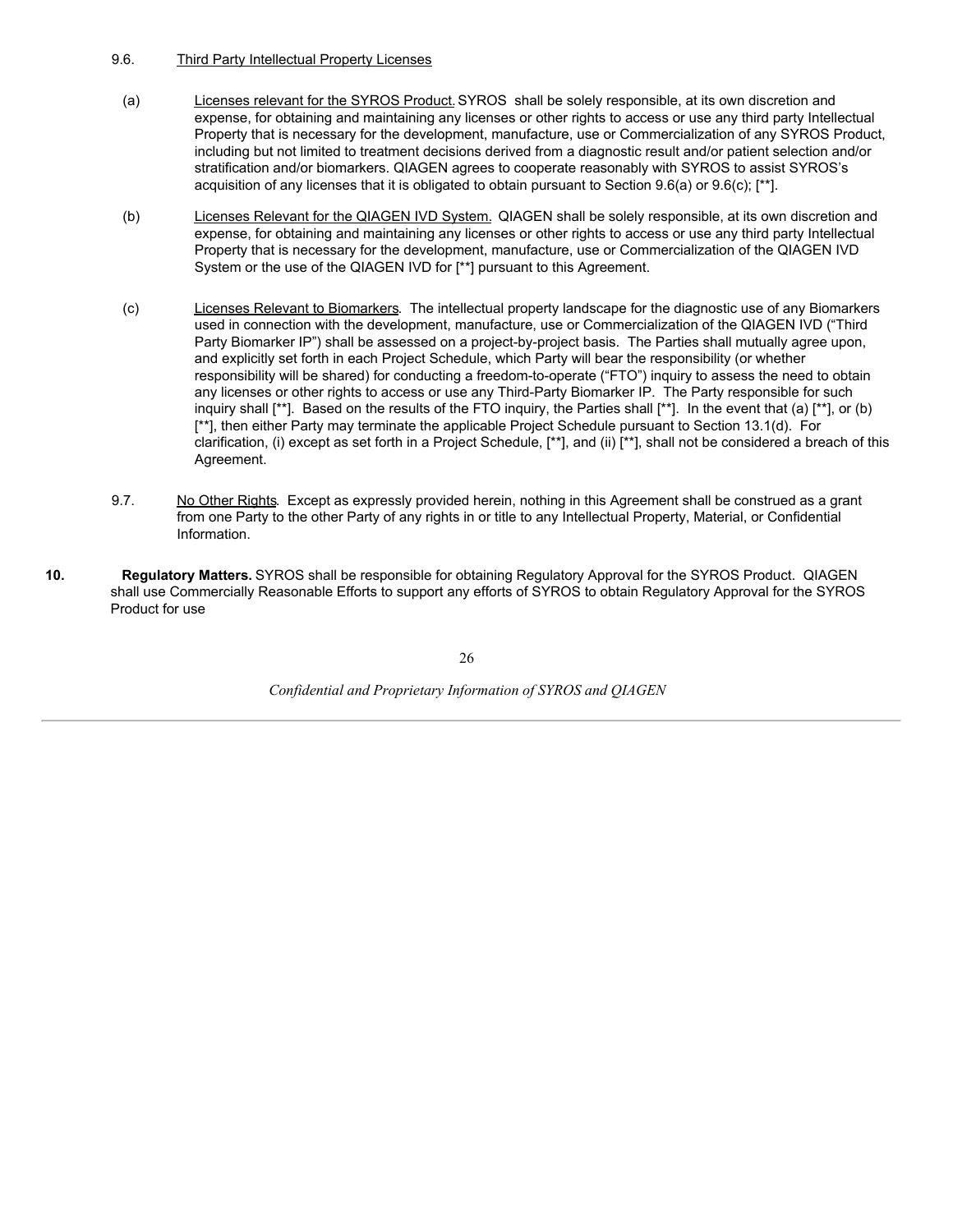9.6. Third Party Intellectual Property Licenses

(a) Licenses relevant for the SYROS Product. SYROS shall be solely responsible, at its own discretion and expense, for obtaining and maintaining any licenses or other rights to access or use any third party Intellectual Property that is necessary for the development, manufacture, use or Commercialization of any SYROS Product, including but not limited to treatment decisions derived from a diagnostic result and/or patient selection and/or stratification and/or biomarkers. QIAGEN agrees to cooperate reasonably with SYROS to assist SYROS's acquisition of any licenses that it is obligated to obtain pursuant to Section 9.6(a) or 9.6(c); [**].

(b) Licenses Relevant for the QIAGEN IVD System. QIAGEN shall be solely responsible, at its own discretion and expense, for obtaining and maintaining any licenses or other rights to access or use any third party Intellectual Property that is necessary for the development, manufacture, use or Commercialization of the QIAGEN IVD System or the use of the QIAGEN IVD for [**] pursuant to this Agreement.

(c) Licenses Relevant to Biomarkers. The intellectual property landscape for the diagnostic use of any Biomarkers used in connection with the development, manufacture, use or Commercialization of the QIAGEN IVD ("Third Party Biomarker IP") shall be assessed on a project-by-project basis. The Parties shall mutually agree upon, and explicitly set forth in each Project Schedule, which Party will bear the responsibility (or whether responsibility will be shared) for conducting a freedom-to-operate ("FTO") inquiry to assess the need to obtain any licenses or other rights to access or use any Third-Party Biomarker IP. The Party responsible for such inquiry shall [**]. Based on the results of the FTO inquiry, the Parties shall [**]. In the event that (a) [**], or (b) [**], then either Party may terminate the applicable Project Schedule pursuant to Section 13.1(d). For clarification, (i) except as set forth in a Project Schedule, [**], and (ii) [**], shall not be considered a breach of this Agreement.

9.7. No Other Rights. Except as expressly provided herein, nothing in this Agreement shall be construed as a grant from one Party to the other Party of any rights in or title to any Intellectual Property, Material, or Confidential Information.

**10. Regulatory Matters.** SYROS shall be responsible for obtaining Regulatory Approval for the SYROS Product. QIAGEN shall use Commercially Reasonable Efforts to support any efforts of SYROS to obtain Regulatory Approval for the SYROS Product for use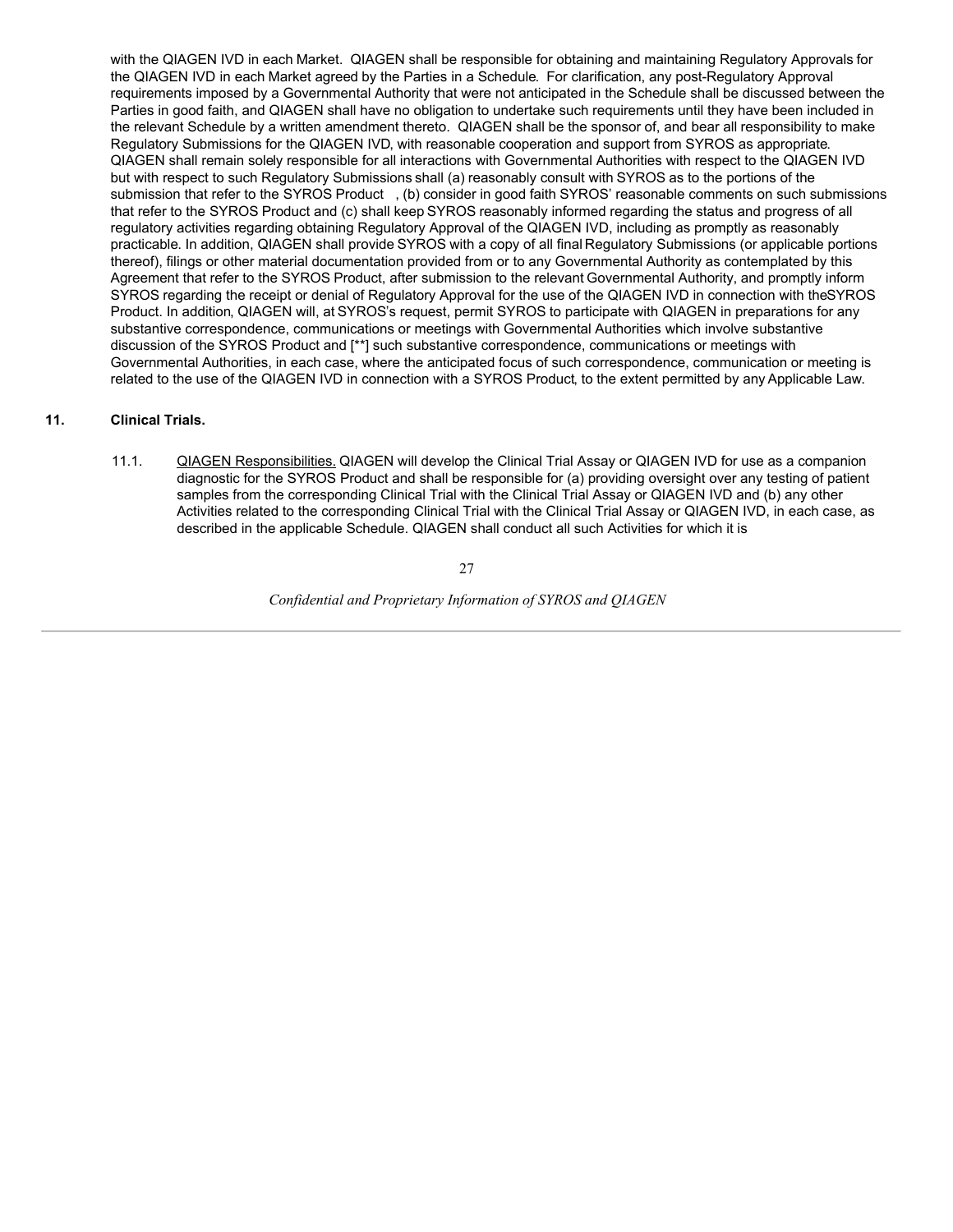with the QIAGEN IVD in each Market. QIAGEN shall be responsible for obtaining and maintaining Regulatory Approvals for the QIAGEN IVD in each Market agreed by the Parties in a Schedule. For clarification, any post-Regulatory Approval requirements imposed by a Governmental Authority that were not anticipated in the Schedule shall be discussed between the Parties in good faith, and QIAGEN shall have no obligation to undertake such requirements until they have been included in the relevant Schedule by a written amendment thereto. QIAGEN shall be the sponsor of, and bear all responsibility to make Regulatory Submissions for the QIAGEN IVD, with reasonable cooperation and support from SYROS as appropriate. QIAGEN shall remain solely responsible for all interactions with Governmental Authorities with respect to the QIAGEN IVD but with respect to such Regulatory Submissions shall (a) reasonably consult with SYROS as to the portions of the submission that refer to the SYROS Product , (b) consider in good faith SYROS' reasonable comments on such submissions that refer to the SYROS Product and (c) shall keep SYROS reasonably informed regarding the status and progress of all regulatory activities regarding obtaining Regulatory Approval of the QIAGEN IVD, including as promptly as reasonably practicable. In addition, QIAGEN shall provide SYROS with a copy of all final Regulatory Submissions (or applicable portions thereof), filings or other material documentation provided from or to any Governmental Authority as contemplated by this Agreement that refer to the SYROS Product, after submission to the relevant Governmental Authority, and promptly inform SYROS regarding the receipt or denial of Regulatory Approval for the use of the QIAGEN IVD in connection with theSYROS Product. In addition, QIAGEN will, at SYROS's request, permit SYROS to participate with QIAGEN in preparations for any substantive correspondence, communications or meetings with Governmental Authorities which involve substantive discussion of the SYROS Product and [**] such substantive correspondence, communications or meetings with Governmental Authorities, in each case, where the anticipated focus of such correspondence, communication or meeting is related to the use of the QIAGEN IVD in connection with a SYROS Product, to the extent permitted by any Applicable Law.

## 11. Clinical Trials.

11.1. <u>QIAGEN Responsibilities.</u> QIAGEN will develop the Clinical Trial Assay or QIAGEN IVD for use as a companion diagnostic for the SYROS Product and shall be responsible for (a) providing oversight over any testing of patient samples from the corresponding Clinical Trial with the Clinical Trial Assay or QIAGEN IVD and (b) any other Activities related to the corresponding Clinical Trial with the Clinical Trial Assay or QIAGEN IVD, in each case, as described in the applicable Schedule. QIAGEN shall conduct all such Activities for which it is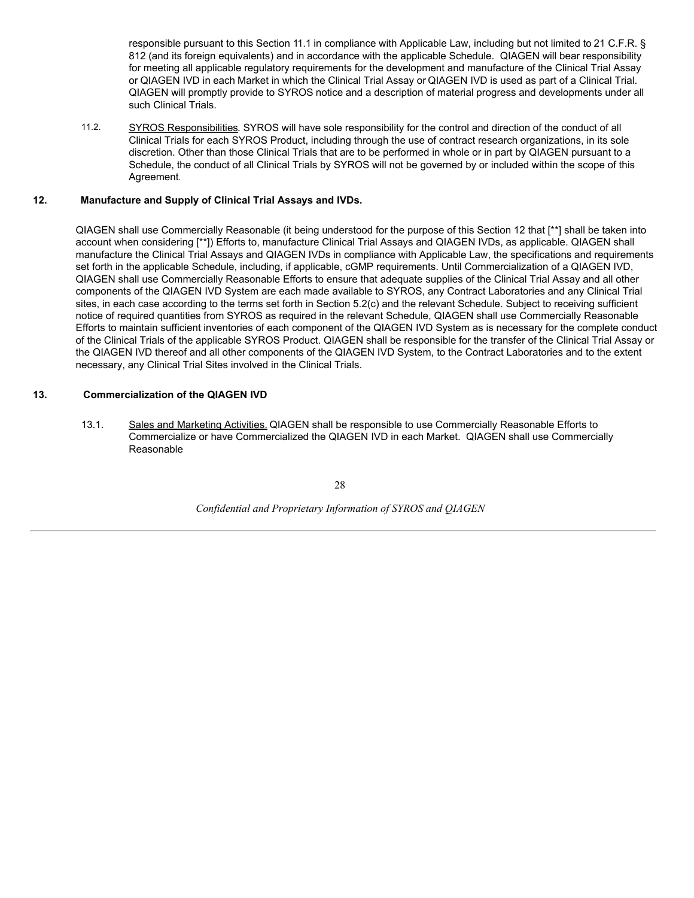responsible pursuant to this Section 11.1 in compliance with Applicable Law, including but not limited to 21 C.F.R. § 812 (and its foreign equivalents) and in accordance with the applicable Schedule. QIAGEN will bear responsibility for meeting all applicable regulatory requirements for the development and manufacture of the Clinical Trial Assay or QIAGEN IVD in each Market in which the Clinical Trial Assay or QIAGEN IVD is used as part of a Clinical Trial. QIAGEN will promptly provide to SYROS notice and a description of material progress and developments under all such Clinical Trials.

11.2. SYROS Responsibilities. SYROS will have sole responsibility for the control and direction of the conduct of all Clinical Trials for each SYROS Product, including through the use of contract research organizations, in its sole discretion. Other than those Clinical Trials that are to be performed in whole or in part by QIAGEN pursuant to a Schedule, the conduct of all Clinical Trials by SYROS will not be governed by or included within the scope of this Agreement.

**12. Manufacture and Supply of Clinical Trial Assays and IVDs.**

QIAGEN shall use Commercially Reasonable (it being understood for the purpose of this Section 12 that [**] shall be taken into account when considering [**]) Efforts to, manufacture Clinical Trial Assays and QIAGEN IVDs, as applicable. QIAGEN shall manufacture the Clinical Trial Assays and QIAGEN IVDs in compliance with Applicable Law, the specifications and requirements set forth in the applicable Schedule, including, if applicable, cGMP requirements. Until Commercialization of a QIAGEN IVD, QIAGEN shall use Commercially Reasonable Efforts to ensure that adequate supplies of the Clinical Trial Assay and all other components of the QIAGEN IVD System are each made available to SYROS, any Contract Laboratories and any Clinical Trial sites, in each case according to the terms set forth in Section 5.2(c) and the relevant Schedule. Subject to receiving sufficient notice of required quantities from SYROS as required in the relevant Schedule, QIAGEN shall use Commercially Reasonable Efforts to maintain sufficient inventories of each component of the QIAGEN IVD System as is necessary for the complete conduct of the Clinical Trials of the applicable SYROS Product. QIAGEN shall be responsible for the transfer of the Clinical Trial Assay or the QIAGEN IVD thereof and all other components of the QIAGEN IVD System, to the Contract Laboratories and to the extent necessary, any Clinical Trial Sites involved in the Clinical Trials.

**13. Commercialization of the QIAGEN IVD**

13.1. Sales and Marketing Activities. QIAGEN shall be responsible to use Commercially Reasonable Efforts to Commercialize or have Commercialized the QIAGEN IVD in each Market. QIAGEN shall use Commercially Reasonable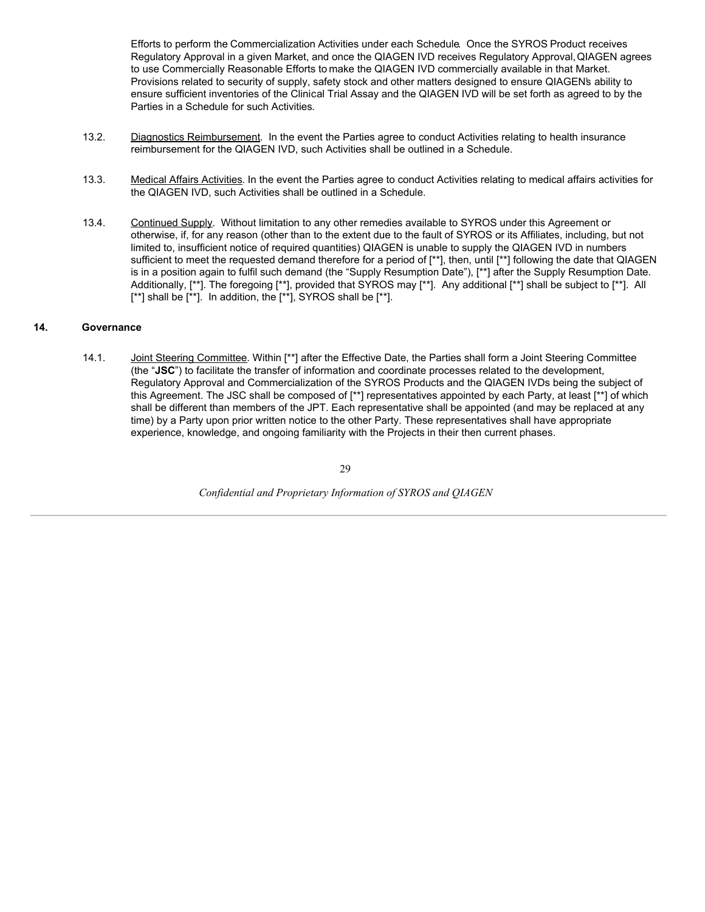Efforts to perform the Commercialization Activities under each Schedule. Once the SYROS Product receives Regulatory Approval in a given Market, and once the QIAGEN IVD receives Regulatory Approval, QIAGEN agrees to use Commercially Reasonable Efforts to make the QIAGEN IVD commercially available in that Market. Provisions related to security of supply, safety stock and other matters designed to ensure QIAGEN's ability to ensure sufficient inventories of the Clinical Trial Assay and the QIAGEN IVD will be set forth as agreed to by the Parties in a Schedule for such Activities.

13.2. Diagnostics Reimbursement. In the event the Parties agree to conduct Activities relating to health insurance reimbursement for the QIAGEN IVD, such Activities shall be outlined in a Schedule.

13.3. Medical Affairs Activities. In the event the Parties agree to conduct Activities relating to medical affairs activities for the QIAGEN IVD, such Activities shall be outlined in a Schedule.

13.4. Continued Supply. Without limitation to any other remedies available to SYROS under this Agreement or otherwise, if, for any reason (other than to the extent due to the fault of SYROS or its Affiliates, including, but not limited to, insufficient notice of required quantities) QIAGEN is unable to supply the QIAGEN IVD in numbers sufficient to meet the requested demand therefore for a period of [**], then, until [**] following the date that QIAGEN is in a position again to fulfil such demand (the "Supply Resumption Date"), [**] after the Supply Resumption Date. Additionally, [**]. The foregoing [**], provided that SYROS may [**]. Any additional [**] shall be subject to [**]. All [**] shall be [**]. In addition, the [**], SYROS shall be [**].

## 14. Governance

14.1. Joint Steering Committee. Within [**] after the Effective Date, the Parties shall form a Joint Steering Committee (the "**JSC**") to facilitate the transfer of information and coordinate processes related to the development, Regulatory Approval and Commercialization of the SYROS Products and the QIAGEN IVDs being the subject of this Agreement. The JSC shall be composed of [**] representatives appointed by each Party, at least [**] of which shall be different than members of the JPT. Each representative shall be appointed (and may be replaced at any time) by a Party upon prior written notice to the other Party. These representatives shall have appropriate experience, knowledge, and ongoing familiarity with the Projects in their then current phases.

*Confidential and Proprietary Information of SYROS and QIAGEN*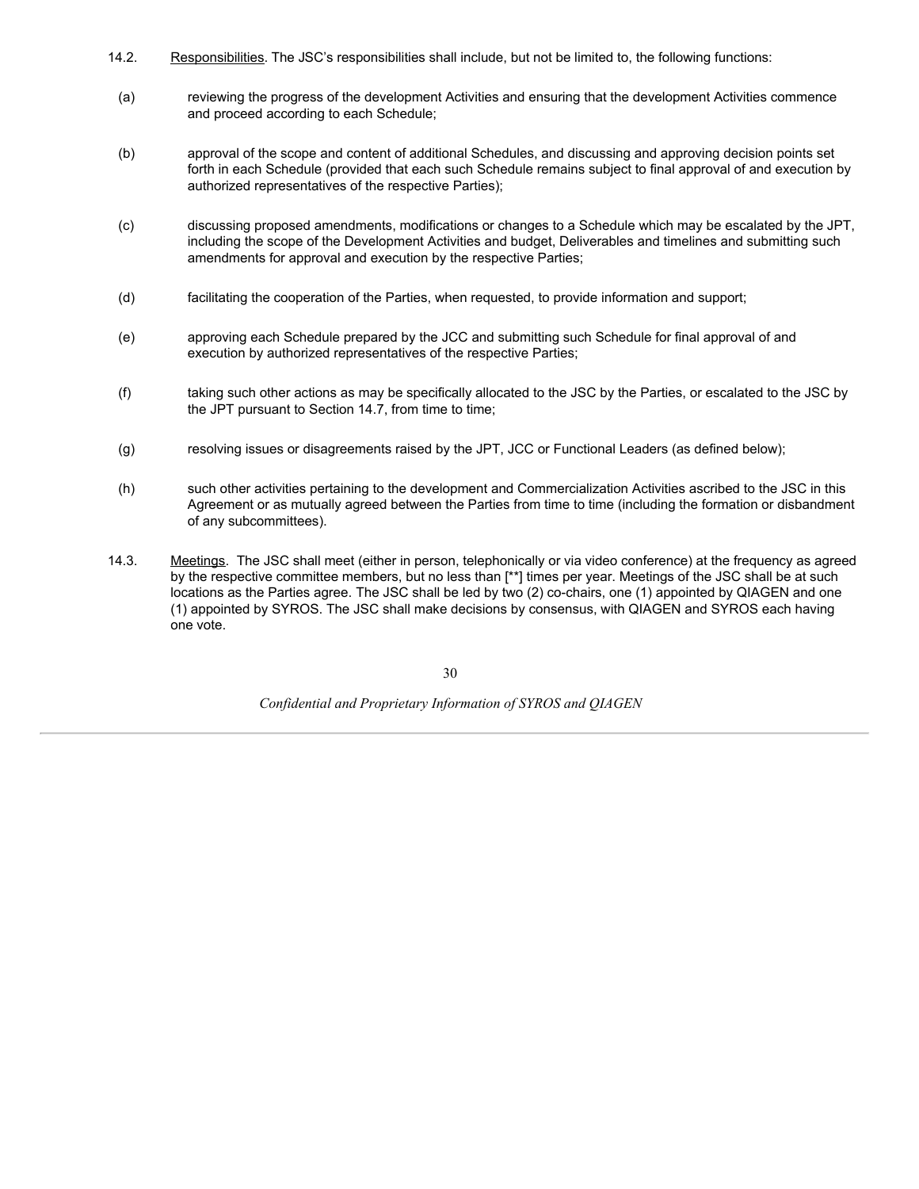14.2. Responsibilities. The JSC's responsibilities shall include, but not be limited to, the following functions:

(a) reviewing the progress of the development Activities and ensuring that the development Activities commence and proceed according to each Schedule;

(b) approval of the scope and content of additional Schedules, and discussing and approving decision points set forth in each Schedule (provided that each such Schedule remains subject to final approval of and execution by authorized representatives of the respective Parties);

(c) discussing proposed amendments, modifications or changes to a Schedule which may be escalated by the JPT, including the scope of the Development Activities and budget, Deliverables and timelines and submitting such amendments for approval and execution by the respective Parties;

(d) facilitating the cooperation of the Parties, when requested, to provide information and support;

(e) approving each Schedule prepared by the JCC and submitting such Schedule for final approval of and execution by authorized representatives of the respective Parties;

(f) taking such other actions as may be specifically allocated to the JSC by the Parties, or escalated to the JSC by the JPT pursuant to Section 14.7, from time to time;

(g) resolving issues or disagreements raised by the JPT, JCC or Functional Leaders (as defined below);

(h) such other activities pertaining to the development and Commercialization Activities ascribed to the JSC in this Agreement or as mutually agreed between the Parties from time to time (including the formation or disbandment of any subcommittees).

14.3. Meetings. The JSC shall meet (either in person, telephonically or via video conference) at the frequency as agreed by the respective committee members, but no less than [**] times per year. Meetings of the JSC shall be at such locations as the Parties agree. The JSC shall be led by two (2) co-chairs, one (1) appointed by QIAGEN and one (1) appointed by SYROS. The JSC shall make decisions by consensus, with QIAGEN and SYROS each having one vote.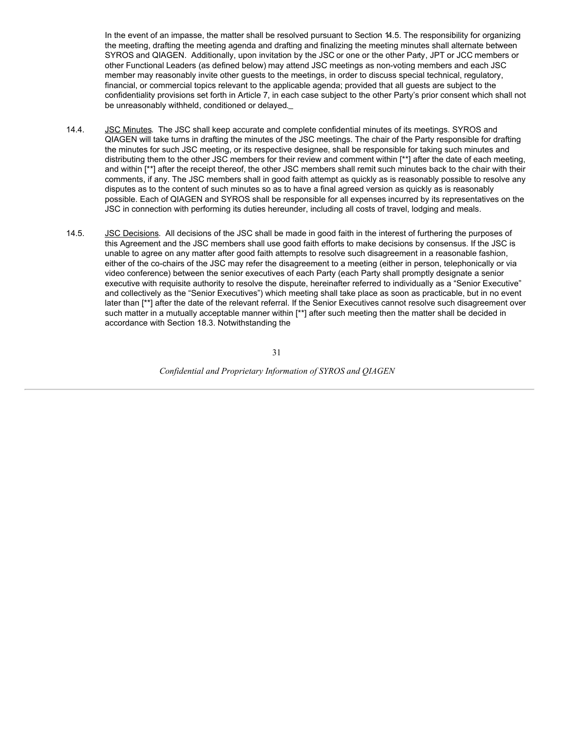In the event of an impasse, the matter shall be resolved pursuant to Section 14.5. The responsibility for organizing the meeting, drafting the meeting agenda and drafting and finalizing the meeting minutes shall alternate between SYROS and QIAGEN. Additionally, upon invitation by the JSC or one or the other Party, JPT or JCC members or other Functional Leaders (as defined below) may attend JSC meetings as non-voting members and each JSC member may reasonably invite other guests to the meetings, in order to discuss special technical, regulatory, financial, or commercial topics relevant to the applicable agenda; provided that all guests are subject to the confidentiality provisions set forth in Article 7, in each case subject to the other Party's prior consent which shall not be unreasonably withheld, conditioned or delayed.

14.4. JSC Minutes. The JSC shall keep accurate and complete confidential minutes of its meetings. SYROS and QIAGEN will take turns in drafting the minutes of the JSC meetings. The chair of the Party responsible for drafting the minutes for such JSC meeting, or its respective designee, shall be responsible for taking such minutes and distributing them to the other JSC members for their review and comment within [**] after the date of each meeting, and within [**] after the receipt thereof, the other JSC members shall remit such minutes back to the chair with their comments, if any. The JSC members shall in good faith attempt as quickly as is reasonably possible to resolve any disputes as to the content of such minutes so as to have a final agreed version as quickly as is reasonably possible. Each of QIAGEN and SYROS shall be responsible for all expenses incurred by its representatives on the JSC in connection with performing its duties hereunder, including all costs of travel, lodging and meals.

14.5. JSC Decisions. All decisions of the JSC shall be made in good faith in the interest of furthering the purposes of this Agreement and the JSC members shall use good faith efforts to make decisions by consensus. If the JSC is unable to agree on any matter after good faith attempts to resolve such disagreement in a reasonable fashion, either of the co-chairs of the JSC may refer the disagreement to a meeting (either in person, telephonically or via video conference) between the senior executives of each Party (each Party shall promptly designate a senior executive with requisite authority to resolve the dispute, hereinafter referred to individually as a "Senior Executive" and collectively as the "Senior Executives") which meeting shall take place as soon as practicable, but in no event later than [**] after the date of the relevant referral. If the Senior Executives cannot resolve such disagreement over such matter in a mutually acceptable manner within [**] after such meeting then the matter shall be decided in accordance with Section 18.3. Notwithstanding the

*Confidential and Proprietary Information of SYROS and QIAGEN*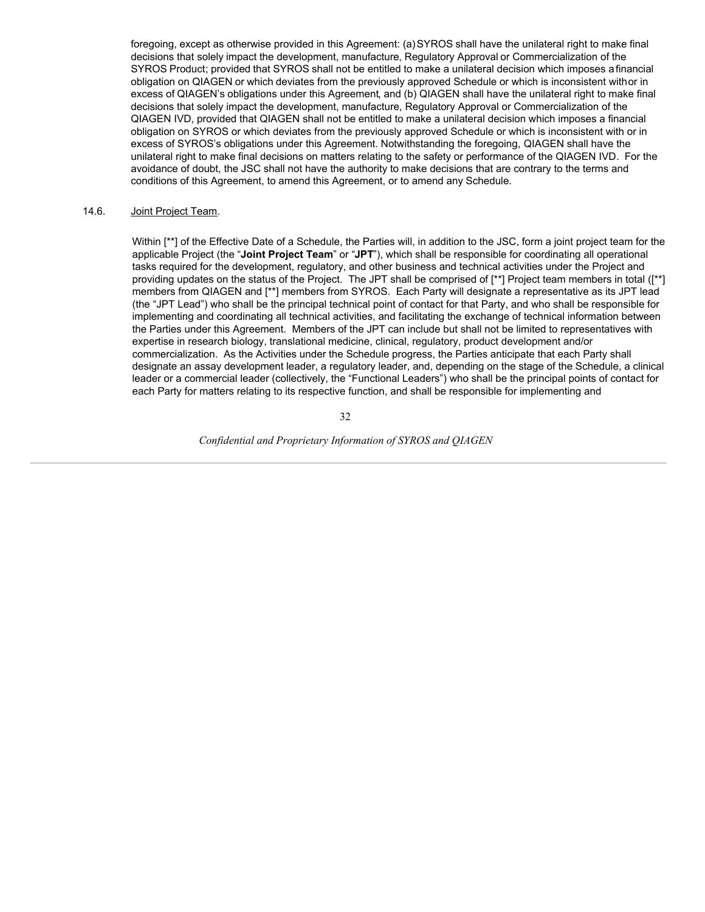foregoing, except as otherwise provided in this Agreement: (a) SYROS shall have the unilateral right to make final decisions that solely impact the development, manufacture, Regulatory Approval or Commercialization of the SYROS Product; provided that SYROS shall not be entitled to make a unilateral decision which imposes a financial obligation on QIAGEN or which deviates from the previously approved Schedule or which is inconsistent with or in excess of QIAGEN's obligations under this Agreement, and (b) QIAGEN shall have the unilateral right to make final decisions that solely impact the development, manufacture, Regulatory Approval or Commercialization of the QIAGEN IVD, provided that QIAGEN shall not be entitled to make a unilateral decision which imposes a financial obligation on SYROS or which deviates from the previously approved Schedule or which is inconsistent with or in excess of SYROS's obligations under this Agreement. Notwithstanding the foregoing, QIAGEN shall have the unilateral right to make final decisions on matters relating to the safety or performance of the QIAGEN IVD. For the avoidance of doubt, the JSC shall not have the authority to make decisions that are contrary to the terms and conditions of this Agreement, to amend this Agreement, or to amend any Schedule.

14.6. Joint Project Team.

Within [**] of the Effective Date of a Schedule, the Parties will, in addition to the JSC, form a joint project team for the applicable Project (the "**Joint Project Team**" or "**JPT**"), which shall be responsible for coordinating all operational tasks required for the development, regulatory, and other business and technical activities under the Project and providing updates on the status of the Project. The JPT shall be comprised of [**] Project team members in total ([**] members from QIAGEN and [**] members from SYROS. Each Party will designate a representative as its JPT lead (the "JPT Lead") who shall be the principal technical point of contact for that Party, and who shall be responsible for implementing and coordinating all technical activities, and facilitating the exchange of technical information between the Parties under this Agreement. Members of the JPT can include but shall not be limited to representatives with expertise in research biology, translational medicine, clinical, regulatory, product development and/or commercialization. As the Activities under the Schedule progress, the Parties anticipate that each Party shall designate an assay development leader, a regulatory leader, and, depending on the stage of the Schedule, a clinical leader or a commercial leader (collectively, the "Functional Leaders") who shall be the principal points of contact for each Party for matters relating to its respective function, and shall be responsible for implementing and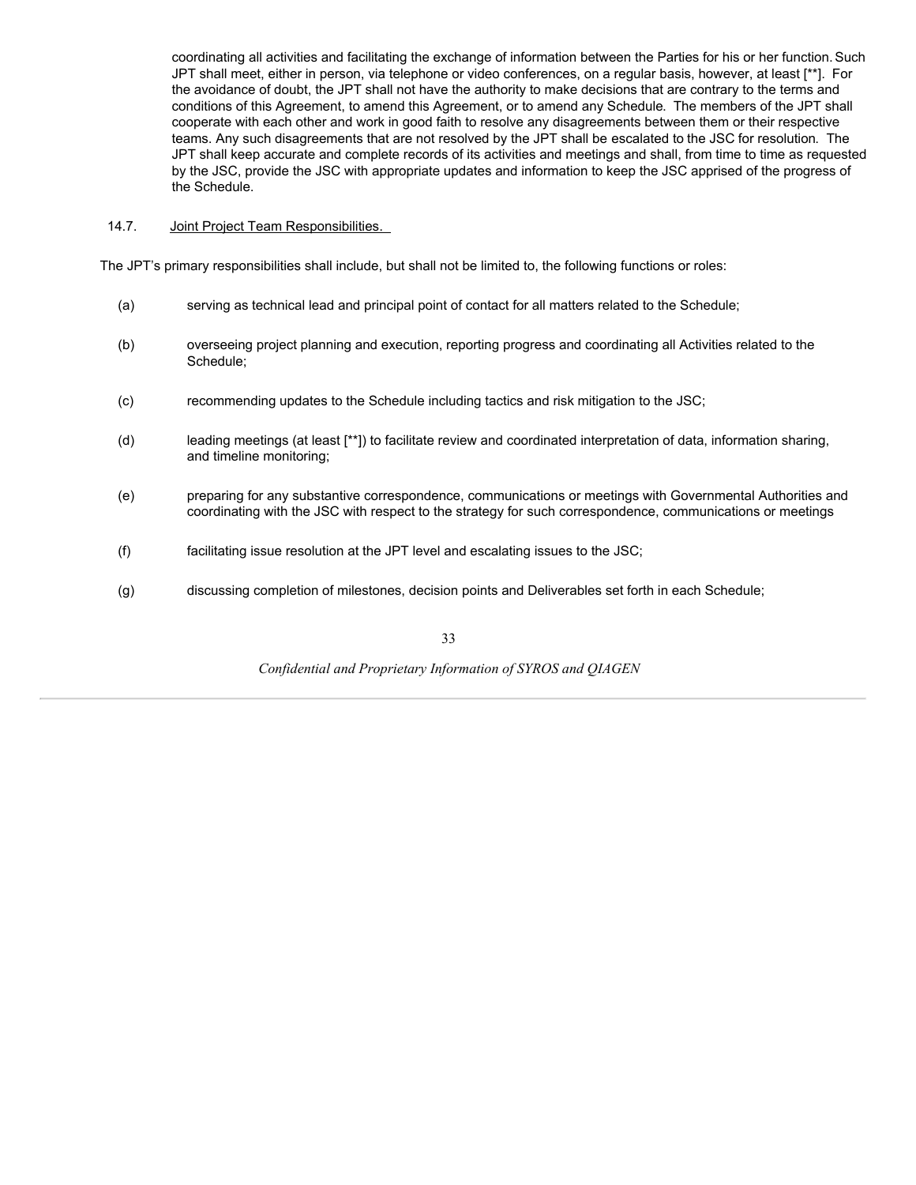coordinating all activities and facilitating the exchange of information between the Parties for his or her function. Such JPT shall meet, either in person, via telephone or video conferences, on a regular basis, however, at least [**]. For the avoidance of doubt, the JPT shall not have the authority to make decisions that are contrary to the terms and conditions of this Agreement, to amend this Agreement, or to amend any Schedule. The members of the JPT shall cooperate with each other and work in good faith to resolve any disagreements between them or their respective teams. Any such disagreements that are not resolved by the JPT shall be escalated to the JSC for resolution. The JPT shall keep accurate and complete records of its activities and meetings and shall, from time to time as requested by the JSC, provide the JSC with appropriate updates and information to keep the JSC apprised of the progress of the Schedule.

14.7. Joint Project Team Responsibilities.

The JPT's primary responsibilities shall include, but shall not be limited to, the following functions or roles:

(a) serving as technical lead and principal point of contact for all matters related to the Schedule;

(b) overseeing project planning and execution, reporting progress and coordinating all Activities related to the Schedule;

(c) recommending updates to the Schedule including tactics and risk mitigation to the JSC;

(d) leading meetings (at least [**]) to facilitate review and coordinated interpretation of data, information sharing, and timeline monitoring;

(e) preparing for any substantive correspondence, communications or meetings with Governmental Authorities and coordinating with the JSC with respect to the strategy for such correspondence, communications or meetings

(f) facilitating issue resolution at the JPT level and escalating issues to the JSC;

(g) discussing completion of milestones, decision points and Deliverables set forth in each Schedule;

*Confidential and Proprietary Information of SYROS and QIAGEN*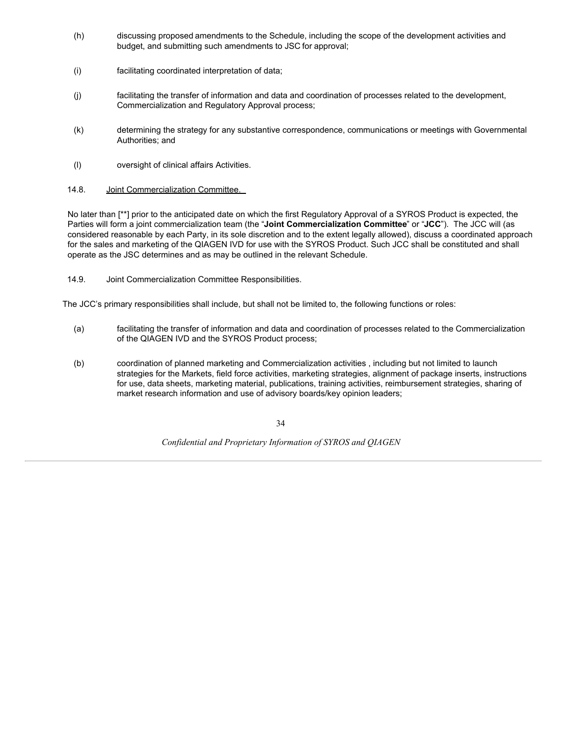(h) discussing proposed amendments to the Schedule, including the scope of the development activities and budget, and submitting such amendments to JSC for approval;

(i) facilitating coordinated interpretation of data;

(j) facilitating the transfer of information and data and coordination of processes related to the development, Commercialization and Regulatory Approval process;

(k) determining the strategy for any substantive correspondence, communications or meetings with Governmental Authorities; and

(l) oversight of clinical affairs Activities.

14.8. Joint Commercialization Committee.

No later than [**] prior to the anticipated date on which the first Regulatory Approval of a SYROS Product is expected, the Parties will form a joint commercialization team (the "**Joint Commercialization Committee**" or "**JCC**"). The JCC will (as considered reasonable by each Party, in its sole discretion and to the extent legally allowed), discuss a coordinated approach for the sales and marketing of the QIAGEN IVD for use with the SYROS Product. Such JCC shall be constituted and shall operate as the JSC determines and as may be outlined in the relevant Schedule.

14.9. Joint Commercialization Committee Responsibilities.

The JCC's primary responsibilities shall include, but shall not be limited to, the following functions or roles:

(a) facilitating the transfer of information and data and coordination of processes related to the Commercialization of the QIAGEN IVD and the SYROS Product process;

(b) coordination of planned marketing and Commercialization activities , including but not limited to launch strategies for the Markets, field force activities, marketing strategies, alignment of package inserts, instructions for use, data sheets, marketing material, publications, training activities, reimbursement strategies, sharing of market research information and use of advisory boards/key opinion leaders;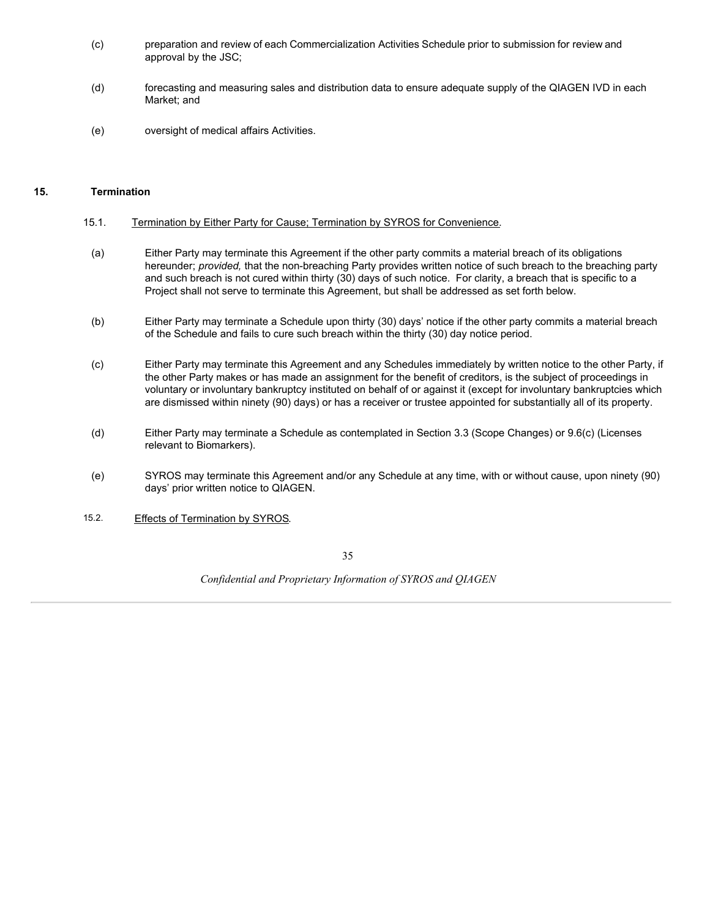(c) preparation and review of each Commercialization Activities Schedule prior to submission for review and approval by the JSC;

(d) forecasting and measuring sales and distribution data to ensure adequate supply of the QIAGEN IVD in each Market; and

(e) oversight of medical affairs Activities.

## 15. Termination

15.1. Termination by Either Party for Cause; Termination by SYROS for Convenience.

(a) Either Party may terminate this Agreement if the other party commits a material breach of its obligations hereunder; *provided,* that the non-breaching Party provides written notice of such breach to the breaching party and such breach is not cured within thirty (30) days of such notice. For clarity, a breach that is specific to a Project shall not serve to terminate this Agreement, but shall be addressed as set forth below.

(b) Either Party may terminate a Schedule upon thirty (30) days' notice if the other party commits a material breach of the Schedule and fails to cure such breach within the thirty (30) day notice period.

(c) Either Party may terminate this Agreement and any Schedules immediately by written notice to the other Party, if the other Party makes or has made an assignment for the benefit of creditors, is the subject of proceedings in voluntary or involuntary bankruptcy instituted on behalf of or against it (except for involuntary bankruptcies which are dismissed within ninety (90) days) or has a receiver or trustee appointed for substantially all of its property.

(d) Either Party may terminate a Schedule as contemplated in Section 3.3 (Scope Changes) or 9.6(c) (Licenses relevant to Biomarkers).

(e) SYROS may terminate this Agreement and/or any Schedule at any time, with or without cause, upon ninety (90) days' prior written notice to QIAGEN.

15.2. Effects of Termination by SYROS.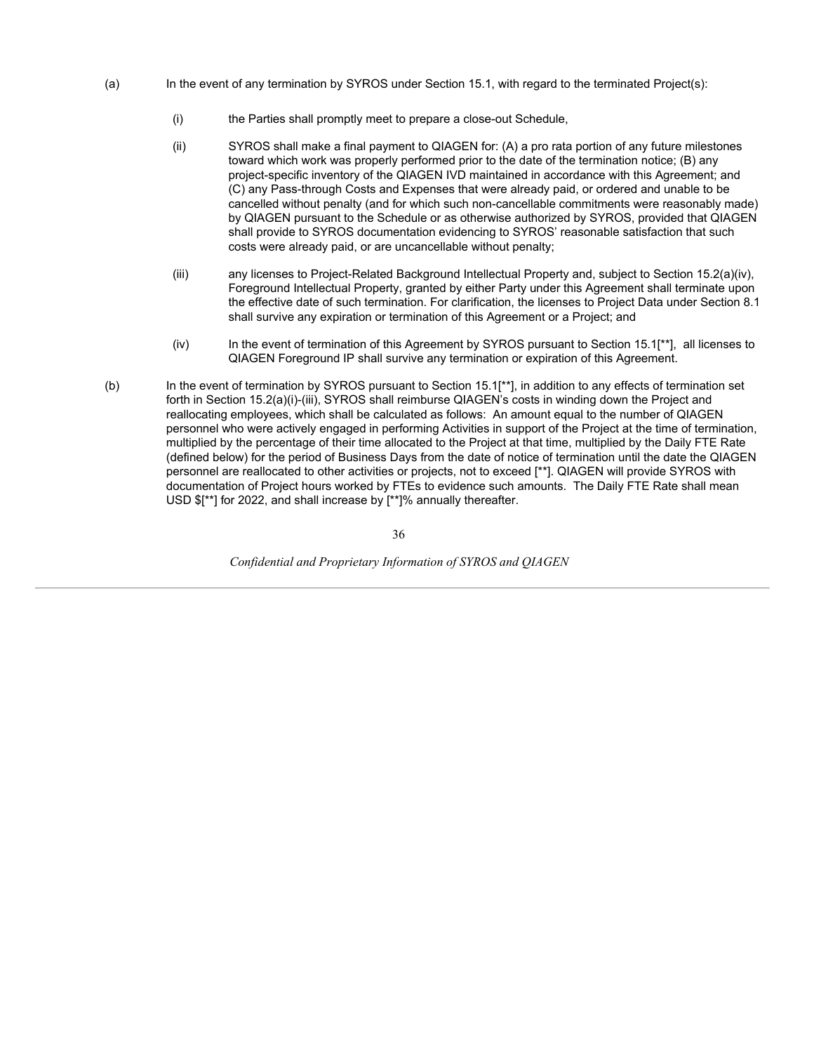(a) In the event of any termination by SYROS under Section 15.1, with regard to the terminated Project(s):

(i) the Parties shall promptly meet to prepare a close-out Schedule,

(ii) SYROS shall make a final payment to QIAGEN for: (A) a pro rata portion of any future milestones toward which work was properly performed prior to the date of the termination notice; (B) any project-specific inventory of the QIAGEN IVD maintained in accordance with this Agreement; and (C) any Pass-through Costs and Expenses that were already paid, or ordered and unable to be cancelled without penalty (and for which such non-cancellable commitments were reasonably made) by QIAGEN pursuant to the Schedule or as otherwise authorized by SYROS, provided that QIAGEN shall provide to SYROS documentation evidencing to SYROS' reasonable satisfaction that such costs were already paid, or are uncancellable without penalty;

(iii) any licenses to Project-Related Background Intellectual Property and, subject to Section 15.2(a)(iv), Foreground Intellectual Property, granted by either Party under this Agreement shall terminate upon the effective date of such termination. For clarification, the licenses to Project Data under Section 8.1 shall survive any expiration or termination of this Agreement or a Project; and

(iv) In the event of termination of this Agreement by SYROS pursuant to Section 15.1[**], all licenses to QIAGEN Foreground IP shall survive any termination or expiration of this Agreement.

(b) In the event of termination by SYROS pursuant to Section 15.1[**], in addition to any effects of termination set forth in Section 15.2(a)(i)-(iii), SYROS shall reimburse QIAGEN's costs in winding down the Project and reallocating employees, which shall be calculated as follows: An amount equal to the number of QIAGEN personnel who were actively engaged in performing Activities in support of the Project at the time of termination, multiplied by the percentage of their time allocated to the Project at that time, multiplied by the Daily FTE Rate (defined below) for the period of Business Days from the date of notice of termination until the date the QIAGEN personnel are reallocated to other activities or projects, not to exceed [**]. QIAGEN will provide SYROS with documentation of Project hours worked by FTEs to evidence such amounts. The Daily FTE Rate shall mean USD $[**] for 2022, and shall increase by [**]% annually thereafter.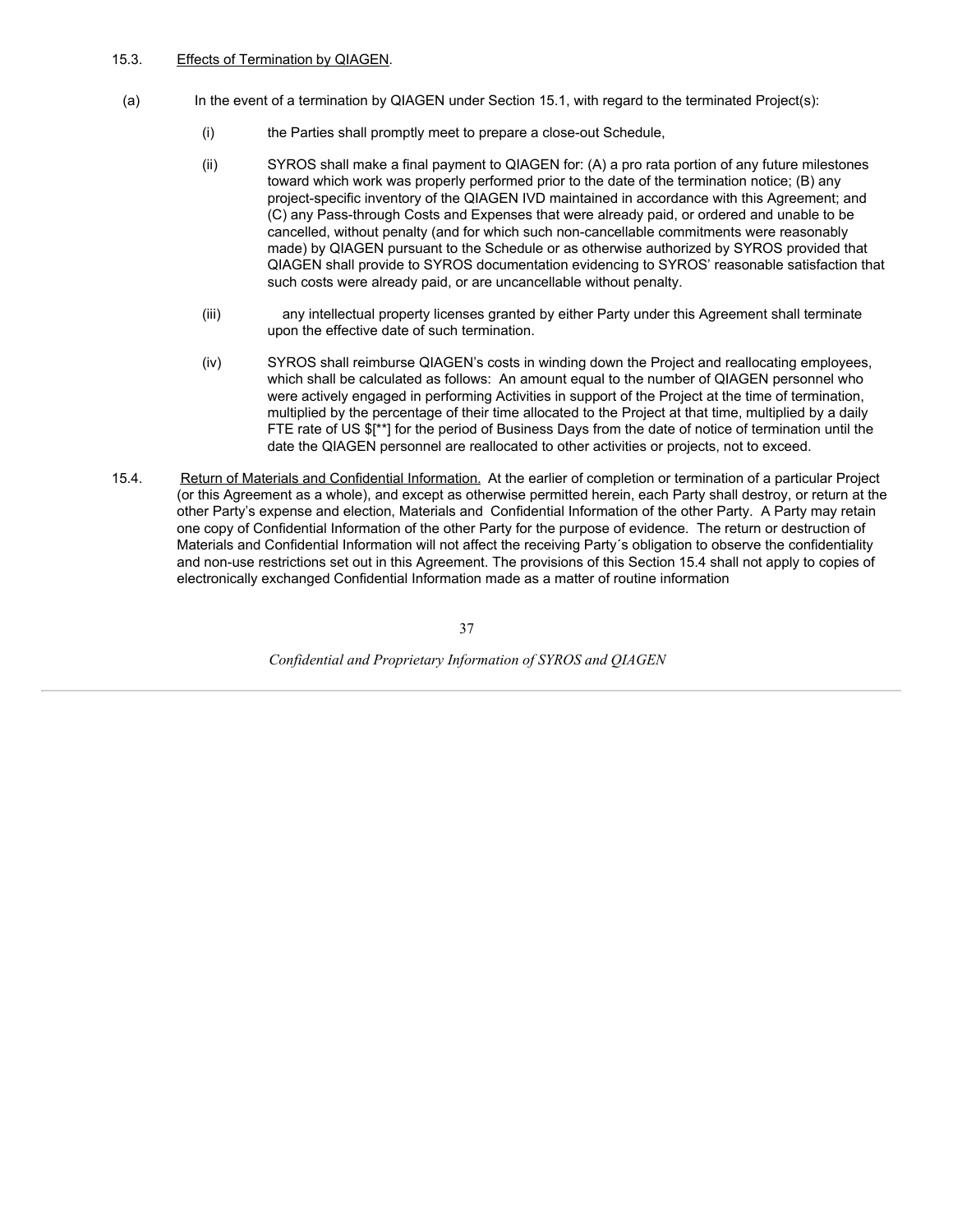15.3. Effects of Termination by QIAGEN.

(a) In the event of a termination by QIAGEN under Section 15.1, with regard to the terminated Project(s):

(i) the Parties shall promptly meet to prepare a close-out Schedule,

(ii) SYROS shall make a final payment to QIAGEN for: (A) a pro rata portion of any future milestones toward which work was properly performed prior to the date of the termination notice; (B) any project-specific inventory of the QIAGEN IVD maintained in accordance with this Agreement; and (C) any Pass-through Costs and Expenses that were already paid, or ordered and unable to be cancelled, without penalty (and for which such non-cancellable commitments were reasonably made) by QIAGEN pursuant to the Schedule or as otherwise authorized by SYROS provided that QIAGEN shall provide to SYROS documentation evidencing to SYROS' reasonable satisfaction that such costs were already paid, or are uncancellable without penalty.

(iii) any intellectual property licenses granted by either Party under this Agreement shall terminate upon the effective date of such termination.

(iv) SYROS shall reimburse QIAGEN's costs in winding down the Project and reallocating employees, which shall be calculated as follows: An amount equal to the number of QIAGEN personnel who were actively engaged in performing Activities in support of the Project at the time of termination, multiplied by the percentage of their time allocated to the Project at that time, multiplied by a daily FTE rate of US $[**] for the period of Business Days from the date of notice of termination until the date the QIAGEN personnel are reallocated to other activities or projects, not to exceed.

15.4. Return of Materials and Confidential Information. At the earlier of completion or termination of a particular Project (or this Agreement as a whole), and except as otherwise permitted herein, each Party shall destroy, or return at the other Party's expense and election, Materials and Confidential Information of the other Party. A Party may retain one copy of Confidential Information of the other Party for the purpose of evidence. The return or destruction of Materials and Confidential Information will not affect the receiving Party´s obligation to observe the confidentiality and non-use restrictions set out in this Agreement. The provisions of this Section 15.4 shall not apply to copies of electronically exchanged Confidential Information made as a matter of routine information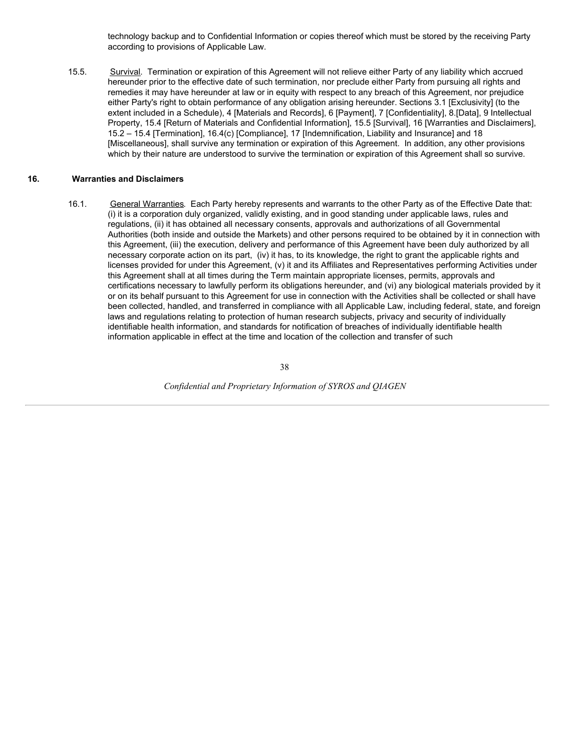technology backup and to Confidential Information or copies thereof which must be stored by the receiving Party according to provisions of Applicable Law.

15.5. Survival. Termination or expiration of this Agreement will not relieve either Party of any liability which accrued hereunder prior to the effective date of such termination, nor preclude either Party from pursuing all rights and remedies it may have hereunder at law or in equity with respect to any breach of this Agreement, nor prejudice either Party's right to obtain performance of any obligation arising hereunder. Sections 3.1 [Exclusivity] (to the extent included in a Schedule), 4 [Materials and Records], 6 [Payment], 7 [Confidentiality], 8.[Data], 9 Intellectual Property, 15.4 [Return of Materials and Confidential Information], 15.5 [Survival], 16 [Warranties and Disclaimers], 15.2 – 15.4 [Termination], 16.4(c) [Compliance], 17 [Indemnification, Liability and Insurance] and 18 [Miscellaneous], shall survive any termination or expiration of this Agreement. In addition, any other provisions which by their nature are understood to survive the termination or expiration of this Agreement shall so survive.

## 16. Warranties and Disclaimers

16.1. General Warranties. Each Party hereby represents and warrants to the other Party as of the Effective Date that: (i) it is a corporation duly organized, validly existing, and in good standing under applicable laws, rules and regulations, (ii) it has obtained all necessary consents, approvals and authorizations of all Governmental Authorities (both inside and outside the Markets) and other persons required to be obtained by it in connection with this Agreement, (iii) the execution, delivery and performance of this Agreement have been duly authorized by all necessary corporate action on its part, (iv) it has, to its knowledge, the right to grant the applicable rights and licenses provided for under this Agreement, (v) it and its Affiliates and Representatives performing Activities under this Agreement shall at all times during the Term maintain appropriate licenses, permits, approvals and certifications necessary to lawfully perform its obligations hereunder, and (vi) any biological materials provided by it or on its behalf pursuant to this Agreement for use in connection with the Activities shall be collected or shall have been collected, handled, and transferred in compliance with all Applicable Law, including federal, state, and foreign laws and regulations relating to protection of human research subjects, privacy and security of individually identifiable health information, and standards for notification of breaches of individually identifiable health information applicable in effect at the time and location of the collection and transfer of such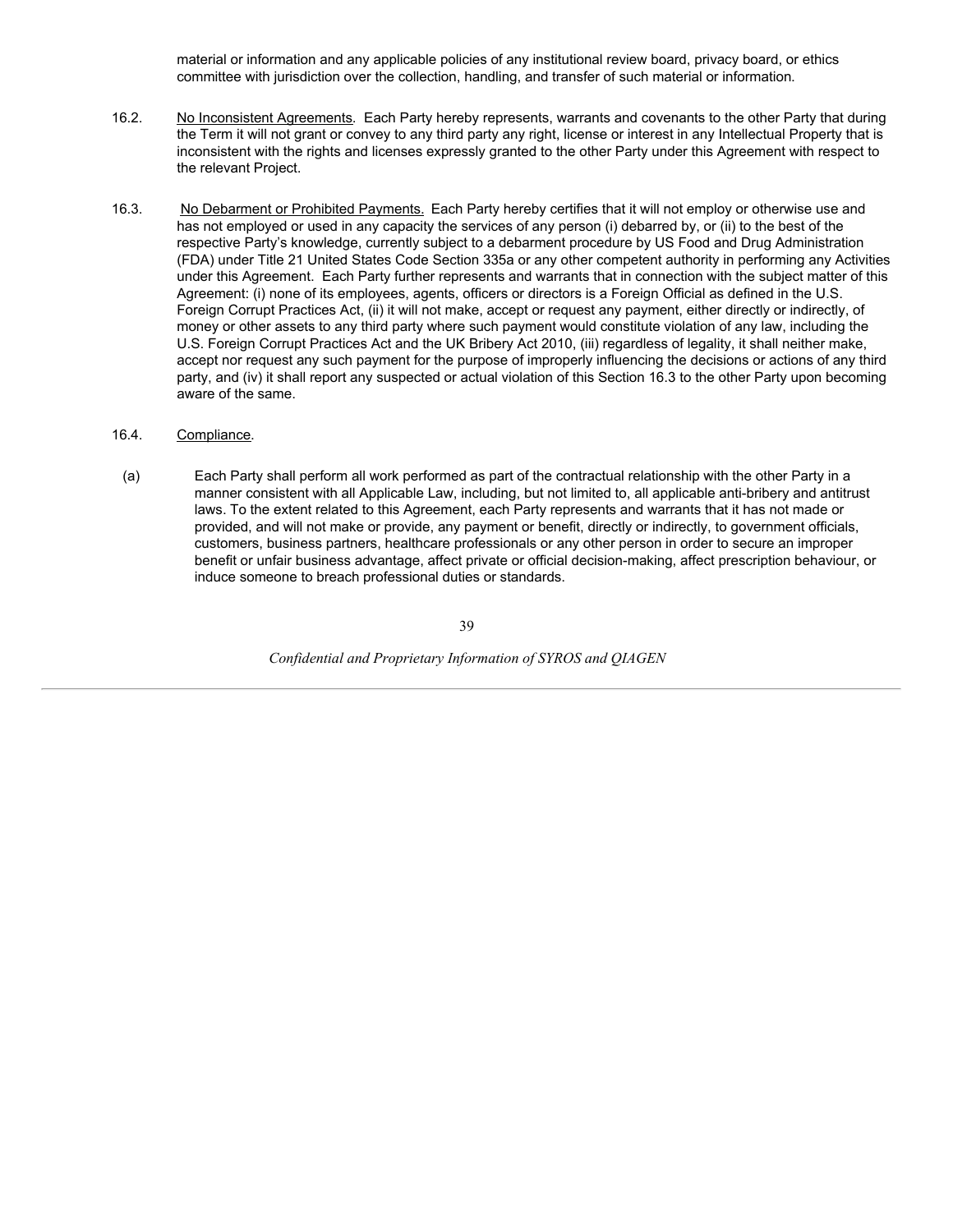material or information and any applicable policies of any institutional review board, privacy board, or ethics committee with jurisdiction over the collection, handling, and transfer of such material or information.

16.2. No Inconsistent Agreements. Each Party hereby represents, warrants and covenants to the other Party that during the Term it will not grant or convey to any third party any right, license or interest in any Intellectual Property that is inconsistent with the rights and licenses expressly granted to the other Party under this Agreement with respect to the relevant Project.

16.3. No Debarment or Prohibited Payments. Each Party hereby certifies that it will not employ or otherwise use and has not employed or used in any capacity the services of any person (i) debarred by, or (ii) to the best of the respective Party's knowledge, currently subject to a debarment procedure by US Food and Drug Administration (FDA) under Title 21 United States Code Section 335a or any other competent authority in performing any Activities under this Agreement. Each Party further represents and warrants that in connection with the subject matter of this Agreement: (i) none of its employees, agents, officers or directors is a Foreign Official as defined in the U.S. Foreign Corrupt Practices Act, (ii) it will not make, accept or request any payment, either directly or indirectly, of money or other assets to any third party where such payment would constitute violation of any law, including the U.S. Foreign Corrupt Practices Act and the UK Bribery Act 2010, (iii) regardless of legality, it shall neither make, accept nor request any such payment for the purpose of improperly influencing the decisions or actions of any third party, and (iv) it shall report any suspected or actual violation of this Section 16.3 to the other Party upon becoming aware of the same.

16.4. Compliance.

(a) Each Party shall perform all work performed as part of the contractual relationship with the other Party in a manner consistent with all Applicable Law, including, but not limited to, all applicable anti-bribery and antitrust laws. To the extent related to this Agreement, each Party represents and warrants that it has not made or provided, and will not make or provide, any payment or benefit, directly or indirectly, to government officials, customers, business partners, healthcare professionals or any other person in order to secure an improper benefit or unfair business advantage, affect private or official decision-making, affect prescription behaviour, or induce someone to breach professional duties or standards.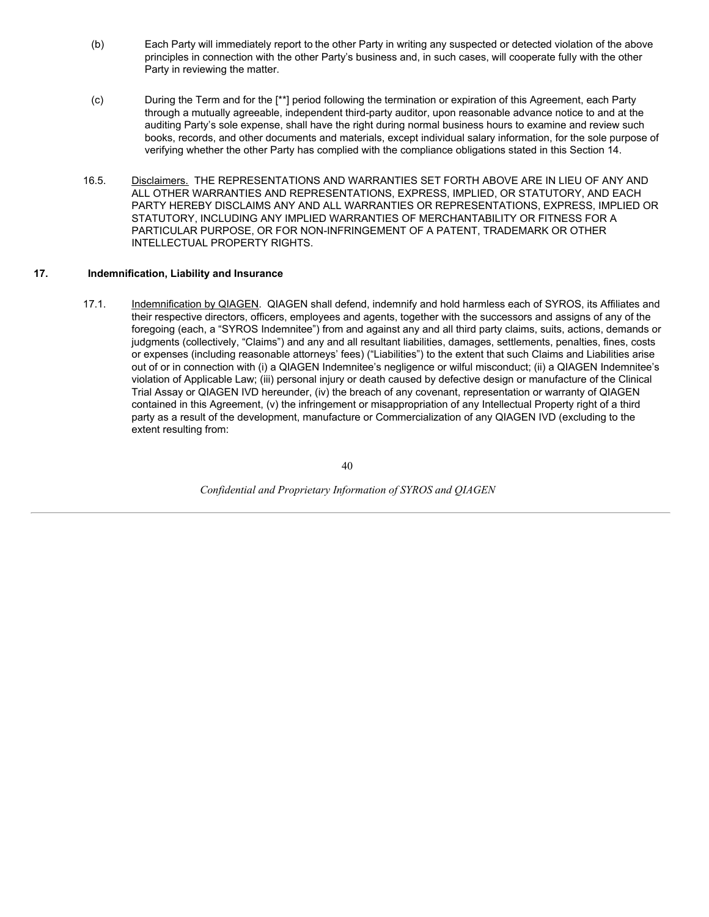(b) Each Party will immediately report to the other Party in writing any suspected or detected violation of the above principles in connection with the other Party's business and, in such cases, will cooperate fully with the other Party in reviewing the matter.

(c) During the Term and for the [**] period following the termination or expiration of this Agreement, each Party through a mutually agreeable, independent third-party auditor, upon reasonable advance notice to and at the auditing Party's sole expense, shall have the right during normal business hours to examine and review such books, records, and other documents and materials, except individual salary information, for the sole purpose of verifying whether the other Party has complied with the compliance obligations stated in this Section 14.

16.5. Disclaimers. THE REPRESENTATIONS AND WARRANTIES SET FORTH ABOVE ARE IN LIEU OF ANY AND ALL OTHER WARRANTIES AND REPRESENTATIONS, EXPRESS, IMPLIED, OR STATUTORY, AND EACH PARTY HEREBY DISCLAIMS ANY AND ALL WARRANTIES OR REPRESENTATIONS, EXPRESS, IMPLIED OR STATUTORY, INCLUDING ANY IMPLIED WARRANTIES OF MERCHANTABILITY OR FITNESS FOR A PARTICULAR PURPOSE, OR FOR NON-INFRINGEMENT OF A PATENT, TRADEMARK OR OTHER INTELLECTUAL PROPERTY RIGHTS.

**17. Indemnification, Liability and Insurance**

17.1. Indemnification by QIAGEN. QIAGEN shall defend, indemnify and hold harmless each of SYROS, its Affiliates and their respective directors, officers, employees and agents, together with the successors and assigns of any of the foregoing (each, a "SYROS Indemnitee") from and against any and all third party claims, suits, actions, demands or judgments (collectively, "Claims") and any and all resultant liabilities, damages, settlements, penalties, fines, costs or expenses (including reasonable attorneys' fees) ("Liabilities") to the extent that such Claims and Liabilities arise out of or in connection with (i) a QIAGEN Indemnitee's negligence or wilful misconduct; (ii) a QIAGEN Indemnitee's violation of Applicable Law; (iii) personal injury or death caused by defective design or manufacture of the Clinical Trial Assay or QIAGEN IVD hereunder, (iv) the breach of any covenant, representation or warranty of QIAGEN contained in this Agreement, (v) the infringement or misappropriation of any Intellectual Property right of a third party as a result of the development, manufacture or Commercialization of any QIAGEN IVD (excluding to the extent resulting from:

*Confidential and Proprietary Information of SYROS and QIAGEN*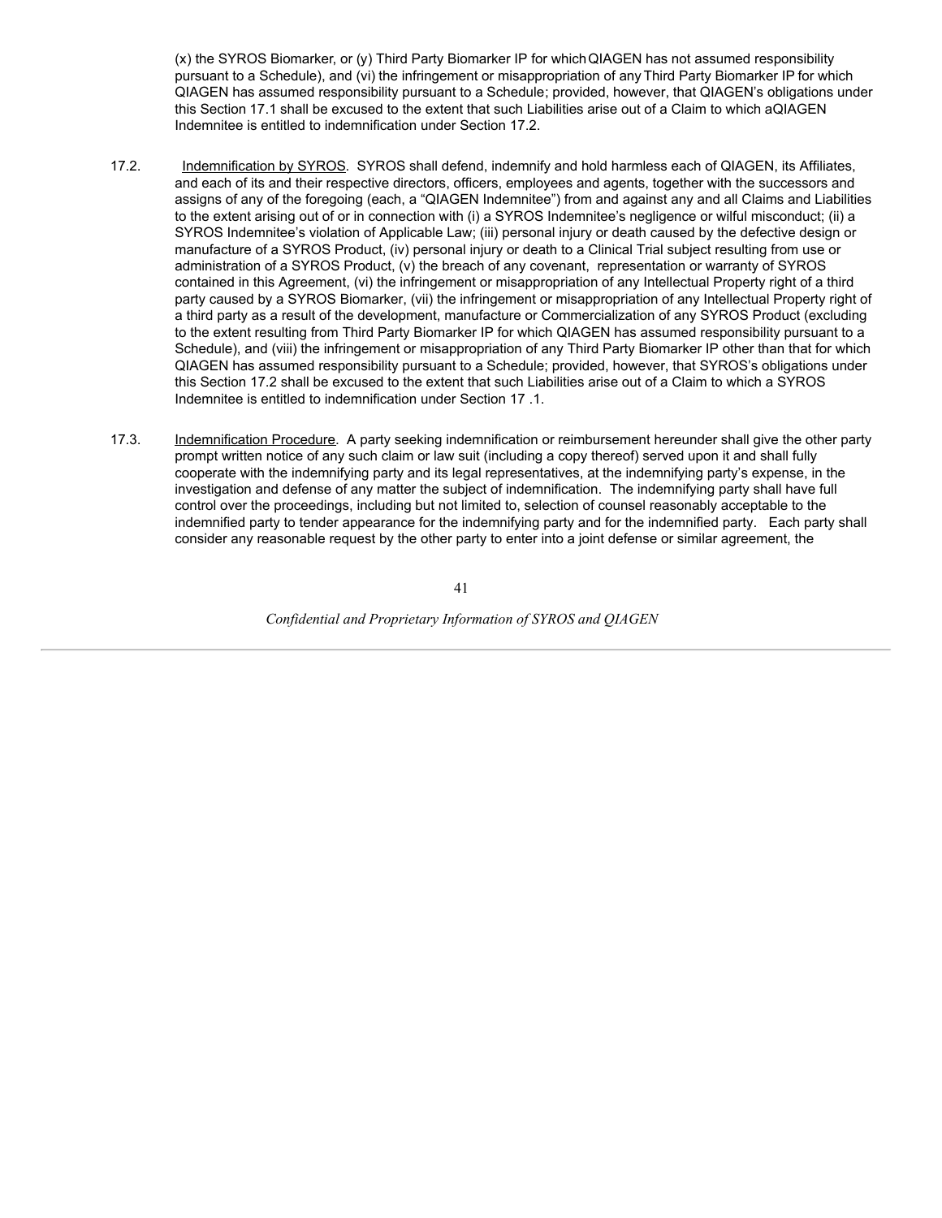(x) the SYROS Biomarker, or (y) Third Party Biomarker IP for which QIAGEN has not assumed responsibility pursuant to a Schedule), and (vi) the infringement or misappropriation of any Third Party Biomarker IP for which QIAGEN has assumed responsibility pursuant to a Schedule; provided, however, that QIAGEN's obligations under this Section 17.1 shall be excused to the extent that such Liabilities arise out of a Claim to which aQIAGEN Indemnitee is entitled to indemnification under Section 17.2.

17.2. Indemnification by SYROS. SYROS shall defend, indemnify and hold harmless each of QIAGEN, its Affiliates, and each of its and their respective directors, officers, employees and agents, together with the successors and assigns of any of the foregoing (each, a "QIAGEN Indemnitee") from and against any and all Claims and Liabilities to the extent arising out of or in connection with (i) a SYROS Indemnitee's negligence or wilful misconduct; (ii) a SYROS Indemnitee's violation of Applicable Law; (iii) personal injury or death caused by the defective design or manufacture of a SYROS Product, (iv) personal injury or death to a Clinical Trial subject resulting from use or administration of a SYROS Product, (v) the breach of any covenant, representation or warranty of SYROS contained in this Agreement, (vi) the infringement or misappropriation of any Intellectual Property right of a third party caused by a SYROS Biomarker, (vii) the infringement or misappropriation of any Intellectual Property right of a third party as a result of the development, manufacture or Commercialization of any SYROS Product (excluding to the extent resulting from Third Party Biomarker IP for which QIAGEN has assumed responsibility pursuant to a Schedule), and (viii) the infringement or misappropriation of any Third Party Biomarker IP other than that for which QIAGEN has assumed responsibility pursuant to a Schedule; provided, however, that SYROS's obligations under this Section 17.2 shall be excused to the extent that such Liabilities arise out of a Claim to which a SYROS Indemnitee is entitled to indemnification under Section 17 .1.

17.3. Indemnification Procedure. A party seeking indemnification or reimbursement hereunder shall give the other party prompt written notice of any such claim or law suit (including a copy thereof) served upon it and shall fully cooperate with the indemnifying party and its legal representatives, at the indemnifying party's expense, in the investigation and defense of any matter the subject of indemnification. The indemnifying party shall have full control over the proceedings, including but not limited to, selection of counsel reasonably acceptable to the indemnified party to tender appearance for the indemnifying party and for the indemnified party. Each party shall consider any reasonable request by the other party to enter into a joint defense or similar agreement, the

*Confidential and Proprietary Information of SYROS and QIAGEN*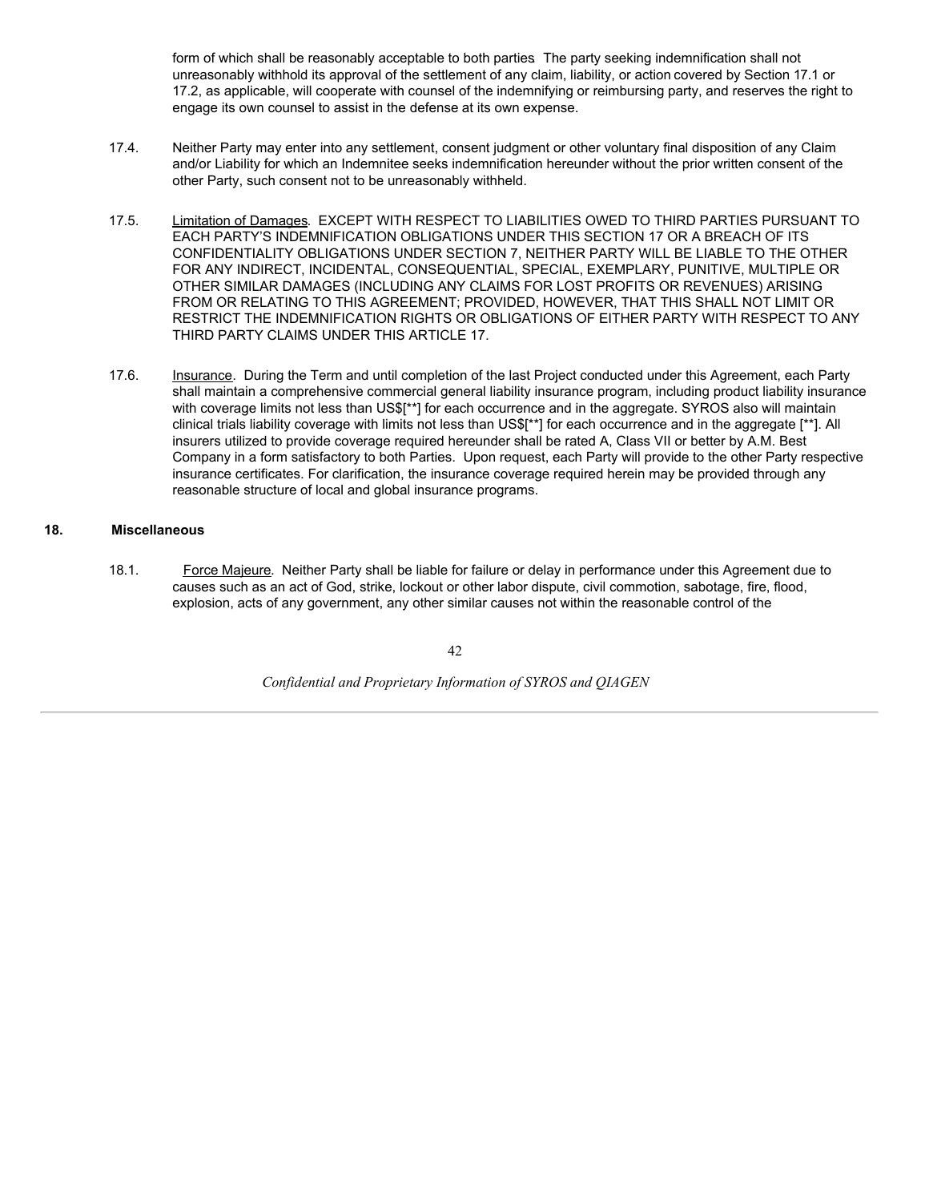form of which shall be reasonably acceptable to both parties. The party seeking indemnification shall not unreasonably withhold its approval of the settlement of any claim, liability, or action covered by Section 17.1 or 17.2, as applicable, will cooperate with counsel of the indemnifying or reimbursing party, and reserves the right to engage its own counsel to assist in the defense at its own expense.

17.4. Neither Party may enter into any settlement, consent judgment or other voluntary final disposition of any Claim and/or Liability for which an Indemnitee seeks indemnification hereunder without the prior written consent of the other Party, such consent not to be unreasonably withheld.

17.5. Limitation of Damages. EXCEPT WITH RESPECT TO LIABILITIES OWED TO THIRD PARTIES PURSUANT TO EACH PARTY'S INDEMNIFICATION OBLIGATIONS UNDER THIS SECTION 17 OR A BREACH OF ITS CONFIDENTIALITY OBLIGATIONS UNDER SECTION 7, NEITHER PARTY WILL BE LIABLE TO THE OTHER FOR ANY INDIRECT, INCIDENTAL, CONSEQUENTIAL, SPECIAL, EXEMPLARY, PUNITIVE, MULTIPLE OR OTHER SIMILAR DAMAGES (INCLUDING ANY CLAIMS FOR LOST PROFITS OR REVENUES) ARISING FROM OR RELATING TO THIS AGREEMENT; PROVIDED, HOWEVER, THAT THIS SHALL NOT LIMIT OR RESTRICT THE INDEMNIFICATION RIGHTS OR OBLIGATIONS OF EITHER PARTY WITH RESPECT TO ANY THIRD PARTY CLAIMS UNDER THIS ARTICLE 17.

17.6. Insurance. During the Term and until completion of the last Project conducted under this Agreement, each Party shall maintain a comprehensive commercial general liability insurance program, including product liability insurance with coverage limits not less than US$[**] for each occurrence and in the aggregate. SYROS also will maintain clinical trials liability coverage with limits not less than US$[**] for each occurrence and in the aggregate [**]. All insurers utilized to provide coverage required hereunder shall be rated A, Class VII or better by A.M. Best Company in a form satisfactory to both Parties. Upon request, each Party will provide to the other Party respective insurance certificates. For clarification, the insurance coverage required herein may be provided through any reasonable structure of local and global insurance programs.

## 18. Miscellaneous

18.1. Force Majeure. Neither Party shall be liable for failure or delay in performance under this Agreement due to causes such as an act of God, strike, lockout or other labor dispute, civil commotion, sabotage, fire, flood, explosion, acts of any government, any other similar causes not within the reasonable control of the

*Confidential and Proprietary Information of SYROS and QIAGEN*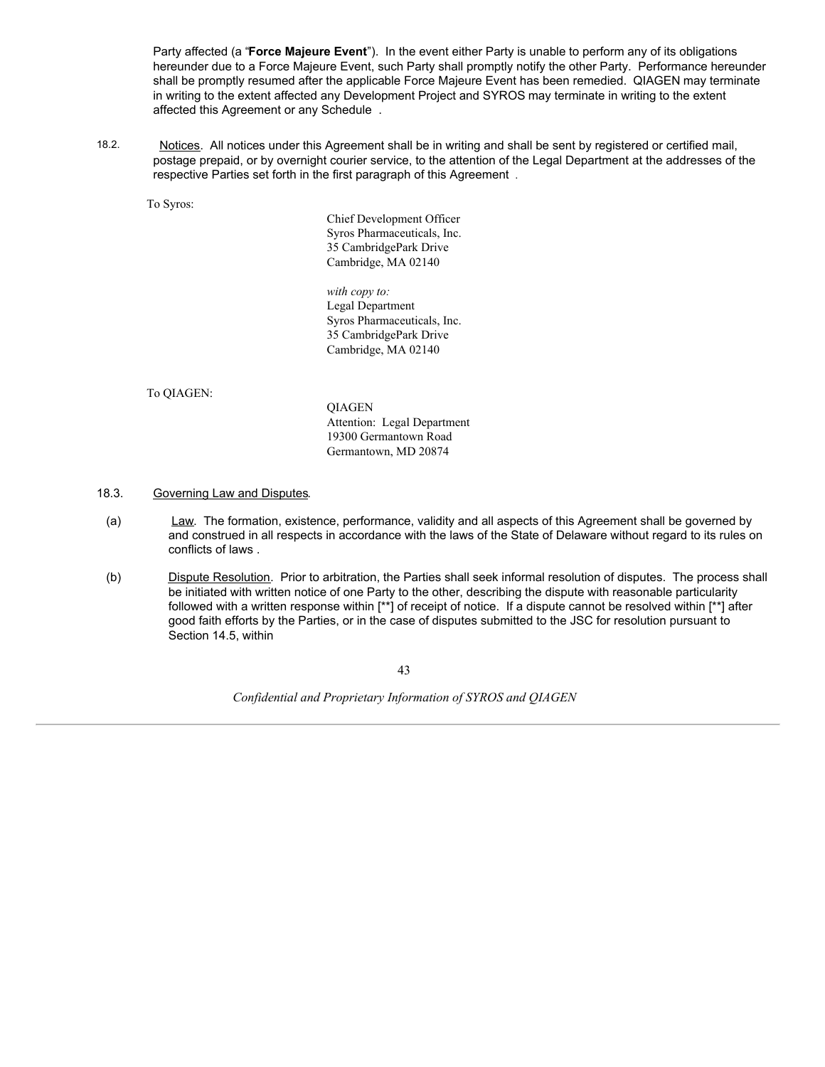Party affected (a "**Force Majeure Event**"). In the event either Party is unable to perform any of its obligations hereunder due to a Force Majeure Event, such Party shall promptly notify the other Party. Performance hereunder shall be promptly resumed after the applicable Force Majeure Event has been remedied. QIAGEN may terminate in writing to the extent affected any Development Project and SYROS may terminate in writing to the extent affected this Agreement or any Schedule .

18.2. Notices. All notices under this Agreement shall be in writing and shall be sent by registered or certified mail, postage prepaid, or by overnight courier service, to the attention of the Legal Department at the addresses of the respective Parties set forth in the first paragraph of this Agreement .

To Syros:

Chief Development Officer
Syros Pharmaceuticals, Inc.
35 CambridgePark Drive
Cambridge, MA 02140

*with copy to:*
Legal Department
Syros Pharmaceuticals, Inc.
35 CambridgePark Drive
Cambridge, MA 02140

To QIAGEN:

QIAGEN
Attention: Legal Department
19300 Germantown Road
Germantown, MD 20874

18.3. Governing Law and Disputes.

(a) Law. The formation, existence, performance, validity and all aspects of this Agreement shall be governed by and construed in all respects in accordance with the laws of the State of Delaware without regard to its rules on conflicts of laws .

(b) Dispute Resolution. Prior to arbitration, the Parties shall seek informal resolution of disputes. The process shall be initiated with written notice of one Party to the other, describing the dispute with reasonable particularity followed with a written response within [**] of receipt of notice. If a dispute cannot be resolved within [**] after good faith efforts by the Parties, or in the case of disputes submitted to the JSC for resolution pursuant to Section 14.5, within

*Confidential and Proprietary Information of SYROS and QIAGEN*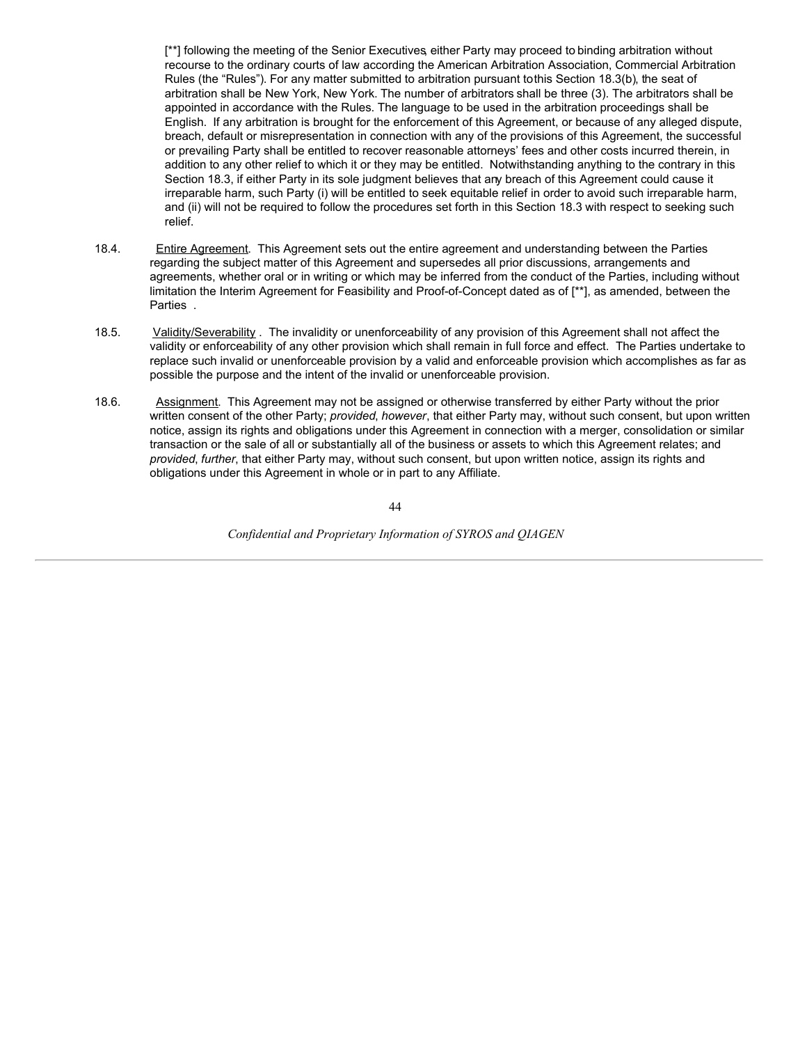[**] following the meeting of the Senior Executives, either Party may proceed to binding arbitration without recourse to the ordinary courts of law according the American Arbitration Association, Commercial Arbitration Rules (the "Rules"). For any matter submitted to arbitration pursuant to this Section 18.3(b), the seat of arbitration shall be New York, New York. The number of arbitrators shall be three (3). The arbitrators shall be appointed in accordance with the Rules. The language to be used in the arbitration proceedings shall be English. If any arbitration is brought for the enforcement of this Agreement, or because of any alleged dispute, breach, default or misrepresentation in connection with any of the provisions of this Agreement, the successful or prevailing Party shall be entitled to recover reasonable attorneys' fees and other costs incurred therein, in addition to any other relief to which it or they may be entitled. Notwithstanding anything to the contrary in this Section 18.3, if either Party in its sole judgment believes that any breach of this Agreement could cause it irreparable harm, such Party (i) will be entitled to seek equitable relief in order to avoid such irreparable harm, and (ii) will not be required to follow the procedures set forth in this Section 18.3 with respect to seeking such relief.

18.4. Entire Agreement. This Agreement sets out the entire agreement and understanding between the Parties regarding the subject matter of this Agreement and supersedes all prior discussions, arrangements and agreements, whether oral or in writing or which may be inferred from the conduct of the Parties, including without limitation the Interim Agreement for Feasibility and Proof-of-Concept dated as of [**], as amended, between the Parties .

18.5. Validity/Severability . The invalidity or unenforceability of any provision of this Agreement shall not affect the validity or enforceability of any other provision which shall remain in full force and effect. The Parties undertake to replace such invalid or unenforceable provision by a valid and enforceable provision which accomplishes as far as possible the purpose and the intent of the invalid or unenforceable provision.

18.6. Assignment. This Agreement may not be assigned or otherwise transferred by either Party without the prior written consent of the other Party; *provided*, *however*, that either Party may, without such consent, but upon written notice, assign its rights and obligations under this Agreement in connection with a merger, consolidation or similar transaction or the sale of all or substantially all of the business or assets to which this Agreement relates; and *provided*, *further*, that either Party may, without such consent, but upon written notice, assign its rights and obligations under this Agreement in whole or in part to any Affiliate.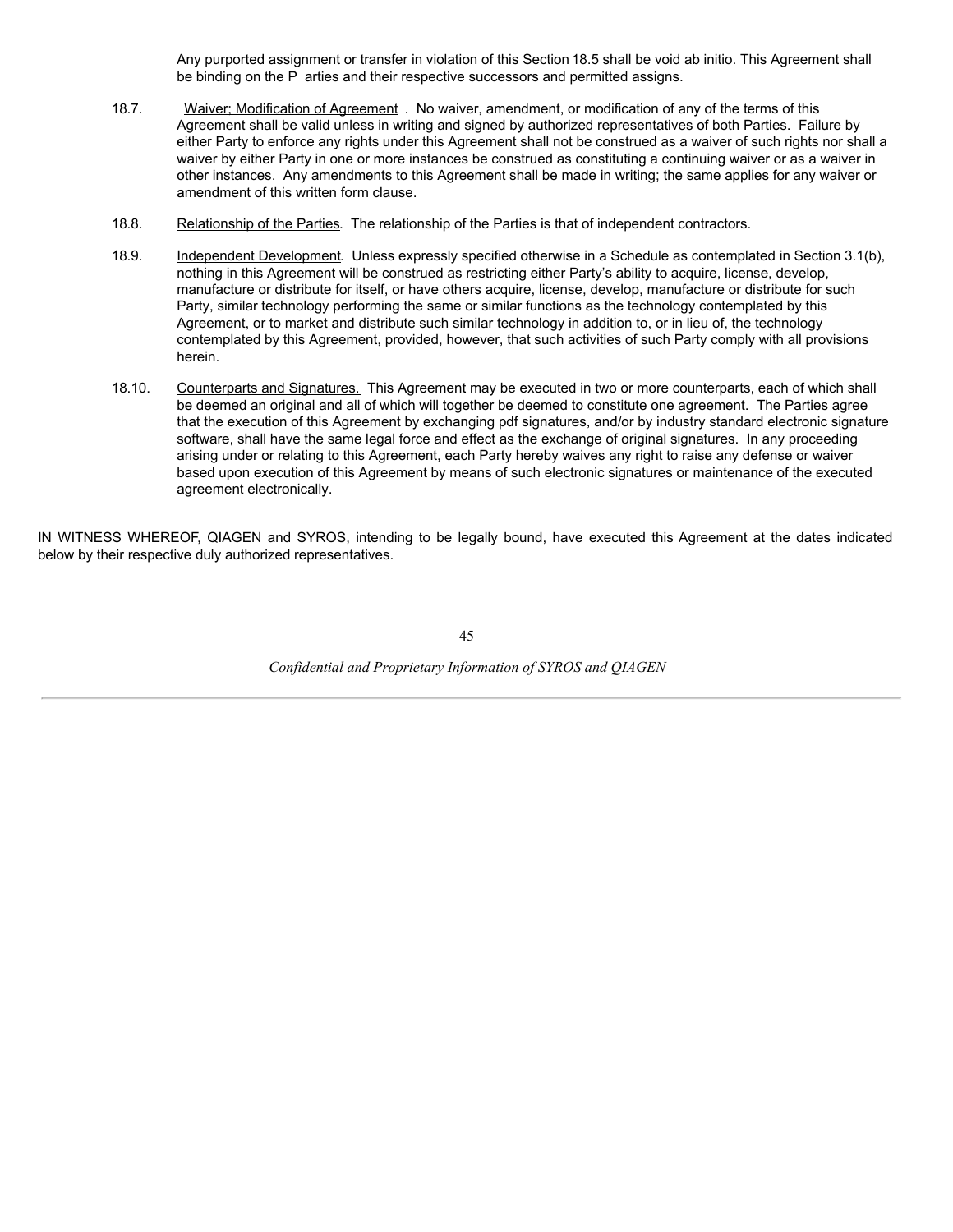Any purported assignment or transfer in violation of this Section 18.5 shall be void ab initio. This Agreement shall be binding on the Parties and their respective successors and permitted assigns.

18.7. Waiver; Modification of Agreement. No waiver, amendment, or modification of any of the terms of this Agreement shall be valid unless in writing and signed by authorized representatives of both Parties. Failure by either Party to enforce any rights under this Agreement shall not be construed as a waiver of such rights nor shall a waiver by either Party in one or more instances be construed as constituting a continuing waiver or as a waiver in other instances. Any amendments to this Agreement shall be made in writing; the same applies for any waiver or amendment of this written form clause.

18.8. Relationship of the Parties. The relationship of the Parties is that of independent contractors.

18.9. Independent Development. Unless expressly specified otherwise in a Schedule as contemplated in Section 3.1(b), nothing in this Agreement will be construed as restricting either Party's ability to acquire, license, develop, manufacture or distribute for itself, or have others acquire, license, develop, manufacture or distribute for such Party, similar technology performing the same or similar functions as the technology contemplated by this Agreement, or to market and distribute such similar technology in addition to, or in lieu of, the technology contemplated by this Agreement, provided, however, that such activities of such Party comply with all provisions herein.

18.10. Counterparts and Signatures. This Agreement may be executed in two or more counterparts, each of which shall be deemed an original and all of which will together be deemed to constitute one agreement. The Parties agree that the execution of this Agreement by exchanging pdf signatures, and/or by industry standard electronic signature software, shall have the same legal force and effect as the exchange of original signatures. In any proceeding arising under or relating to this Agreement, each Party hereby waives any right to raise any defense or waiver based upon execution of this Agreement by means of such electronic signatures or maintenance of the executed agreement electronically.

IN WITNESS WHEREOF, QIAGEN and SYROS, intending to be legally bound, have executed this Agreement at the dates indicated below by their respective duly authorized representatives.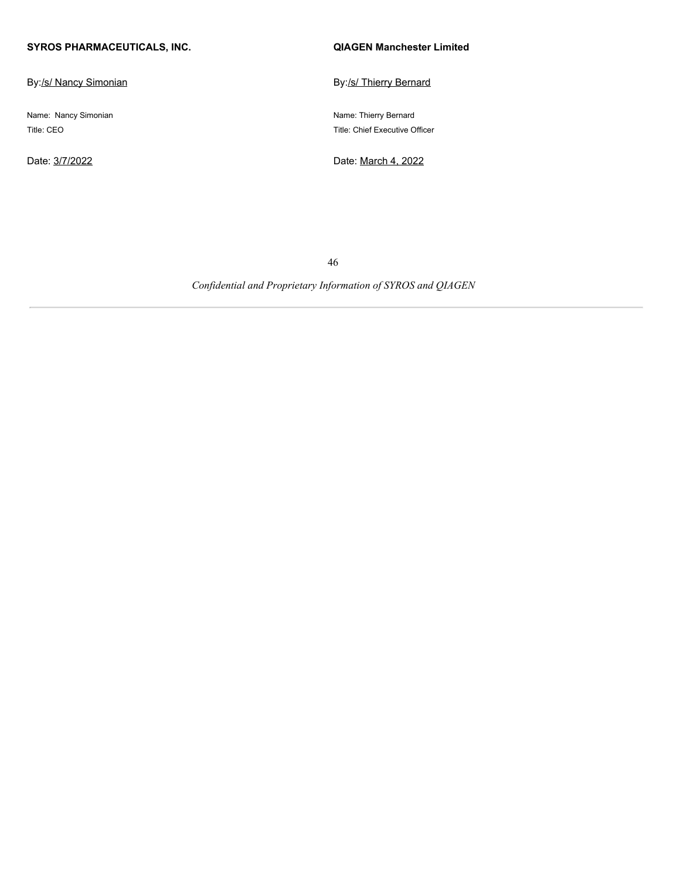| **SYROS PHARMACEUTICALS, INC.** | **QIAGEN Manchester Limited** |
| --- | --- |
| By:/s/ Nancy Simonian | By:/s/ Thierry Bernard |
| Name: Nancy Simonian | Name: Thierry Bernard |
| Title: CEO | Title: Chief Executive Officer |
| Date: 3/7/2022 | Date: March 4, 2022 |

*Confidential and Proprietary Information of SYROS and QIAGEN*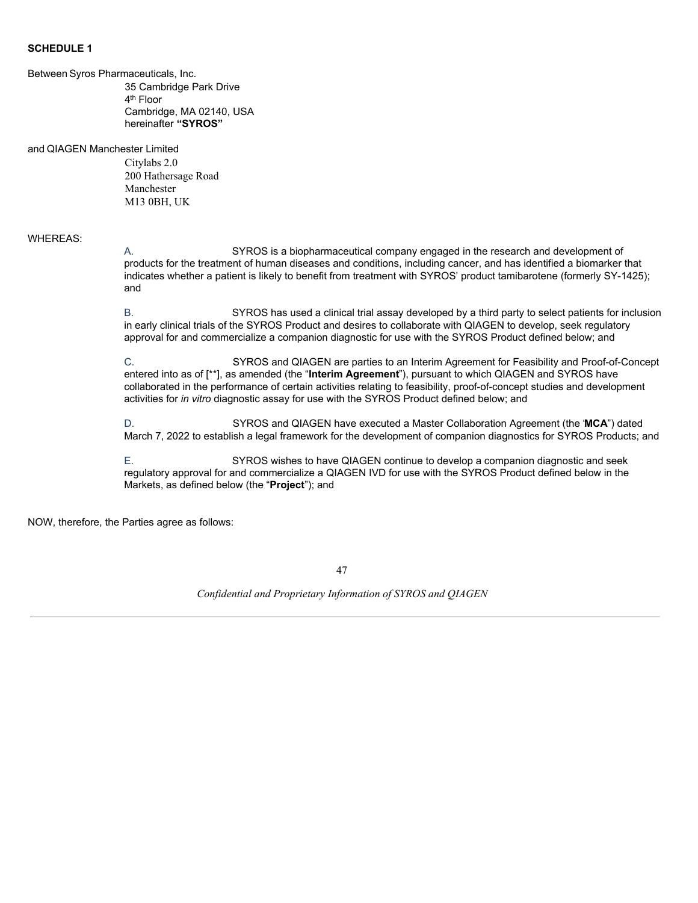**SCHEDULE 1**

Between Syros Pharmaceuticals, Inc.
35 Cambridge Park Drive
4th Floor
Cambridge, MA 02140, USA
hereinafter **"SYROS"**

and QIAGEN Manchester Limited
Citylabs 2.0
200 Hathersage Road
Manchester
M13 0BH, UK

WHEREAS:

A. SYROS is a biopharmaceutical company engaged in the research and development of products for the treatment of human diseases and conditions, including cancer, and has identified a biomarker that indicates whether a patient is likely to benefit from treatment with SYROS' product tamibarotene (formerly SY-1425); and

B. SYROS has used a clinical trial assay developed by a third party to select patients for inclusion in early clinical trials of the SYROS Product and desires to collaborate with QIAGEN to develop, seek regulatory approval for and commercialize a companion diagnostic for use with the SYROS Product defined below; and

C. SYROS and QIAGEN are parties to an Interim Agreement for Feasibility and Proof-of-Concept entered into as of [**], as amended (the "**Interim Agreement**"), pursuant to which QIAGEN and SYROS have collaborated in the performance of certain activities relating to feasibility, proof-of-concept studies and development activities for *in vitro* diagnostic assay for use with the SYROS Product defined below; and

D. SYROS and QIAGEN have executed a Master Collaboration Agreement (the '**MCA**") dated March 7, 2022 to establish a legal framework for the development of companion diagnostics for SYROS Products; and

E. SYROS wishes to have QIAGEN continue to develop a companion diagnostic and seek regulatory approval for and commercialize a QIAGEN IVD for use with the SYROS Product defined below in the Markets, as defined below (the "**Project**"); and

NOW, therefore, the Parties agree as follows: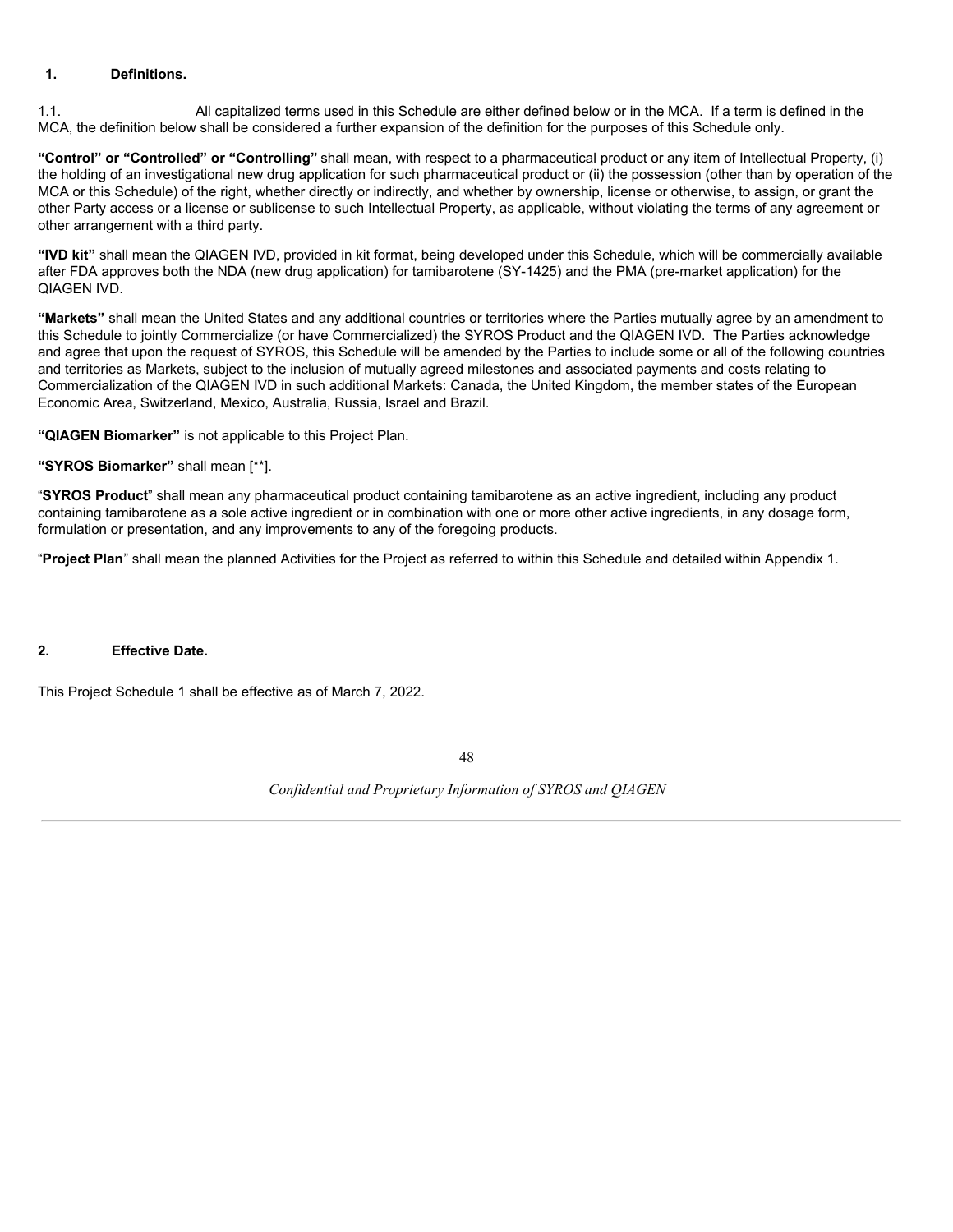## 1. Definitions.

1.1. All capitalized terms used in this Schedule are either defined below or in the MCA. If a term is defined in the MCA, the definition below shall be considered a further expansion of the definition for the purposes of this Schedule only.

**"Control" or "Controlled" or "Controlling"** shall mean, with respect to a pharmaceutical product or any item of Intellectual Property, (i) the holding of an investigational new drug application for such pharmaceutical product or (ii) the possession (other than by operation of the MCA or this Schedule) of the right, whether directly or indirectly, and whether by ownership, license or otherwise, to assign, or grant the other Party access or a license or sublicense to such Intellectual Property, as applicable, without violating the terms of any agreement or other arrangement with a third party.

**"IVD kit"** shall mean the QIAGEN IVD, provided in kit format, being developed under this Schedule, which will be commercially available after FDA approves both the NDA (new drug application) for tamibarotene (SY-1425) and the PMA (pre-market application) for the QIAGEN IVD.

**"Markets"** shall mean the United States and any additional countries or territories where the Parties mutually agree by an amendment to this Schedule to jointly Commercialize (or have Commercialized) the SYROS Product and the QIAGEN IVD. The Parties acknowledge and agree that upon the request of SYROS, this Schedule will be amended by the Parties to include some or all of the following countries and territories as Markets, subject to the inclusion of mutually agreed milestones and associated payments and costs relating to Commercialization of the QIAGEN IVD in such additional Markets: Canada, the United Kingdom, the member states of the European Economic Area, Switzerland, Mexico, Australia, Russia, Israel and Brazil.

**"QIAGEN Biomarker"** is not applicable to this Project Plan.

**"SYROS Biomarker"** shall mean [**].

"**SYROS Product**" shall mean any pharmaceutical product containing tamibarotene as an active ingredient, including any product containing tamibarotene as a sole active ingredient or in combination with one or more other active ingredients, in any dosage form, formulation or presentation, and any improvements to any of the foregoing products.

"**Project Plan**" shall mean the planned Activities for the Project as referred to within this Schedule and detailed within Appendix 1.

## 2. Effective Date.

This Project Schedule 1 shall be effective as of March 7, 2022.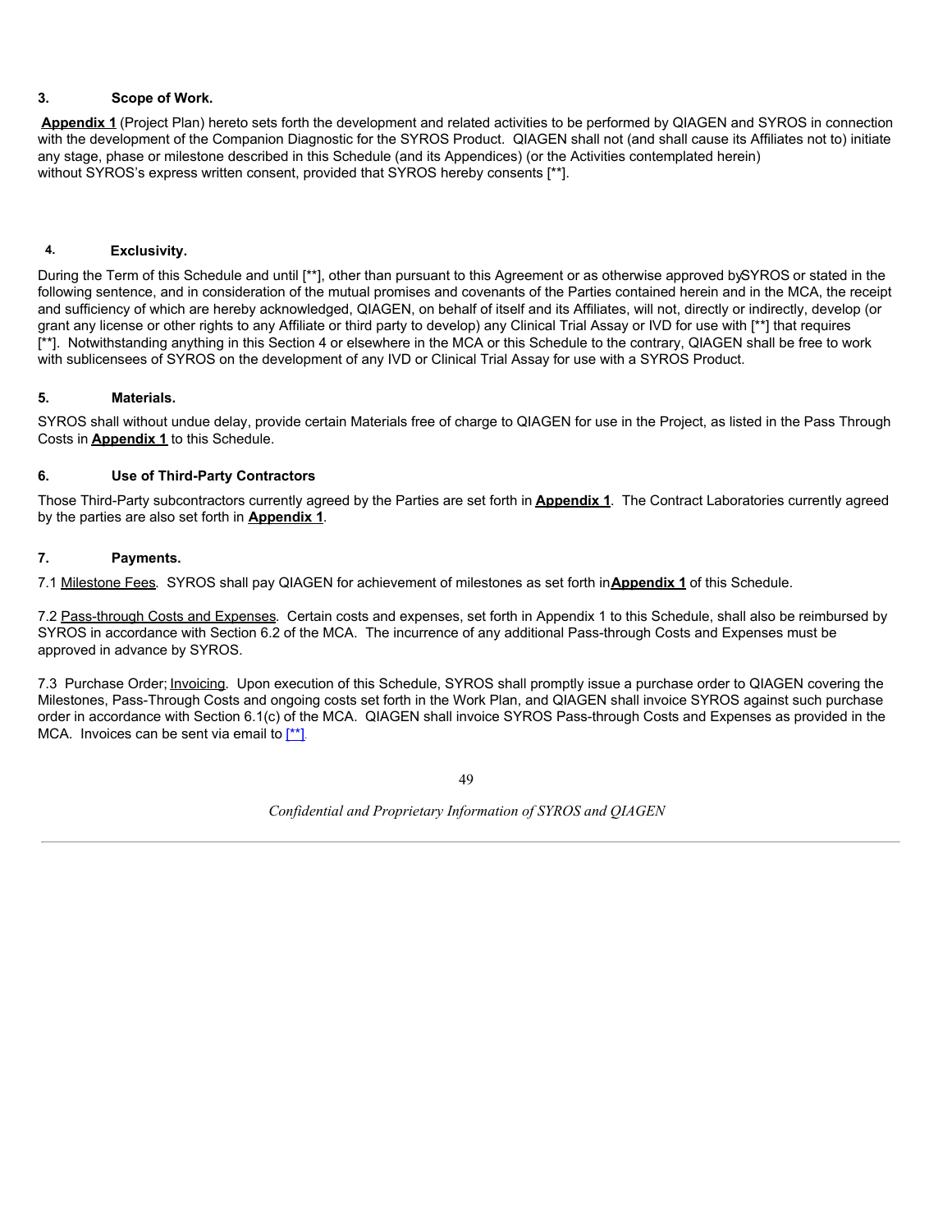**3. Scope of Work.**

**Appendix 1** (Project Plan) hereto sets forth the development and related activities to be performed by QIAGEN and SYROS in connection with the development of the Companion Diagnostic for the SYROS Product. QIAGEN shall not (and shall cause its Affiliates not to) initiate any stage, phase or milestone described in this Schedule (and its Appendices) (or the Activities contemplated herein) without SYROS's express written consent, provided that SYROS hereby consents [**].

**4. Exclusivity.**

During the Term of this Schedule and until [**], other than pursuant to this Agreement or as otherwise approved by SYROS or stated in the following sentence, and in consideration of the mutual promises and covenants of the Parties contained herein and in the MCA, the receipt and sufficiency of which are hereby acknowledged, QIAGEN, on behalf of itself and its Affiliates, will not, directly or indirectly, develop (or grant any license or other rights to any Affiliate or third party to develop) any Clinical Trial Assay or IVD for use with [**] that requires [**]. Notwithstanding anything in this Section 4 or elsewhere in the MCA or this Schedule to the contrary, QIAGEN shall be free to work with sublicensees of SYROS on the development of any IVD or Clinical Trial Assay for use with a SYROS Product.

**5. Materials.**

SYROS shall without undue delay, provide certain Materials free of charge to QIAGEN for use in the Project, as listed in the Pass Through Costs in **Appendix 1** to this Schedule.

**6. Use of Third-Party Contractors**

Those Third-Party subcontractors currently agreed by the Parties are set forth in **Appendix 1**. The Contract Laboratories currently agreed by the parties are also set forth in **Appendix 1**.

**7. Payments.**

7.1 Milestone Fees. SYROS shall pay QIAGEN for achievement of milestones as set forth in **Appendix 1** of this Schedule.

7.2 Pass-through Costs and Expenses. Certain costs and expenses, set forth in Appendix 1 to this Schedule, shall also be reimbursed by SYROS in accordance with Section 6.2 of the MCA. The incurrence of any additional Pass-through Costs and Expenses must be approved in advance by SYROS.

7.3 Purchase Order; Invoicing. Upon execution of this Schedule, SYROS shall promptly issue a purchase order to QIAGEN covering the Milestones, Pass-Through Costs and ongoing costs set forth in the Work Plan, and QIAGEN shall invoice SYROS against such purchase order in accordance with Section 6.1(c) of the MCA. QIAGEN shall invoice SYROS Pass-through Costs and Expenses as provided in the MCA. Invoices can be sent via email to [**].

*Confidential and Proprietary Information of SYROS and QIAGEN*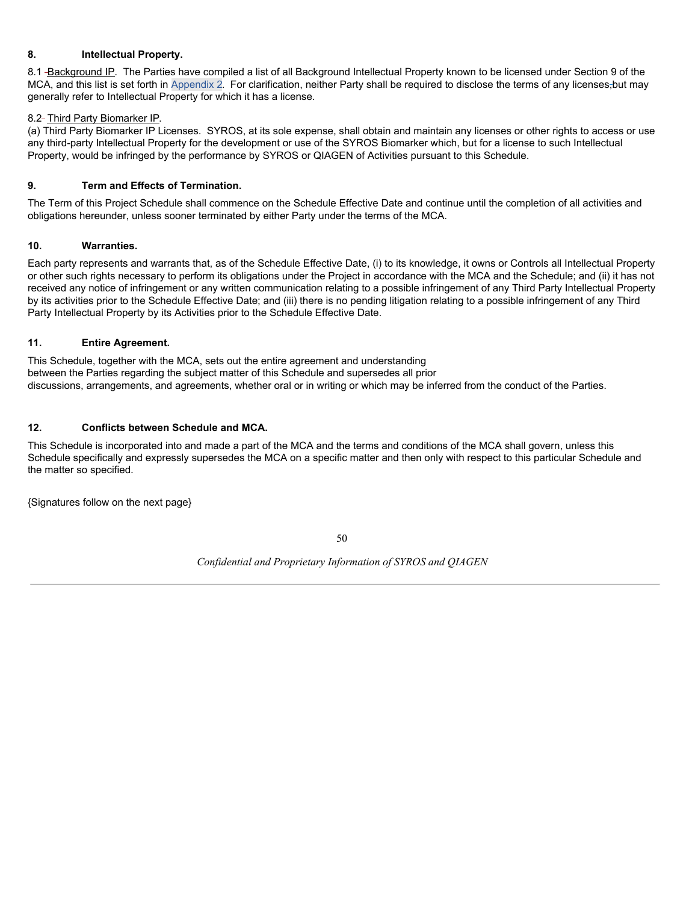**8. Intellectual Property.**

8.1 Background IP. The Parties have compiled a list of all Background Intellectual Property known to be licensed under Section 9 of the MCA, and this list is set forth in Appendix 2. For clarification, neither Party shall be required to disclose the terms of any licenses but may generally refer to Intellectual Property for which it has a license.

8.2 Third Party Biomarker IP.

(a) Third Party Biomarker IP Licenses. SYROS, at its sole expense, shall obtain and maintain any licenses or other rights to access or use any third-party Intellectual Property for the development or use of the SYROS Biomarker which, but for a license to such Intellectual Property, would be infringed by the performance by SYROS or QIAGEN of Activities pursuant to this Schedule.

**9. Term and Effects of Termination.**

The Term of this Project Schedule shall commence on the Schedule Effective Date and continue until the completion of all activities and obligations hereunder, unless sooner terminated by either Party under the terms of the MCA.

**10. Warranties.**

Each party represents and warrants that, as of the Schedule Effective Date, (i) to its knowledge, it owns or Controls all Intellectual Property or other such rights necessary to perform its obligations under the Project in accordance with the MCA and the Schedule; and (ii) it has not received any notice of infringement or any written communication relating to a possible infringement of any Third Party Intellectual Property by its activities prior to the Schedule Effective Date; and (iii) there is no pending litigation relating to a possible infringement of any Third Party Intellectual Property by its Activities prior to the Schedule Effective Date.

**11. Entire Agreement.**

This Schedule, together with the MCA, sets out the entire agreement and understanding between the Parties regarding the subject matter of this Schedule and supersedes all prior discussions, arrangements, and agreements, whether oral or in writing or which may be inferred from the conduct of the Parties.

**12. Conflicts between Schedule and MCA.**

This Schedule is incorporated into and made a part of the MCA and the terms and conditions of the MCA shall govern, unless this Schedule specifically and expressly supersedes the MCA on a specific matter and then only with respect to this particular Schedule and the matter so specified.

{Signatures follow on the next page}

*Confidential and Proprietary Information of SYROS and QIAGEN*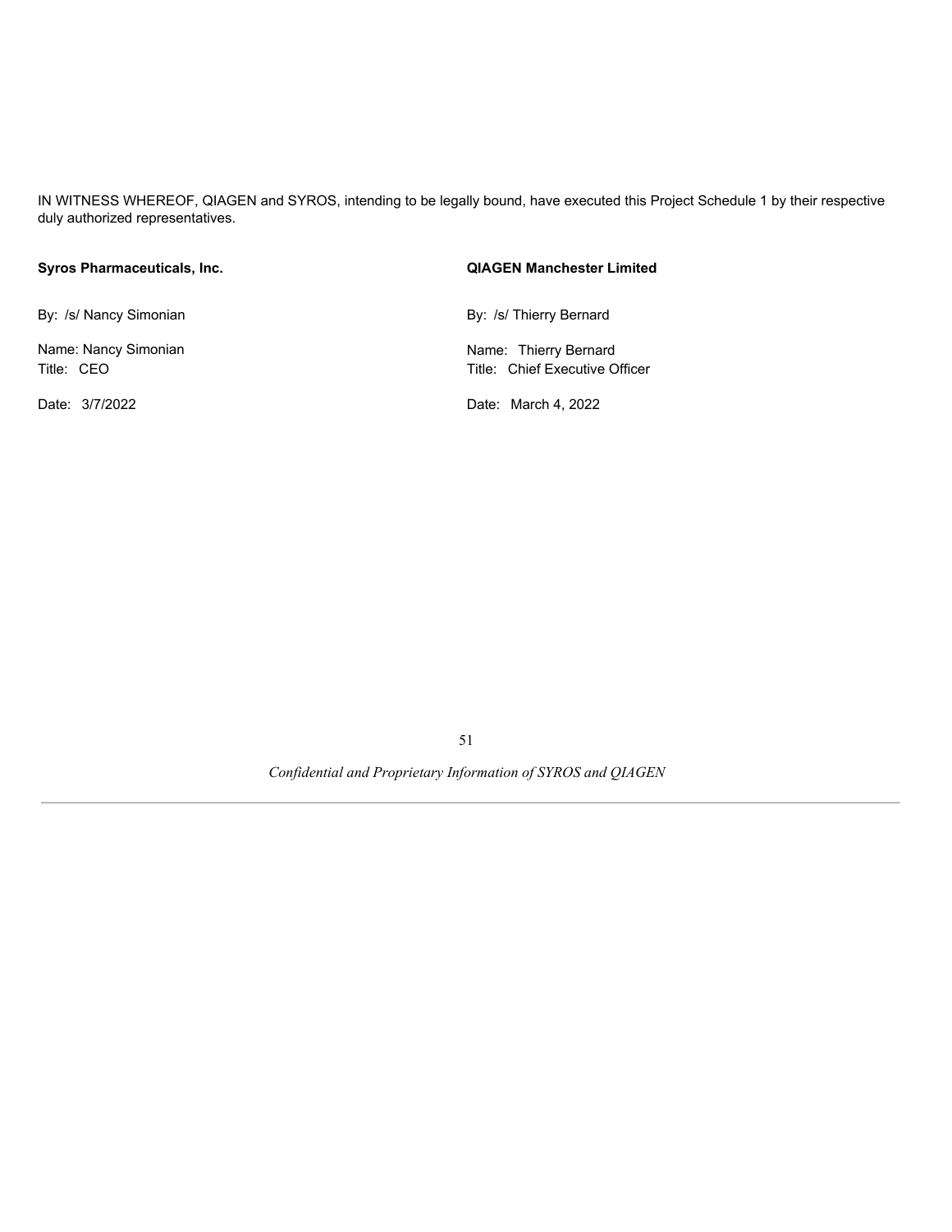IN WITNESS WHEREOF, QIAGEN and SYROS, intending to be legally bound, have executed this Project Schedule 1 by their respective duly authorized representatives.

| **Syros Pharmaceuticals, Inc.** | **QIAGEN Manchester Limited** |
|---|---|
| By: /s/ Nancy Simonian | By: /s/ Thierry Bernard |
| Name: Nancy Simonian | Name: Thierry Bernard |
| Title: CEO | Title: Chief Executive Officer |
| Date: 3/7/2022 | Date: March 4, 2022 |

*Confidential and Proprietary Information of SYROS and QIAGEN*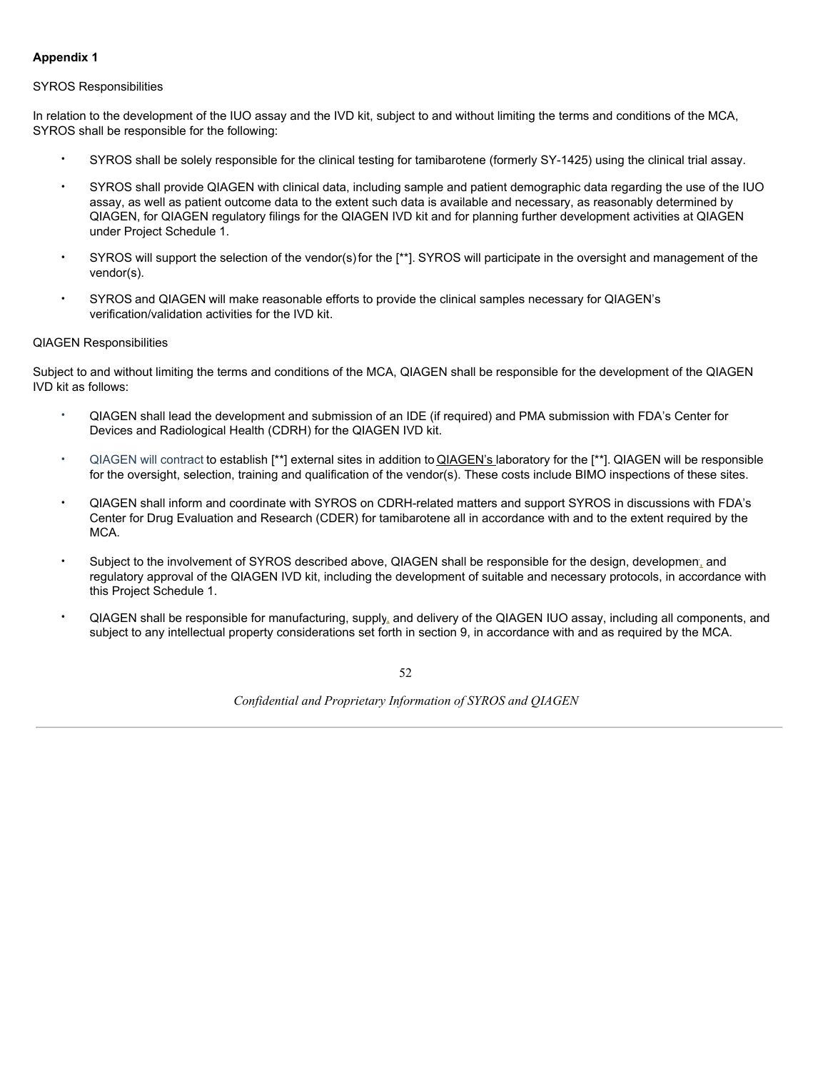**Appendix 1**

SYROS Responsibilities

In relation to the development of the IUO assay and the IVD kit, subject to and without limiting the terms and conditions of the MCA, SYROS shall be responsible for the following:

- SYROS shall be solely responsible for the clinical testing for tamibarotene (formerly SY-1425) using the clinical trial assay.
- SYROS shall provide QIAGEN with clinical data, including sample and patient demographic data regarding the use of the IUO assay, as well as patient outcome data to the extent such data is available and necessary, as reasonably determined by QIAGEN, for QIAGEN regulatory filings for the QIAGEN IVD kit and for planning further development activities at QIAGEN under Project Schedule 1.
- SYROS will support the selection of the vendor(s) for the [**]. SYROS will participate in the oversight and management of the vendor(s).
- SYROS and QIAGEN will make reasonable efforts to provide the clinical samples necessary for QIAGEN's verification/validation activities for the IVD kit.

QIAGEN Responsibilities

Subject to and without limiting the terms and conditions of the MCA, QIAGEN shall be responsible for the development of the QIAGEN IVD kit as follows:

- QIAGEN shall lead the development and submission of an IDE (if required) and PMA submission with FDA's Center for Devices and Radiological Health (CDRH) for the QIAGEN IVD kit.
- QIAGEN will contract to establish [**] external sites in addition to QIAGEN's laboratory for the [**]. QIAGEN will be responsible for the oversight, selection, training and qualification of the vendor(s). These costs include BIMO inspections of these sites.
- QIAGEN shall inform and coordinate with SYROS on CDRH-related matters and support SYROS in discussions with FDA's Center for Drug Evaluation and Research (CDER) for tamibarotene all in accordance with and to the extent required by the MCA.
- Subject to the involvement of SYROS described above, QIAGEN shall be responsible for the design, development, and regulatory approval of the QIAGEN IVD kit, including the development of suitable and necessary protocols, in accordance with this Project Schedule 1.
- QIAGEN shall be responsible for manufacturing, supply, and delivery of the QIAGEN IUO assay, including all components, and subject to any intellectual property considerations set forth in section 9, in accordance with and as required by the MCA.

*Confidential and Proprietary Information of SYROS and QIAGEN*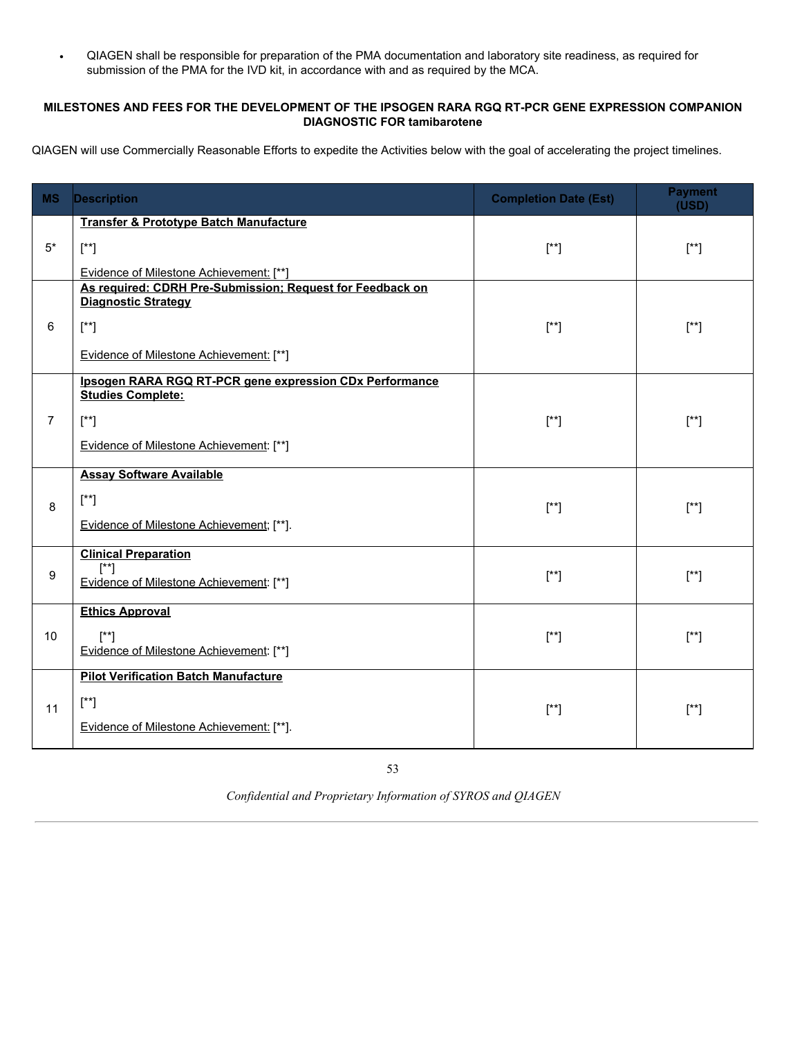- QIAGEN shall be responsible for preparation of the PMA documentation and laboratory site readiness, as required for submission of the PMA for the IVD kit, in accordance with and as required by the MCA.

**MILESTONES AND FEES FOR THE DEVELOPMENT OF THE IPSOGEN RARA RGQ RT-PCR GENE EXPRESSION COMPANION DIAGNOSTIC FOR tamibarotene**

QIAGEN will use Commercially Reasonable Efforts to expedite the Activities below with the goal of accelerating the project timelines.

| MS | Description | Completion Date (Est) | Payment (USD) |
|---|---|---|---|
| 5* | **Transfer & Prototype Batch Manufacture**<br><br>[**]<br><br>Evidence of Milestone Achievement: [**] | [**] | [**] |
| 6 | **As required: CDRH Pre-Submission; Request for Feedback on Diagnostic Strategy**<br><br>[**]<br><br>Evidence of Milestone Achievement: [**] | [**] | [**] |
| 7 | **Ipsogen RARA RGQ RT-PCR gene expression CDx Performance Studies Complete:**<br><br>[**]<br><br>Evidence of Milestone Achievement: [**] | [**] | [**] |
| 8 | **Assay Software Available**<br><br>[**]<br><br>Evidence of Milestone Achievement; [**]. | [**] | [**] |
| 9 | **Clinical Preparation**<br>[**]<br>Evidence of Milestone Achievement: [**] | [**] | [**] |
| 10 | **Ethics Approval**<br><br>[**]<br>Evidence of Milestone Achievement: [**] | [**] | [**] |
| 11 | **Pilot Verification Batch Manufacture**<br><br>[**]<br><br>Evidence of Milestone Achievement: [**]. | [**] | [**] |

*Confidential and Proprietary Information of SYROS and QIAGEN*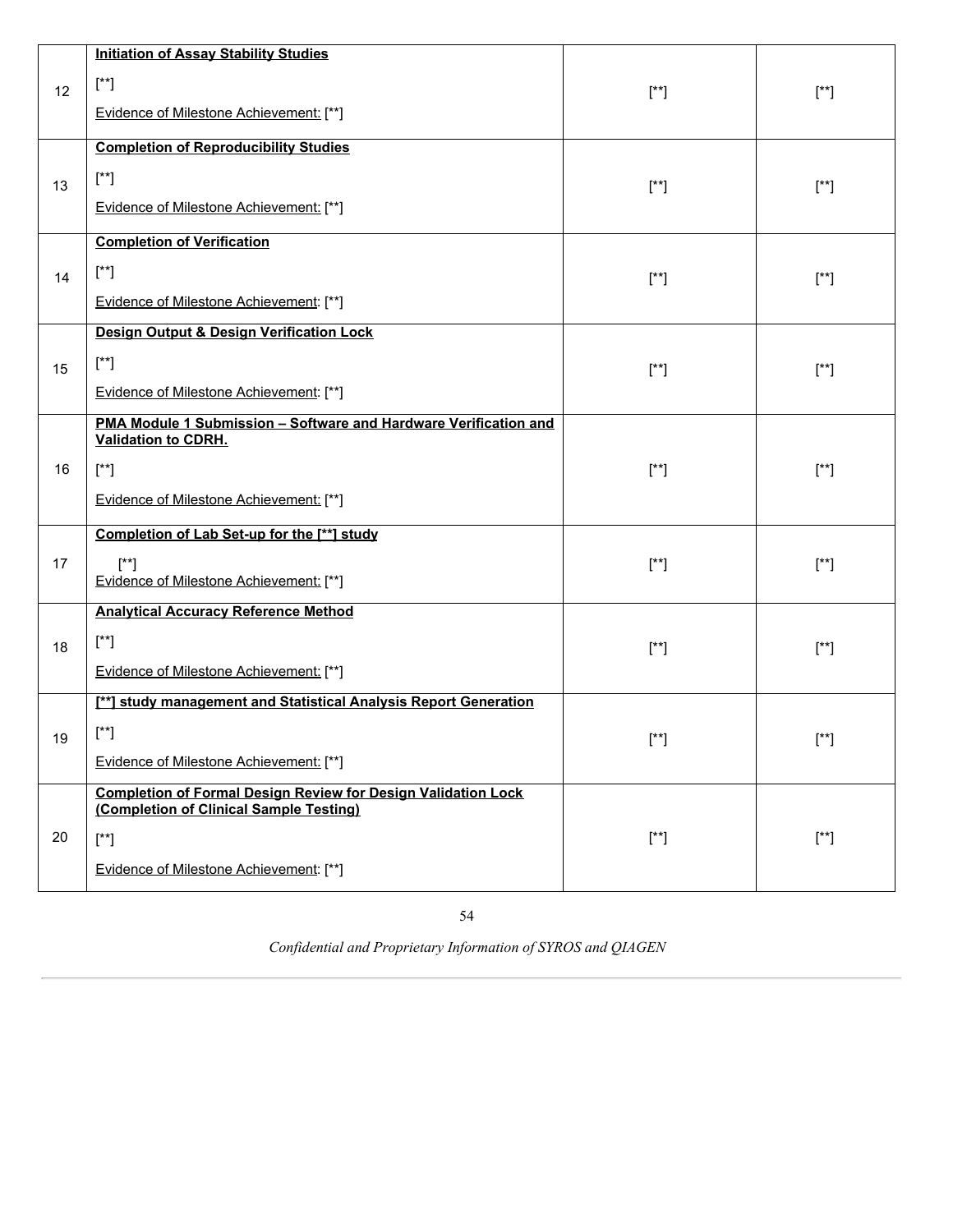| | | | |
|---|---|---|---|
| 12 | **Initiation of Assay Stability Studies**<br><br>[**]<br><br>Evidence of Milestone Achievement: [**] | [**] | [**] |
| 13 | **Completion of Reproducibility Studies**<br><br>[**]<br><br>Evidence of Milestone Achievement: [**] | [**] | [**] |
| 14 | **Completion of Verification**<br><br>[**]<br><br>Evidence of Milestone Achievement: [**] | [**] | [**] |
| 15 | **Design Output & Design Verification Lock**<br><br>[**]<br><br>Evidence of Milestone Achievement: [**] | [**] | [**] |
| 16 | **PMA Module 1 Submission – Software and Hardware Verification and Validation to CDRH.**<br><br>[**]<br><br>Evidence of Milestone Achievement: [**] | [**] | [**] |
| 17 | **Completion of Lab Set-up for the [**] study**<br><br>[**]<br>Evidence of Milestone Achievement: [**] | [**] | [**] |
| 18 | **Analytical Accuracy Reference Method**<br><br>[**]<br><br>Evidence of Milestone Achievement: [**] | [**] | [**] |
| 19 | **[**] study management and Statistical Analysis Report Generation**<br><br>[**]<br><br>Evidence of Milestone Achievement: [**] | [**] | [**] |
| 20 | **Completion of Formal Design Review for Design Validation Lock (Completion of Clinical Sample Testing)**<br><br>[**]<br><br>Evidence of Milestone Achievement: [**] | [**] | [**] |

*Confidential and Proprietary Information of SYROS and QIAGEN*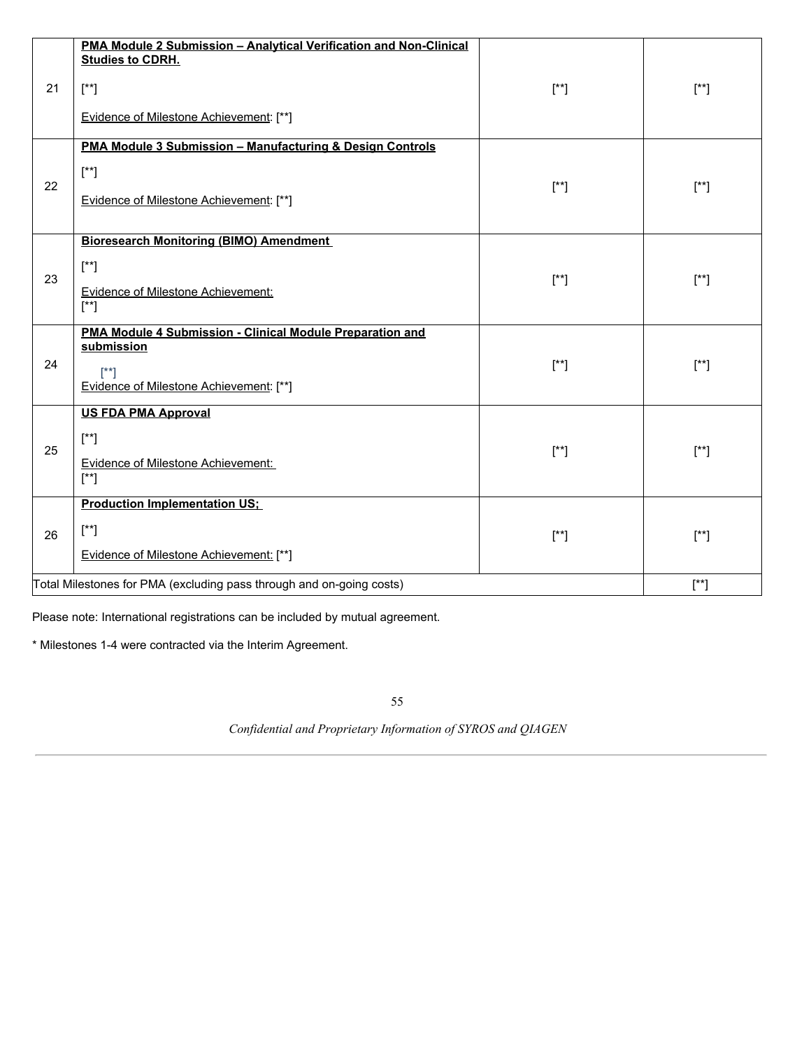| | | | |
|---|---|---|---|
| 21 | **PMA Module 2 Submission – Analytical Verification and Non-Clinical Studies to CDRH.**<br><br>[**]<br><br>Evidence of Milestone Achievement: [**] | [**] | [**] |
| 22 | **PMA Module 3 Submission – Manufacturing & Design Controls**<br><br>[**]<br><br>Evidence of Milestone Achievement: [**] | [**] | [**] |
| 23 | **Bioresearch Monitoring (BIMO) Amendment**<br><br>[**]<br><br>Evidence of Milestone Achievement:<br>[**] | [**] | [**] |
| 24 | **PMA Module 4 Submission - Clinical Module Preparation and submission**<br><br>[**]<br>Evidence of Milestone Achievement: [**] | [**] | [**] |
| 25 | **US FDA PMA Approval**<br><br>[**]<br><br>Evidence of Milestone Achievement:<br>[**] | [**] | [**] |
| 26 | **Production Implementation US;**<br><br>[**]<br><br>Evidence of Milestone Achievement: [**] | [**] | [**] |
| Total Milestones for PMA (excluding pass through and on-going costs) | | | [**] |

Please note: International registrations can be included by mutual agreement.

* Milestones 1-4 were contracted via the Interim Agreement.

*Confidential and Proprietary Information of SYROS and QIAGEN*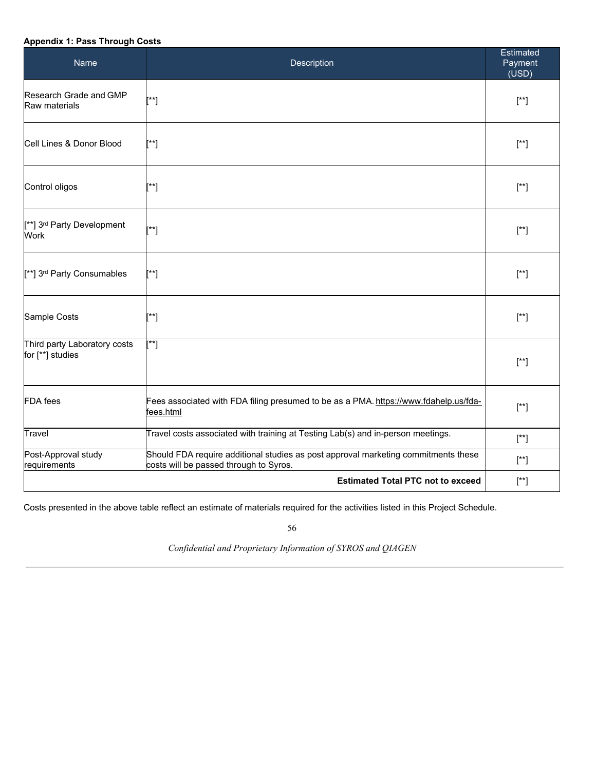**Appendix 1: Pass Through Costs**

| Name | Description | Estimated Payment (USD) |
|---|---|---|
| Research Grade and GMP Raw materials | [**] | [**] |
| Cell Lines & Donor Blood | [**] | [**] |
| Control oligos | [**] | [**] |
| [**] 3rd Party Development Work | [**] | [**] |
| [**] 3rd Party Consumables | [**] | [**] |
| Sample Costs | [**] | [**] |
| Third party Laboratory costs for [**] studies | [**] | [**] |
| FDA fees | Fees associated with FDA filing presumed to be as a PMA. https://www.fdahelp.us/fda-fees.html | [**] |
| Travel | Travel costs associated with training at Testing Lab(s) and in-person meetings. | [**] |
| Post-Approval study requirements | Should FDA require additional studies as post approval marketing commitments these costs will be passed through to Syros. | [**] |
| | **Estimated Total PTC not to exceed** | [**] |

Costs presented in the above table reflect an estimate of materials required for the activities listed in this Project Schedule.

*Confidential and Proprietary Information of SYROS and QIAGEN*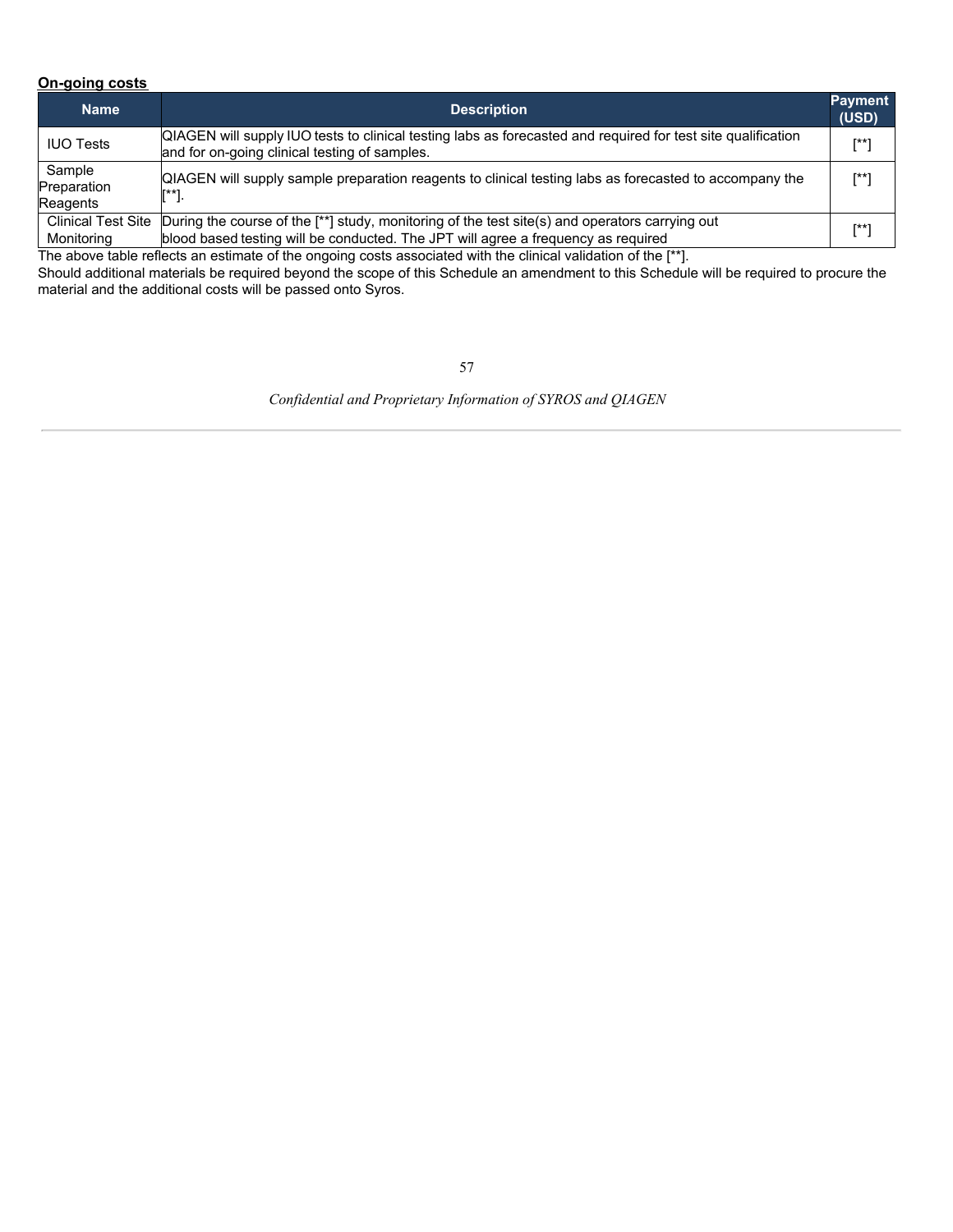**On-going costs**

| Name | Description | Payment (USD) |
| --- | --- | --- |
| IUO Tests | QIAGEN will supply IUO tests to clinical testing labs as forecasted and required for test site qualification and for on-going clinical testing of samples. | [**] |
| Sample Preparation Reagents | QIAGEN will supply sample preparation reagents to clinical testing labs as forecasted to accompany the [**]. | [**] |
| Clinical Test Site Monitoring | During the course of the [**] study, monitoring of the test site(s) and operators carrying out blood based testing will be conducted. The JPT will agree a frequency as required | [**] |

The above table reflects an estimate of the ongoing costs associated with the clinical validation of the [**].

Should additional materials be required beyond the scope of this Schedule an amendment to this Schedule will be required to procure the material and the additional costs will be passed onto Syros.

*Confidential and Proprietary Information of SYROS and QIAGEN*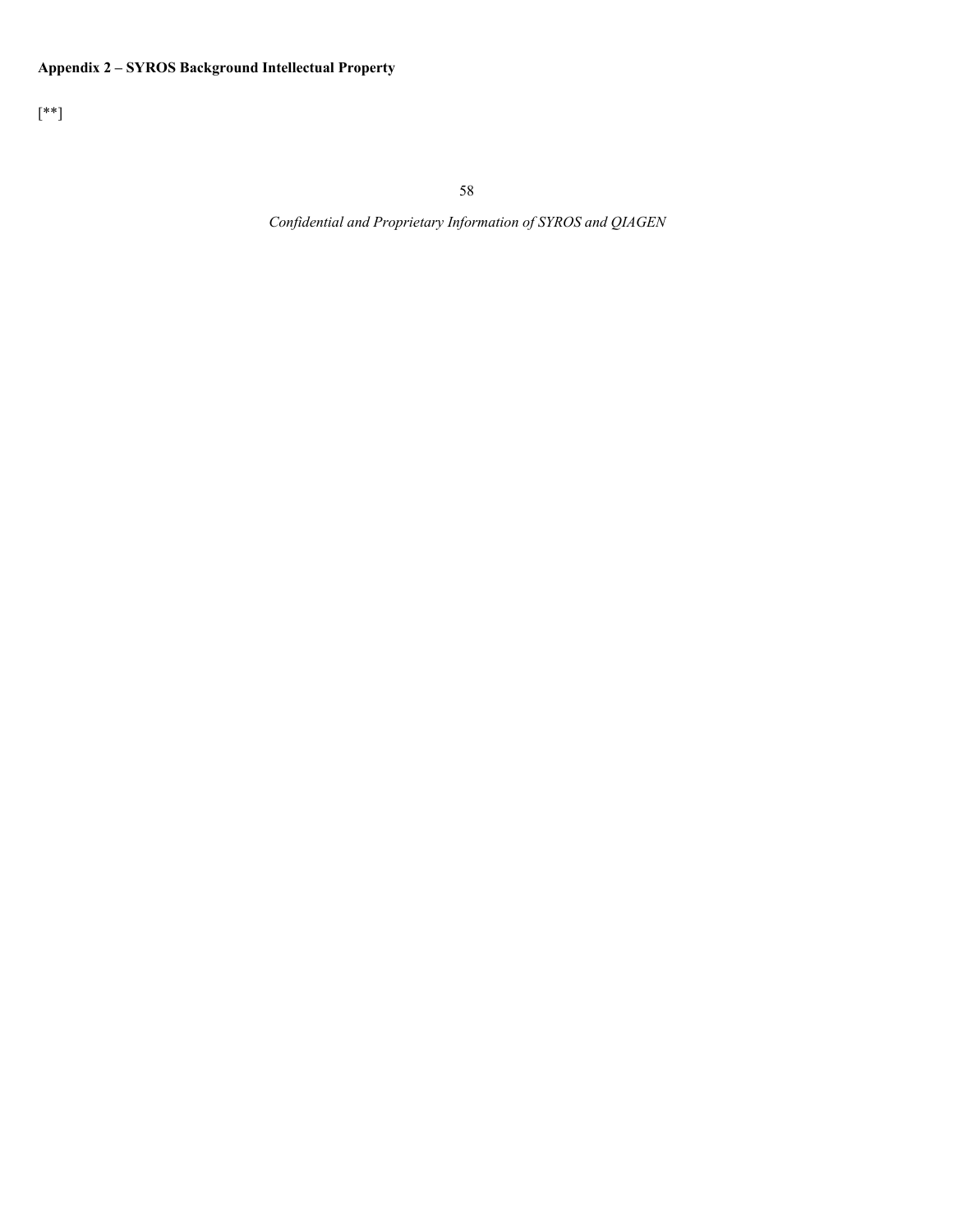**Appendix 2 – SYROS Background Intellectual Property**

[**]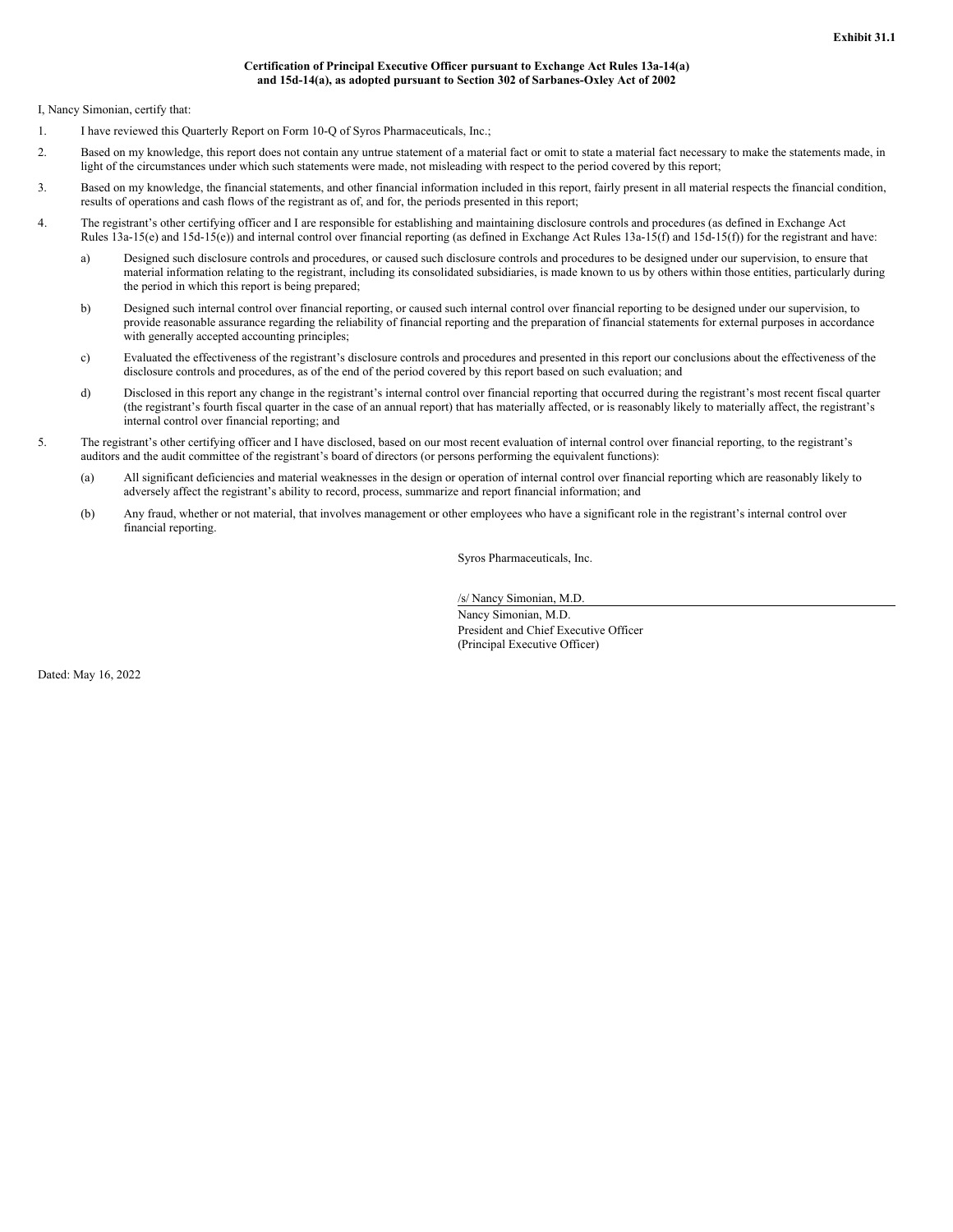**Exhibit 31.1**

**Certification of Principal Executive Officer pursuant to Exchange Act Rules 13a-14(a) and 15d-14(a), as adopted pursuant to Section 302 of Sarbanes-Oxley Act of 2002**

I, Nancy Simonian, certify that:

1. I have reviewed this Quarterly Report on Form 10-Q of Syros Pharmaceuticals, Inc.;
2. Based on my knowledge, this report does not contain any untrue statement of a material fact or omit to state a material fact necessary to make the statements made, in light of the circumstances under which such statements were made, not misleading with respect to the period covered by this report;
3. Based on my knowledge, the financial statements, and other financial information included in this report, fairly present in all material respects the financial condition, results of operations and cash flows of the registrant as of, and for, the periods presented in this report;
4. The registrant's other certifying officer and I are responsible for establishing and maintaining disclosure controls and procedures (as defined in Exchange Act Rules 13a-15(e) and 15d-15(e)) and internal control over financial reporting (as defined in Exchange Act Rules 13a-15(f) and 15d-15(f)) for the registrant and have:
   a) Designed such disclosure controls and procedures, or caused such disclosure controls and procedures to be designed under our supervision, to ensure that material information relating to the registrant, including its consolidated subsidiaries, is made known to us by others within those entities, particularly during the period in which this report is being prepared;
   b) Designed such internal control over financial reporting, or caused such internal control over financial reporting to be designed under our supervision, to provide reasonable assurance regarding the reliability of financial reporting and the preparation of financial statements for external purposes in accordance with generally accepted accounting principles;
   c) Evaluated the effectiveness of the registrant's disclosure controls and procedures and presented in this report our conclusions about the effectiveness of the disclosure controls and procedures, as of the end of the period covered by this report based on such evaluation; and
   d) Disclosed in this report any change in the registrant's internal control over financial reporting that occurred during the registrant's most recent fiscal quarter (the registrant's fourth fiscal quarter in the case of an annual report) that has materially affected, or is reasonably likely to materially affect, the registrant's internal control over financial reporting; and
5. The registrant's other certifying officer and I have disclosed, based on our most recent evaluation of internal control over financial reporting, to the registrant's auditors and the audit committee of the registrant's board of directors (or persons performing the equivalent functions):
   (a) All significant deficiencies and material weaknesses in the design or operation of internal control over financial reporting which are reasonably likely to adversely affect the registrant's ability to record, process, summarize and report financial information; and
   (b) Any fraud, whether or not material, that involves management or other employees who have a significant role in the registrant's internal control over financial reporting.

Syros Pharmaceuticals, Inc.

/s/ Nancy Simonian, M.D.

Nancy Simonian, M.D.
President and Chief Executive Officer
(Principal Executive Officer)

Dated: May 16, 2022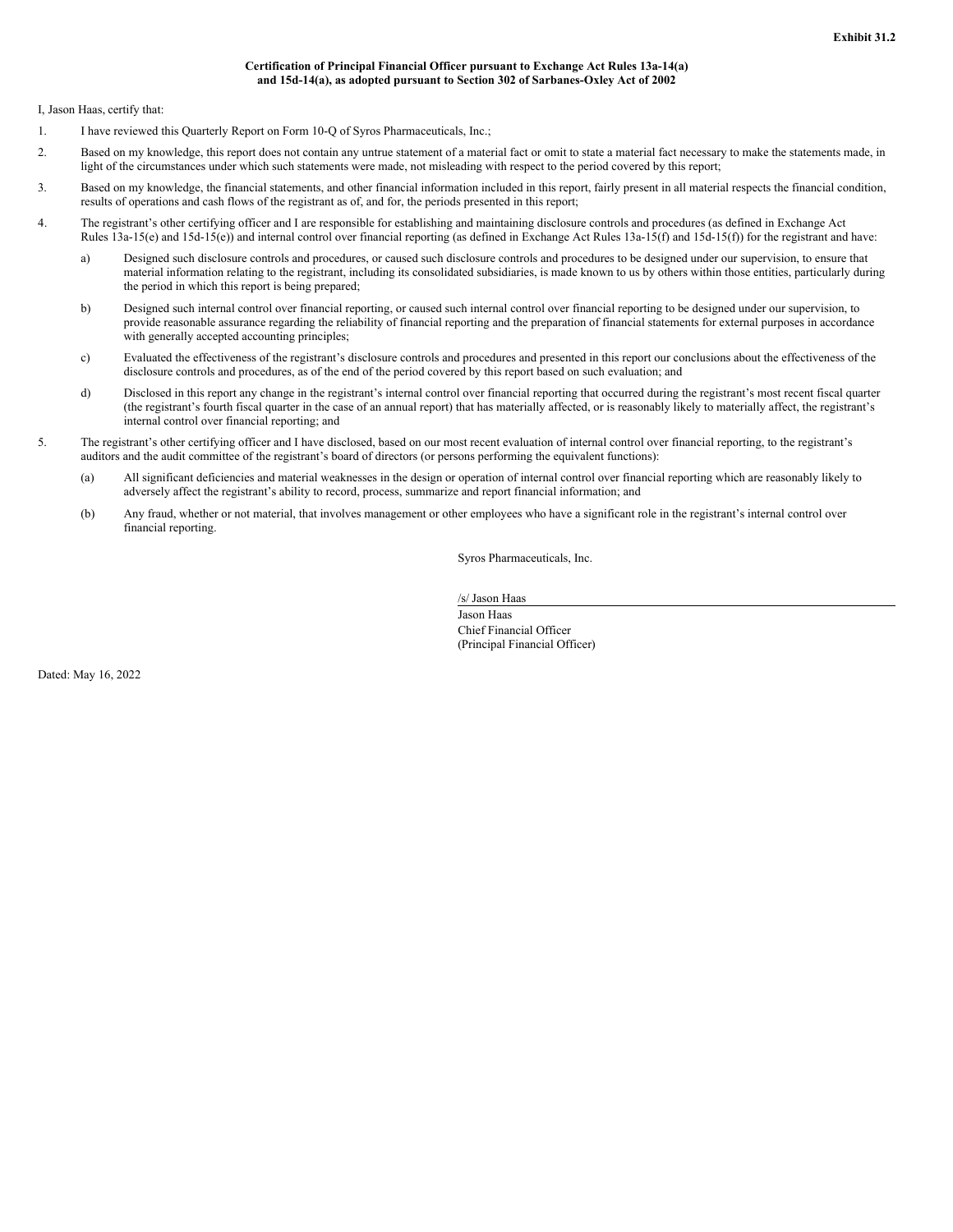Exhibit 31.2

**Certification of Principal Financial Officer pursuant to Exchange Act Rules 13a-14(a) and 15d-14(a), as adopted pursuant to Section 302 of Sarbanes-Oxley Act of 2002**

I, Jason Haas, certify that:

1. I have reviewed this Quarterly Report on Form 10-Q of Syros Pharmaceuticals, Inc.;
2. Based on my knowledge, this report does not contain any untrue statement of a material fact or omit to state a material fact necessary to make the statements made, in light of the circumstances under which such statements were made, not misleading with respect to the period covered by this report;
3. Based on my knowledge, the financial statements, and other financial information included in this report, fairly present in all material respects the financial condition, results of operations and cash flows of the registrant as of, and for, the periods presented in this report;
4. The registrant's other certifying officer and I are responsible for establishing and maintaining disclosure controls and procedures (as defined in Exchange Act Rules 13a-15(e) and 15d-15(e)) and internal control over financial reporting (as defined in Exchange Act Rules 13a-15(f) and 15d-15(f)) for the registrant and have:
   a) Designed such disclosure controls and procedures, or caused such disclosure controls and procedures to be designed under our supervision, to ensure that material information relating to the registrant, including its consolidated subsidiaries, is made known to us by others within those entities, particularly during the period in which this report is being prepared;
   b) Designed such internal control over financial reporting, or caused such internal control over financial reporting to be designed under our supervision, to provide reasonable assurance regarding the reliability of financial reporting and the preparation of financial statements for external purposes in accordance with generally accepted accounting principles;
   c) Evaluated the effectiveness of the registrant's disclosure controls and procedures and presented in this report our conclusions about the effectiveness of the disclosure controls and procedures, as of the end of the period covered by this report based on such evaluation; and
   d) Disclosed in this report any change in the registrant's internal control over financial reporting that occurred during the registrant's most recent fiscal quarter (the registrant's fourth fiscal quarter in the case of an annual report) that has materially affected, or is reasonably likely to materially affect, the registrant's internal control over financial reporting; and
5. The registrant's other certifying officer and I have disclosed, based on our most recent evaluation of internal control over financial reporting, to the registrant's auditors and the audit committee of the registrant's board of directors (or persons performing the equivalent functions):
   (a) All significant deficiencies and material weaknesses in the design or operation of internal control over financial reporting which are reasonably likely to adversely affect the registrant's ability to record, process, summarize and report financial information; and
   (b) Any fraud, whether or not material, that involves management or other employees who have a significant role in the registrant's internal control over financial reporting.

Syros Pharmaceuticals, Inc.

/s/ Jason Haas
Jason Haas
Chief Financial Officer
(Principal Financial Officer)

Dated: May 16, 2022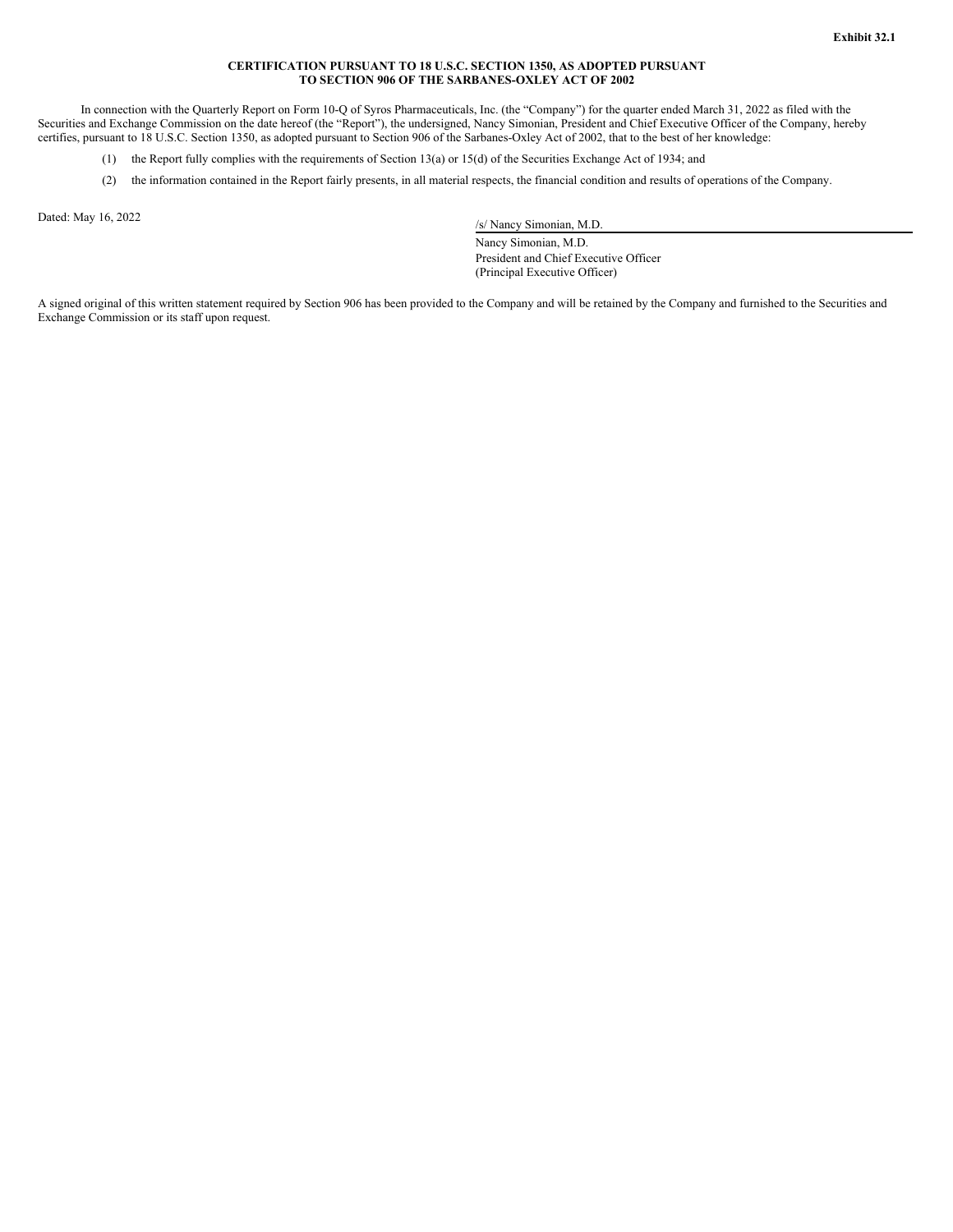**Exhibit 32.1**

**CERTIFICATION PURSUANT TO 18 U.S.C. SECTION 1350, AS ADOPTED PURSUANT TO SECTION 906 OF THE SARBANES-OXLEY ACT OF 2002**

In connection with the Quarterly Report on Form 10-Q of Syros Pharmaceuticals, Inc. (the "Company") for the quarter ended March 31, 2022 as filed with the Securities and Exchange Commission on the date hereof (the "Report"), the undersigned, Nancy Simonian, President and Chief Executive Officer of the Company, hereby certifies, pursuant to 18 U.S.C. Section 1350, as adopted pursuant to Section 906 of the Sarbanes-Oxley Act of 2002, that to the best of her knowledge:

(1) the Report fully complies with the requirements of Section 13(a) or 15(d) of the Securities Exchange Act of 1934; and

(2) the information contained in the Report fairly presents, in all material respects, the financial condition and results of operations of the Company.

Dated: May 16, 2022

/s/ Nancy Simonian, M.D.

Nancy Simonian, M.D.
President and Chief Executive Officer
(Principal Executive Officer)

A signed original of this written statement required by Section 906 has been provided to the Company and will be retained by the Company and furnished to the Securities and Exchange Commission or its staff upon request.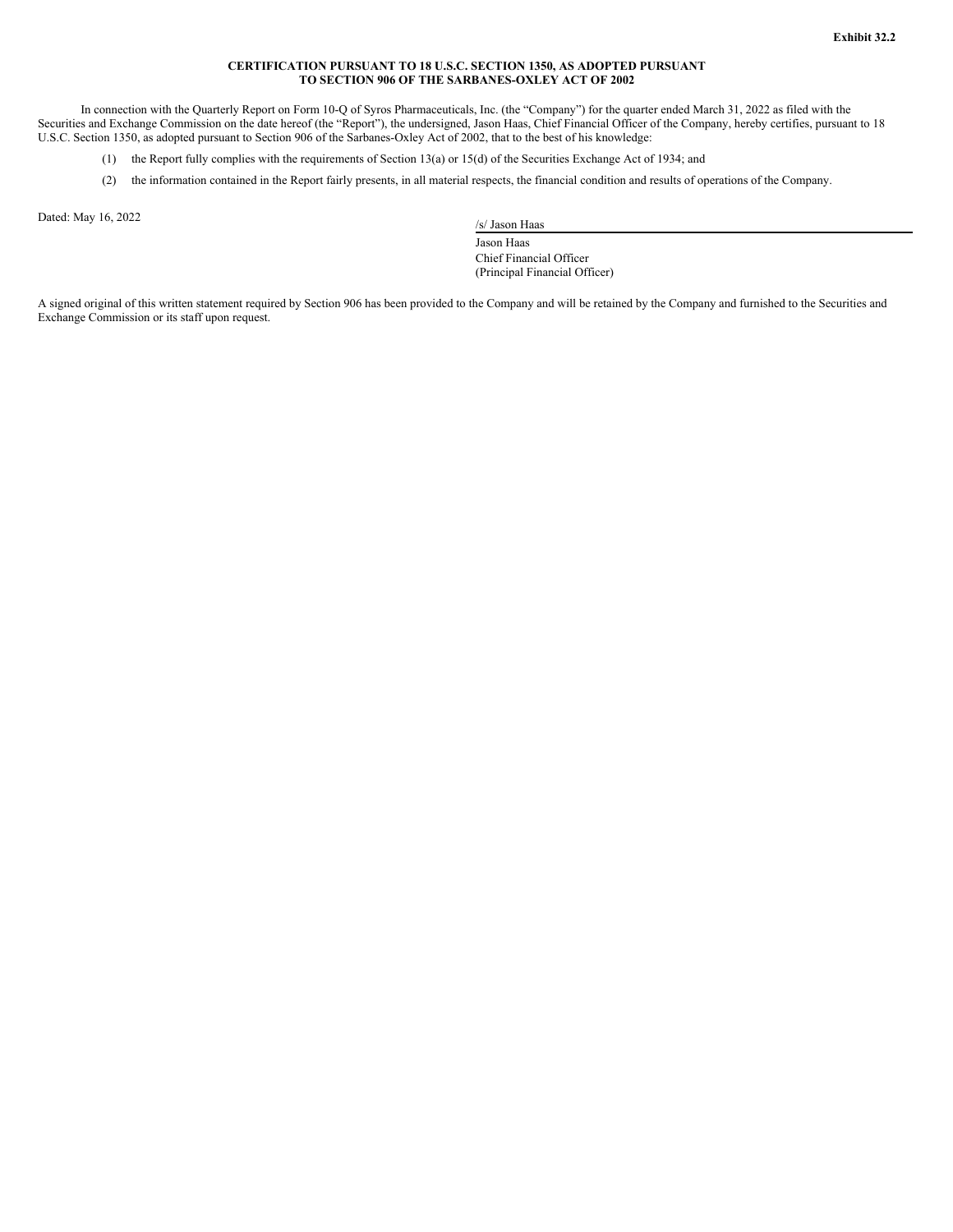**Exhibit 32.2**

**CERTIFICATION PURSUANT TO 18 U.S.C. SECTION 1350, AS ADOPTED PURSUANT TO SECTION 906 OF THE SARBANES-OXLEY ACT OF 2002**

In connection with the Quarterly Report on Form 10-Q of Syros Pharmaceuticals, Inc. (the "Company") for the quarter ended March 31, 2022 as filed with the Securities and Exchange Commission on the date hereof (the "Report"), the undersigned, Jason Haas, Chief Financial Officer of the Company, hereby certifies, pursuant to 18 U.S.C. Section 1350, as adopted pursuant to Section 906 of the Sarbanes-Oxley Act of 2002, that to the best of his knowledge:

(1) the Report fully complies with the requirements of Section 13(a) or 15(d) of the Securities Exchange Act of 1934; and

(2) the information contained in the Report fairly presents, in all material respects, the financial condition and results of operations of the Company.

Dated: May 16, 2022

/s/ Jason Haas

Jason Haas
Chief Financial Officer
(Principal Financial Officer)

A signed original of this written statement required by Section 906 has been provided to the Company and will be retained by the Company and furnished to the Securities and Exchange Commission or its staff upon request.